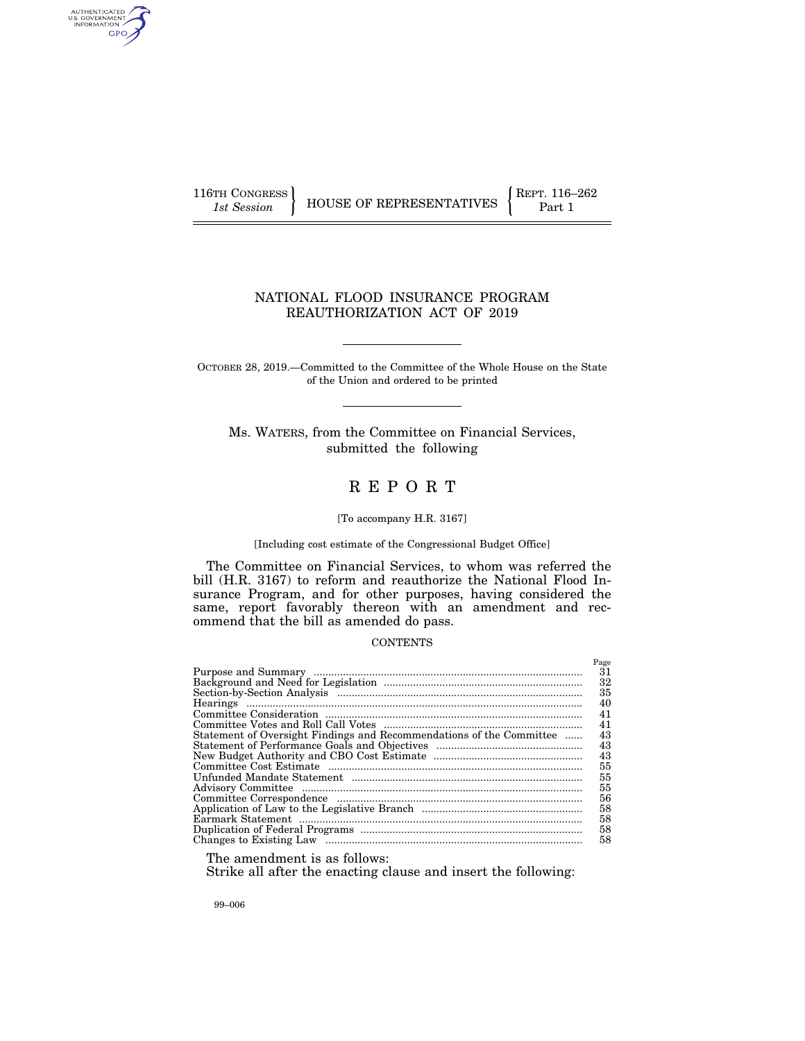116TH CONGRESS
*1st Session*

HOUSE OF REPRESENTATIVES

REPT. 116–262
Part 1

# NATIONAL FLOOD INSURANCE PROGRAM REAUTHORIZATION ACT OF 2019

OCTOBER 28, 2019.—Committed to the Committee of the Whole House on the State of the Union and ordered to be printed

Ms. WATERS, from the Committee on Financial Services, submitted the following

# REPORT

[To accompany H.R. 3167]

[Including cost estimate of the Congressional Budget Office]

The Committee on Financial Services, to whom was referred the bill (H.R. 3167) to reform and reauthorize the National Flood Insurance Program, and for other purposes, having considered the same, report favorably thereon with an amendment and recommend that the bill as amended do pass.

CONTENTS

| | Page |
|---|---|
| Purpose and Summary | 31 |
| Background and Need for Legislation | 32 |
| Section-by-Section Analysis | 35 |
| Hearings | 40 |
| Committee Consideration | 41 |
| Committee Votes and Roll Call Votes | 41 |
| Statement of Oversight Findings and Recommendations of the Committee | 43 |
| Statement of Performance Goals and Objectives | 43 |
| New Budget Authority and CBO Cost Estimate | 43 |
| Committee Cost Estimate | 55 |
| Unfunded Mandate Statement | 55 |
| Advisory Committee | 55 |
| Committee Correspondence | 56 |
| Application of Law to the Legislative Branch | 58 |
| Earmark Statement | 58 |
| Duplication of Federal Programs | 58 |
| Changes to Existing Law | 58 |

The amendment is as follows:

Strike all after the enacting clause and insert the following:

99–006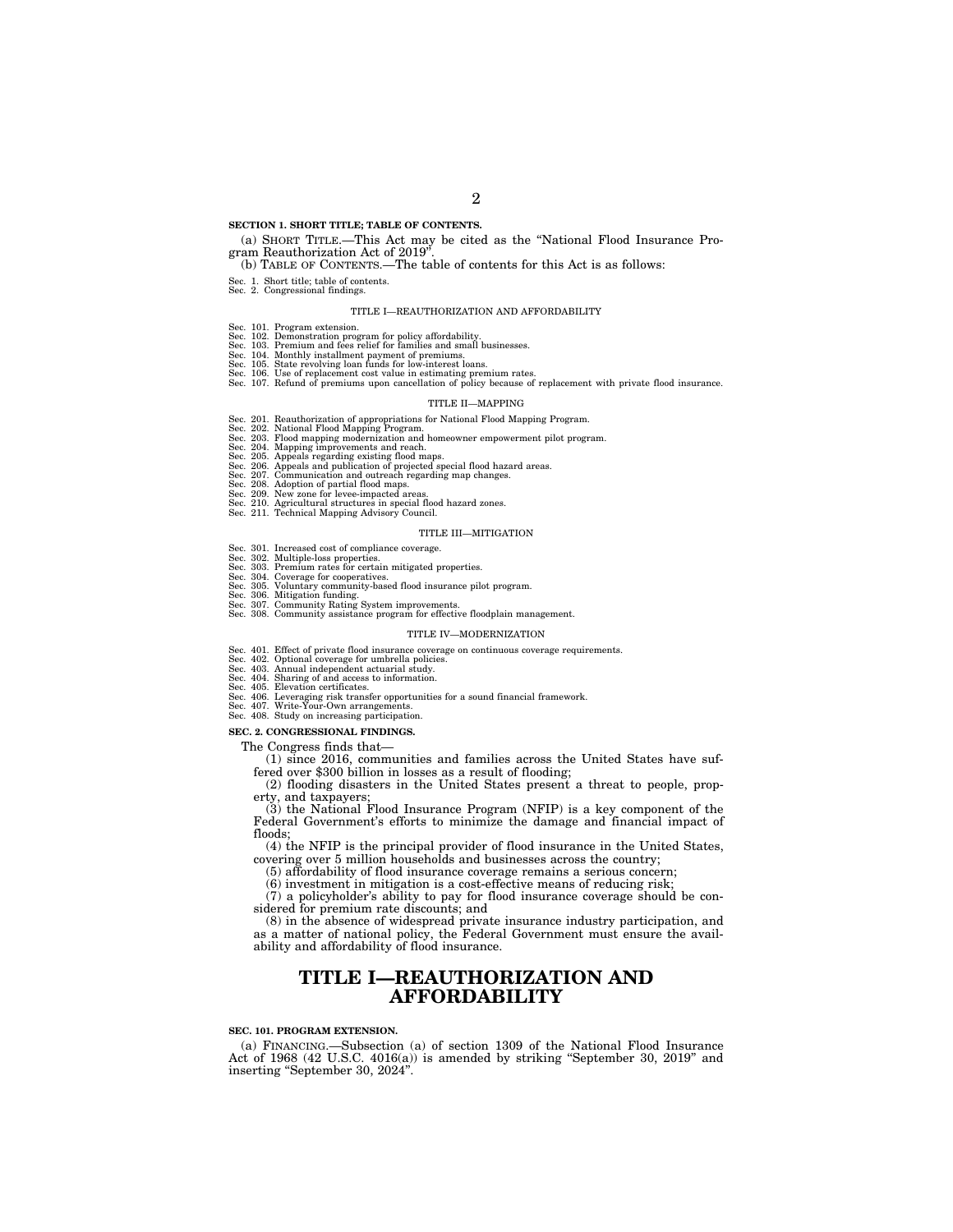**SECTION 1. SHORT TITLE; TABLE OF CONTENTS.**

(a) SHORT TITLE.—This Act may be cited as the "National Flood Insurance Program Reauthorization Act of 2019".

(b) TABLE OF CONTENTS.—The table of contents for this Act is as follows:

Sec. 1. Short title; table of contents.
Sec. 2. Congressional findings.

TITLE I—REAUTHORIZATION AND AFFORDABILITY

Sec. 101. Program extension.
Sec. 102. Demonstration program for policy affordability.
Sec. 103. Premium and fees relief for families and small businesses.
Sec. 104. Monthly installment payment of premiums.
Sec. 105. State revolving loan funds for low-interest loans.
Sec. 106. Use of replacement cost value in estimating premium rates.
Sec. 107. Refund of premiums upon cancellation of policy because of replacement with private flood insurance.

TITLE II—MAPPING

Sec. 201. Reauthorization of appropriations for National Flood Mapping Program.
Sec. 202. National Flood Mapping Program.
Sec. 203. Flood mapping modernization and homeowner empowerment pilot program.
Sec. 204. Mapping improvements and reach.
Sec. 205. Appeals regarding existing flood maps.
Sec. 206. Appeals and publication of projected special flood hazard areas.
Sec. 207. Communication and outreach regarding map changes.
Sec. 208. Adoption of partial flood maps.
Sec. 209. New zone for levee-impacted areas.
Sec. 210. Agricultural structures in special flood hazard zones.
Sec. 211. Technical Mapping Advisory Council.

TITLE III—MITIGATION

Sec. 301. Increased cost of compliance coverage.
Sec. 302. Multiple-loss properties.
Sec. 303. Premium rates for certain mitigated properties.
Sec. 304. Coverage for cooperatives.
Sec. 305. Voluntary community-based flood insurance pilot program.
Sec. 306. Mitigation funding.
Sec. 307. Community Rating System improvements.
Sec. 308. Community assistance program for effective floodplain management.

TITLE IV—MODERNIZATION

Sec. 401. Effect of private flood insurance coverage on continuous coverage requirements.
Sec. 402. Optional coverage for umbrella policies.
Sec. 403. Annual independent actuarial study.
Sec. 404. Sharing of and access to information.
Sec. 405. Elevation certificates.
Sec. 406. Leveraging risk transfer opportunities for a sound financial framework.
Sec. 407. Write-Your-Own arrangements.
Sec. 408. Study on increasing participation.

**SEC. 2. CONGRESSIONAL FINDINGS.**

The Congress finds that—

(1) since 2016, communities and families across the United States have suffered over $300 billion in losses as a result of flooding;

(2) flooding disasters in the United States present a threat to people, property, and taxpayers;

(3) the National Flood Insurance Program (NFIP) is a key component of the Federal Government's efforts to minimize the damage and financial impact of floods;

(4) the NFIP is the principal provider of flood insurance in the United States, covering over 5 million households and businesses across the country;

(5) affordability of flood insurance coverage remains a serious concern;

(6) investment in mitigation is a cost-effective means of reducing risk;

(7) a policyholder's ability to pay for flood insurance coverage should be considered for premium rate discounts; and

(8) in the absence of widespread private insurance industry participation, and as a matter of national policy, the Federal Government must ensure the availability and affordability of flood insurance.

# TITLE I—REAUTHORIZATION AND AFFORDABILITY

**SEC. 101. PROGRAM EXTENSION.**

(a) FINANCING.—Subsection (a) of section 1309 of the National Flood Insurance Act of 1968 (42 U.S.C. 4016(a)) is amended by striking "September 30, 2019" and inserting "September 30, 2024".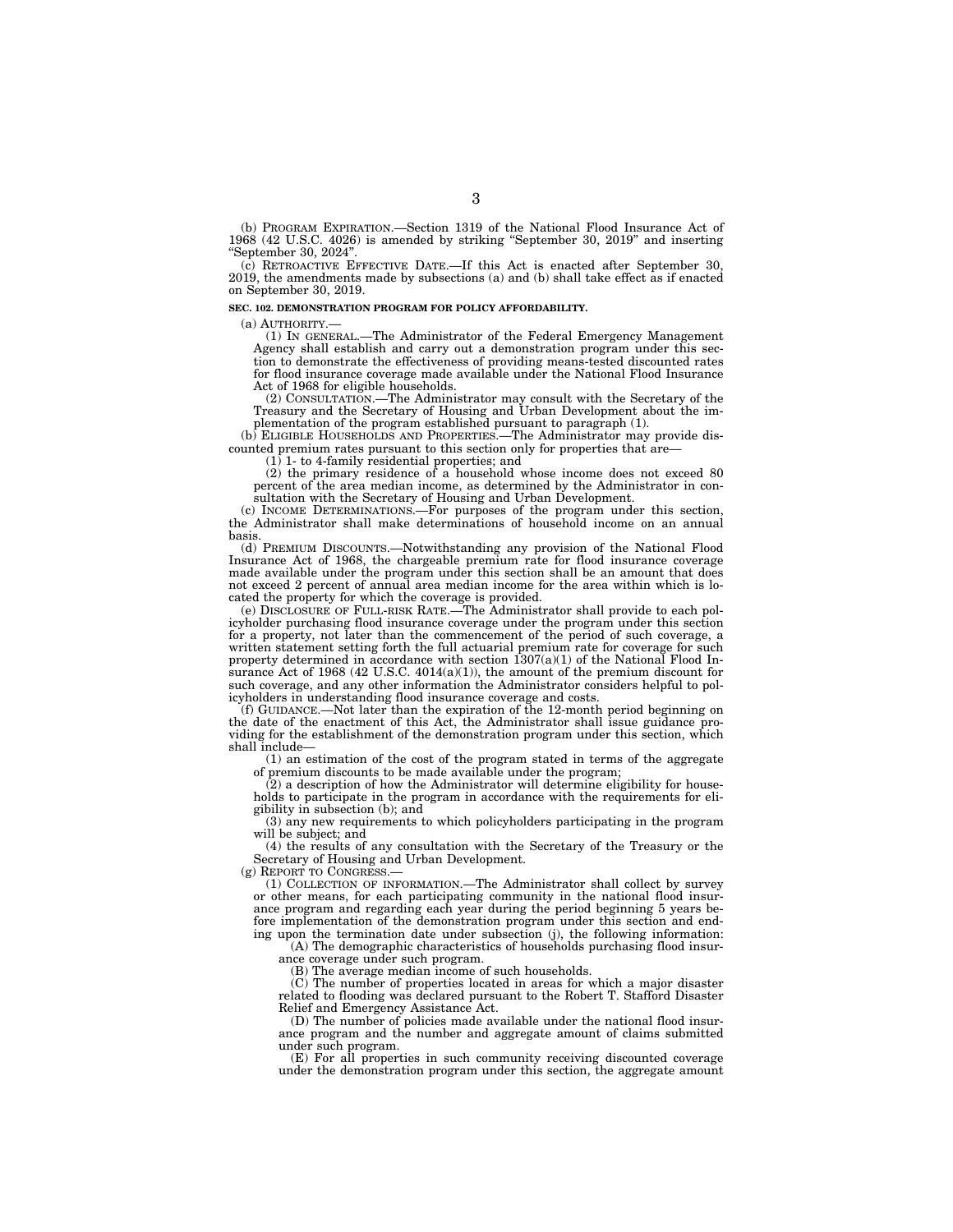(b) PROGRAM EXPIRATION.—Section 1319 of the National Flood Insurance Act of 1968 (42 U.S.C. 4026) is amended by striking "September 30, 2019" and inserting "September 30, 2024".

(c) RETROACTIVE EFFECTIVE DATE.—If this Act is enacted after September 30, 2019, the amendments made by subsections (a) and (b) shall take effect as if enacted on September 30, 2019.

**SEC. 102. DEMONSTRATION PROGRAM FOR POLICY AFFORDABILITY.**

(a) AUTHORITY.—

(1) IN GENERAL.—The Administrator of the Federal Emergency Management Agency shall establish and carry out a demonstration program under this section to demonstrate the effectiveness of providing means-tested discounted rates for flood insurance coverage made available under the National Flood Insurance Act of 1968 for eligible households.

(2) CONSULTATION.—The Administrator may consult with the Secretary of the Treasury and the Secretary of Housing and Urban Development about the implementation of the program established pursuant to paragraph (1).

(b) ELIGIBLE HOUSEHOLDS AND PROPERTIES.—The Administrator may provide discounted premium rates pursuant to this section only for properties that are—

(1) 1- to 4-family residential properties; and

(2) the primary residence of a household whose income does not exceed 80 percent of the area median income, as determined by the Administrator in consultation with the Secretary of Housing and Urban Development.

(c) INCOME DETERMINATIONS.—For purposes of the program under this section, the Administrator shall make determinations of household income on an annual basis.

(d) PREMIUM DISCOUNTS.—Notwithstanding any provision of the National Flood Insurance Act of 1968, the chargeable premium rate for flood insurance coverage made available under the program under this section shall be an amount that does not exceed 2 percent of annual area median income for the area within which is located the property for which the coverage is provided.

(e) DISCLOSURE OF FULL-RISK RATE.—The Administrator shall provide to each policyholder purchasing flood insurance coverage under the program under this section for a property, not later than the commencement of the period of such coverage, a written statement setting forth the full actuarial premium rate for coverage for such property determined in accordance with section 1307(a)(1) of the National Flood Insurance Act of 1968 (42 U.S.C. 4014(a)(1)), the amount of the premium discount for such coverage, and any other information the Administrator considers helpful to policyholders in understanding flood insurance coverage and costs.

(f) GUIDANCE.—Not later than the expiration of the 12-month period beginning on the date of the enactment of this Act, the Administrator shall issue guidance providing for the establishment of the demonstration program under this section, which shall include—

(1) an estimation of the cost of the program stated in terms of the aggregate of premium discounts to be made available under the program;

(2) a description of how the Administrator will determine eligibility for households to participate in the program in accordance with the requirements for eligibility in subsection (b); and

(3) any new requirements to which policyholders participating in the program will be subject; and

(4) the results of any consultation with the Secretary of the Treasury or the Secretary of Housing and Urban Development.

(g) REPORT TO CONGRESS.—

(1) COLLECTION OF INFORMATION.—The Administrator shall collect by survey or other means, for each participating community in the national flood insurance program and regarding each year during the period beginning 5 years before implementation of the demonstration program under this section and ending upon the termination date under subsection (j), the following information:

(A) The demographic characteristics of households purchasing flood insurance coverage under such program.

(B) The average median income of such households.

(C) The number of properties located in areas for which a major disaster related to flooding was declared pursuant to the Robert T. Stafford Disaster Relief and Emergency Assistance Act.

(D) The number of policies made available under the national flood insurance program and the number and aggregate amount of claims submitted under such program.

(E) For all properties in such community receiving discounted coverage under the demonstration program under this section, the aggregate amount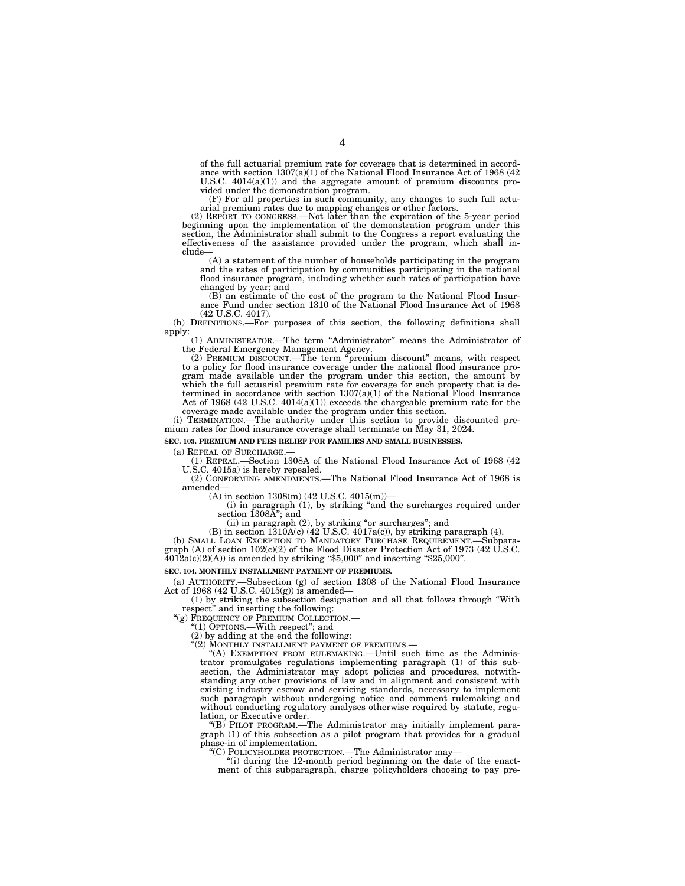of the full actuarial premium rate for coverage that is determined in accordance with section 1307(a)(1) of the National Flood Insurance Act of 1968 (42 U.S.C. 4014(a)(1)) and the aggregate amount of premium discounts provided under the demonstration program.

(F) For all properties in such community, any changes to such full actuarial premium rates due to mapping changes or other factors.

(2) REPORT TO CONGRESS.—Not later than the expiration of the 5-year period beginning upon the implementation of the demonstration program under this section, the Administrator shall submit to the Congress a report evaluating the effectiveness of the assistance provided under the program, which shall include—

(A) a statement of the number of households participating in the program and the rates of participation by communities participating in the national flood insurance program, including whether such rates of participation have changed by year; and

(B) an estimate of the cost of the program to the National Flood Insurance Fund under section 1310 of the National Flood Insurance Act of 1968 (42 U.S.C. 4017).

(h) DEFINITIONS.—For purposes of this section, the following definitions shall apply:

(1) ADMINISTRATOR.—The term "Administrator" means the Administrator of the Federal Emergency Management Agency.

(2) PREMIUM DISCOUNT.—The term "premium discount" means, with respect to a policy for flood insurance coverage under the national flood insurance program made available under the program under this section, the amount by which the full actuarial premium rate for coverage for such property that is determined in accordance with section 1307(a)(1) of the National Flood Insurance Act of 1968 (42 U.S.C. 4014(a)(1)) exceeds the chargeable premium rate for the coverage made available under the program under this section.

(i) TERMINATION.—The authority under this section to provide discounted premium rates for flood insurance coverage shall terminate on May 31, 2024.

**SEC. 103. PREMIUM AND FEES RELIEF FOR FAMILIES AND SMALL BUSINESSES.**

(a) REPEAL OF SURCHARGE.—

(1) REPEAL.—Section 1308A of the National Flood Insurance Act of 1968 (42 U.S.C. 4015a) is hereby repealed.

(2) CONFORMING AMENDMENTS.—The National Flood Insurance Act of 1968 is amended—

(A) in section 1308(m) (42 U.S.C. 4015(m))—

(i) in paragraph (1), by striking "and the surcharges required under section 1308A"; and

(ii) in paragraph (2), by striking "or surcharges"; and

(B) in section 1310A(c) (42 U.S.C. 4017a(c)), by striking paragraph (4).

(b) SMALL LOAN EXCEPTION TO MANDATORY PURCHASE REQUIREMENT.—Subparagraph (A) of section 102(c)(2) of the Flood Disaster Protection Act of 1973 (42 U.S.C. 4012a(c)(2)(A)) is amended by striking "$5,000" and inserting "$25,000".

**SEC. 104. MONTHLY INSTALLMENT PAYMENT OF PREMIUMS.**

(a) AUTHORITY.—Subsection (g) of section 1308 of the National Flood Insurance Act of 1968 (42 U.S.C. 4015(g)) is amended—

(1) by striking the subsection designation and all that follows through "With respect" and inserting the following:

"(g) FREQUENCY OF PREMIUM COLLECTION.—

"(1) OPTIONS.—With respect"; and

(2) by adding at the end the following:

"(2) MONTHLY INSTALLMENT PAYMENT OF PREMIUMS.—

"(A) EXEMPTION FROM RULEMAKING.—Until such time as the Administrator promulgates regulations implementing paragraph (1) of this subsection, the Administrator may adopt policies and procedures, notwithstanding any other provisions of law and in alignment and consistent with existing industry escrow and servicing standards, necessary to implement such paragraph without undergoing notice and comment rulemaking and without conducting regulatory analyses otherwise required by statute, regulation, or Executive order.

"(B) PILOT PROGRAM.—The Administrator may initially implement paragraph (1) of this subsection as a pilot program that provides for a gradual phase-in of implementation.

"(C) POLICYHOLDER PROTECTION.—The Administrator may—

"(i) during the 12-month period beginning on the date of the enactment of this subparagraph, charge policyholders choosing to pay pre-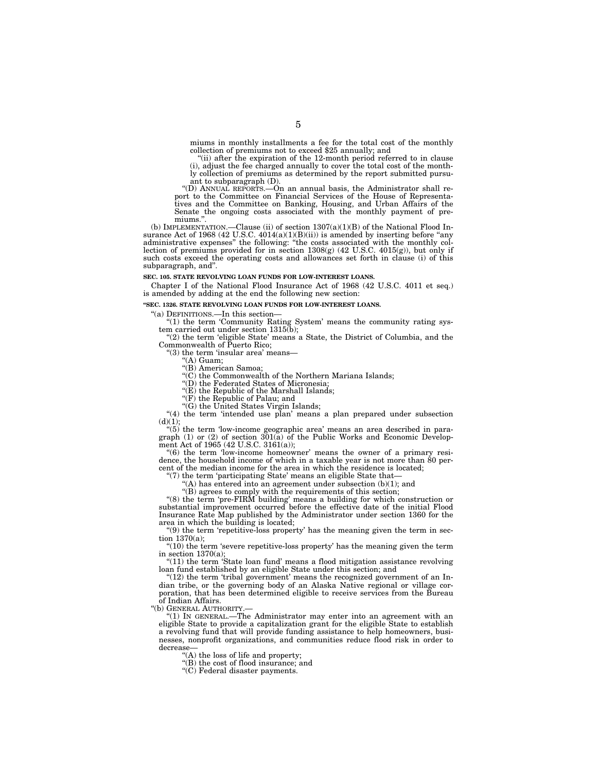miums in monthly installments a fee for the total cost of the monthly collection of premiums not to exceed $25 annually; and

"(ii) after the expiration of the 12-month period referred to in clause (i), adjust the fee charged annually to cover the total cost of the monthly collection of premiums as determined by the report submitted pursuant to subparagraph (D).

"(D) ANNUAL REPORTS.—On an annual basis, the Administrator shall report to the Committee on Financial Services of the House of Representatives and the Committee on Banking, Housing, and Urban Affairs of the Senate the ongoing costs associated with the monthly payment of premiums.".

(b) IMPLEMENTATION.—Clause (ii) of section 1307(a)(1)(B) of the National Flood Insurance Act of 1968 (42 U.S.C. 4014(a)(1)(B)(ii)) is amended by inserting before "any administrative expenses" the following: "the costs associated with the monthly collection of premiums provided for in section 1308(g) (42 U.S.C. 4015(g)), but only if such costs exceed the operating costs and allowances set forth in clause (i) of this subparagraph, and".

**SEC. 105. STATE REVOLVING LOAN FUNDS FOR LOW-INTEREST LOANS.**

Chapter I of the National Flood Insurance Act of 1968 (42 U.S.C. 4011 et seq.) is amended by adding at the end the following new section:

**"SEC. 1326. STATE REVOLVING LOAN FUNDS FOR LOW-INTEREST LOANS.**

"(a) DEFINITIONS.—In this section—

"(1) the term 'Community Rating System' means the community rating system carried out under section 1315(b);

"(2) the term 'eligible State' means a State, the District of Columbia, and the Commonwealth of Puerto Rico;

"(3) the term 'insular area' means—

"(A) Guam;

"(B) American Samoa;

"(C) the Commonwealth of the Northern Mariana Islands;

"(D) the Federated States of Micronesia;

"(E) the Republic of the Marshall Islands;

"(F) the Republic of Palau; and

"(G) the United States Virgin Islands;

"(4) the term 'intended use plan' means a plan prepared under subsection (d)(1);

"(5) the term 'low-income geographic area' means an area described in paragraph (1) or (2) of section 301(a) of the Public Works and Economic Development Act of 1965 (42 U.S.C. 3161(a));

"(6) the term 'low-income homeowner' means the owner of a primary residence, the household income of which in a taxable year is not more than 80 percent of the median income for the area in which the residence is located;

"(7) the term 'participating State' means an eligible State that—

"(A) has entered into an agreement under subsection (b)(1); and

"(B) agrees to comply with the requirements of this section;

"(8) the term 'pre-FIRM building' means a building for which construction or substantial improvement occurred before the effective date of the initial Flood Insurance Rate Map published by the Administrator under section 1360 for the area in which the building is located;

"(9) the term 'repetitive-loss property' has the meaning given the term in section 1370(a);

"(10) the term 'severe repetitive-loss property' has the meaning given the term in section 1370(a);

"(11) the term 'State loan fund' means a flood mitigation assistance revolving loan fund established by an eligible State under this section; and

"(12) the term 'tribal government' means the recognized government of an Indian tribe, or the governing body of an Alaska Native regional or village corporation, that has been determined eligible to receive services from the Bureau of Indian Affairs.

"(b) GENERAL AUTHORITY.—

"(1) IN GENERAL.—The Administrator may enter into an agreement with an eligible State to provide a capitalization grant for the eligible State to establish a revolving fund that will provide funding assistance to help homeowners, businesses, nonprofit organizations, and communities reduce flood risk in order to decrease—

"(A) the loss of life and property;

"(B) the cost of flood insurance; and

"(C) Federal disaster payments.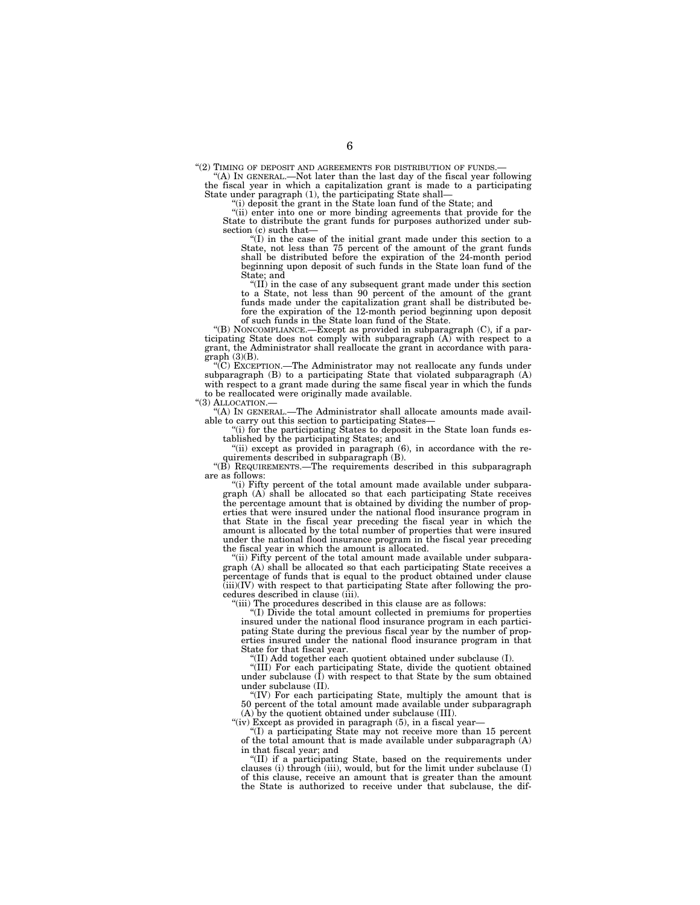"(2) TIMING OF DEPOSIT AND AGREEMENTS FOR DISTRIBUTION OF FUNDS.—

"(A) IN GENERAL.—Not later than the last day of the fiscal year following the fiscal year in which a capitalization grant is made to a participating State under paragraph (1), the participating State shall—

"(i) deposit the grant in the State loan fund of the State; and

"(ii) enter into one or more binding agreements that provide for the State to distribute the grant funds for purposes authorized under subsection (c) such that—

"(I) in the case of the initial grant made under this section to a State, not less than 75 percent of the amount of the grant funds shall be distributed before the expiration of the 24-month period beginning upon deposit of such funds in the State loan fund of the State; and

"(II) in the case of any subsequent grant made under this section to a State, not less than 90 percent of the amount of the grant funds made under the capitalization grant shall be distributed before the expiration of the 12-month period beginning upon deposit of such funds in the State loan fund of the State.

"(B) NONCOMPLIANCE.—Except as provided in subparagraph (C), if a participating State does not comply with subparagraph (A) with respect to a grant, the Administrator shall reallocate the grant in accordance with paragraph (3)(B).

"(C) EXCEPTION.—The Administrator may not reallocate any funds under subparagraph (B) to a participating State that violated subparagraph (A) with respect to a grant made during the same fiscal year in which the funds to be reallocated were originally made available.

"(3) ALLOCATION.—

"(A) IN GENERAL.—The Administrator shall allocate amounts made available to carry out this section to participating States—

"(i) for the participating States to deposit in the State loan funds established by the participating States; and

"(ii) except as provided in paragraph (6), in accordance with the requirements described in subparagraph (B).

"(B) REQUIREMENTS.—The requirements described in this subparagraph are as follows:

"(i) Fifty percent of the total amount made available under subparagraph (A) shall be allocated so that each participating State receives the percentage amount that is obtained by dividing the number of properties that were insured under the national flood insurance program in that State in the fiscal year preceding the fiscal year in which the amount is allocated by the total number of properties that were insured under the national flood insurance program in the fiscal year preceding the fiscal year in which the amount is allocated.

"(ii) Fifty percent of the total amount made available under subparagraph (A) shall be allocated so that each participating State receives a percentage of funds that is equal to the product obtained under clause (iii)(IV) with respect to that participating State after following the procedures described in clause (iii).

"(iii) The procedures described in this clause are as follows:

"(I) Divide the total amount collected in premiums for properties insured under the national flood insurance program in each participating State during the previous fiscal year by the number of properties insured under the national flood insurance program in that State for that fiscal year.

"(II) Add together each quotient obtained under subclause (I).

"(III) For each participating State, divide the quotient obtained under subclause (I) with respect to that State by the sum obtained under subclause (II).

"(IV) For each participating State, multiply the amount that is 50 percent of the total amount made available under subparagraph (A) by the quotient obtained under subclause (III).

"(iv) Except as provided in paragraph (5), in a fiscal year—

"(I) a participating State may not receive more than 15 percent of the total amount that is made available under subparagraph (A) in that fiscal year; and

"(II) if a participating State, based on the requirements under clauses (i) through (iii), would, but for the limit under subclause (I) of this clause, receive an amount that is greater than the amount the State is authorized to receive under that subclause, the dif-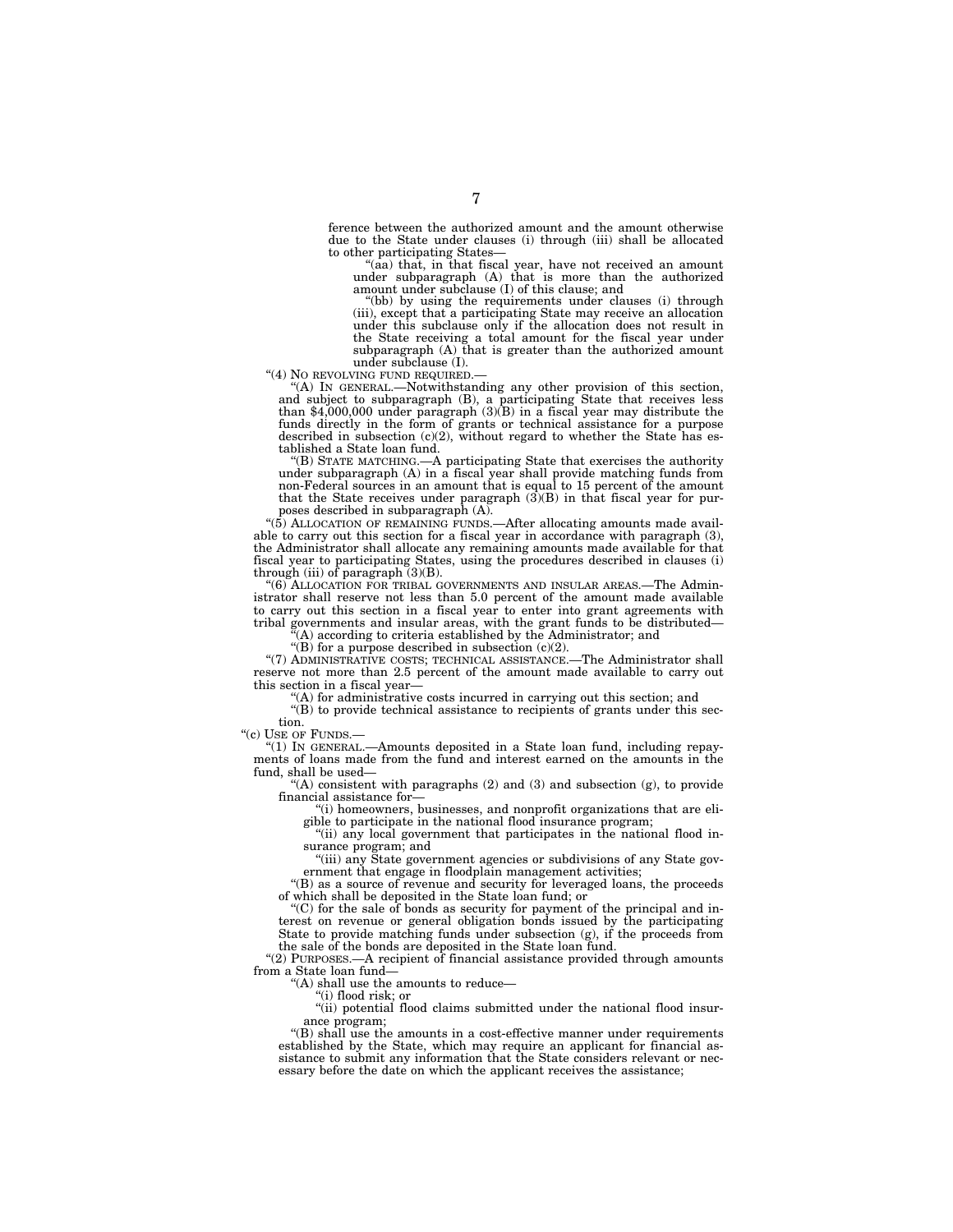ference between the authorized amount and the amount otherwise due to the State under clauses (i) through (iii) shall be allocated to other participating States—

"(aa) that, in that fiscal year, have not received an amount under subparagraph (A) that is more than the authorized amount under subclause (I) of this clause; and

"(bb) by using the requirements under clauses (i) through (iii), except that a participating State may receive an allocation under this subclause only if the allocation does not result in the State receiving a total amount for the fiscal year under subparagraph (A) that is greater than the authorized amount under subclause (I).

"(4) NO REVOLVING FUND REQUIRED.—

"(A) IN GENERAL.—Notwithstanding any other provision of this section, and subject to subparagraph (B), a participating State that receives less than $4,000,000 under paragraph (3)(B) in a fiscal year may distribute the funds directly in the form of grants or technical assistance for a purpose described in subsection (c)(2), without regard to whether the State has established a State loan fund.

"(B) STATE MATCHING.—A participating State that exercises the authority under subparagraph (A) in a fiscal year shall provide matching funds from non-Federal sources in an amount that is equal to 15 percent of the amount that the State receives under paragraph (3)(B) in that fiscal year for purposes described in subparagraph (A).

"(5) ALLOCATION OF REMAINING FUNDS.—After allocating amounts made available to carry out this section for a fiscal year in accordance with paragraph (3), the Administrator shall allocate any remaining amounts made available for that fiscal year to participating States, using the procedures described in clauses (i) through (iii) of paragraph (3)(B).

"(6) ALLOCATION FOR TRIBAL GOVERNMENTS AND INSULAR AREAS.—The Administrator shall reserve not less than 5.0 percent of the amount made available to carry out this section in a fiscal year to enter into grant agreements with tribal governments and insular areas, with the grant funds to be distributed—

"(A) according to criteria established by the Administrator; and

"(B) for a purpose described in subsection (c)(2).

"(7) ADMINISTRATIVE COSTS; TECHNICAL ASSISTANCE.—The Administrator shall reserve not more than 2.5 percent of the amount made available to carry out this section in a fiscal year—

"(A) for administrative costs incurred in carrying out this section; and

"(B) to provide technical assistance to recipients of grants under this section.

"(c) USE OF FUNDS.—

"(1) IN GENERAL.—Amounts deposited in a State loan fund, including repayments of loans made from the fund and interest earned on the amounts in the fund, shall be used—

"(A) consistent with paragraphs (2) and (3) and subsection (g), to provide financial assistance for—

"(i) homeowners, businesses, and nonprofit organizations that are eligible to participate in the national flood insurance program;

"(ii) any local government that participates in the national flood insurance program; and

"(iii) any State government agencies or subdivisions of any State government that engage in floodplain management activities;

"(B) as a source of revenue and security for leveraged loans, the proceeds of which shall be deposited in the State loan fund; or

"(C) for the sale of bonds as security for payment of the principal and interest on revenue or general obligation bonds issued by the participating State to provide matching funds under subsection (g), if the proceeds from the sale of the bonds are deposited in the State loan fund.

"(2) PURPOSES.—A recipient of financial assistance provided through amounts from a State loan fund—

"(A) shall use the amounts to reduce—

"(i) flood risk; or

"(ii) potential flood claims submitted under the national flood insurance program;

"(B) shall use the amounts in a cost-effective manner under requirements established by the State, which may require an applicant for financial assistance to submit any information that the State considers relevant or necessary before the date on which the applicant receives the assistance;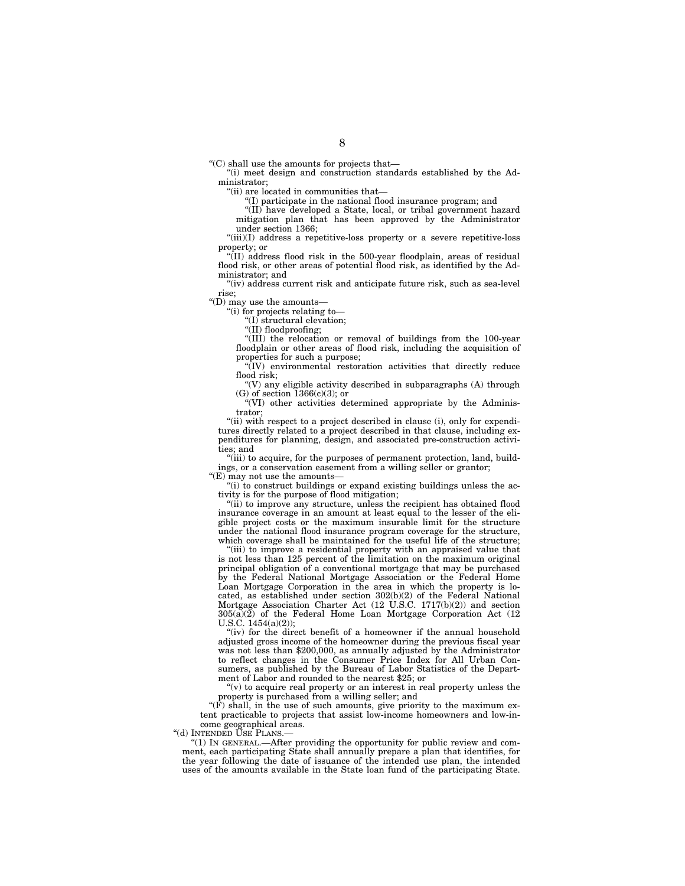"(C) shall use the amounts for projects that—

"(i) meet design and construction standards established by the Administrator;

"(ii) are located in communities that—

"(I) participate in the national flood insurance program; and

"(II) have developed a State, local, or tribal government hazard mitigation plan that has been approved by the Administrator under section 1366;

"(iii)(I) address a repetitive-loss property or a severe repetitive-loss property; or

"(II) address flood risk in the 500-year floodplain, areas of residual flood risk, or other areas of potential flood risk, as identified by the Administrator; and

"(iv) address current risk and anticipate future risk, such as sea-level rise;

"(D) may use the amounts—

"(i) for projects relating to—

"(I) structural elevation;

"(II) floodproofing;

"(III) the relocation or removal of buildings from the 100-year floodplain or other areas of flood risk, including the acquisition of properties for such a purpose;

"(IV) environmental restoration activities that directly reduce flood risk;

"(V) any eligible activity described in subparagraphs (A) through (G) of section 1366(c)(3); or

"(VI) other activities determined appropriate by the Administrator;

"(ii) with respect to a project described in clause (i), only for expenditures directly related to a project described in that clause, including expenditures for planning, design, and associated pre-construction activities; and

"(iii) to acquire, for the purposes of permanent protection, land, buildings, or a conservation easement from a willing seller or grantor;

"(E) may not use the amounts—

"(i) to construct buildings or expand existing buildings unless the activity is for the purpose of flood mitigation;

"(ii) to improve any structure, unless the recipient has obtained flood insurance coverage in an amount at least equal to the lesser of the eligible project costs or the maximum insurable limit for the structure under the national flood insurance program coverage for the structure, which coverage shall be maintained for the useful life of the structure;

"(iii) to improve a residential property with an appraised value that is not less than 125 percent of the limitation on the maximum original principal obligation of a conventional mortgage that may be purchased by the Federal National Mortgage Association or the Federal Home Loan Mortgage Corporation in the area in which the property is located, as established under section 302(b)(2) of the Federal National Mortgage Association Charter Act (12 U.S.C. 1717(b)(2)) and section 305(a)(2) of the Federal Home Loan Mortgage Corporation Act (12 U.S.C. 1454(a)(2));

"(iv) for the direct benefit of a homeowner if the annual household adjusted gross income of the homeowner during the previous fiscal year was not less than $200,000, as annually adjusted by the Administrator to reflect changes in the Consumer Price Index for All Urban Consumers, as published by the Bureau of Labor Statistics of the Department of Labor and rounded to the nearest $25; or

"(v) to acquire real property or an interest in real property unless the property is purchased from a willing seller; and

"(F) shall, in the use of such amounts, give priority to the maximum extent practicable to projects that assist low-income homeowners and low-income geographical areas.

"(d) INTENDED USE PLANS.—

"(1) IN GENERAL.—After providing the opportunity for public review and comment, each participating State shall annually prepare a plan that identifies, for the year following the date of issuance of the intended use plan, the intended uses of the amounts available in the State loan fund of the participating State.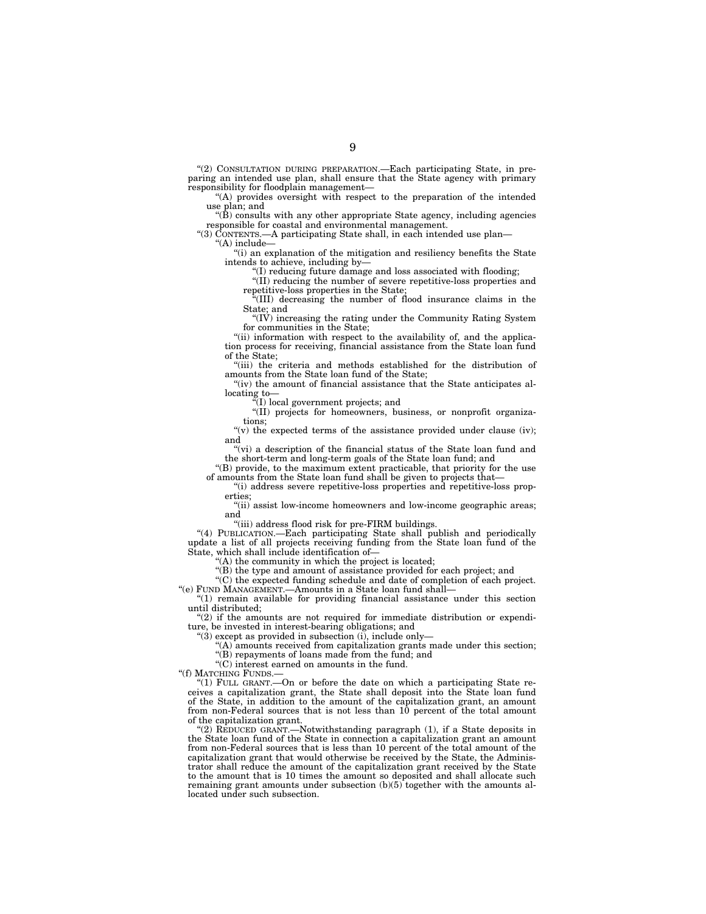"(2) CONSULTATION DURING PREPARATION.—Each participating State, in preparing an intended use plan, shall ensure that the State agency with primary responsibility for floodplain management—

"(A) provides oversight with respect to the preparation of the intended use plan; and

"(B) consults with any other appropriate State agency, including agencies responsible for coastal and environmental management.

"(3) CONTENTS.—A participating State shall, in each intended use plan—

"(A) include—

"(i) an explanation of the mitigation and resiliency benefits the State intends to achieve, including by—

"(I) reducing future damage and loss associated with flooding;

"(II) reducing the number of severe repetitive-loss properties and repetitive-loss properties in the State;

"(III) decreasing the number of flood insurance claims in the State; and

"(IV) increasing the rating under the Community Rating System for communities in the State;

"(ii) information with respect to the availability of, and the application process for receiving, financial assistance from the State loan fund of the State;

"(iii) the criteria and methods established for the distribution of amounts from the State loan fund of the State;

"(iv) the amount of financial assistance that the State anticipates allocating to—

"(I) local government projects; and

"(II) projects for homeowners, business, or nonprofit organizations;

"(v) the expected terms of the assistance provided under clause (iv); and

"(vi) a description of the financial status of the State loan fund and the short-term and long-term goals of the State loan fund; and

"(B) provide, to the maximum extent practicable, that priority for the use of amounts from the State loan fund shall be given to projects that—

"(i) address severe repetitive-loss properties and repetitive-loss properties;

"(ii) assist low-income homeowners and low-income geographic areas; and

"(iii) address flood risk for pre-FIRM buildings.

"(4) PUBLICATION.—Each participating State shall publish and periodically update a list of all projects receiving funding from the State loan fund of the State, which shall include identification of—

"(A) the community in which the project is located;

"(B) the type and amount of assistance provided for each project; and

"(C) the expected funding schedule and date of completion of each project.

"(e) FUND MANAGEMENT.—Amounts in a State loan fund shall—

"(1) remain available for providing financial assistance under this section until distributed;

"(2) if the amounts are not required for immediate distribution or expenditure, be invested in interest-bearing obligations; and

"(3) except as provided in subsection (i), include only—

"(A) amounts received from capitalization grants made under this section;

"(B) repayments of loans made from the fund; and

"(C) interest earned on amounts in the fund.

"(f) MATCHING FUNDS.—

"(1) FULL GRANT.—On or before the date on which a participating State receives a capitalization grant, the State shall deposit into the State loan fund of the State, in addition to the amount of the capitalization grant, an amount from non-Federal sources that is not less than 10 percent of the total amount of the capitalization grant.

"(2) REDUCED GRANT.—Notwithstanding paragraph (1), if a State deposits in the State loan fund of the State in connection a capitalization grant an amount from non-Federal sources that is less than 10 percent of the total amount of the capitalization grant that would otherwise be received by the State, the Administrator shall reduce the amount of the capitalization grant received by the State to the amount that is 10 times the amount so deposited and shall allocate such remaining grant amounts under subsection (b)(5) together with the amounts allocated under such subsection.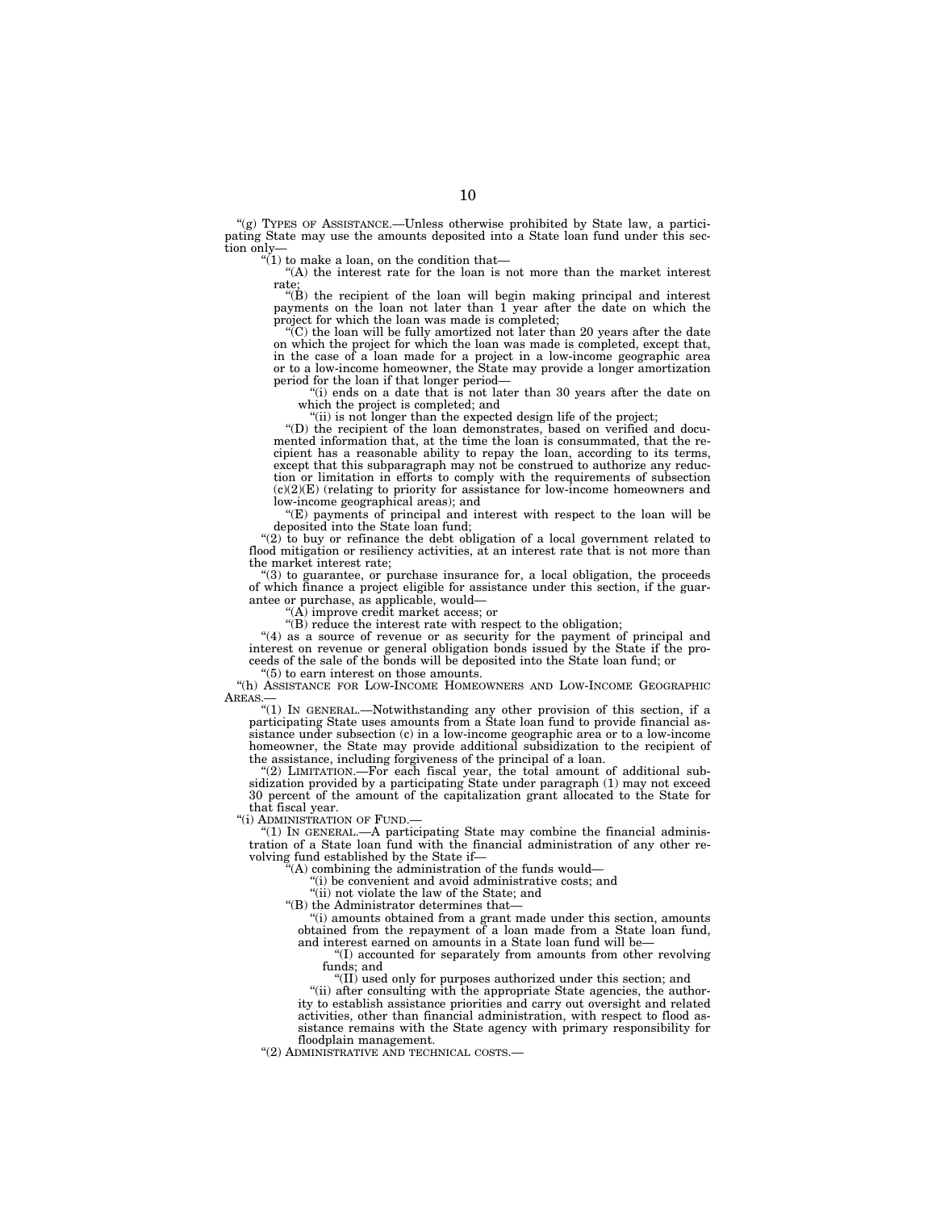"(g) TYPES OF ASSISTANCE.—Unless otherwise prohibited by State law, a participating State may use the amounts deposited into a State loan fund under this section only—

"(1) to make a loan, on the condition that—

"(A) the interest rate for the loan is not more than the market interest rate;

"(B) the recipient of the loan will begin making principal and interest payments on the loan not later than 1 year after the date on which the project for which the loan was made is completed;

"(C) the loan will be fully amortized not later than 20 years after the date on which the project for which the loan was made is completed, except that, in the case of a loan made for a project in a low-income geographic area or to a low-income homeowner, the State may provide a longer amortization period for the loan if that longer period—

"(i) ends on a date that is not later than 30 years after the date on which the project is completed; and

"(ii) is not longer than the expected design life of the project;

"(D) the recipient of the loan demonstrates, based on verified and documented information that, at the time the loan is consummated, that the recipient has a reasonable ability to repay the loan, according to its terms, except that this subparagraph may not be construed to authorize any reduction or limitation in efforts to comply with the requirements of subsection (c)(2)(E) (relating to priority for assistance for low-income homeowners and low-income geographical areas); and

"(E) payments of principal and interest with respect to the loan will be deposited into the State loan fund;

"(2) to buy or refinance the debt obligation of a local government related to flood mitigation or resiliency activities, at an interest rate that is not more than the market interest rate;

"(3) to guarantee, or purchase insurance for, a local obligation, the proceeds of which finance a project eligible for assistance under this section, if the guarantee or purchase, as applicable, would—

"(A) improve credit market access; or

"(B) reduce the interest rate with respect to the obligation;

"(4) as a source of revenue or as security for the payment of principal and interest on revenue or general obligation bonds issued by the State if the proceeds of the sale of the bonds will be deposited into the State loan fund; or

"(5) to earn interest on those amounts.

"(h) ASSISTANCE FOR LOW-INCOME HOMEOWNERS AND LOW-INCOME GEOGRAPHIC AREAS.—

"(1) IN GENERAL.—Notwithstanding any other provision of this section, if a participating State uses amounts from a State loan fund to provide financial assistance under subsection (c) in a low-income geographic area or to a low-income homeowner, the State may provide additional subsidization to the recipient of the assistance, including forgiveness of the principal of a loan.

"(2) LIMITATION.—For each fiscal year, the total amount of additional subsidization provided by a participating State under paragraph (1) may not exceed 30 percent of the amount of the capitalization grant allocated to the State for that fiscal year.

"(i) ADMINISTRATION OF FUND.—

"(1) IN GENERAL.—A participating State may combine the financial administration of a State loan fund with the financial administration of any other revolving fund established by the State if—

"(A) combining the administration of the funds would—

"(i) be convenient and avoid administrative costs; and

"(ii) not violate the law of the State; and

"(B) the Administrator determines that—

"(i) amounts obtained from a grant made under this section, amounts obtained from the repayment of a loan made from a State loan fund, and interest earned on amounts in a State loan fund will be—

"(I) accounted for separately from amounts from other revolving funds; and

"(II) used only for purposes authorized under this section; and

"(ii) after consulting with the appropriate State agencies, the authority to establish assistance priorities and carry out oversight and related activities, other than financial administration, with respect to flood assistance remains with the State agency with primary responsibility for floodplain management.

"(2) ADMINISTRATIVE AND TECHNICAL COSTS.—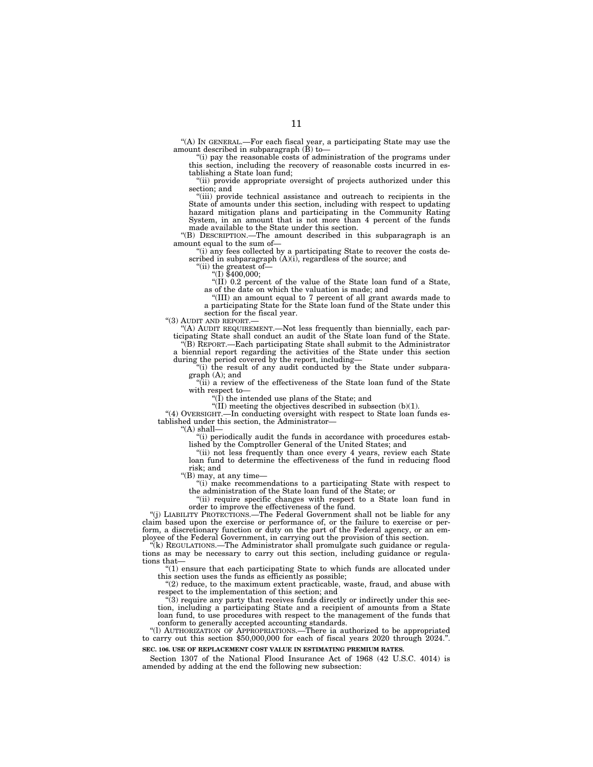"(A) IN GENERAL.—For each fiscal year, a participating State may use the amount described in subparagraph (B) to—

"(i) pay the reasonable costs of administration of the programs under this section, including the recovery of reasonable costs incurred in establishing a State loan fund;

"(ii) provide appropriate oversight of projects authorized under this section; and

"(iii) provide technical assistance and outreach to recipients in the State of amounts under this section, including with respect to updating hazard mitigation plans and participating in the Community Rating System, in an amount that is not more than 4 percent of the funds made available to the State under this section.

"(B) DESCRIPTION.—The amount described in this subparagraph is an amount equal to the sum of—

"(i) any fees collected by a participating State to recover the costs described in subparagraph (A)(i), regardless of the source; and

"(ii) the greatest of—

"(I) $400,000;

"(II) 0.2 percent of the value of the State loan fund of a State, as of the date on which the valuation is made; and

"(III) an amount equal to 7 percent of all grant awards made to a participating State for the State loan fund of the State under this section for the fiscal year.

"(3) AUDIT AND REPORT.—

"(A) AUDIT REQUIREMENT.—Not less frequently than biennially, each participating State shall conduct an audit of the State loan fund of the State.

"(B) REPORT.—Each participating State shall submit to the Administrator a biennial report regarding the activities of the State under this section during the period covered by the report, including—

"(i) the result of any audit conducted by the State under subparagraph (A); and

"(ii) a review of the effectiveness of the State loan fund of the State with respect to—

"(I) the intended use plans of the State; and

"(II) meeting the objectives described in subsection (b)(1).

"(4) OVERSIGHT.—In conducting oversight with respect to State loan funds established under this section, the Administrator—

"(A) shall—

"(i) periodically audit the funds in accordance with procedures established by the Comptroller General of the United States; and

"(ii) not less frequently than once every 4 years, review each State loan fund to determine the effectiveness of the fund in reducing flood risk; and

"(B) may, at any time—

"(i) make recommendations to a participating State with respect to the administration of the State loan fund of the State; or

"(ii) require specific changes with respect to a State loan fund in order to improve the effectiveness of the fund.

"(j) LIABILITY PROTECTIONS.—The Federal Government shall not be liable for any claim based upon the exercise or performance of, or the failure to exercise or perform, a discretionary function or duty on the part of the Federal agency, or an employee of the Federal Government, in carrying out the provision of this section.

"(k) REGULATIONS.—The Administrator shall promulgate such guidance or regulations as may be necessary to carry out this section, including guidance or regulations that—

"(1) ensure that each participating State to which funds are allocated under this section uses the funds as efficiently as possible;

"(2) reduce, to the maximum extent practicable, waste, fraud, and abuse with respect to the implementation of this section; and

"(3) require any party that receives funds directly or indirectly under this section, including a participating State and a recipient of amounts from a State loan fund, to use procedures with respect to the management of the funds that conform to generally accepted accounting standards.

"(l) AUTHORIZATION OF APPROPRIATIONS.—There ia authorized to be appropriated to carry out this section $50,000,000 for each of fiscal years 2020 through 2024.".

**SEC. 106. USE OF REPLACEMENT COST VALUE IN ESTIMATING PREMIUM RATES.**

Section 1307 of the National Flood Insurance Act of 1968 (42 U.S.C. 4014) is amended by adding at the end the following new subsection: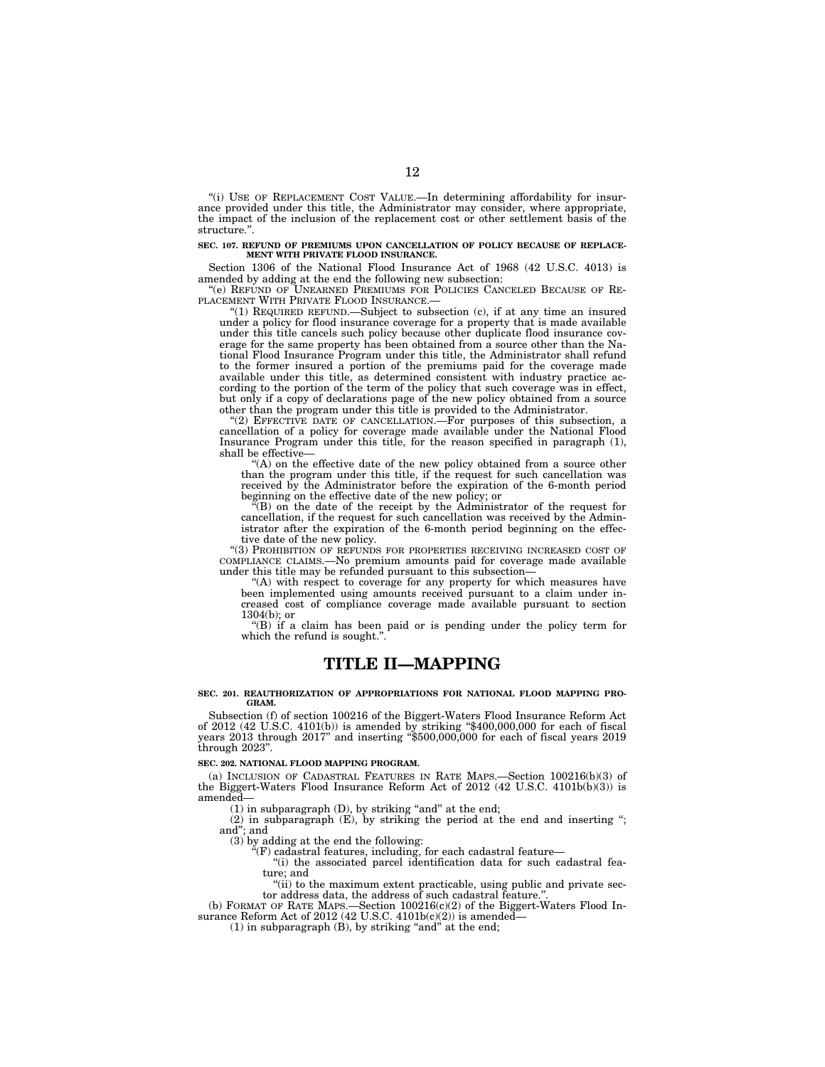"(i) USE OF REPLACEMENT COST VALUE.—In determining affordability for insurance provided under this title, the Administrator may consider, where appropriate, the impact of the inclusion of the replacement cost or other settlement basis of the structure.".

**SEC. 107. REFUND OF PREMIUMS UPON CANCELLATION OF POLICY BECAUSE OF REPLACEMENT WITH PRIVATE FLOOD INSURANCE.**

Section 1306 of the National Flood Insurance Act of 1968 (42 U.S.C. 4013) is amended by adding at the end the following new subsection:

"(e) REFUND OF UNEARNED PREMIUMS FOR POLICIES CANCELED BECAUSE OF REPLACEMENT WITH PRIVATE FLOOD INSURANCE.—

"(1) REQUIRED REFUND.—Subject to subsection (c), if at any time an insured under a policy for flood insurance coverage for a property that is made available under this title cancels such policy because other duplicate flood insurance coverage for the same property has been obtained from a source other than the National Flood Insurance Program under this title, the Administrator shall refund to the former insured a portion of the premiums paid for the coverage made available under this title, as determined consistent with industry practice according to the portion of the term of the policy that such coverage was in effect, but only if a copy of declarations page of the new policy obtained from a source other than the program under this title is provided to the Administrator.

"(2) EFFECTIVE DATE OF CANCELLATION.—For purposes of this subsection, a cancellation of a policy for coverage made available under the National Flood Insurance Program under this title, for the reason specified in paragraph (1), shall be effective—

"(A) on the effective date of the new policy obtained from a source other than the program under this title, if the request for such cancellation was received by the Administrator before the expiration of the 6-month period beginning on the effective date of the new policy; or

"(B) on the date of the receipt by the Administrator of the request for cancellation, if the request for such cancellation was received by the Administrator after the expiration of the 6-month period beginning on the effective date of the new policy.

"(3) PROHIBITION OF REFUNDS FOR PROPERTIES RECEIVING INCREASED COST OF COMPLIANCE CLAIMS.—No premium amounts paid for coverage made available under this title may be refunded pursuant to this subsection—

"(A) with respect to coverage for any property for which measures have been implemented using amounts received pursuant to a claim under increased cost of compliance coverage made available pursuant to section 1304(b); or

"(B) if a claim has been paid or is pending under the policy term for which the refund is sought.".

# TITLE II—MAPPING

**SEC. 201. REAUTHORIZATION OF APPROPRIATIONS FOR NATIONAL FLOOD MAPPING PROGRAM.**

Subsection (f) of section 100216 of the Biggert-Waters Flood Insurance Reform Act of 2012 (42 U.S.C. 4101(b)) is amended by striking "$400,000,000 for each of fiscal years 2013 through 2017" and inserting "$500,000,000 for each of fiscal years 2019 through 2023".

**SEC. 202. NATIONAL FLOOD MAPPING PROGRAM.**

(a) INCLUSION OF CADASTRAL FEATURES IN RATE MAPS.—Section 100216(b)(3) of the Biggert-Waters Flood Insurance Reform Act of 2012 (42 U.S.C. 4101b(b)(3)) is amended—

(1) in subparagraph (D), by striking "and" at the end;

(2) in subparagraph (E), by striking the period at the end and inserting "; and"; and

(3) by adding at the end the following:

"(F) cadastral features, including, for each cadastral feature—

"(i) the associated parcel identification data for such cadastral feature; and

"(ii) to the maximum extent practicable, using public and private sector address data, the address of such cadastral feature.".

(b) FORMAT OF RATE MAPS.—Section 100216(c)(2) of the Biggert-Waters Flood Insurance Reform Act of 2012 (42 U.S.C. 4101b(c)(2)) is amended—

(1) in subparagraph (B), by striking "and" at the end;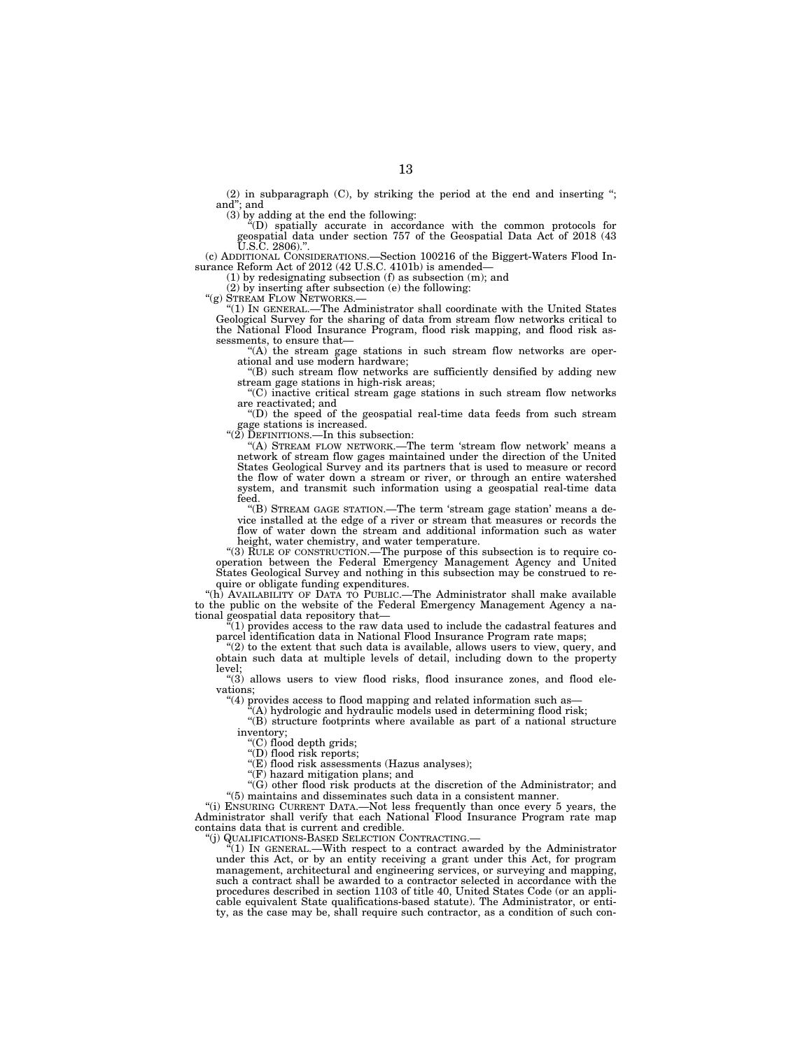(2) in subparagraph (C), by striking the period at the end and inserting "; and"; and

(3) by adding at the end the following:

"(D) spatially accurate in accordance with the common protocols for geospatial data under section 757 of the Geospatial Data Act of 2018 (43 U.S.C. 2806).".

(c) ADDITIONAL CONSIDERATIONS.—Section 100216 of the Biggert-Waters Flood Insurance Reform Act of 2012 (42 U.S.C. 4101b) is amended—

(1) by redesignating subsection (f) as subsection (m); and

(2) by inserting after subsection (e) the following:

"(g) STREAM FLOW NETWORKS.—

"(1) IN GENERAL.—The Administrator shall coordinate with the United States Geological Survey for the sharing of data from stream flow networks critical to the National Flood Insurance Program, flood risk mapping, and flood risk assessments, to ensure that—

"(A) the stream gage stations in such stream flow networks are operational and use modern hardware;

"(B) such stream flow networks are sufficiently densified by adding new stream gage stations in high-risk areas;

"(C) inactive critical stream gage stations in such stream flow networks are reactivated; and

"(D) the speed of the geospatial real-time data feeds from such stream gage stations is increased.

"(2) DEFINITIONS.—In this subsection:

"(A) STREAM FLOW NETWORK.—The term 'stream flow network' means a network of stream flow gages maintained under the direction of the United States Geological Survey and its partners that is used to measure or record the flow of water down a stream or river, or through an entire watershed system, and transmit such information using a geospatial real-time data feed.

"(B) STREAM GAGE STATION.—The term 'stream gage station' means a device installed at the edge of a river or stream that measures or records the flow of water down the stream and additional information such as water height, water chemistry, and water temperature.

"(3) RULE OF CONSTRUCTION.—The purpose of this subsection is to require cooperation between the Federal Emergency Management Agency and United States Geological Survey and nothing in this subsection may be construed to require or obligate funding expenditures.

"(h) AVAILABILITY OF DATA TO PUBLIC.—The Administrator shall make available to the public on the website of the Federal Emergency Management Agency a national geospatial data repository that—

"(1) provides access to the raw data used to include the cadastral features and parcel identification data in National Flood Insurance Program rate maps;

"(2) to the extent that such data is available, allows users to view, query, and obtain such data at multiple levels of detail, including down to the property level;

"(3) allows users to view flood risks, flood insurance zones, and flood elevations;

"(4) provides access to flood mapping and related information such as—

"(A) hydrologic and hydraulic models used in determining flood risk;

"(B) structure footprints where available as part of a national structure inventory;

"(C) flood depth grids;

"(D) flood risk reports;

"(E) flood risk assessments (Hazus analyses);

"(F) hazard mitigation plans; and

"(G) other flood risk products at the discretion of the Administrator; and

"(5) maintains and disseminates such data in a consistent manner.

"(i) ENSURING CURRENT DATA.—Not less frequently than once every 5 years, the Administrator shall verify that each National Flood Insurance Program rate map contains data that is current and credible.

"(j) QUALIFICATIONS-BASED SELECTION CONTRACTING.—

"(1) IN GENERAL.—With respect to a contract awarded by the Administrator under this Act, or by an entity receiving a grant under this Act, for program management, architectural and engineering services, or surveying and mapping, such a contract shall be awarded to a contractor selected in accordance with the procedures described in section 1103 of title 40, United States Code (or an applicable equivalent State qualifications-based statute). The Administrator, or entity, as the case may be, shall require such contractor, as a condition of such con-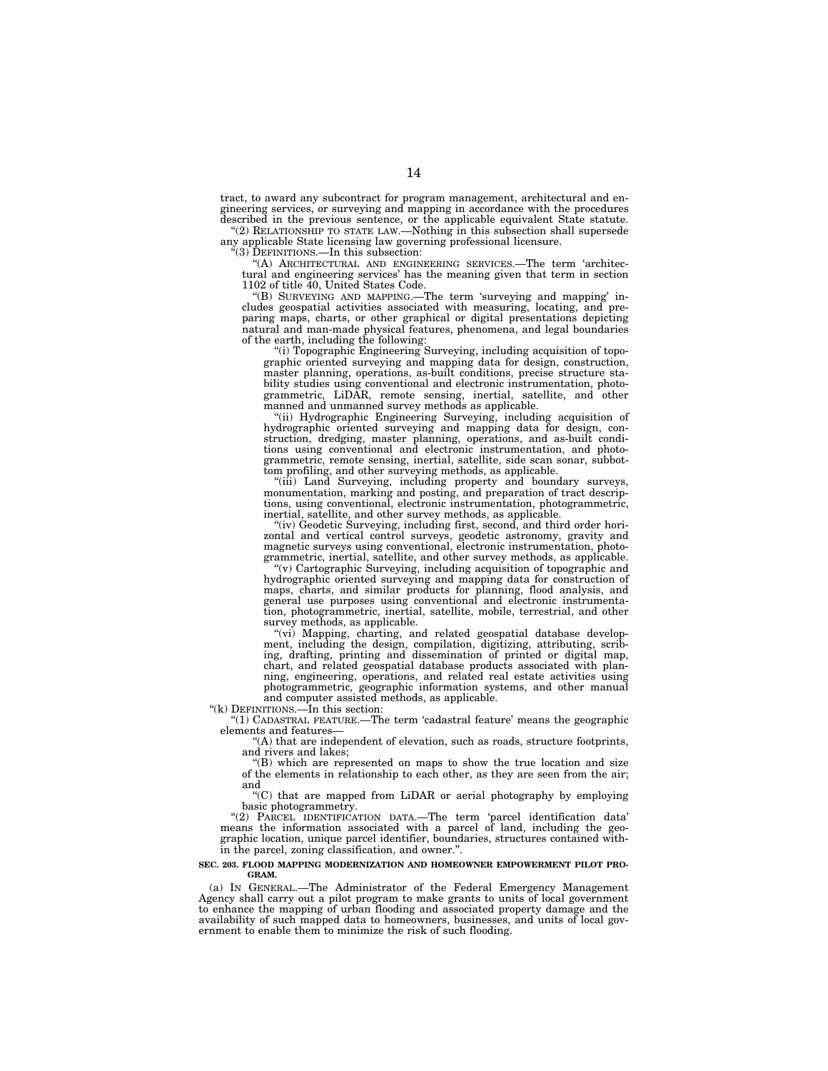tract, to award any subcontract for program management, architectural and engineering services, or surveying and mapping in accordance with the procedures described in the previous sentence, or the applicable equivalent State statute.

"(2) RELATIONSHIP TO STATE LAW.—Nothing in this subsection shall supersede any applicable State licensing law governing professional licensure.

"(3) DEFINITIONS.—In this subsection:

"(A) ARCHITECTURAL AND ENGINEERING SERVICES.—The term 'architectural and engineering services' has the meaning given that term in section 1102 of title 40, United States Code.

"(B) SURVEYING AND MAPPING.—The term 'surveying and mapping' includes geospatial activities associated with measuring, locating, and preparing maps, charts, or other graphical or digital presentations depicting natural and man-made physical features, phenomena, and legal boundaries of the earth, including the following:

"(i) Topographic Engineering Surveying, including acquisition of topographic oriented surveying and mapping data for design, construction, master planning, operations, as-built conditions, precise structure stability studies using conventional and electronic instrumentation, photogrammetric, LiDAR, remote sensing, inertial, satellite, and other manned and unmanned survey methods as applicable.

"(ii) Hydrographic Engineering Surveying, including acquisition of hydrographic oriented surveying and mapping data for design, construction, dredging, master planning, operations, and as-built conditions using conventional and electronic instrumentation, and photogrammetric, remote sensing, inertial, satellite, side scan sonar, subbottom profiling, and other surveying methods, as applicable.

"(iii) Land Surveying, including property and boundary surveys, monumentation, marking and posting, and preparation of tract descriptions, using conventional, electronic instrumentation, photogrammetric, inertial, satellite, and other survey methods, as applicable.

"(iv) Geodetic Surveying, including first, second, and third order horizontal and vertical control surveys, geodetic astronomy, gravity and magnetic surveys using conventional, electronic instrumentation, photogrammetric, inertial, satellite, and other survey methods, as applicable.

"(v) Cartographic Surveying, including acquisition of topographic and hydrographic oriented surveying and mapping data for construction of maps, charts, and similar products for planning, flood analysis, and general use purposes using conventional and electronic instrumentation, photogrammetric, inertial, satellite, mobile, terrestrial, and other survey methods, as applicable.

"(vi) Mapping, charting, and related geospatial database development, including the design, compilation, digitizing, attributing, scribing, drafting, printing and dissemination of printed or digital map, chart, and related geospatial database products associated with planning, engineering, operations, and related real estate activities using photogrammetric, geographic information systems, and other manual and computer assisted methods, as applicable.

"(k) DEFINITIONS.—In this section:

"(1) CADASTRAL FEATURE.—The term 'cadastral feature' means the geographic elements and features—

"(A) that are independent of elevation, such as roads, structure footprints, and rivers and lakes;

"(B) which are represented on maps to show the true location and size of the elements in relationship to each other, as they are seen from the air; and

"(C) that are mapped from LiDAR or aerial photography by employing basic photogrammetry.

"(2) PARCEL IDENTIFICATION DATA.—The term 'parcel identification data' means the information associated with a parcel of land, including the geographic location, unique parcel identifier, boundaries, structures contained within the parcel, zoning classification, and owner.".

**SEC. 203. FLOOD MAPPING MODERNIZATION AND HOMEOWNER EMPOWERMENT PILOT PROGRAM.**

(a) IN GENERAL.—The Administrator of the Federal Emergency Management Agency shall carry out a pilot program to make grants to units of local government to enhance the mapping of urban flooding and associated property damage and the availability of such mapped data to homeowners, businesses, and units of local government to enable them to minimize the risk of such flooding.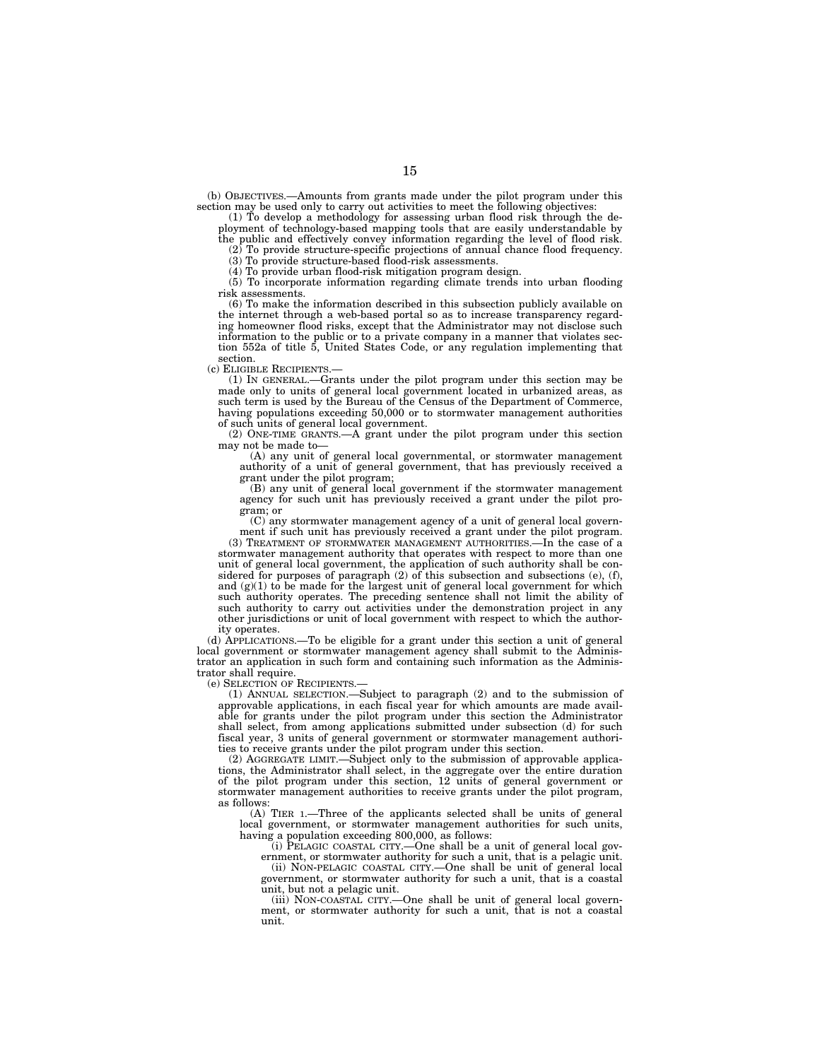(b) OBJECTIVES.—Amounts from grants made under the pilot program under this section may be used only to carry out activities to meet the following objectives:

(1) To develop a methodology for assessing urban flood risk through the deployment of technology-based mapping tools that are easily understandable by the public and effectively convey information regarding the level of flood risk.

(2) To provide structure-specific projections of annual chance flood frequency.

(3) To provide structure-based flood-risk assessments.

(4) To provide urban flood-risk mitigation program design.

(5) To incorporate information regarding climate trends into urban flooding risk assessments.

(6) To make the information described in this subsection publicly available on the internet through a web-based portal so as to increase transparency regarding homeowner flood risks, except that the Administrator may not disclose such information to the public or to a private company in a manner that violates section 552a of title 5, United States Code, or any regulation implementing that section.

(c) ELIGIBLE RECIPIENTS.—

(1) IN GENERAL.—Grants under the pilot program under this section may be made only to units of general local government located in urbanized areas, as such term is used by the Bureau of the Census of the Department of Commerce, having populations exceeding 50,000 or to stormwater management authorities of such units of general local government.

(2) ONE-TIME GRANTS.—A grant under the pilot program under this section may not be made to—

(A) any unit of general local governmental, or stormwater management authority of a unit of general government, that has previously received a grant under the pilot program;

(B) any unit of general local government if the stormwater management agency for such unit has previously received a grant under the pilot program; or

(C) any stormwater management agency of a unit of general local government if such unit has previously received a grant under the pilot program.

(3) TREATMENT OF STORMWATER MANAGEMENT AUTHORITIES.—In the case of a stormwater management authority that operates with respect to more than one unit of general local government, the application of such authority shall be considered for purposes of paragraph (2) of this subsection and subsections (e), (f), and (g)(1) to be made for the largest unit of general local government for which such authority operates. The preceding sentence shall not limit the ability of such authority to carry out activities under the demonstration project in any other jurisdictions or unit of local government with respect to which the authority operates.

(d) APPLICATIONS.—To be eligible for a grant under this section a unit of general local government or stormwater management agency shall submit to the Administrator an application in such form and containing such information as the Administrator shall require.

(e) SELECTION OF RECIPIENTS.—

(1) ANNUAL SELECTION.—Subject to paragraph (2) and to the submission of approvable applications, in each fiscal year for which amounts are made available for grants under the pilot program under this section the Administrator shall select, from among applications submitted under subsection (d) for such fiscal year, 3 units of general government or stormwater management authorities to receive grants under the pilot program under this section.

(2) AGGREGATE LIMIT.—Subject only to the submission of approvable applications, the Administrator shall select, in the aggregate over the entire duration of the pilot program under this section, 12 units of general government or stormwater management authorities to receive grants under the pilot program, as follows:

(A) TIER 1.—Three of the applicants selected shall be units of general local government, or stormwater management authorities for such units, having a population exceeding 800,000, as follows:

(i) PELAGIC COASTAL CITY.—One shall be a unit of general local government, or stormwater authority for such a unit, that is a pelagic unit.

(ii) NON-PELAGIC COASTAL CITY.—One shall be unit of general local government, or stormwater authority for such a unit, that is a coastal unit, but not a pelagic unit.

(iii) NON-COASTAL CITY.—One shall be unit of general local government, or stormwater authority for such a unit, that is not a coastal unit.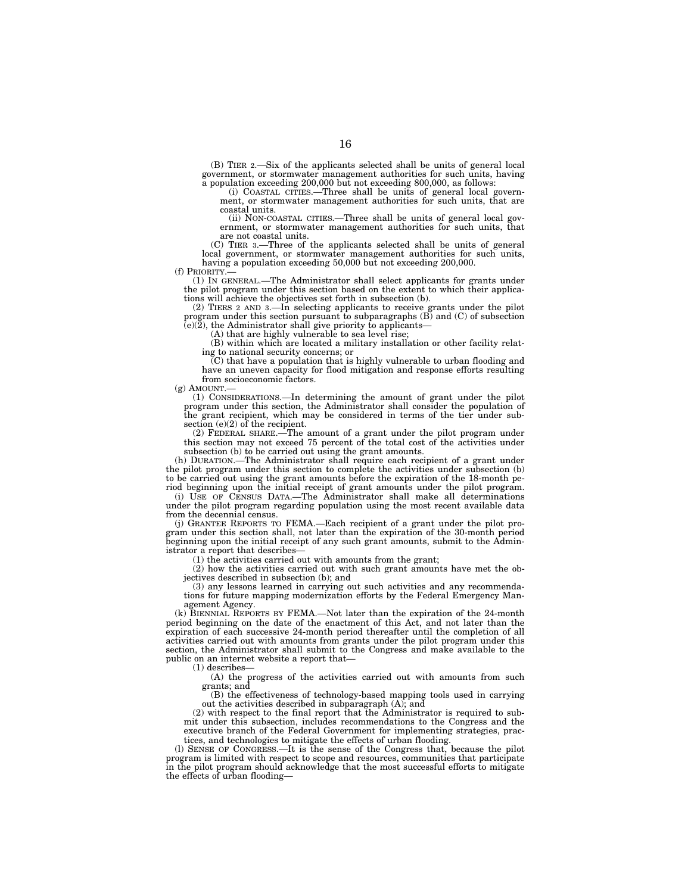(B) TIER 2.—Six of the applicants selected shall be units of general local government, or stormwater management authorities for such units, having a population exceeding 200,000 but not exceeding 800,000, as follows:

(i) COASTAL CITIES.—Three shall be units of general local government, or stormwater management authorities for such units, that are coastal units.

(ii) NON-COASTAL CITIES.—Three shall be units of general local government, or stormwater management authorities for such units, that are not coastal units.

(C) TIER 3.—Three of the applicants selected shall be units of general local government, or stormwater management authorities for such units, having a population exceeding 50,000 but not exceeding 200,000.

(f) PRIORITY.—

(1) IN GENERAL.—The Administrator shall select applicants for grants under the pilot program under this section based on the extent to which their applications will achieve the objectives set forth in subsection (b).

(2) TIERS 2 AND 3.—In selecting applicants to receive grants under the pilot program under this section pursuant to subparagraphs (B) and (C) of subsection (e)(2), the Administrator shall give priority to applicants—

(A) that are highly vulnerable to sea level rise;

(B) within which are located a military installation or other facility relating to national security concerns; or

(C) that have a population that is highly vulnerable to urban flooding and have an uneven capacity for flood mitigation and response efforts resulting from socioeconomic factors.

(g) AMOUNT.—

(1) CONSIDERATIONS.—In determining the amount of grant under the pilot program under this section, the Administrator shall consider the population of the grant recipient, which may be considered in terms of the tier under subsection (e)(2) of the recipient.

(2) FEDERAL SHARE.—The amount of a grant under the pilot program under this section may not exceed 75 percent of the total cost of the activities under subsection (b) to be carried out using the grant amounts.

(h) DURATION.—The Administrator shall require each recipient of a grant under the pilot program under this section to complete the activities under subsection (b) to be carried out using the grant amounts before the expiration of the 18-month period beginning upon the initial receipt of grant amounts under the pilot program.

(i) USE OF CENSUS DATA.—The Administrator shall make all determinations under the pilot program regarding population using the most recent available data from the decennial census.

(j) GRANTEE REPORTS TO FEMA.—Each recipient of a grant under the pilot program under this section shall, not later than the expiration of the 30-month period beginning upon the initial receipt of any such grant amounts, submit to the Administrator a report that describes—

(1) the activities carried out with amounts from the grant;

(2) how the activities carried out with such grant amounts have met the objectives described in subsection (b); and

(3) any lessons learned in carrying out such activities and any recommendations for future mapping modernization efforts by the Federal Emergency Management Agency.

(k) BIENNIAL REPORTS BY FEMA.—Not later than the expiration of the 24-month period beginning on the date of the enactment of this Act, and not later than the expiration of each successive 24-month period thereafter until the completion of all activities carried out with amounts from grants under the pilot program under this section, the Administrator shall submit to the Congress and make available to the public on an internet website a report that—

(1) describes—

(A) the progress of the activities carried out with amounts from such grants; and

(B) the effectiveness of technology-based mapping tools used in carrying out the activities described in subparagraph (A); and

(2) with respect to the final report that the Administrator is required to submit under this subsection, includes recommendations to the Congress and the executive branch of the Federal Government for implementing strategies, practices, and technologies to mitigate the effects of urban flooding.

(l) SENSE OF CONGRESS.—It is the sense of the Congress that, because the pilot program is limited with respect to scope and resources, communities that participate in the pilot program should acknowledge that the most successful efforts to mitigate the effects of urban flooding—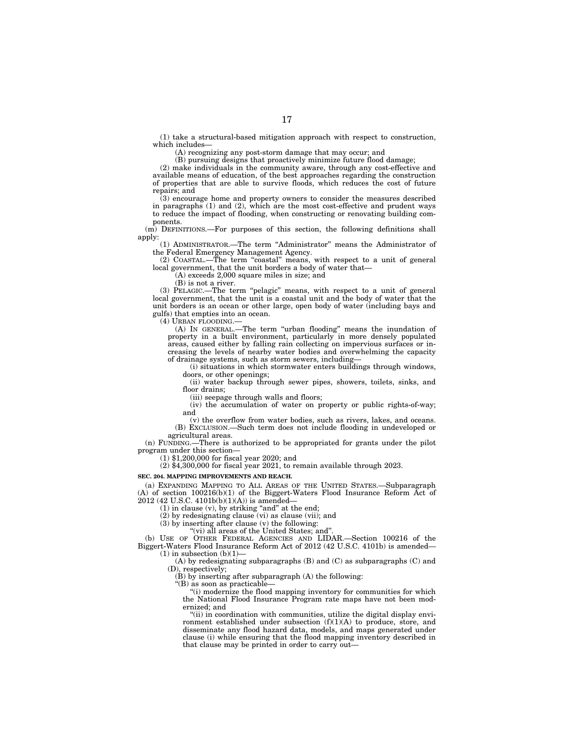(1) take a structural-based mitigation approach with respect to construction, which includes—

(A) recognizing any post-storm damage that may occur; and

(B) pursuing designs that proactively minimize future flood damage;

(2) make individuals in the community aware, through any cost-effective and available means of education, of the best approaches regarding the construction of properties that are able to survive floods, which reduces the cost of future repairs; and

(3) encourage home and property owners to consider the measures described in paragraphs (1) and (2), which are the most cost-effective and prudent ways to reduce the impact of flooding, when constructing or renovating building components.

(m) DEFINITIONS.—For purposes of this section, the following definitions shall apply:

(1) ADMINISTRATOR.—The term "Administrator" means the Administrator of the Federal Emergency Management Agency.

(2) COASTAL.—The term "coastal" means, with respect to a unit of general local government, that the unit borders a body of water that—

(A) exceeds 2,000 square miles in size; and

(B) is not a river.

(3) PELAGIC.—The term "pelagic" means, with respect to a unit of general local government, that the unit is a coastal unit and the body of water that the unit borders is an ocean or other large, open body of water (including bays and gulfs) that empties into an ocean.

(4) URBAN FLOODING.—

(A) IN GENERAL.—The term "urban flooding" means the inundation of property in a built environment, particularly in more densely populated areas, caused either by falling rain collecting on impervious surfaces or increasing the levels of nearby water bodies and overwhelming the capacity of drainage systems, such as storm sewers, including—

(i) situations in which stormwater enters buildings through windows, doors, or other openings;

(ii) water backup through sewer pipes, showers, toilets, sinks, and floor drains;

(iii) seepage through walls and floors;

(iv) the accumulation of water on property or public rights-of-way; and

(v) the overflow from water bodies, such as rivers, lakes, and oceans.

(B) EXCLUSION.—Such term does not include flooding in undeveloped or agricultural areas.

(n) FUNDING.—There is authorized to be appropriated for grants under the pilot program under this section—

(1) $1,200,000 for fiscal year 2020; and

(2) $4,300,000 for fiscal year 2021, to remain available through 2023.

**SEC. 204. MAPPING IMPROVEMENTS AND REACH.**

(a) EXPANDING MAPPING TO ALL AREAS OF THE UNITED STATES.—Subparagraph (A) of section 100216(b)(1) of the Biggert-Waters Flood Insurance Reform Act of 2012 (42 U.S.C. 4101b(b)(1)(A)) is amended—

(1) in clause (v), by striking "and" at the end;

(2) by redesignating clause (vi) as clause (vii); and

(3) by inserting after clause (v) the following:

"(vi) all areas of the United States; and".

(b) USE OF OTHER FEDERAL AGENCIES AND LIDAR.—Section 100216 of the Biggert-Waters Flood Insurance Reform Act of 2012 (42 U.S.C. 4101b) is amended—

(1) in subsection (b)(1)—

(A) by redesignating subparagraphs (B) and (C) as subparagraphs (C) and (D), respectively;

(B) by inserting after subparagraph (A) the following:

"(B) as soon as practicable—

"(i) modernize the flood mapping inventory for communities for which the National Flood Insurance Program rate maps have not been modernized; and

"(ii) in coordination with communities, utilize the digital display environment established under subsection (f)(1)(A) to produce, store, and disseminate any flood hazard data, models, and maps generated under clause (i) while ensuring that the flood mapping inventory described in that clause may be printed in order to carry out—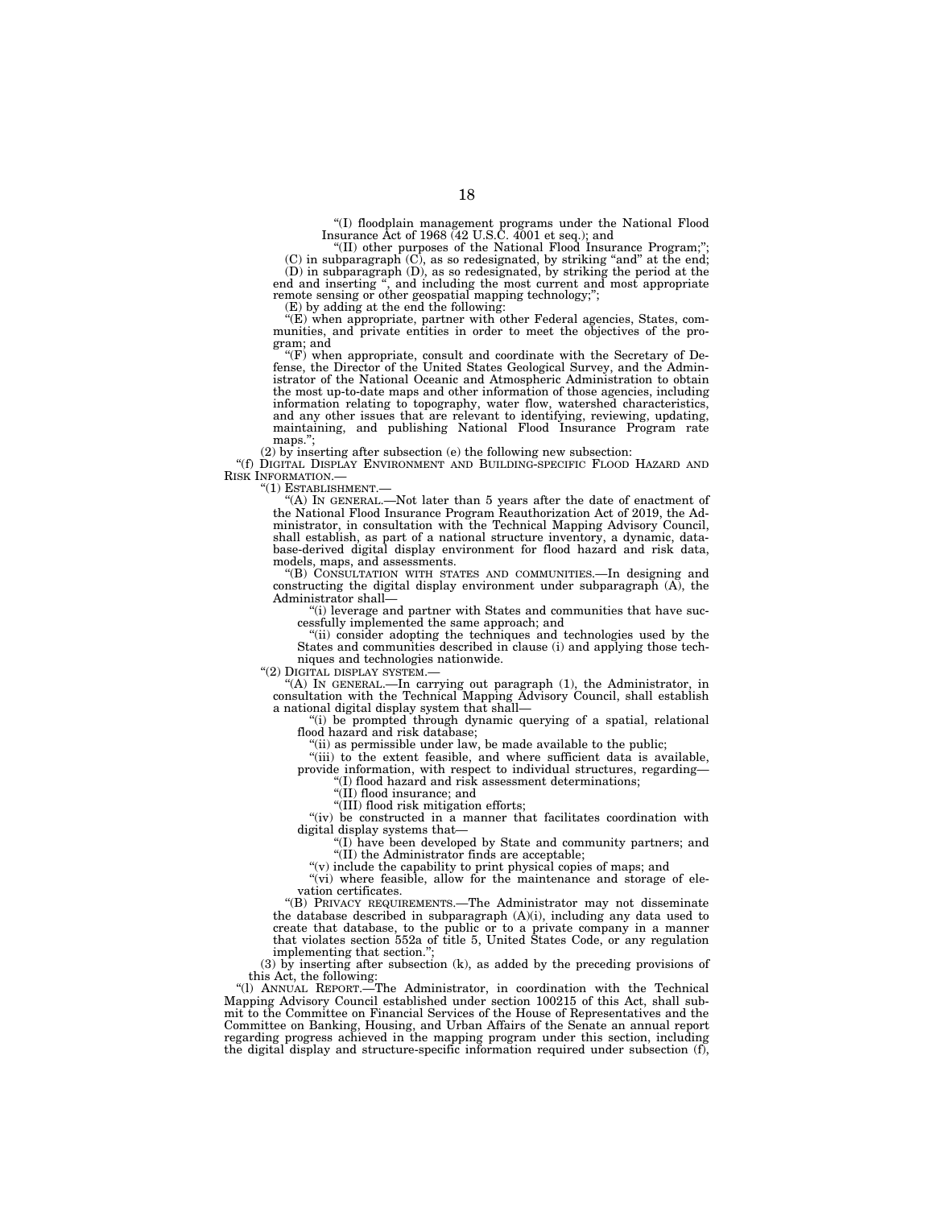"(I) floodplain management programs under the National Flood Insurance Act of 1968 (42 U.S.C. 4001 et seq.); and

"(II) other purposes of the National Flood Insurance Program;";

(C) in subparagraph (C), as so redesignated, by striking "and" at the end;

(D) in subparagraph (D), as so redesignated, by striking the period at the end and inserting ", and including the most current and most appropriate remote sensing or other geospatial mapping technology;";

(E) by adding at the end the following:

"(E) when appropriate, partner with other Federal agencies, States, communities, and private entities in order to meet the objectives of the program; and

"(F) when appropriate, consult and coordinate with the Secretary of Defense, the Director of the United States Geological Survey, and the Administrator of the National Oceanic and Atmospheric Administration to obtain the most up-to-date maps and other information of those agencies, including information relating to topography, water flow, watershed characteristics, and any other issues that are relevant to identifying, reviewing, updating, maintaining, and publishing National Flood Insurance Program rate maps.";

(2) by inserting after subsection (e) the following new subsection:

"(f) DIGITAL DISPLAY ENVIRONMENT AND BUILDING-SPECIFIC FLOOD HAZARD AND RISK INFORMATION.—

"(1) ESTABLISHMENT.—

"(A) IN GENERAL.—Not later than 5 years after the date of enactment of the National Flood Insurance Program Reauthorization Act of 2019, the Administrator, in consultation with the Technical Mapping Advisory Council, shall establish, as part of a national structure inventory, a dynamic, database-derived digital display environment for flood hazard and risk data, models, maps, and assessments.

"(B) CONSULTATION WITH STATES AND COMMUNITIES.—In designing and constructing the digital display environment under subparagraph (A), the Administrator shall—

"(i) leverage and partner with States and communities that have successfully implemented the same approach; and

"(ii) consider adopting the techniques and technologies used by the States and communities described in clause (i) and applying those techniques and technologies nationwide.

"(2) DIGITAL DISPLAY SYSTEM.—

"(A) IN GENERAL.—In carrying out paragraph (1), the Administrator, in consultation with the Technical Mapping Advisory Council, shall establish a national digital display system that shall—

"(i) be prompted through dynamic querying of a spatial, relational flood hazard and risk database;

"(ii) as permissible under law, be made available to the public;

"(iii) to the extent feasible, and where sufficient data is available, provide information, with respect to individual structures, regarding—

"(I) flood hazard and risk assessment determinations;

"(II) flood insurance; and

"(III) flood risk mitigation efforts;

"(iv) be constructed in a manner that facilitates coordination with digital display systems that—

"(I) have been developed by State and community partners; and

"(II) the Administrator finds are acceptable;

"(v) include the capability to print physical copies of maps; and

"(vi) where feasible, allow for the maintenance and storage of elevation certificates.

"(B) PRIVACY REQUIREMENTS.—The Administrator may not disseminate the database described in subparagraph (A)(i), including any data used to create that database, to the public or to a private company in a manner that violates section 552a of title 5, United States Code, or any regulation implementing that section.";

(3) by inserting after subsection (k), as added by the preceding provisions of this Act, the following:

"(l) ANNUAL REPORT.—The Administrator, in coordination with the Technical Mapping Advisory Council established under section 100215 of this Act, shall submit to the Committee on Financial Services of the House of Representatives and the Committee on Banking, Housing, and Urban Affairs of the Senate an annual report regarding progress achieved in the mapping program under this section, including the digital display and structure-specific information required under subsection (f),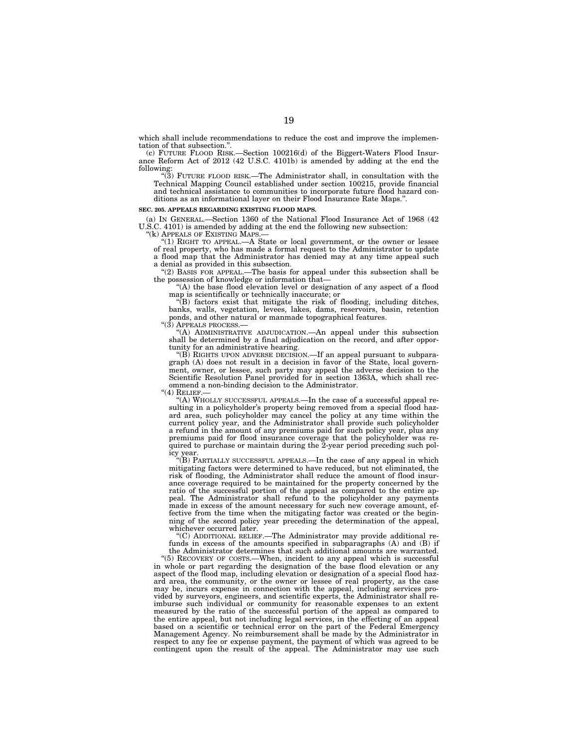which shall include recommendations to reduce the cost and improve the implementation of that subsection.''.

(c) FUTURE FLOOD RISK.—Section 100216(d) of the Biggert-Waters Flood Insurance Reform Act of 2012 (42 U.S.C. 4101b) is amended by adding at the end the following:

''(3) FUTURE FLOOD RISK.—The Administrator shall, in consultation with the Technical Mapping Council established under section 100215, provide financial and technical assistance to communities to incorporate future flood hazard conditions as an informational layer on their Flood Insurance Rate Maps.''.

**SEC. 205. APPEALS REGARDING EXISTING FLOOD MAPS.**

(a) IN GENERAL.—Section 1360 of the National Flood Insurance Act of 1968 (42 U.S.C. 4101) is amended by adding at the end the following new subsection:

''(k) APPEALS OF EXISTING MAPS.—

''(1) RIGHT TO APPEAL.—A State or local government, or the owner or lessee of real property, who has made a formal request to the Administrator to update a flood map that the Administrator has denied may at any time appeal such a denial as provided in this subsection.

''(2) BASIS FOR APPEAL.—The basis for appeal under this subsection shall be the possession of knowledge or information that—

''(A) the base flood elevation level or designation of any aspect of a flood map is scientifically or technically inaccurate; or

''(B) factors exist that mitigate the risk of flooding, including ditches, banks, walls, vegetation, levees, lakes, dams, reservoirs, basin, retention ponds, and other natural or manmade topographical features.

''(3) APPEALS PROCESS.—

''(A) ADMINISTRATIVE ADJUDICATION.—An appeal under this subsection shall be determined by a final adjudication on the record, and after opportunity for an administrative hearing.

''(B) RIGHTS UPON ADVERSE DECISION.—If an appeal pursuant to subparagraph (A) does not result in a decision in favor of the State, local government, owner, or lessee, such party may appeal the adverse decision to the Scientific Resolution Panel provided for in section 1363A, which shall recommend a non-binding decision to the Administrator.

''(4) RELIEF.—

''(A) WHOLLY SUCCESSFUL APPEALS.—In the case of a successful appeal resulting in a policyholder's property being removed from a special flood hazard area, such policyholder may cancel the policy at any time within the current policy year, and the Administrator shall provide such policyholder a refund in the amount of any premiums paid for such policy year, plus any premiums paid for flood insurance coverage that the policyholder was required to purchase or maintain during the 2-year period preceding such policy year.

''(B) PARTIALLY SUCCESSFUL APPEALS.—In the case of any appeal in which mitigating factors were determined to have reduced, but not eliminated, the risk of flooding, the Administrator shall reduce the amount of flood insurance coverage required to be maintained for the property concerned by the ratio of the successful portion of the appeal as compared to the entire appeal. The Administrator shall refund to the policyholder any payments made in excess of the amount necessary for such new coverage amount, effective from the time when the mitigating factor was created or the beginning of the second policy year preceding the determination of the appeal, whichever occurred later.

''(C) ADDITIONAL RELIEF.—The Administrator may provide additional refunds in excess of the amounts specified in subparagraphs (A) and (B) if the Administrator determines that such additional amounts are warranted.

''(5) RECOVERY OF COSTS.—When, incident to any appeal which is successful in whole or part regarding the designation of the base flood elevation or any aspect of the flood map, including elevation or designation of a special flood hazard area, the community, or the owner or lessee of real property, as the case may be, incurs expense in connection with the appeal, including services provided by surveyors, engineers, and scientific experts, the Administrator shall reimburse such individual or community for reasonable expenses to an extent measured by the ratio of the successful portion of the appeal as compared to the entire appeal, but not including legal services, in the effecting of an appeal based on a scientific or technical error on the part of the Federal Emergency Management Agency. No reimbursement shall be made by the Administrator in respect to any fee or expense payment, the payment of which was agreed to be contingent upon the result of the appeal. The Administrator may use such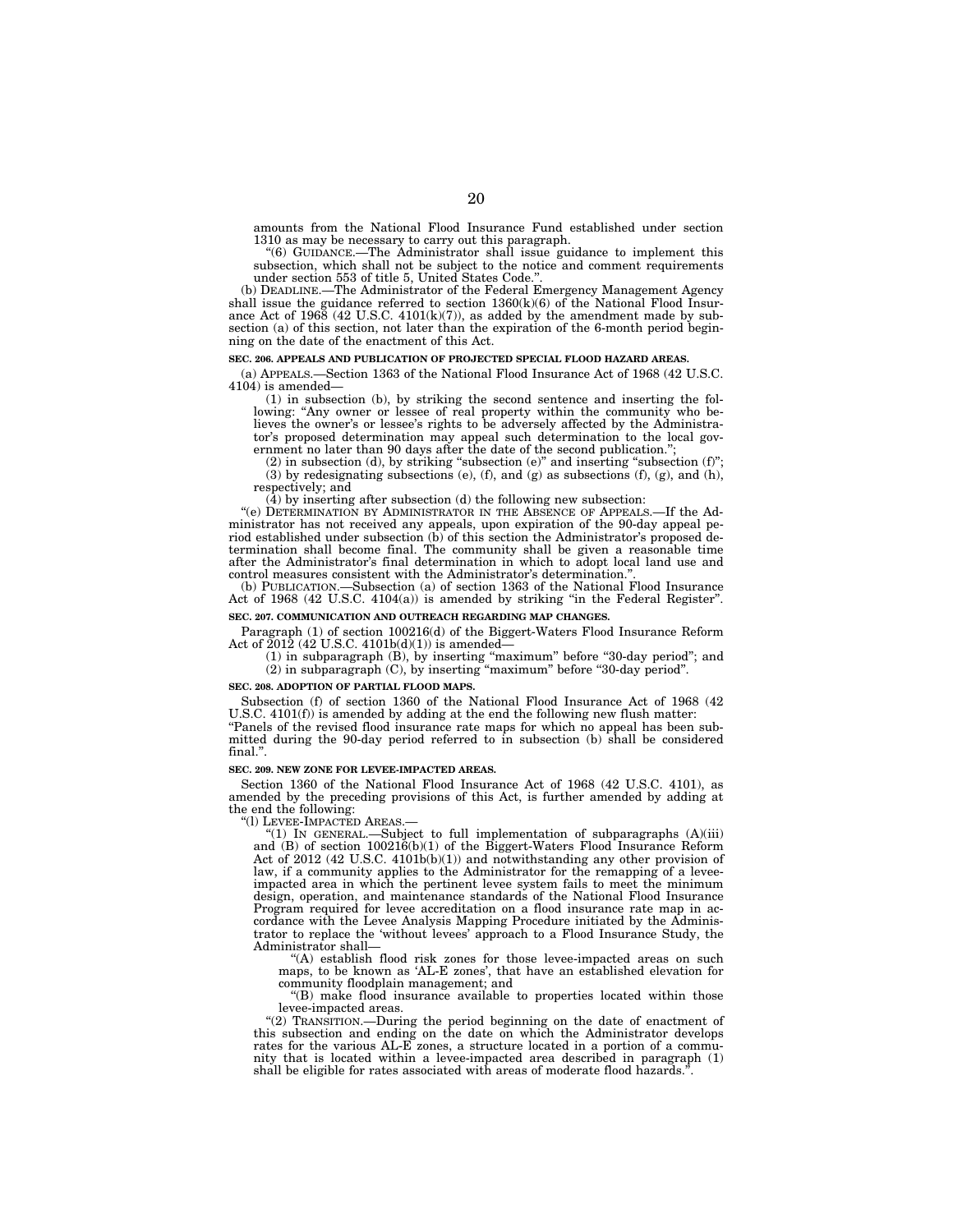amounts from the National Flood Insurance Fund established under section 1310 as may be necessary to carry out this paragraph.

"(6) GUIDANCE.—The Administrator shall issue guidance to implement this subsection, which shall not be subject to the notice and comment requirements under section 553 of title 5, United States Code.".

(b) DEADLINE.—The Administrator of the Federal Emergency Management Agency shall issue the guidance referred to section 1360(k)(6) of the National Flood Insurance Act of 1968 (42 U.S.C. 4101(k)(7)), as added by the amendment made by subsection (a) of this section, not later than the expiration of the 6-month period beginning on the date of the enactment of this Act.

**SEC. 206. APPEALS AND PUBLICATION OF PROJECTED SPECIAL FLOOD HAZARD AREAS.**

(a) APPEALS.—Section 1363 of the National Flood Insurance Act of 1968 (42 U.S.C. 4104) is amended—

(1) in subsection (b), by striking the second sentence and inserting the following: "Any owner or lessee of real property within the community who believes the owner's or lessee's rights to be adversely affected by the Administrator's proposed determination may appeal such determination to the local government no later than 90 days after the date of the second publication.";

(2) in subsection (d), by striking "subsection (e)" and inserting "subsection (f)";

(3) by redesignating subsections (e), (f), and (g) as subsections (f), (g), and (h), respectively; and

(4) by inserting after subsection (d) the following new subsection:

"(e) DETERMINATION BY ADMINISTRATOR IN THE ABSENCE OF APPEALS.—If the Administrator has not received any appeals, upon expiration of the 90-day appeal period established under subsection (b) of this section the Administrator's proposed determination shall become final. The community shall be given a reasonable time after the Administrator's final determination in which to adopt local land use and control measures consistent with the Administrator's determination.".

(b) PUBLICATION.—Subsection (a) of section 1363 of the National Flood Insurance Act of 1968 (42 U.S.C. 4104(a)) is amended by striking "in the Federal Register".

**SEC. 207. COMMUNICATION AND OUTREACH REGARDING MAP CHANGES.**

Paragraph (1) of section 100216(d) of the Biggert-Waters Flood Insurance Reform Act of 2012 (42 U.S.C. 4101b(d)(1)) is amended—

(1) in subparagraph (B), by inserting "maximum" before "30-day period"; and

(2) in subparagraph (C), by inserting "maximum" before "30-day period".

**SEC. 208. ADOPTION OF PARTIAL FLOOD MAPS.**

Subsection (f) of section 1360 of the National Flood Insurance Act of 1968 (42 U.S.C. 4101(f)) is amended by adding at the end the following new flush matter:

"Panels of the revised flood insurance rate maps for which no appeal has been submitted during the 90-day period referred to in subsection (b) shall be considered final.".

**SEC. 209. NEW ZONE FOR LEVEE-IMPACTED AREAS.**

Section 1360 of the National Flood Insurance Act of 1968 (42 U.S.C. 4101), as amended by the preceding provisions of this Act, is further amended by adding at the end the following:

"(l) LEVEE-IMPACTED AREAS.—

"(1) IN GENERAL.—Subject to full implementation of subparagraphs (A)(iii) and (B) of section 100216(b)(1) of the Biggert-Waters Flood Insurance Reform Act of 2012 (42 U.S.C. 4101b(b)(1)) and notwithstanding any other provision of law, if a community applies to the Administrator for the remapping of a levee-impacted area in which the pertinent levee system fails to meet the minimum design, operation, and maintenance standards of the National Flood Insurance Program required for levee accreditation on a flood insurance rate map in accordance with the Levee Analysis Mapping Procedure initiated by the Administrator to replace the 'without levees' approach to a Flood Insurance Study, the Administrator shall—

"(A) establish flood risk zones for those levee-impacted areas on such maps, to be known as 'AL-E zones', that have an established elevation for community floodplain management; and

"(B) make flood insurance available to properties located within those levee-impacted areas.

"(2) TRANSITION.—During the period beginning on the date of enactment of this subsection and ending on the date on which the Administrator develops rates for the various AL-E zones, a structure located in a portion of a community that is located within a levee-impacted area described in paragraph (1) shall be eligible for rates associated with areas of moderate flood hazards.".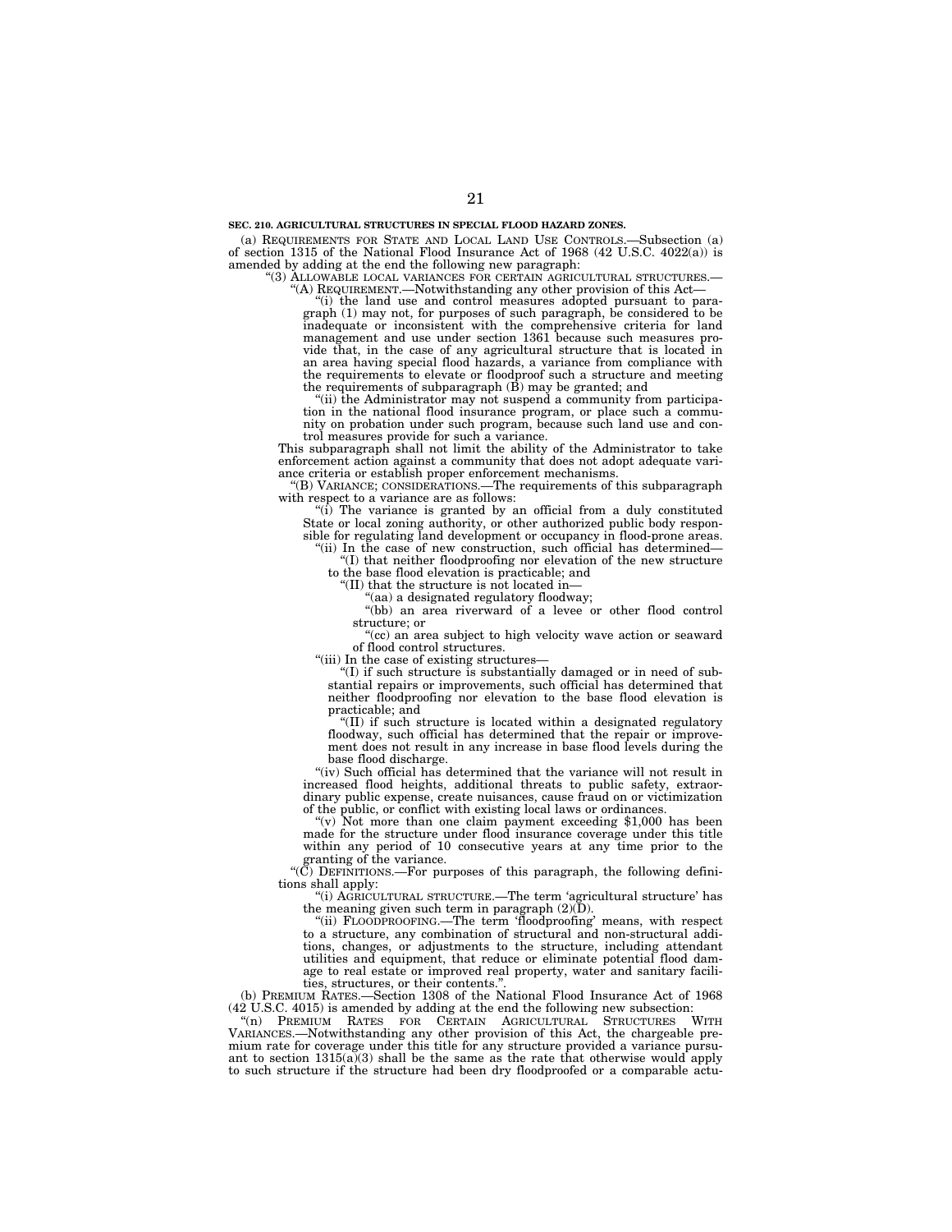**SEC. 210. AGRICULTURAL STRUCTURES IN SPECIAL FLOOD HAZARD ZONES.**

(a) REQUIREMENTS FOR STATE AND LOCAL LAND USE CONTROLS.—Subsection (a) of section 1315 of the National Flood Insurance Act of 1968 (42 U.S.C. 4022(a)) is amended by adding at the end the following new paragraph:

"(3) ALLOWABLE LOCAL VARIANCES FOR CERTAIN AGRICULTURAL STRUCTURES.—

"(A) REQUIREMENT.—Notwithstanding any other provision of this Act—

"(i) the land use and control measures adopted pursuant to paragraph (1) may not, for purposes of such paragraph, be considered to be inadequate or inconsistent with the comprehensive criteria for land management and use under section 1361 because such measures provide that, in the case of any agricultural structure that is located in an area having special flood hazards, a variance from compliance with the requirements to elevate or floodproof such a structure and meeting the requirements of subparagraph (B) may be granted; and

"(ii) the Administrator may not suspend a community from participation in the national flood insurance program, or place such a community on probation under such program, because such land use and control measures provide for such a variance.

This subparagraph shall not limit the ability of the Administrator to take enforcement action against a community that does not adopt adequate variance criteria or establish proper enforcement mechanisms.

"(B) VARIANCE; CONSIDERATIONS.—The requirements of this subparagraph with respect to a variance are as follows:

"(i) The variance is granted by an official from a duly constituted State or local zoning authority, or other authorized public body responsible for regulating land development or occupancy in flood-prone areas.

"(ii) In the case of new construction, such official has determined—

"(I) that neither floodproofing nor elevation of the new structure to the base flood elevation is practicable; and

"(II) that the structure is not located in—

"(aa) a designated regulatory floodway;

"(bb) an area riverward of a levee or other flood control structure; or

"(cc) an area subject to high velocity wave action or seaward of flood control structures.

"(iii) In the case of existing structures—

"(I) if such structure is substantially damaged or in need of substantial repairs or improvements, such official has determined that neither floodproofing nor elevation to the base flood elevation is practicable; and

"(II) if such structure is located within a designated regulatory floodway, such official has determined that the repair or improvement does not result in any increase in base flood levels during the base flood discharge.

"(iv) Such official has determined that the variance will not result in increased flood heights, additional threats to public safety, extraordinary public expense, create nuisances, cause fraud on or victimization of the public, or conflict with existing local laws or ordinances.

"(v) Not more than one claim payment exceeding $1,000 has been made for the structure under flood insurance coverage under this title within any period of 10 consecutive years at any time prior to the granting of the variance.

"(C) DEFINITIONS.—For purposes of this paragraph, the following definitions shall apply:

"(i) AGRICULTURAL STRUCTURE.—The term 'agricultural structure' has the meaning given such term in paragraph (2)(D).

"(ii) FLOODPROOFING.—The term 'floodproofing' means, with respect to a structure, any combination of structural and non-structural additions, changes, or adjustments to the structure, including attendant utilities and equipment, that reduce or eliminate potential flood damage to real estate or improved real property, water and sanitary facilities, structures, or their contents.".

(b) PREMIUM RATES.—Section 1308 of the National Flood Insurance Act of 1968 (42 U.S.C. 4015) is amended by adding at the end the following new subsection:

"(n) PREMIUM RATES FOR CERTAIN AGRICULTURAL STRUCTURES WITH VARIANCES.—Notwithstanding any other provision of this Act, the chargeable premium rate for coverage under this title for any structure provided a variance pursuant to section 1315(a)(3) shall be the same as the rate that otherwise would apply to such structure if the structure had been dry floodproofed or a comparable actu-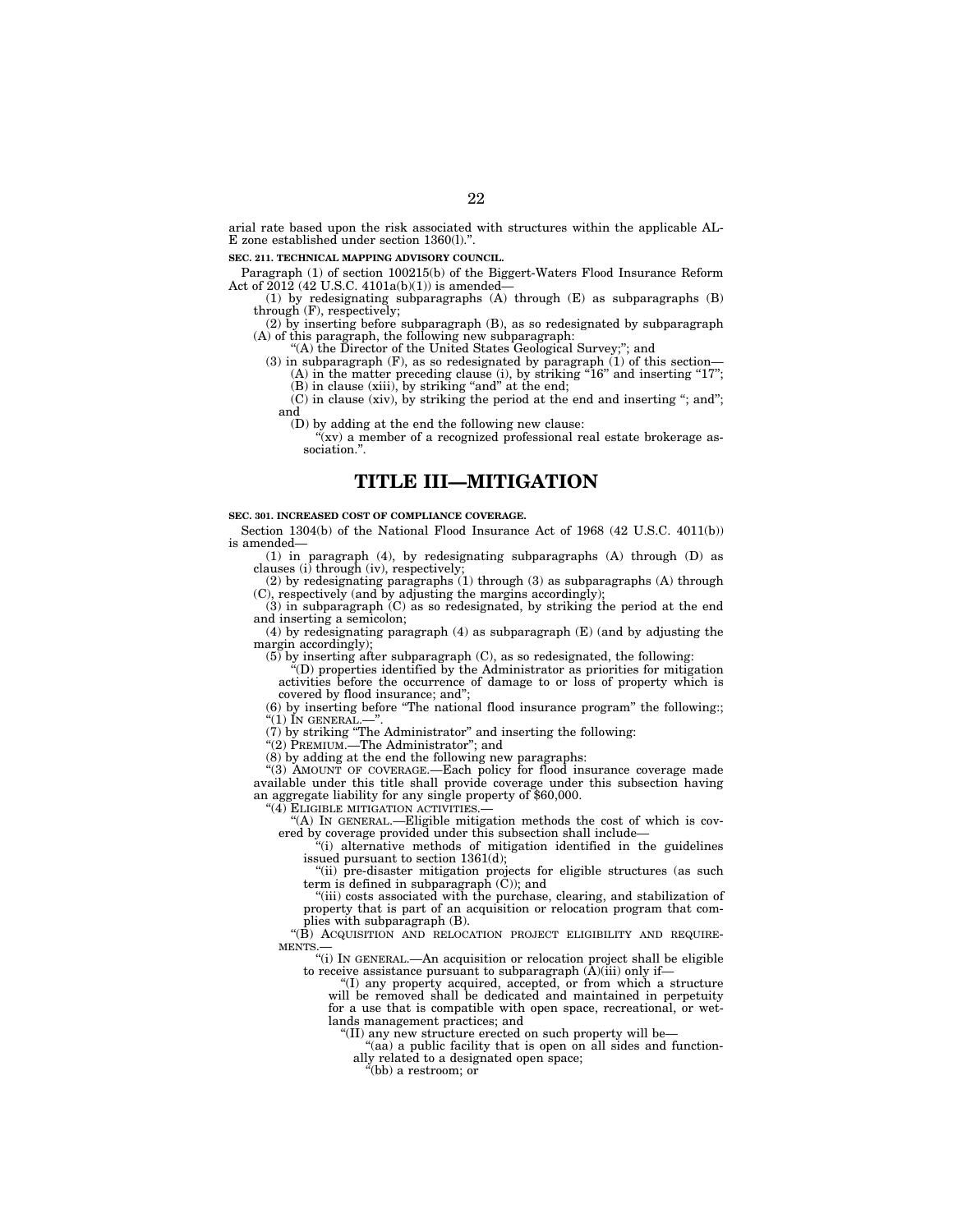arial rate based upon the risk associated with structures within the applicable AL-E zone established under section 1360(l).".

**SEC. 211. TECHNICAL MAPPING ADVISORY COUNCIL.**

Paragraph (1) of section 100215(b) of the Biggert-Waters Flood Insurance Reform Act of 2012 (42 U.S.C. 4101a(b)(1)) is amended—

(1) by redesignating subparagraphs (A) through (E) as subparagraphs (B) through (F), respectively;

(2) by inserting before subparagraph (B), as so redesignated by subparagraph (A) of this paragraph, the following new subparagraph:

"(A) the Director of the United States Geological Survey;"; and

(3) in subparagraph (F), as so redesignated by paragraph (1) of this section—

(A) in the matter preceding clause (i), by striking "16" and inserting "17";

(B) in clause (xiii), by striking "and" at the end;

(C) in clause (xiv), by striking the period at the end and inserting "; and"; and

(D) by adding at the end the following new clause:

"(xv) a member of a recognized professional real estate brokerage association.".

# TITLE III—MITIGATION

**SEC. 301. INCREASED COST OF COMPLIANCE COVERAGE.**

Section 1304(b) of the National Flood Insurance Act of 1968 (42 U.S.C. 4011(b)) is amended—

(1) in paragraph (4), by redesignating subparagraphs (A) through (D) as clauses (i) through (iv), respectively;

(2) by redesignating paragraphs (1) through (3) as subparagraphs (A) through (C), respectively (and by adjusting the margins accordingly);

(3) in subparagraph (C) as so redesignated, by striking the period at the end and inserting a semicolon;

(4) by redesignating paragraph (4) as subparagraph (E) (and by adjusting the margin accordingly);

(5) by inserting after subparagraph (C), as so redesignated, the following:

"(D) properties identified by the Administrator as priorities for mitigation activities before the occurrence of damage to or loss of property which is covered by flood insurance; and";

(6) by inserting before "The national flood insurance program" the following:; "(1) IN GENERAL.—".

(7) by striking "The Administrator" and inserting the following:

"(2) PREMIUM.—The Administrator"; and

(8) by adding at the end the following new paragraphs:

"(3) AMOUNT OF COVERAGE.—Each policy for flood insurance coverage made available under this title shall provide coverage under this subsection having an aggregate liability for any single property of $60,000.

"(4) ELIGIBLE MITIGATION ACTIVITIES.—

"(A) IN GENERAL.—Eligible mitigation methods the cost of which is covered by coverage provided under this subsection shall include—

"(i) alternative methods of mitigation identified in the guidelines issued pursuant to section 1361(d);

"(ii) pre-disaster mitigation projects for eligible structures (as such term is defined in subparagraph (C)); and

"(iii) costs associated with the purchase, clearing, and stabilization of property that is part of an acquisition or relocation program that complies with subparagraph (B).

"(B) ACQUISITION AND RELOCATION PROJECT ELIGIBILITY AND REQUIREMENTS.—

"(i) IN GENERAL.—An acquisition or relocation project shall be eligible to receive assistance pursuant to subparagraph (A)(iii) only if—

"(I) any property acquired, accepted, or from which a structure will be removed shall be dedicated and maintained in perpetuity for a use that is compatible with open space, recreational, or wetlands management practices; and

"(II) any new structure erected on such property will be—

"(aa) a public facility that is open on all sides and functionally related to a designated open space;

"(bb) a restroom; or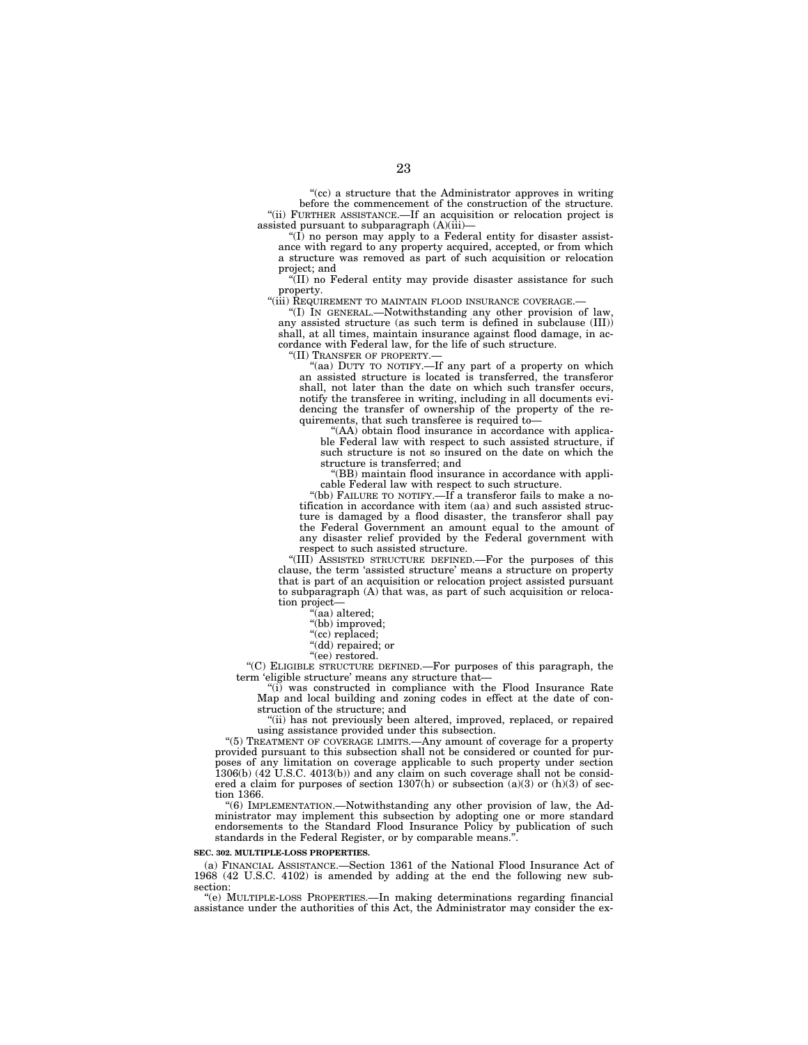"(cc) a structure that the Administrator approves in writing before the commencement of the construction of the structure.

"(ii) FURTHER ASSISTANCE.—If an acquisition or relocation project is assisted pursuant to subparagraph (A)(iii)—

"(I) no person may apply to a Federal entity for disaster assistance with regard to any property acquired, accepted, or from which a structure was removed as part of such acquisition or relocation project; and

"(II) no Federal entity may provide disaster assistance for such property.

"(iii) REQUIREMENT TO MAINTAIN FLOOD INSURANCE COVERAGE.—

"(I) IN GENERAL.—Notwithstanding any other provision of law, any assisted structure (as such term is defined in subclause (III)) shall, at all times, maintain insurance against flood damage, in accordance with Federal law, for the life of such structure.

"(II) TRANSFER OF PROPERTY.—

"(aa) DUTY TO NOTIFY.—If any part of a property on which an assisted structure is located is transferred, the transferor shall, not later than the date on which such transfer occurs, notify the transferee in writing, including in all documents evidencing the transfer of ownership of the property of the requirements, that such transferee is required to—

"(AA) obtain flood insurance in accordance with applicable Federal law with respect to such assisted structure, if such structure is not so insured on the date on which the structure is transferred; and

"(BB) maintain flood insurance in accordance with applicable Federal law with respect to such structure.

"(bb) FAILURE TO NOTIFY.—If a transferor fails to make a notification in accordance with item (aa) and such assisted structure is damaged by a flood disaster, the transferor shall pay the Federal Government an amount equal to the amount of any disaster relief provided by the Federal government with respect to such assisted structure.

"(III) ASSISTED STRUCTURE DEFINED.—For the purposes of this clause, the term 'assisted structure' means a structure on property that is part of an acquisition or relocation project assisted pursuant to subparagraph (A) that was, as part of such acquisition or relocation project—

"(aa) altered;

"(bb) improved;

"(cc) replaced;

"(dd) repaired; or

"(ee) restored.

"(C) ELIGIBLE STRUCTURE DEFINED.—For purposes of this paragraph, the term 'eligible structure' means any structure that—

"(i) was constructed in compliance with the Flood Insurance Rate Map and local building and zoning codes in effect at the date of construction of the structure; and

"(ii) has not previously been altered, improved, replaced, or repaired using assistance provided under this subsection.

"(5) TREATMENT OF COVERAGE LIMITS.—Any amount of coverage for a property provided pursuant to this subsection shall not be considered or counted for purposes of any limitation on coverage applicable to such property under section 1306(b) (42 U.S.C. 4013(b)) and any claim on such coverage shall not be considered a claim for purposes of section 1307(h) or subsection (a)(3) or (h)(3) of section 1366.

"(6) IMPLEMENTATION.—Notwithstanding any other provision of law, the Administrator may implement this subsection by adopting one or more standard endorsements to the Standard Flood Insurance Policy by publication of such standards in the Federal Register, or by comparable means.".

**SEC. 302. MULTIPLE-LOSS PROPERTIES.**

(a) FINANCIAL ASSISTANCE.—Section 1361 of the National Flood Insurance Act of 1968 (42 U.S.C. 4102) is amended by adding at the end the following new subsection:

"(e) MULTIPLE-LOSS PROPERTIES.—In making determinations regarding financial assistance under the authorities of this Act, the Administrator may consider the ex-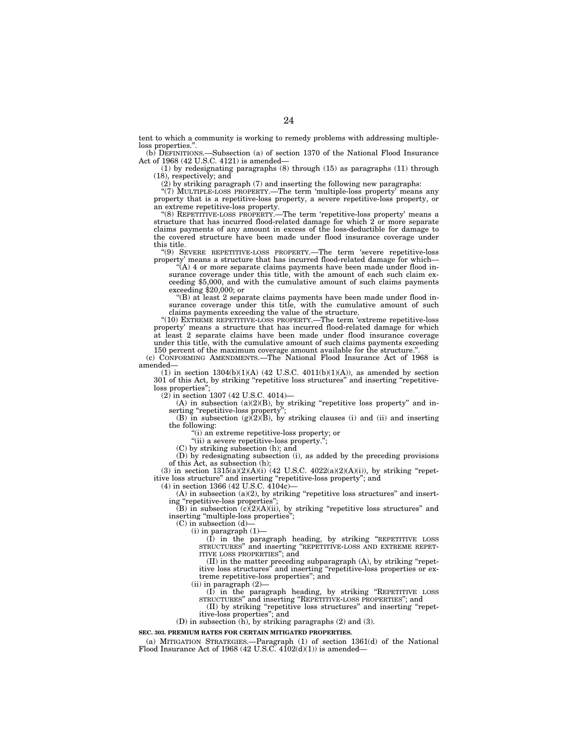tent to which a community is working to remedy problems with addressing multiple-loss properties.".

(b) DEFINITIONS.—Subsection (a) of section 1370 of the National Flood Insurance Act of 1968 (42 U.S.C. 4121) is amended—

(1) by redesignating paragraphs (8) through (15) as paragraphs (11) through (18), respectively; and

(2) by striking paragraph (7) and inserting the following new paragraphs:

"(7) MULTIPLE-LOSS PROPERTY.—The term 'multiple-loss property' means any property that is a repetitive-loss property, a severe repetitive-loss property, or an extreme repetitive-loss property.

"(8) REPETITIVE-LOSS PROPERTY.—The term 'repetitive-loss property' means a structure that has incurred flood-related damage for which 2 or more separate claims payments of any amount in excess of the loss-deductible for damage to the covered structure have been made under flood insurance coverage under this title.

"(9) SEVERE REPETITIVE-LOSS PROPERTY.—The term 'severe repetitive-loss property' means a structure that has incurred flood-related damage for which—

"(A) 4 or more separate claims payments have been made under flood insurance coverage under this title, with the amount of each such claim exceeding $5,000, and with the cumulative amount of such claims payments exceeding $20,000; or

"(B) at least 2 separate claims payments have been made under flood insurance coverage under this title, with the cumulative amount of such claims payments exceeding the value of the structure.

"(10) EXTREME REPETITIVE-LOSS PROPERTY.—The term 'extreme repetitive-loss property' means a structure that has incurred flood-related damage for which at least 2 separate claims have been made under flood insurance coverage under this title, with the cumulative amount of such claims payments exceeding 150 percent of the maximum coverage amount available for the structure.".

(c) CONFORMING AMENDMENTS.—The National Flood Insurance Act of 1968 is amended—

(1) in section 1304(b)(1)(A) (42 U.S.C. 4011(b)(1)(A)), as amended by section 301 of this Act, by striking "repetitive loss structures" and inserting "repetitive-loss properties";

(2) in section 1307 (42 U.S.C. 4014)—

(A) in subsection (a)(2)(B), by striking "repetitive loss property" and inserting "repetitive-loss property";

(B) in subsection (g)(2)(B), by striking clauses (i) and (ii) and inserting the following:

"(i) an extreme repetitive-loss property; or

"(ii) a severe repetitive-loss property.";

(C) by striking subsection (h); and

(D) by redesignating subsection (i), as added by the preceding provisions of this Act, as subsection (h);

(3) in section 1315(a)(2)(A)(i) (42 U.S.C. 4022(a)(2)(A)(i)), by striking "repetitive loss structure" and inserting "repetitive-loss property"; and

(4) in section 1366 (42 U.S.C. 4104c)—

(A) in subsection (a)(2), by striking "repetitive loss structures" and inserting "repetitive-loss properties";

(B) in subsection (c)(2)(A)(ii), by striking "repetitive loss structures" and inserting "multiple-loss properties";

(C) in subsection (d)—

(i) in paragraph (1)—

(I) in the paragraph heading, by striking "REPETITIVE LOSS STRUCTURES" and inserting "REPETITIVE-LOSS AND EXTREME REPETITIVE LOSS PROPERTIES"; and

(II) in the matter preceding subparagraph (A), by striking "repetitive loss structures" and inserting "repetitive-loss properties or extreme repetitive-loss properties"; and

(ii) in paragraph (2)—

(I) in the paragraph heading, by striking "REPETITIVE LOSS STRUCTURES" and inserting "REPETITIVE-LOSS PROPERTIES"; and

(II) by striking "repetitive loss structures" and inserting "repetitive-loss properties"; and

(D) in subsection (h), by striking paragraphs (2) and (3).

**SEC. 303. PREMIUM RATES FOR CERTAIN MITIGATED PROPERTIES.**

(a) MITIGATION STRATEGIES.—Paragraph (1) of section 1361(d) of the National Flood Insurance Act of 1968 (42 U.S.C. 4102(d)(1)) is amended—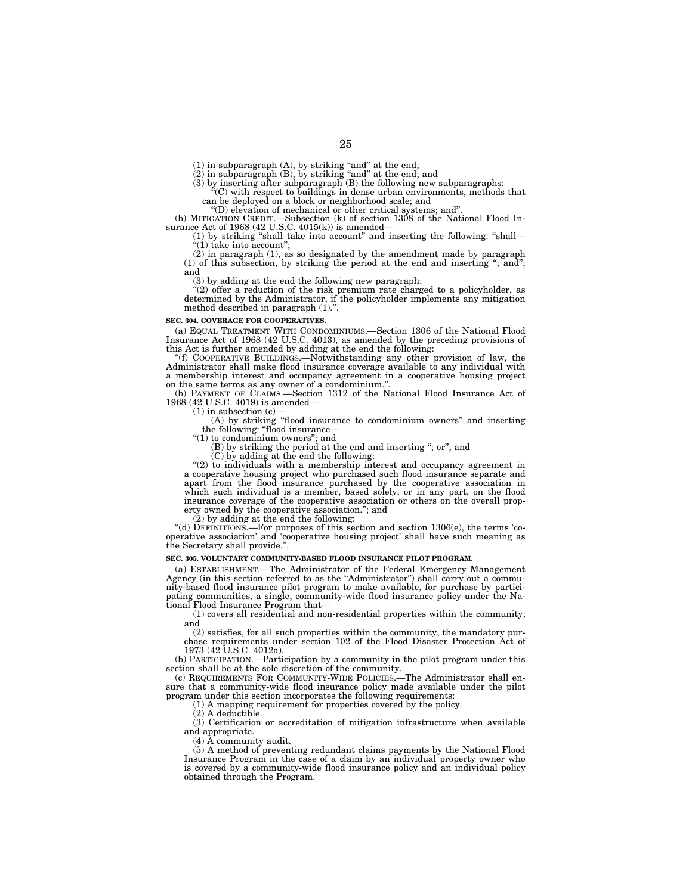(1) in subparagraph (A), by striking "and" at the end;

(2) in subparagraph (B), by striking "and" at the end; and

(3) by inserting after subparagraph (B) the following new subparagraphs:

"(C) with respect to buildings in dense urban environments, methods that can be deployed on a block or neighborhood scale; and

"(D) elevation of mechanical or other critical systems; and".

(b) MITIGATION CREDIT.—Subsection (k) of section 1308 of the National Flood Insurance Act of 1968 (42 U.S.C. 4015(k)) is amended—

(1) by striking "shall take into account" and inserting the following: "shall—

"(1) take into account";

(2) in paragraph (1), as so designated by the amendment made by paragraph (1) of this subsection, by striking the period at the end and inserting "; and"; and

(3) by adding at the end the following new paragraph:

"(2) offer a reduction of the risk premium rate charged to a policyholder, as determined by the Administrator, if the policyholder implements any mitigation method described in paragraph (1).".

**SEC. 304. COVERAGE FOR COOPERATIVES.**

(a) EQUAL TREATMENT WITH CONDOMINIUMS.—Section 1306 of the National Flood Insurance Act of 1968 (42 U.S.C. 4013), as amended by the preceding provisions of this Act is further amended by adding at the end the following:

"(f) COOPERATIVE BUILDINGS.—Notwithstanding any other provision of law, the Administrator shall make flood insurance coverage available to any individual with a membership interest and occupancy agreement in a cooperative housing project on the same terms as any owner of a condominium.".

(b) PAYMENT OF CLAIMS.—Section 1312 of the National Flood Insurance Act of 1968 (42 U.S.C. 4019) is amended—

(1) in subsection (c)—

(A) by striking "flood insurance to condominium owners" and inserting the following: "flood insurance—

"(1) to condominium owners"; and

(B) by striking the period at the end and inserting "; or"; and

(C) by adding at the end the following:

"(2) to individuals with a membership interest and occupancy agreement in a cooperative housing project who purchased such flood insurance separate and apart from the flood insurance purchased by the cooperative association in which such individual is a member, based solely, or in any part, on the flood insurance coverage of the cooperative association or others on the overall property owned by the cooperative association."; and

(2) by adding at the end the following:

"(d) DEFINITIONS.—For purposes of this section and section 1306(e), the terms 'cooperative association' and 'cooperative housing project' shall have such meaning as the Secretary shall provide.".

**SEC. 305. VOLUNTARY COMMUNITY-BASED FLOOD INSURANCE PILOT PROGRAM.**

(a) ESTABLISHMENT.—The Administrator of the Federal Emergency Management Agency (in this section referred to as the "Administrator") shall carry out a community-based flood insurance pilot program to make available, for purchase by participating communities, a single, community-wide flood insurance policy under the National Flood Insurance Program that—

(1) covers all residential and non-residential properties within the community; and

(2) satisfies, for all such properties within the community, the mandatory purchase requirements under section 102 of the Flood Disaster Protection Act of 1973 (42 U.S.C. 4012a).

(b) PARTICIPATION.—Participation by a community in the pilot program under this section shall be at the sole discretion of the community.

(c) REQUIREMENTS FOR COMMUNITY-WIDE POLICIES.—The Administrator shall ensure that a community-wide flood insurance policy made available under the pilot program under this section incorporates the following requirements:

(1) A mapping requirement for properties covered by the policy.

(2) A deductible.

(3) Certification or accreditation of mitigation infrastructure when available and appropriate.

(4) A community audit.

(5) A method of preventing redundant claims payments by the National Flood Insurance Program in the case of a claim by an individual property owner who is covered by a community-wide flood insurance policy and an individual policy obtained through the Program.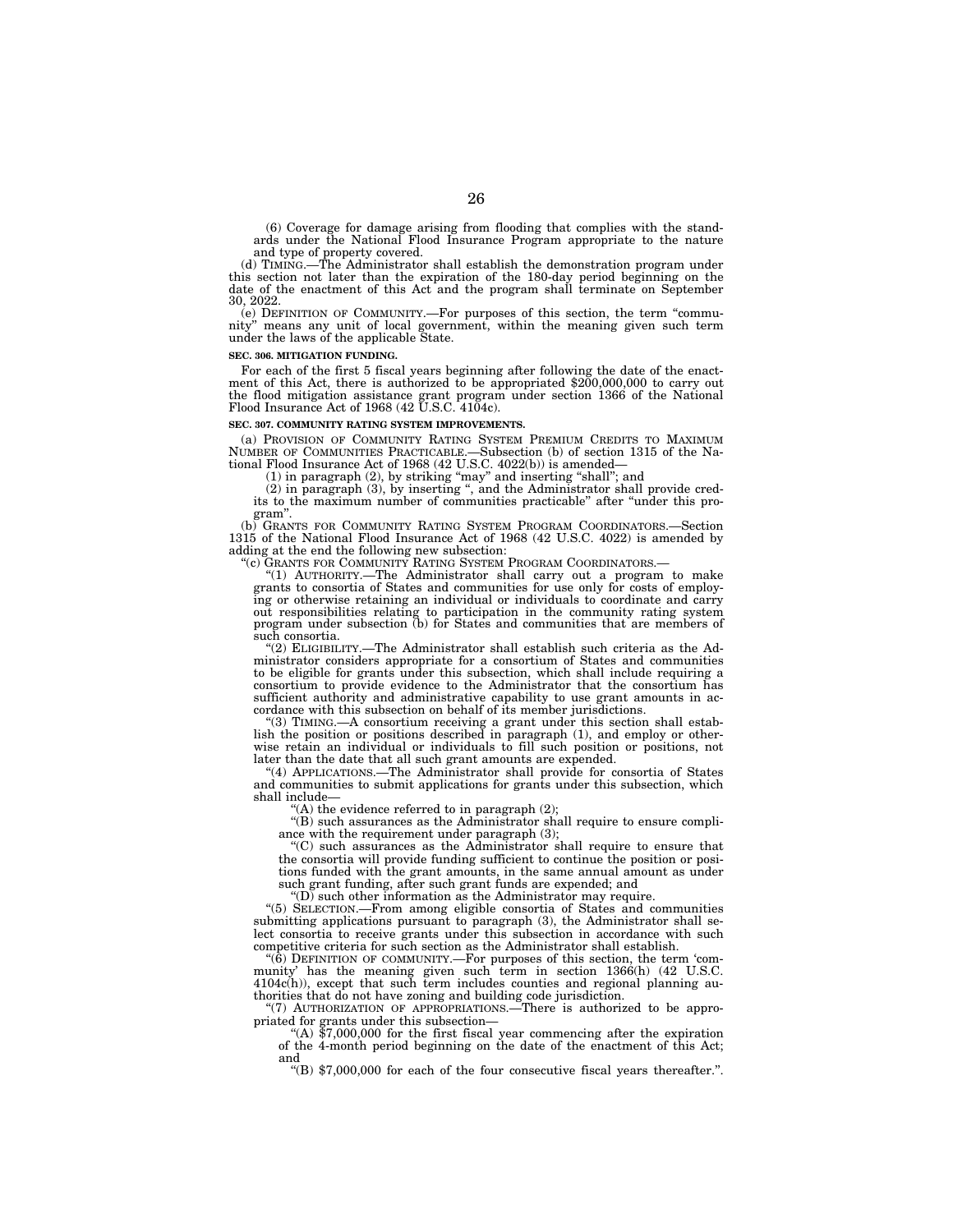(6) Coverage for damage arising from flooding that complies with the standards under the National Flood Insurance Program appropriate to the nature and type of property covered.

(d) TIMING.—The Administrator shall establish the demonstration program under this section not later than the expiration of the 180-day period beginning on the date of the enactment of this Act and the program shall terminate on September 30, 2022.

(e) DEFINITION OF COMMUNITY.—For purposes of this section, the term "community" means any unit of local government, within the meaning given such term under the laws of the applicable State.

**SEC. 306. MITIGATION FUNDING.**

For each of the first 5 fiscal years beginning after following the date of the enactment of this Act, there is authorized to be appropriated $200,000,000 to carry out the flood mitigation assistance grant program under section 1366 of the National Flood Insurance Act of 1968 (42 U.S.C. 4104c).

**SEC. 307. COMMUNITY RATING SYSTEM IMPROVEMENTS.**

(a) PROVISION OF COMMUNITY RATING SYSTEM PREMIUM CREDITS TO MAXIMUM NUMBER OF COMMUNITIES PRACTICABLE.—Subsection (b) of section 1315 of the National Flood Insurance Act of 1968 (42 U.S.C. 4022(b)) is amended—

(1) in paragraph (2), by striking "may" and inserting "shall"; and

(2) in paragraph (3), by inserting ", and the Administrator shall provide credits to the maximum number of communities practicable" after "under this program".

(b) GRANTS FOR COMMUNITY RATING SYSTEM PROGRAM COORDINATORS.—Section 1315 of the National Flood Insurance Act of 1968 (42 U.S.C. 4022) is amended by adding at the end the following new subsection:

"(c) GRANTS FOR COMMUNITY RATING SYSTEM PROGRAM COORDINATORS.—

"(1) AUTHORITY.—The Administrator shall carry out a program to make grants to consortia of States and communities for use only for costs of employing or otherwise retaining an individual or individuals to coordinate and carry out responsibilities relating to participation in the community rating system program under subsection (b) for States and communities that are members of such consortia.

"(2) ELIGIBILITY.—The Administrator shall establish such criteria as the Administrator considers appropriate for a consortium of States and communities to be eligible for grants under this subsection, which shall include requiring a consortium to provide evidence to the Administrator that the consortium has sufficient authority and administrative capability to use grant amounts in accordance with this subsection on behalf of its member jurisdictions.

"(3) TIMING.—A consortium receiving a grant under this section shall establish the position or positions described in paragraph (1), and employ or otherwise retain an individual or individuals to fill such position or positions, not later than the date that all such grant amounts are expended.

"(4) APPLICATIONS.—The Administrator shall provide for consortia of States and communities to submit applications for grants under this subsection, which shall include—

"(A) the evidence referred to in paragraph (2);

"(B) such assurances as the Administrator shall require to ensure compliance with the requirement under paragraph (3);

"(C) such assurances as the Administrator shall require to ensure that the consortia will provide funding sufficient to continue the position or positions funded with the grant amounts, in the same annual amount as under such grant funding, after such grant funds are expended; and

"(D) such other information as the Administrator may require.

"(5) SELECTION.—From among eligible consortia of States and communities submitting applications pursuant to paragraph (3), the Administrator shall select consortia to receive grants under this subsection in accordance with such competitive criteria for such section as the Administrator shall establish.

"(6) DEFINITION OF COMMUNITY.—For purposes of this section, the term 'community' has the meaning given such term in section 1366(h) (42 U.S.C. 4104c(h)), except that such term includes counties and regional planning authorities that do not have zoning and building code jurisdiction.

"(7) AUTHORIZATION OF APPROPRIATIONS.—There is authorized to be appropriated for grants under this subsection—

"(A) $7,000,000 for the first fiscal year commencing after the expiration of the 4-month period beginning on the date of the enactment of this Act; and

"(B) $7,000,000 for each of the four consecutive fiscal years thereafter.".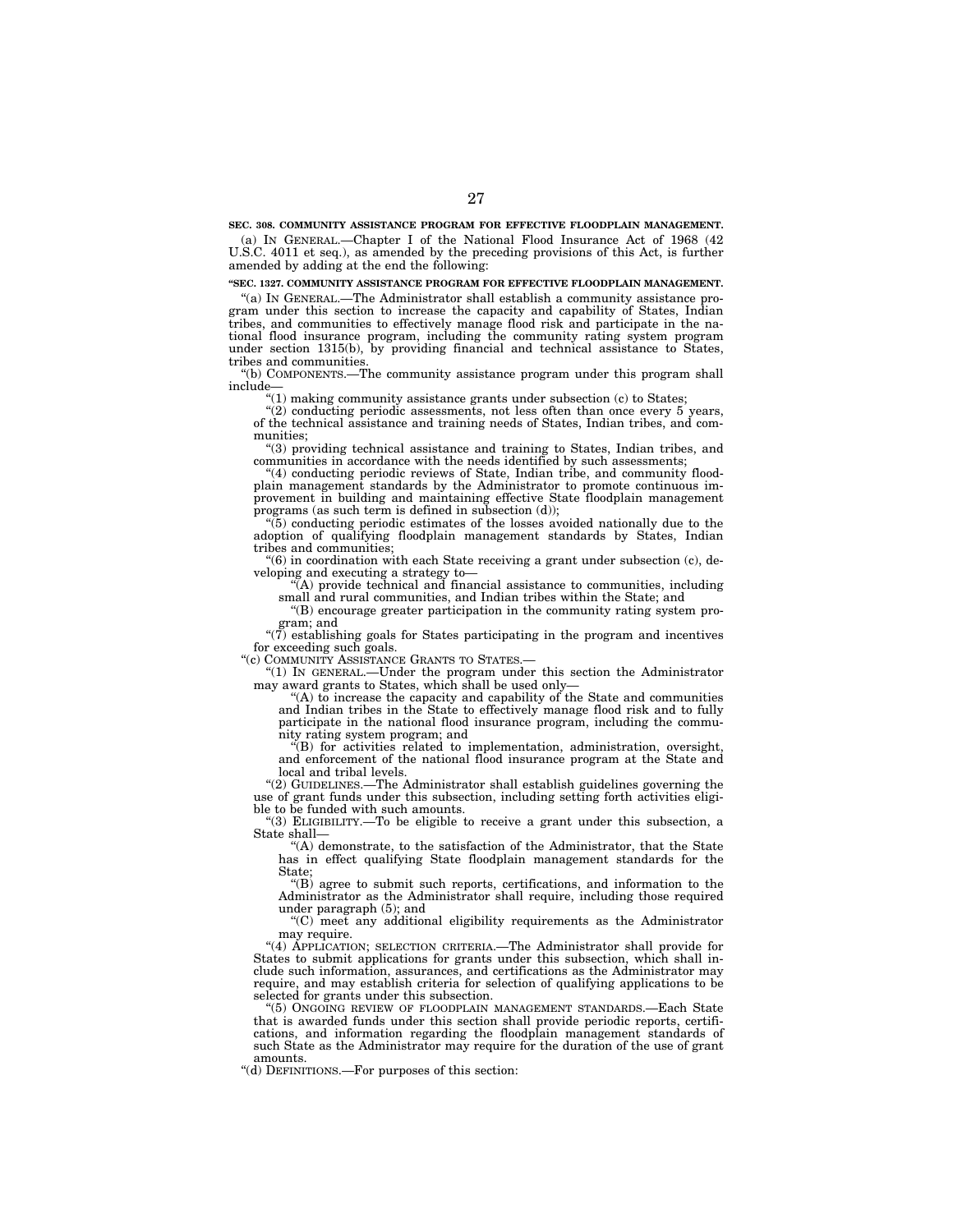**SEC. 308. COMMUNITY ASSISTANCE PROGRAM FOR EFFECTIVE FLOODPLAIN MANAGEMENT.**

(a) IN GENERAL.—Chapter I of the National Flood Insurance Act of 1968 (42 U.S.C. 4011 et seq.), as amended by the preceding provisions of this Act, is further amended by adding at the end the following:

**"SEC. 1327. COMMUNITY ASSISTANCE PROGRAM FOR EFFECTIVE FLOODPLAIN MANAGEMENT.**

"(a) IN GENERAL.—The Administrator shall establish a community assistance program under this section to increase the capacity and capability of States, Indian tribes, and communities to effectively manage flood risk and participate in the national flood insurance program, including the community rating system program under section 1315(b), by providing financial and technical assistance to States, tribes and communities.

"(b) COMPONENTS.—The community assistance program under this program shall include—

"(1) making community assistance grants under subsection (c) to States;

"(2) conducting periodic assessments, not less often than once every 5 years, of the technical assistance and training needs of States, Indian tribes, and communities;

"(3) providing technical assistance and training to States, Indian tribes, and communities in accordance with the needs identified by such assessments;

"(4) conducting periodic reviews of State, Indian tribe, and community floodplain management standards by the Administrator to promote continuous improvement in building and maintaining effective State floodplain management programs (as such term is defined in subsection (d));

"(5) conducting periodic estimates of the losses avoided nationally due to the adoption of qualifying floodplain management standards by States, Indian tribes and communities;

"(6) in coordination with each State receiving a grant under subsection (c), developing and executing a strategy to—

"(A) provide technical and financial assistance to communities, including small and rural communities, and Indian tribes within the State; and

"(B) encourage greater participation in the community rating system program; and

"(7) establishing goals for States participating in the program and incentives for exceeding such goals.

"(c) COMMUNITY ASSISTANCE GRANTS TO STATES.—

"(1) IN GENERAL.—Under the program under this section the Administrator may award grants to States, which shall be used only—

"(A) to increase the capacity and capability of the State and communities and Indian tribes in the State to effectively manage flood risk and to fully participate in the national flood insurance program, including the community rating system program; and

"(B) for activities related to implementation, administration, oversight, and enforcement of the national flood insurance program at the State and local and tribal levels.

"(2) GUIDELINES.—The Administrator shall establish guidelines governing the use of grant funds under this subsection, including setting forth activities eligible to be funded with such amounts.

"(3) ELIGIBILITY.—To be eligible to receive a grant under this subsection, a State shall—

"(A) demonstrate, to the satisfaction of the Administrator, that the State has in effect qualifying State floodplain management standards for the State;

"(B) agree to submit such reports, certifications, and information to the Administrator as the Administrator shall require, including those required under paragraph (5); and

"(C) meet any additional eligibility requirements as the Administrator may require.

"(4) APPLICATION; SELECTION CRITERIA.—The Administrator shall provide for States to submit applications for grants under this subsection, which shall include such information, assurances, and certifications as the Administrator may require, and may establish criteria for selection of qualifying applications to be selected for grants under this subsection.

"(5) ONGOING REVIEW OF FLOODPLAIN MANAGEMENT STANDARDS.—Each State that is awarded funds under this section shall provide periodic reports, certifications, and information regarding the floodplain management standards of such State as the Administrator may require for the duration of the use of grant amounts.

"(d) DEFINITIONS.—For purposes of this section: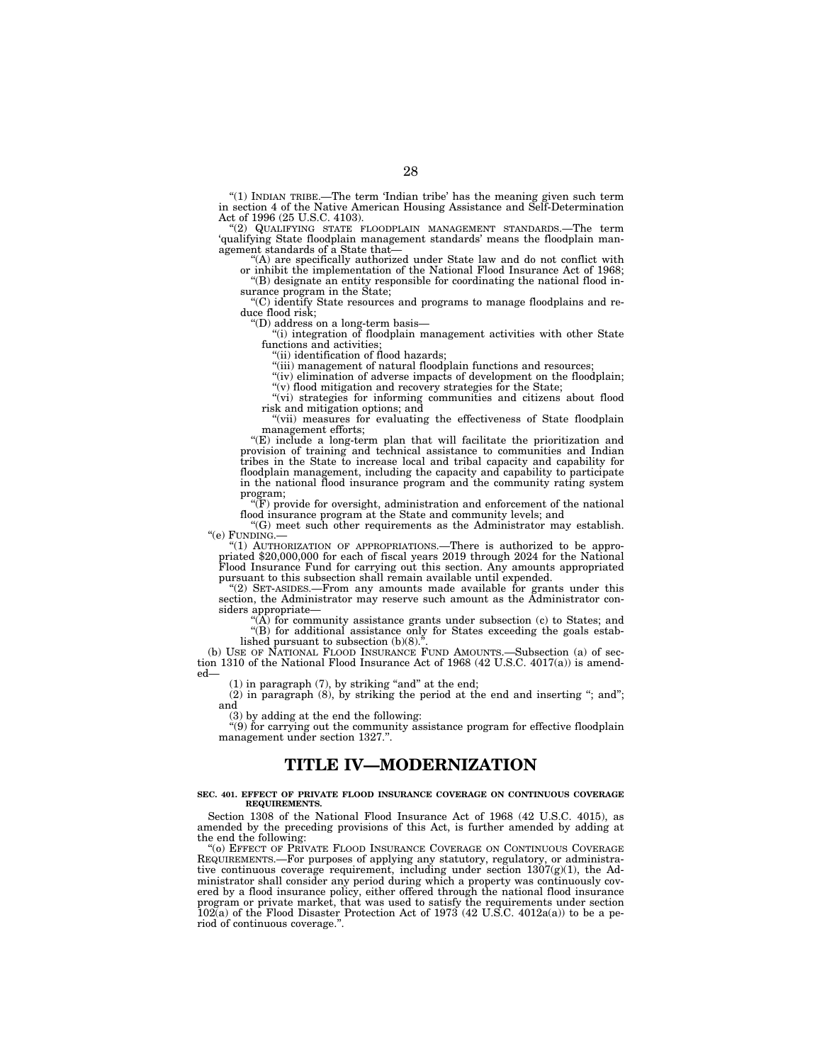"(1) INDIAN TRIBE.—The term 'Indian tribe' has the meaning given such term in section 4 of the Native American Housing Assistance and Self-Determination Act of 1996 (25 U.S.C. 4103).

"(2) QUALIFYING STATE FLOODPLAIN MANAGEMENT STANDARDS.—The term 'qualifying State floodplain management standards' means the floodplain management standards of a State that—

"(A) are specifically authorized under State law and do not conflict with or inhibit the implementation of the National Flood Insurance Act of 1968;

"(B) designate an entity responsible for coordinating the national flood insurance program in the State;

"(C) identify State resources and programs to manage floodplains and reduce flood risk;

"(D) address on a long-term basis—

"(i) integration of floodplain management activities with other State functions and activities;

"(ii) identification of flood hazards;

"(iii) management of natural floodplain functions and resources;

"(iv) elimination of adverse impacts of development on the floodplain;

"(v) flood mitigation and recovery strategies for the State;

"(vi) strategies for informing communities and citizens about flood risk and mitigation options; and

"(vii) measures for evaluating the effectiveness of State floodplain management efforts;

"(E) include a long-term plan that will facilitate the prioritization and provision of training and technical assistance to communities and Indian tribes in the State to increase local and tribal capacity and capability for floodplain management, including the capacity and capability to participate in the national flood insurance program and the community rating system program;

"(F) provide for oversight, administration and enforcement of the national flood insurance program at the State and community levels; and

"(G) meet such other requirements as the Administrator may establish.

"(e) FUNDING.—

"(1) AUTHORIZATION OF APPROPRIATIONS.—There is authorized to be appropriated $20,000,000 for each of fiscal years 2019 through 2024 for the National Flood Insurance Fund for carrying out this section. Any amounts appropriated pursuant to this subsection shall remain available until expended.

"(2) SET-ASIDES.—From any amounts made available for grants under this section, the Administrator may reserve such amount as the Administrator considers appropriate—

"(A) for community assistance grants under subsection (c) to States; and

"(B) for additional assistance only for States exceeding the goals established pursuant to subsection (b)(8).".

(b) USE OF NATIONAL FLOOD INSURANCE FUND AMOUNTS.—Subsection (a) of section 1310 of the National Flood Insurance Act of 1968 (42 U.S.C. 4017(a)) is amended—

(1) in paragraph (7), by striking "and" at the end;

(2) in paragraph (8), by striking the period at the end and inserting "; and"; and

(3) by adding at the end the following:

"(9) for carrying out the community assistance program for effective floodplain management under section 1327.".

# TITLE IV—MODERNIZATION

**SEC. 401. EFFECT OF PRIVATE FLOOD INSURANCE COVERAGE ON CONTINUOUS COVERAGE REQUIREMENTS.**

Section 1308 of the National Flood Insurance Act of 1968 (42 U.S.C. 4015), as amended by the preceding provisions of this Act, is further amended by adding at the end the following:

"(o) EFFECT OF PRIVATE FLOOD INSURANCE COVERAGE ON CONTINUOUS COVERAGE REQUIREMENTS.—For purposes of applying any statutory, regulatory, or administrative continuous coverage requirement, including under section 1307(g)(1), the Administrator shall consider any period during which a property was continuously covered by a flood insurance policy, either offered through the national flood insurance program or private market, that was used to satisfy the requirements under section 102(a) of the Flood Disaster Protection Act of 1973 (42 U.S.C. 4012a(a)) to be a period of continuous coverage.".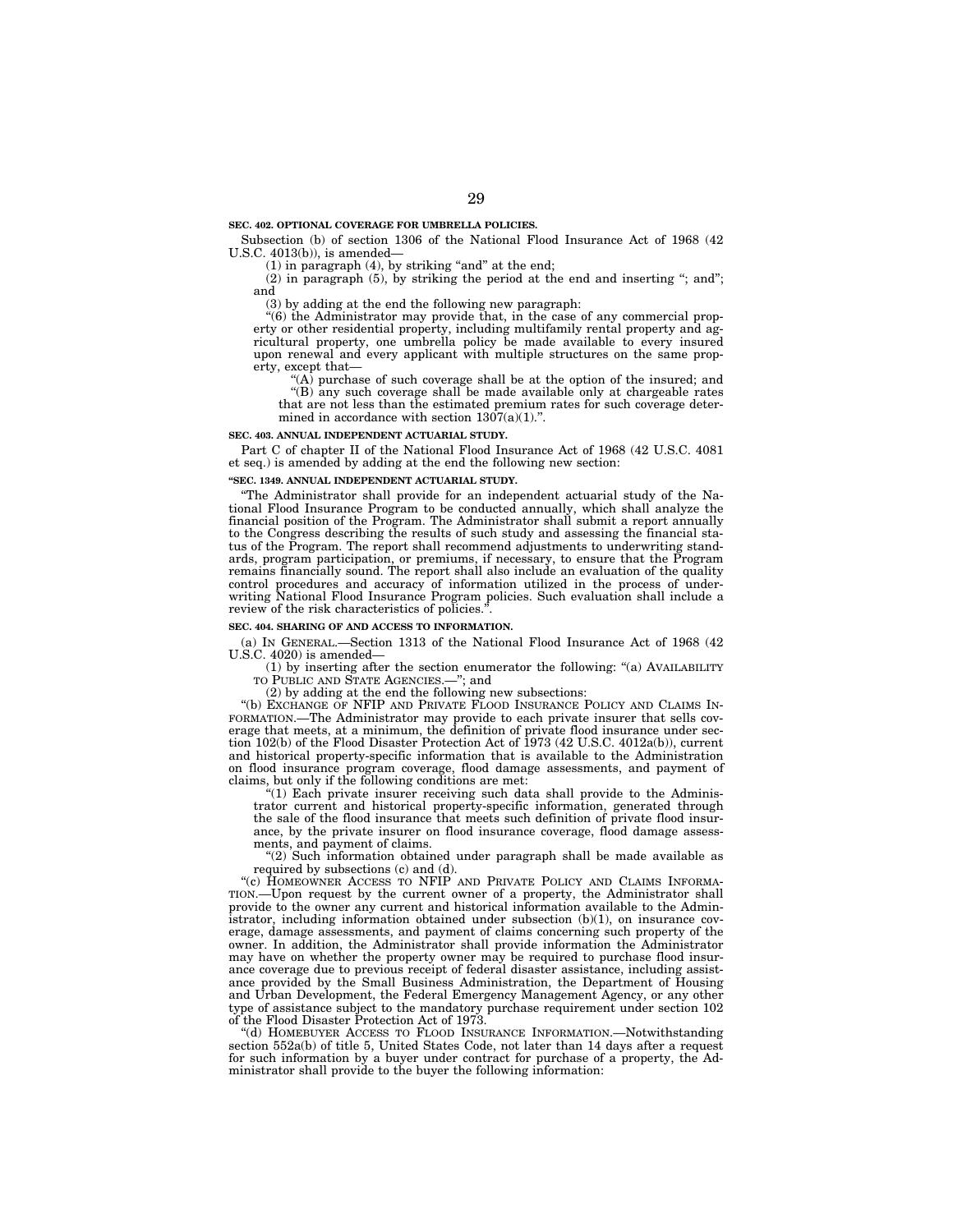**SEC. 402. OPTIONAL COVERAGE FOR UMBRELLA POLICIES.**

Subsection (b) of section 1306 of the National Flood Insurance Act of 1968 (42 U.S.C. 4013(b)), is amended—

(1) in paragraph (4), by striking "and" at the end;

(2) in paragraph (5), by striking the period at the end and inserting "; and"; and

(3) by adding at the end the following new paragraph:

"(6) the Administrator may provide that, in the case of any commercial property or other residential property, including multifamily rental property and agricultural property, one umbrella policy be made available to every insured upon renewal and every applicant with multiple structures on the same property, except that—

"(A) purchase of such coverage shall be at the option of the insured; and

"(B) any such coverage shall be made available only at chargeable rates that are not less than the estimated premium rates for such coverage determined in accordance with section 1307(a)(1).".

**SEC. 403. ANNUAL INDEPENDENT ACTUARIAL STUDY.**

Part C of chapter II of the National Flood Insurance Act of 1968 (42 U.S.C. 4081 et seq.) is amended by adding at the end the following new section:

**"SEC. 1349. ANNUAL INDEPENDENT ACTUARIAL STUDY.**

"The Administrator shall provide for an independent actuarial study of the National Flood Insurance Program to be conducted annually, which shall analyze the financial position of the Program. The Administrator shall submit a report annually to the Congress describing the results of such study and assessing the financial status of the Program. The report shall recommend adjustments to underwriting standards, program participation, or premiums, if necessary, to ensure that the Program remains financially sound. The report shall also include an evaluation of the quality control procedures and accuracy of information utilized in the process of underwriting National Flood Insurance Program policies. Such evaluation shall include a review of the risk characteristics of policies.".

**SEC. 404. SHARING OF AND ACCESS TO INFORMATION.**

(a) IN GENERAL.—Section 1313 of the National Flood Insurance Act of 1968 (42 U.S.C. 4020) is amended—

(1) by inserting after the section enumerator the following: "(a) AVAILABILITY TO PUBLIC AND STATE AGENCIES.—"; and

(2) by adding at the end the following new subsections:

"(b) EXCHANGE OF NFIP AND PRIVATE FLOOD INSURANCE POLICY AND CLAIMS INFORMATION.—The Administrator may provide to each private insurer that sells coverage that meets, at a minimum, the definition of private flood insurance under section 102(b) of the Flood Disaster Protection Act of 1973 (42 U.S.C. 4012a(b)), current and historical property-specific information that is available to the Administration on flood insurance program coverage, flood damage assessments, and payment of claims, but only if the following conditions are met:

"(1) Each private insurer receiving such data shall provide to the Administrator current and historical property-specific information, generated through the sale of the flood insurance that meets such definition of private flood insurance, by the private insurer on flood insurance coverage, flood damage assessments, and payment of claims.

"(2) Such information obtained under paragraph shall be made available as required by subsections (c) and (d).

"(c) HOMEOWNER ACCESS TO NFIP AND PRIVATE POLICY AND CLAIMS INFORMATION.—Upon request by the current owner of a property, the Administrator shall provide to the owner any current and historical information available to the Administrator, including information obtained under subsection (b)(1), on insurance coverage, damage assessments, and payment of claims concerning such property of the owner. In addition, the Administrator shall provide information the Administrator may have on whether the property owner may be required to purchase flood insurance coverage due to previous receipt of federal disaster assistance, including assistance provided by the Small Business Administration, the Department of Housing and Urban Development, the Federal Emergency Management Agency, or any other type of assistance subject to the mandatory purchase requirement under section 102 of the Flood Disaster Protection Act of 1973.

"(d) HOMEBUYER ACCESS TO FLOOD INSURANCE INFORMATION.—Notwithstanding section 552a(b) of title 5, United States Code, not later than 14 days after a request for such information by a buyer under contract for purchase of a property, the Administrator shall provide to the buyer the following information: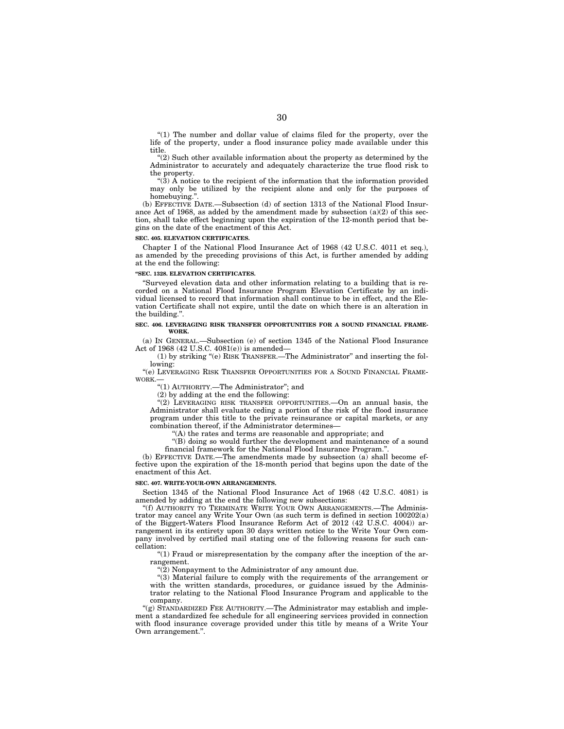"(1) The number and dollar value of claims filed for the property, over the life of the property, under a flood insurance policy made available under this title.

"(2) Such other available information about the property as determined by the Administrator to accurately and adequately characterize the true flood risk to the property.

"(3) A notice to the recipient of the information that the information provided may only be utilized by the recipient alone and only for the purposes of homebuying.".

(b) EFFECTIVE DATE.—Subsection (d) of section 1313 of the National Flood Insurance Act of 1968, as added by the amendment made by subsection (a)(2) of this section, shall take effect beginning upon the expiration of the 12-month period that begins on the date of the enactment of this Act.

**SEC. 405. ELEVATION CERTIFICATES.**

Chapter I of the National Flood Insurance Act of 1968 (42 U.S.C. 4011 et seq.), as amended by the preceding provisions of this Act, is further amended by adding at the end the following:

**"SEC. 1328. ELEVATION CERTIFICATES.**

"Surveyed elevation data and other information relating to a building that is recorded on a National Flood Insurance Program Elevation Certificate by an individual licensed to record that information shall continue to be in effect, and the Elevation Certificate shall not expire, until the date on which there is an alteration in the building.".

**SEC. 406. LEVERAGING RISK TRANSFER OPPORTUNITIES FOR A SOUND FINANCIAL FRAMEWORK.**

(a) IN GENERAL.—Subsection (e) of section 1345 of the National Flood Insurance Act of 1968 (42 U.S.C. 4081(e)) is amended—

(1) by striking "(e) RISK TRANSFER.—The Administrator" and inserting the following:

"(e) LEVERAGING RISK TRANSFER OPPORTUNITIES FOR A SOUND FINANCIAL FRAMEWORK.—

"(1) AUTHORITY.—The Administrator"; and

(2) by adding at the end the following:

"(2) LEVERAGING RISK TRANSFER OPPORTUNITIES.—On an annual basis, the Administrator shall evaluate ceding a portion of the risk of the flood insurance program under this title to the private reinsurance or capital markets, or any combination thereof, if the Administrator determines—

"(A) the rates and terms are reasonable and appropriate; and

"(B) doing so would further the development and maintenance of a sound financial framework for the National Flood Insurance Program.".

(b) EFFECTIVE DATE.—The amendments made by subsection (a) shall become effective upon the expiration of the 18-month period that begins upon the date of the enactment of this Act.

**SEC. 407. WRITE-YOUR-OWN ARRANGEMENTS.**

Section 1345 of the National Flood Insurance Act of 1968 (42 U.S.C. 4081) is amended by adding at the end the following new subsections:

"(f) AUTHORITY TO TERMINATE WRITE YOUR OWN ARRANGEMENTS.—The Administrator may cancel any Write Your Own (as such term is defined in section 100202(a) of the Biggert-Waters Flood Insurance Reform Act of 2012 (42 U.S.C. 4004)) arrangement in its entirety upon 30 days written notice to the Write Your Own company involved by certified mail stating one of the following reasons for such cancellation:

"(1) Fraud or misrepresentation by the company after the inception of the arrangement.

"(2) Nonpayment to the Administrator of any amount due.

"(3) Material failure to comply with the requirements of the arrangement or with the written standards, procedures, or guidance issued by the Administrator relating to the National Flood Insurance Program and applicable to the company.

"(g) STANDARDIZED FEE AUTHORITY.—The Administrator may establish and implement a standardized fee schedule for all engineering services provided in connection with flood insurance coverage provided under this title by means of a Write Your Own arrangement.".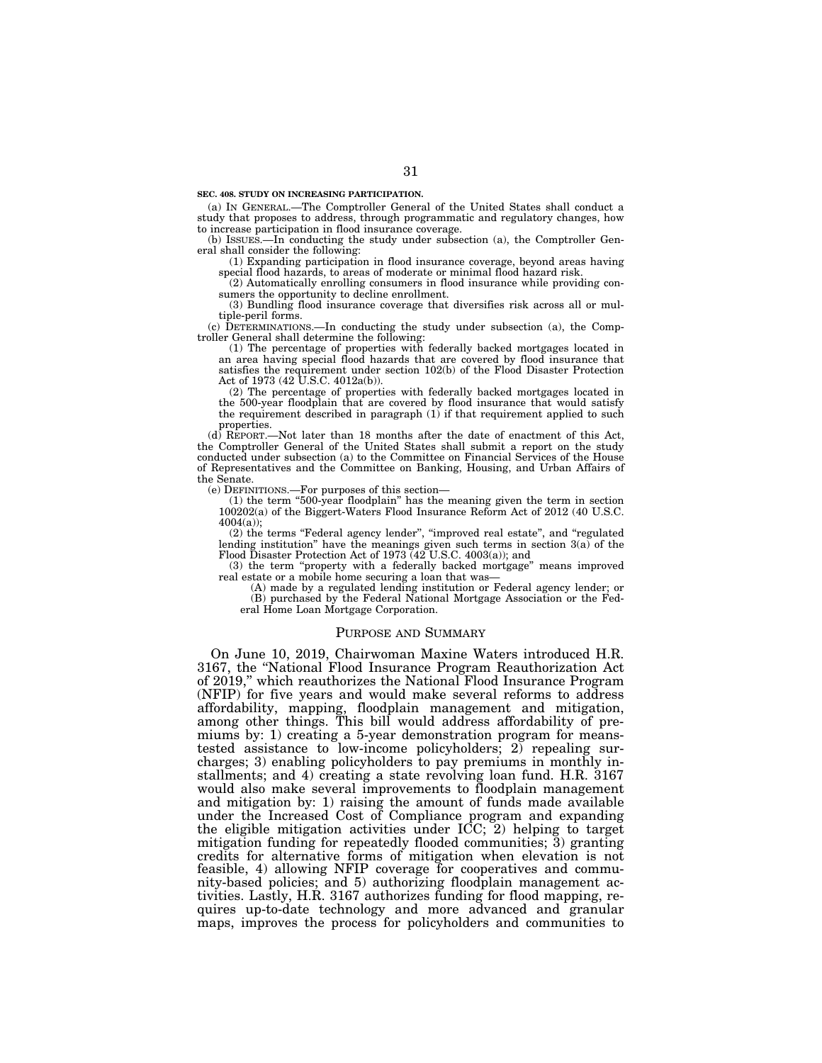**SEC. 408. STUDY ON INCREASING PARTICIPATION.**

(a) IN GENERAL.—The Comptroller General of the United States shall conduct a study that proposes to address, through programmatic and regulatory changes, how to increase participation in flood insurance coverage.

(b) ISSUES.—In conducting the study under subsection (a), the Comptroller General shall consider the following:

(1) Expanding participation in flood insurance coverage, beyond areas having special flood hazards, to areas of moderate or minimal flood hazard risk.

(2) Automatically enrolling consumers in flood insurance while providing consumers the opportunity to decline enrollment.

(3) Bundling flood insurance coverage that diversifies risk across all or multiple-peril forms.

(c) DETERMINATIONS.—In conducting the study under subsection (a), the Comptroller General shall determine the following:

(1) The percentage of properties with federally backed mortgages located in an area having special flood hazards that are covered by flood insurance that satisfies the requirement under section 102(b) of the Flood Disaster Protection Act of 1973 (42 U.S.C. 4012a(b)).

(2) The percentage of properties with federally backed mortgages located in the 500-year floodplain that are covered by flood insurance that would satisfy the requirement described in paragraph (1) if that requirement applied to such properties.

(d) REPORT.—Not later than 18 months after the date of enactment of this Act, the Comptroller General of the United States shall submit a report on the study conducted under subsection (a) to the Committee on Financial Services of the House of Representatives and the Committee on Banking, Housing, and Urban Affairs of the Senate.

(e) DEFINITIONS.—For purposes of this section—

(1) the term "500-year floodplain" has the meaning given the term in section 100202(a) of the Biggert-Waters Flood Insurance Reform Act of 2012 (40 U.S.C. 4004(a));

(2) the terms "Federal agency lender", "improved real estate", and "regulated lending institution" have the meanings given such terms in section 3(a) of the Flood Disaster Protection Act of 1973 (42 U.S.C. 4003(a)); and

(3) the term "property with a federally backed mortgage" means improved real estate or a mobile home securing a loan that was—

(A) made by a regulated lending institution or Federal agency lender; or

(B) purchased by the Federal National Mortgage Association or the Federal Home Loan Mortgage Corporation.

## PURPOSE AND SUMMARY

On June 10, 2019, Chairwoman Maxine Waters introduced H.R. 3167, the "National Flood Insurance Program Reauthorization Act of 2019," which reauthorizes the National Flood Insurance Program (NFIP) for five years and would make several reforms to address affordability, mapping, floodplain management and mitigation, among other things. This bill would address affordability of premiums by: 1) creating a 5-year demonstration program for means-tested assistance to low-income policyholders; 2) repealing surcharges; 3) enabling policyholders to pay premiums in monthly installments; and 4) creating a state revolving loan fund. H.R. 3167 would also make several improvements to floodplain management and mitigation by: 1) raising the amount of funds made available under the Increased Cost of Compliance program and expanding the eligible mitigation activities under ICC; 2) helping to target mitigation funding for repeatedly flooded communities; 3) granting credits for alternative forms of mitigation when elevation is not feasible, 4) allowing NFIP coverage for cooperatives and community-based policies; and 5) authorizing floodplain management activities. Lastly, H.R. 3167 authorizes funding for flood mapping, requires up-to-date technology and more advanced and granular maps, improves the process for policyholders and communities to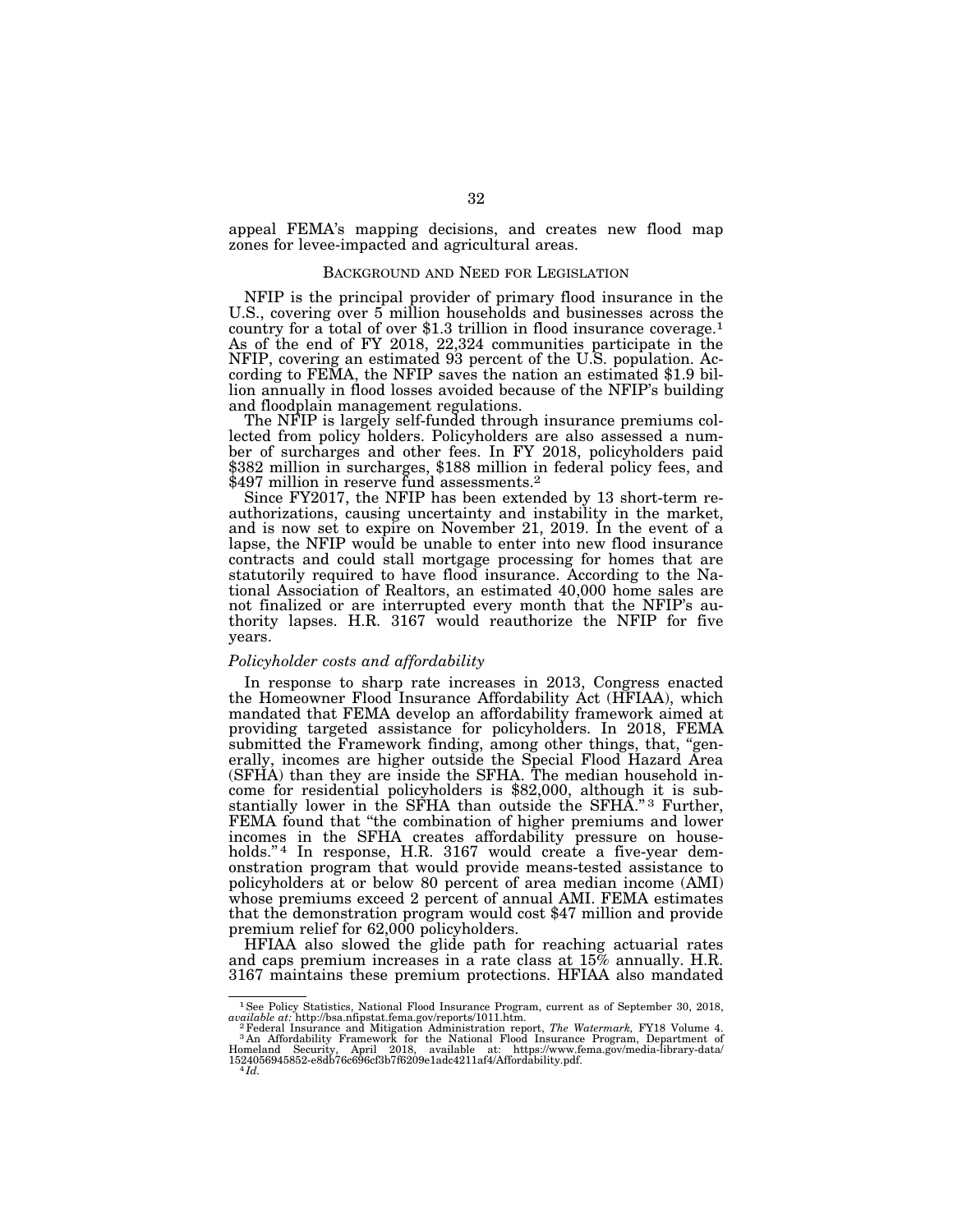appeal FEMA's mapping decisions, and creates new flood map zones for levee-impacted and agricultural areas.

## BACKGROUND AND NEED FOR LEGISLATION

NFIP is the principal provider of primary flood insurance in the U.S., covering over 5 million households and businesses across the country for a total of over $1.3 trillion in flood insurance coverage.[1] As of the end of FY 2018, 22,324 communities participate in the NFIP, covering an estimated 93 percent of the U.S. population. According to FEMA, the NFIP saves the nation an estimated $1.9 billion annually in flood losses avoided because of the NFIP's building and floodplain management regulations.

The NFIP is largely self-funded through insurance premiums collected from policy holders. Policyholders are also assessed a number of surcharges and other fees. In FY 2018, policyholders paid $382 million in surcharges, $188 million in federal policy fees, and $497 million in reserve fund assessments.[2]

Since FY2017, the NFIP has been extended by 13 short-term reauthorizations, causing uncertainty and instability in the market, and is now set to expire on November 21, 2019. In the event of a lapse, the NFIP would be unable to enter into new flood insurance contracts and could stall mortgage processing for homes that are statutorily required to have flood insurance. According to the National Association of Realtors, an estimated 40,000 home sales are not finalized or are interrupted every month that the NFIP's authority lapses. H.R. 3167 would reauthorize the NFIP for five years.

### *Policyholder costs and affordability*

In response to sharp rate increases in 2013, Congress enacted the Homeowner Flood Insurance Affordability Act (HFIAA), which mandated that FEMA develop an affordability framework aimed at providing targeted assistance for policyholders. In 2018, FEMA submitted the Framework finding, among other things, that, "generally, incomes are higher outside the Special Flood Hazard Area (SFHA) than they are inside the SFHA. The median household income for residential policyholders is $82,000, although it is substantially lower in the SFHA than outside the SFHA."[3] Further, FEMA found that "the combination of higher premiums and lower incomes in the SFHA creates affordability pressure on households."[4] In response, H.R. 3167 would create a five-year demonstration program that would provide means-tested assistance to policyholders at or below 80 percent of area median income (AMI) whose premiums exceed 2 percent of annual AMI. FEMA estimates that the demonstration program would cost $47 million and provide premium relief for 62,000 policyholders.

HFIAA also slowed the glide path for reaching actuarial rates and caps premium increases in a rate class at 15% annually. H.R. 3167 maintains these premium protections. HFIAA also mandated

---

[1] See Policy Statistics, National Flood Insurance Program, current as of September 30, 2018, *available at:* http://bsa.nfipstat.fema.gov/reports/1011.htm.

[2] Federal Insurance and Mitigation Administration report, *The Watermark,* FY18 Volume 4.

[3] An Affordability Framework for the National Flood Insurance Program, Department of Homeland Security, April 2018, available at: https://www.fema.gov/media-library-data/1524056945852-e8db76c696cf3b7f6209e1adc4211af4/Affordability.pdf.

[4] *Id.*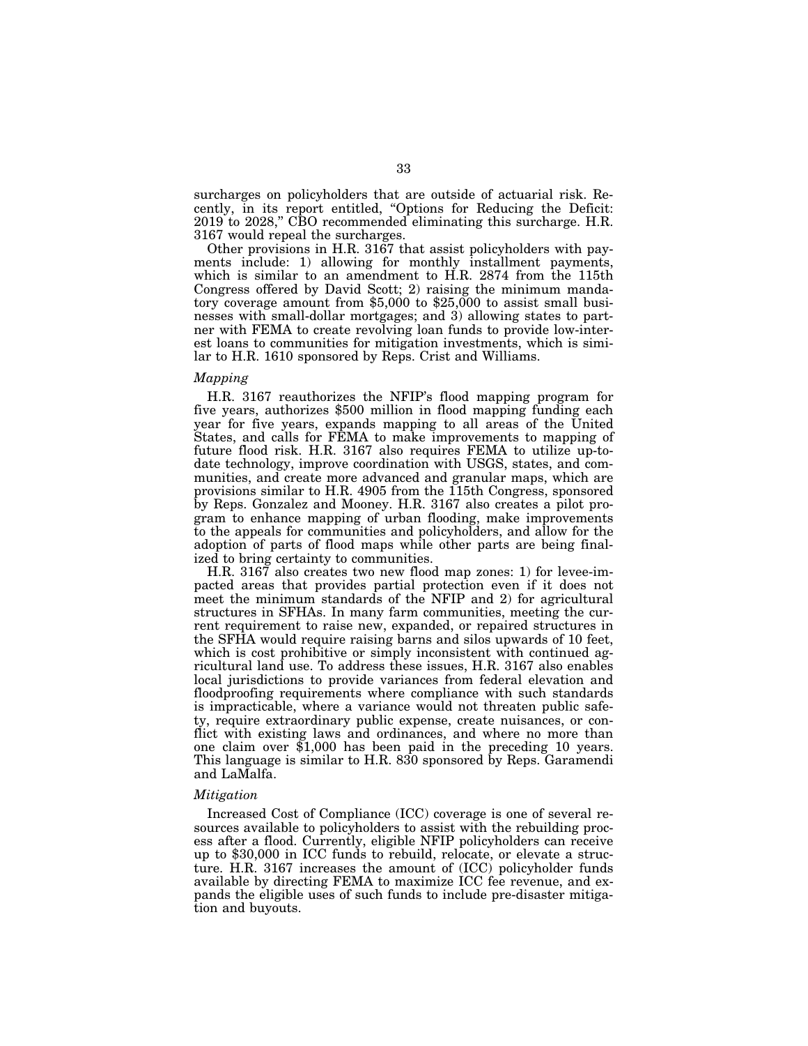surcharges on policyholders that are outside of actuarial risk. Recently, in its report entitled, "Options for Reducing the Deficit: 2019 to 2028," CBO recommended eliminating this surcharge. H.R. 3167 would repeal the surcharges.

Other provisions in H.R. 3167 that assist policyholders with payments include: 1) allowing for monthly installment payments, which is similar to an amendment to H.R. 2874 from the 115th Congress offered by David Scott; 2) raising the minimum mandatory coverage amount from $5,000 to $25,000 to assist small businesses with small-dollar mortgages; and 3) allowing states to partner with FEMA to create revolving loan funds to provide low-interest loans to communities for mitigation investments, which is similar to H.R. 1610 sponsored by Reps. Crist and Williams.

*Mapping*

H.R. 3167 reauthorizes the NFIP's flood mapping program for five years, authorizes $500 million in flood mapping funding each year for five years, expands mapping to all areas of the United States, and calls for FEMA to make improvements to mapping of future flood risk. H.R. 3167 also requires FEMA to utilize up-to-date technology, improve coordination with USGS, states, and communities, and create more advanced and granular maps, which are provisions similar to H.R. 4905 from the 115th Congress, sponsored by Reps. Gonzalez and Mooney. H.R. 3167 also creates a pilot program to enhance mapping of urban flooding, make improvements to the appeals for communities and policyholders, and allow for the adoption of parts of flood maps while other parts are being finalized to bring certainty to communities.

H.R. 3167 also creates two new flood map zones: 1) for levee-impacted areas that provides partial protection even if it does not meet the minimum standards of the NFIP and 2) for agricultural structures in SFHAs. In many farm communities, meeting the current requirement to raise new, expanded, or repaired structures in the SFHA would require raising barns and silos upwards of 10 feet, which is cost prohibitive or simply inconsistent with continued agricultural land use. To address these issues, H.R. 3167 also enables local jurisdictions to provide variances from federal elevation and floodproofing requirements where compliance with such standards is impracticable, where a variance would not threaten public safety, require extraordinary public expense, create nuisances, or conflict with existing laws and ordinances, and where no more than one claim over $1,000 has been paid in the preceding 10 years. This language is similar to H.R. 830 sponsored by Reps. Garamendi and LaMalfa.

*Mitigation*

Increased Cost of Compliance (ICC) coverage is one of several resources available to policyholders to assist with the rebuilding process after a flood. Currently, eligible NFIP policyholders can receive up to $30,000 in ICC funds to rebuild, relocate, or elevate a structure. H.R. 3167 increases the amount of (ICC) policyholder funds available by directing FEMA to maximize ICC fee revenue, and expands the eligible uses of such funds to include pre-disaster mitigation and buyouts.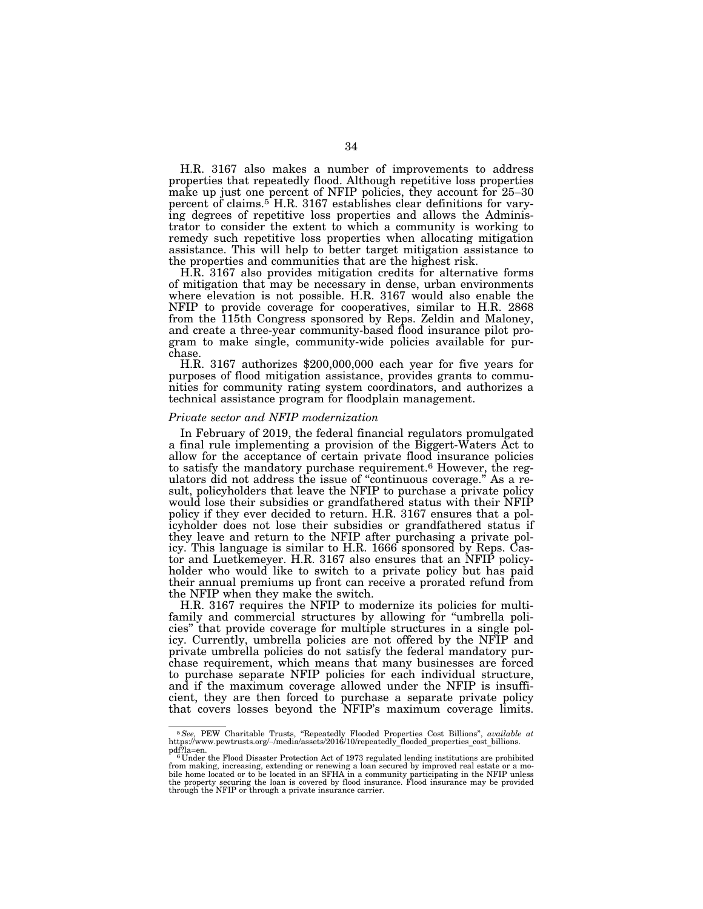H.R. 3167 also makes a number of improvements to address properties that repeatedly flood. Although repetitive loss properties make up just one percent of NFIP policies, they account for 25–30 percent of claims.[5] H.R. 3167 establishes clear definitions for varying degrees of repetitive loss properties and allows the Administrator to consider the extent to which a community is working to remedy such repetitive loss properties when allocating mitigation assistance. This will help to better target mitigation assistance to the properties and communities that are the highest risk.

H.R. 3167 also provides mitigation credits for alternative forms of mitigation that may be necessary in dense, urban environments where elevation is not possible. H.R. 3167 would also enable the NFIP to provide coverage for cooperatives, similar to H.R. 2868 from the 115th Congress sponsored by Reps. Zeldin and Maloney, and create a three-year community-based flood insurance pilot program to make single, community-wide policies available for purchase.

H.R. 3167 authorizes $200,000,000 each year for five years for purposes of flood mitigation assistance, provides grants to communities for community rating system coordinators, and authorizes a technical assistance program for floodplain management.

*Private sector and NFIP modernization*

In February of 2019, the federal financial regulators promulgated a final rule implementing a provision of the Biggert-Waters Act to allow for the acceptance of certain private flood insurance policies to satisfy the mandatory purchase requirement.[6] However, the regulators did not address the issue of "continuous coverage." As a result, policyholders that leave the NFIP to purchase a private policy would lose their subsidies or grandfathered status with their NFIP policy if they ever decided to return. H.R. 3167 ensures that a policyholder does not lose their subsidies or grandfathered status if they leave and return to the NFIP after purchasing a private policy. This language is similar to H.R. 1666 sponsored by Reps. Castor and Luetkemeyer. H.R. 3167 also ensures that an NFIP policyholder who would like to switch to a private policy but has paid their annual premiums up front can receive a prorated refund from the NFIP when they make the switch.

H.R. 3167 requires the NFIP to modernize its policies for multifamily and commercial structures by allowing for "umbrella policies" that provide coverage for multiple structures in a single policy. Currently, umbrella policies are not offered by the NFIP and private umbrella policies do not satisfy the federal mandatory purchase requirement, which means that many businesses are forced to purchase separate NFIP policies for each individual structure, and if the maximum coverage allowed under the NFIP is insufficient, they are then forced to purchase a separate private policy that covers losses beyond the NFIP's maximum coverage limits.

---

[5] *See,* PEW Charitable Trusts, "Repeatedly Flooded Properties Cost Billions", *available at* https://www.pewtrusts.org/-/media/assets/2016/10/repeatedly_flooded_properties_cost_billions.pdf?la=en.

[6] Under the Flood Disaster Protection Act of 1973 regulated lending institutions are prohibited from making, increasing, extending or renewing a loan secured by improved real estate or a mobile home located or to be located in an SFHA in a community participating in the NFIP unless the property securing the loan is covered by flood insurance. Flood insurance may be provided through the NFIP or through a private insurance carrier.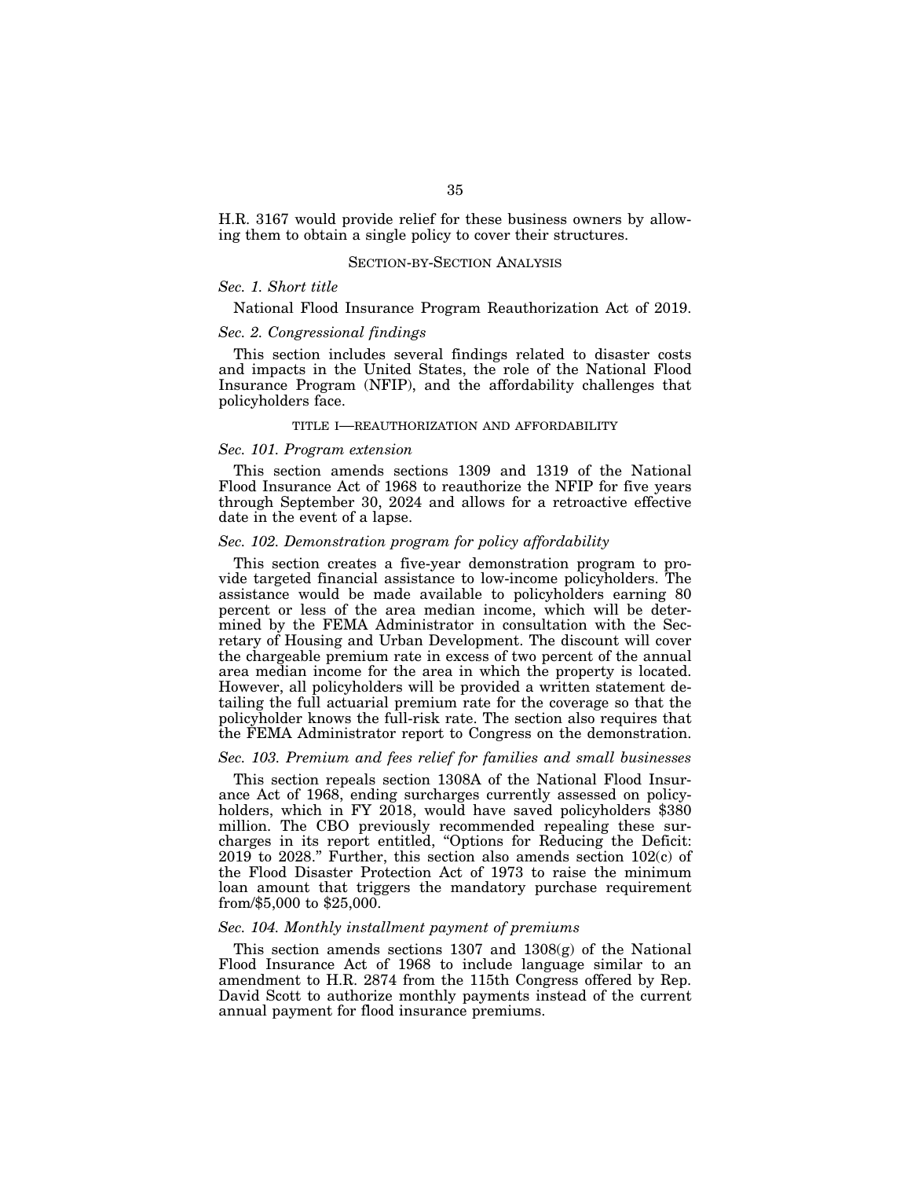H.R. 3167 would provide relief for these business owners by allowing them to obtain a single policy to cover their structures.

## SECTION-BY-SECTION ANALYSIS

### *Sec. 1. Short title*

National Flood Insurance Program Reauthorization Act of 2019.

### *Sec. 2. Congressional findings*

This section includes several findings related to disaster costs and impacts in the United States, the role of the National Flood Insurance Program (NFIP), and the affordability challenges that policyholders face.

## TITLE I—REAUTHORIZATION AND AFFORDABILITY

### *Sec. 101. Program extension*

This section amends sections 1309 and 1319 of the National Flood Insurance Act of 1968 to reauthorize the NFIP for five years through September 30, 2024 and allows for a retroactive effective date in the event of a lapse.

### *Sec. 102. Demonstration program for policy affordability*

This section creates a five-year demonstration program to provide targeted financial assistance to low-income policyholders. The assistance would be made available to policyholders earning 80 percent or less of the area median income, which will be determined by the FEMA Administrator in consultation with the Secretary of Housing and Urban Development. The discount will cover the chargeable premium rate in excess of two percent of the annual area median income for the area in which the property is located. However, all policyholders will be provided a written statement detailing the full actuarial premium rate for the coverage so that the policyholder knows the full-risk rate. The section also requires that the FEMA Administrator report to Congress on the demonstration.

### *Sec. 103. Premium and fees relief for families and small businesses*

This section repeals section 1308A of the National Flood Insurance Act of 1968, ending surcharges currently assessed on policyholders, which in FY 2018, would have saved policyholders $380 million. The CBO previously recommended repealing these surcharges in its report entitled, "Options for Reducing the Deficit: 2019 to 2028." Further, this section also amends section 102(c) of the Flood Disaster Protection Act of 1973 to raise the minimum loan amount that triggers the mandatory purchase requirement from/$5,000 to $25,000.

### *Sec. 104. Monthly installment payment of premiums*

This section amends sections 1307 and 1308(g) of the National Flood Insurance Act of 1968 to include language similar to an amendment to H.R. 2874 from the 115th Congress offered by Rep. David Scott to authorize monthly payments instead of the current annual payment for flood insurance premiums.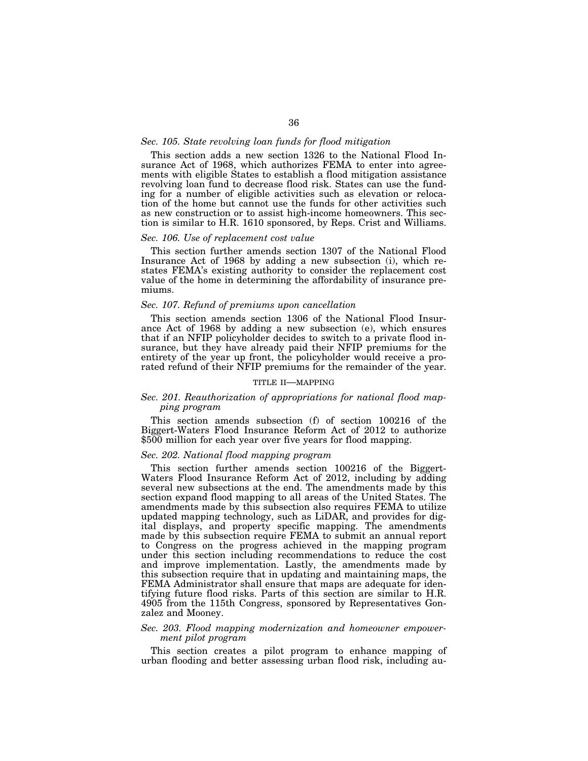*Sec. 105. State revolving loan funds for flood mitigation*

This section adds a new section 1326 to the National Flood Insurance Act of 1968, which authorizes FEMA to enter into agreements with eligible States to establish a flood mitigation assistance revolving loan fund to decrease flood risk. States can use the funding for a number of eligible activities such as elevation or relocation of the home but cannot use the funds for other activities such as new construction or to assist high-income homeowners. This section is similar to H.R. 1610 sponsored, by Reps. Crist and Williams.

*Sec. 106. Use of replacement cost value*

This section further amends section 1307 of the National Flood Insurance Act of 1968 by adding a new subsection (i), which restates FEMA's existing authority to consider the replacement cost value of the home in determining the affordability of insurance premiums.

*Sec. 107. Refund of premiums upon cancellation*

This section amends section 1306 of the National Flood Insurance Act of 1968 by adding a new subsection (e), which ensures that if an NFIP policyholder decides to switch to a private flood insurance, but they have already paid their NFIP premiums for the entirety of the year up front, the policyholder would receive a prorated refund of their NFIP premiums for the remainder of the year.

TITLE II—MAPPING

*Sec. 201. Reauthorization of appropriations for national flood mapping program*

This section amends subsection (f) of section 100216 of the Biggert-Waters Flood Insurance Reform Act of 2012 to authorize $500 million for each year over five years for flood mapping.

*Sec. 202. National flood mapping program*

This section further amends section 100216 of the Biggert-Waters Flood Insurance Reform Act of 2012, including by adding several new subsections at the end. The amendments made by this section expand flood mapping to all areas of the United States. The amendments made by this subsection also requires FEMA to utilize updated mapping technology, such as LiDAR, and provides for digital displays, and property specific mapping. The amendments made by this subsection require FEMA to submit an annual report to Congress on the progress achieved in the mapping program under this section including recommendations to reduce the cost and improve implementation. Lastly, the amendments made by this subsection require that in updating and maintaining maps, the FEMA Administrator shall ensure that maps are adequate for identifying future flood risks. Parts of this section are similar to H.R. 4905 from the 115th Congress, sponsored by Representatives Gonzalez and Mooney.

*Sec. 203. Flood mapping modernization and homeowner empowerment pilot program*

This section creates a pilot program to enhance mapping of urban flooding and better assessing urban flood risk, including au-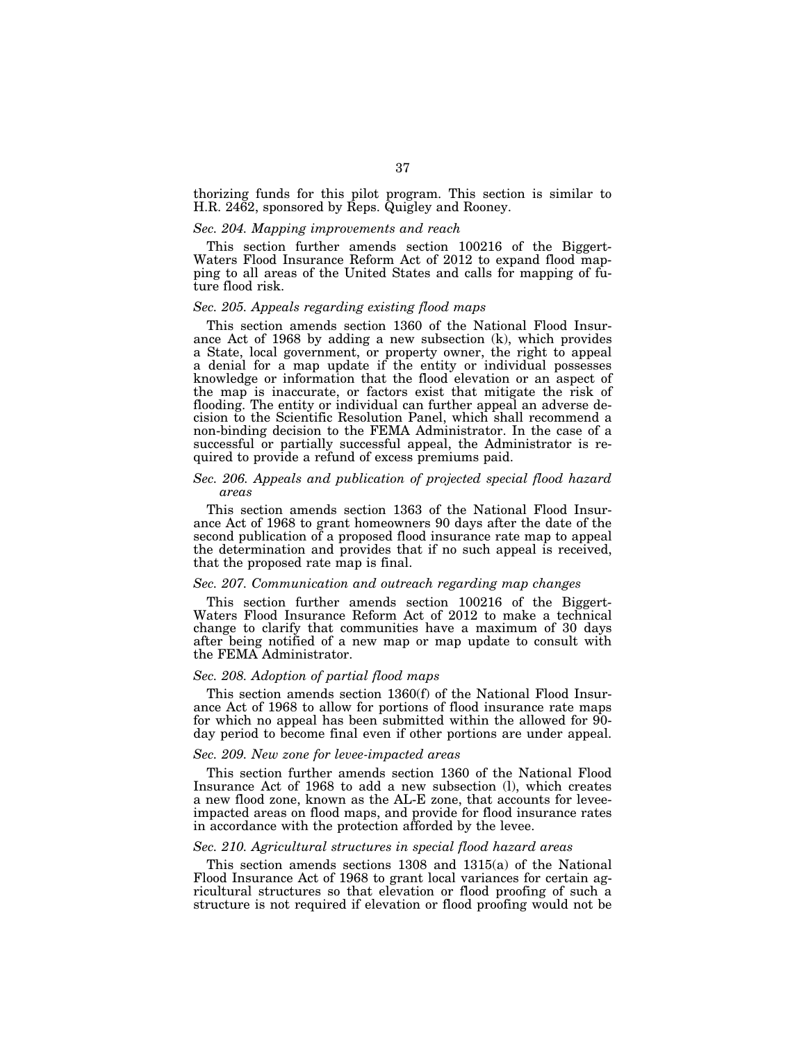thorizing funds for this pilot program. This section is similar to H.R. 2462, sponsored by Reps. Quigley and Rooney.

*Sec. 204. Mapping improvements and reach*

This section further amends section 100216 of the Biggert-Waters Flood Insurance Reform Act of 2012 to expand flood mapping to all areas of the United States and calls for mapping of future flood risk.

*Sec. 205. Appeals regarding existing flood maps*

This section amends section 1360 of the National Flood Insurance Act of 1968 by adding a new subsection (k), which provides a State, local government, or property owner, the right to appeal a denial for a map update if the entity or individual possesses knowledge or information that the flood elevation or an aspect of the map is inaccurate, or factors exist that mitigate the risk of flooding. The entity or individual can further appeal an adverse decision to the Scientific Resolution Panel, which shall recommend a non-binding decision to the FEMA Administrator. In the case of a successful or partially successful appeal, the Administrator is required to provide a refund of excess premiums paid.

*Sec. 206. Appeals and publication of projected special flood hazard areas*

This section amends section 1363 of the National Flood Insurance Act of 1968 to grant homeowners 90 days after the date of the second publication of a proposed flood insurance rate map to appeal the determination and provides that if no such appeal is received, that the proposed rate map is final.

*Sec. 207. Communication and outreach regarding map changes*

This section further amends section 100216 of the Biggert-Waters Flood Insurance Reform Act of 2012 to make a technical change to clarify that communities have a maximum of 30 days after being notified of a new map or map update to consult with the FEMA Administrator.

*Sec. 208. Adoption of partial flood maps*

This section amends section 1360(f) of the National Flood Insurance Act of 1968 to allow for portions of flood insurance rate maps for which no appeal has been submitted within the allowed for 90-day period to become final even if other portions are under appeal.

*Sec. 209. New zone for levee-impacted areas*

This section further amends section 1360 of the National Flood Insurance Act of 1968 to add a new subsection (l), which creates a new flood zone, known as the AL-E zone, that accounts for levee-impacted areas on flood maps, and provide for flood insurance rates in accordance with the protection afforded by the levee.

*Sec. 210. Agricultural structures in special flood hazard areas*

This section amends sections 1308 and 1315(a) of the National Flood Insurance Act of 1968 to grant local variances for certain agricultural structures so that elevation or flood proofing of such a structure is not required if elevation or flood proofing would not be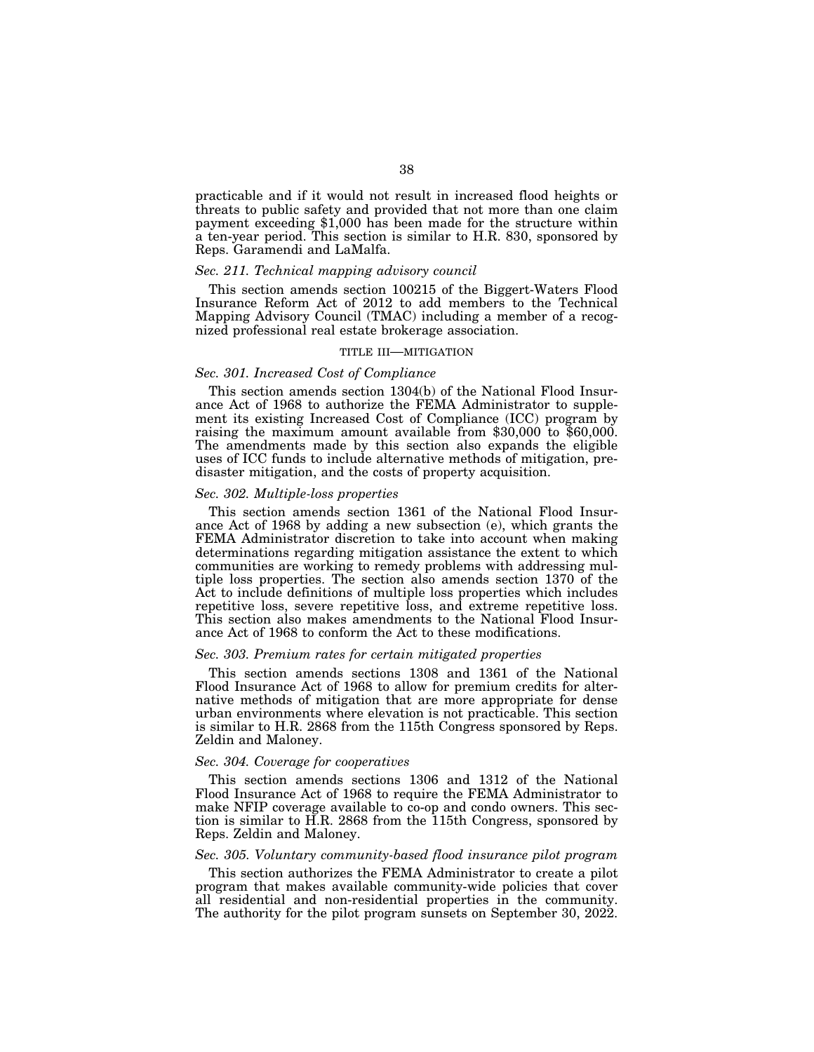practicable and if it would not result in increased flood heights or threats to public safety and provided that not more than one claim payment exceeding $1,000 has been made for the structure within a ten-year period. This section is similar to H.R. 830, sponsored by Reps. Garamendi and LaMalfa.

*Sec. 211. Technical mapping advisory council*

This section amends section 100215 of the Biggert-Waters Flood Insurance Reform Act of 2012 to add members to the Technical Mapping Advisory Council (TMAC) including a member of a recognized professional real estate brokerage association.

TITLE III—MITIGATION

*Sec. 301. Increased Cost of Compliance*

This section amends section 1304(b) of the National Flood Insurance Act of 1968 to authorize the FEMA Administrator to supplement its existing Increased Cost of Compliance (ICC) program by raising the maximum amount available from $30,000 to $60,000. The amendments made by this section also expands the eligible uses of ICC funds to include alternative methods of mitigation, predisaster mitigation, and the costs of property acquisition.

*Sec. 302. Multiple-loss properties*

This section amends section 1361 of the National Flood Insurance Act of 1968 by adding a new subsection (e), which grants the FEMA Administrator discretion to take into account when making determinations regarding mitigation assistance the extent to which communities are working to remedy problems with addressing multiple loss properties. The section also amends section 1370 of the Act to include definitions of multiple loss properties which includes repetitive loss, severe repetitive loss, and extreme repetitive loss. This section also makes amendments to the National Flood Insurance Act of 1968 to conform the Act to these modifications.

*Sec. 303. Premium rates for certain mitigated properties*

This section amends sections 1308 and 1361 of the National Flood Insurance Act of 1968 to allow for premium credits for alternative methods of mitigation that are more appropriate for dense urban environments where elevation is not practicable. This section is similar to H.R. 2868 from the 115th Congress sponsored by Reps. Zeldin and Maloney.

*Sec. 304. Coverage for cooperatives*

This section amends sections 1306 and 1312 of the National Flood Insurance Act of 1968 to require the FEMA Administrator to make NFIP coverage available to co-op and condo owners. This section is similar to H.R. 2868 from the 115th Congress, sponsored by Reps. Zeldin and Maloney.

*Sec. 305. Voluntary community-based flood insurance pilot program*

This section authorizes the FEMA Administrator to create a pilot program that makes available community-wide policies that cover all residential and non-residential properties in the community. The authority for the pilot program sunsets on September 30, 2022.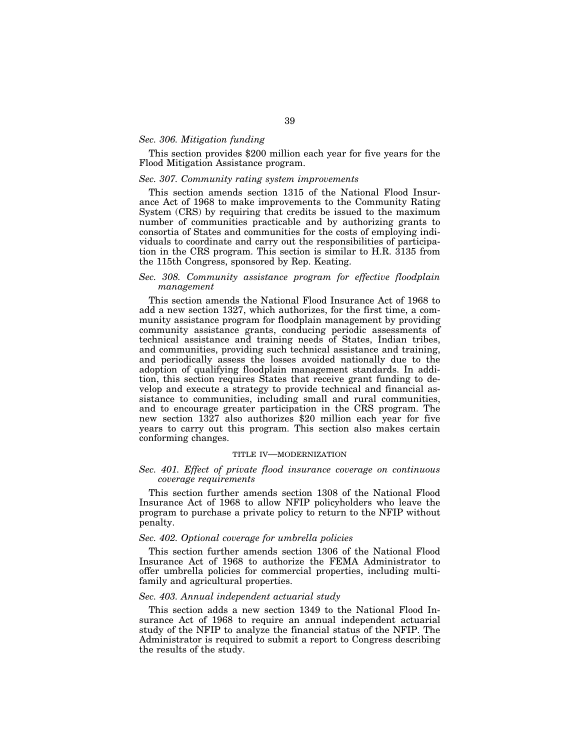*Sec. 306. Mitigation funding*

This section provides $200 million each year for five years for the Flood Mitigation Assistance program.

*Sec. 307. Community rating system improvements*

This section amends section 1315 of the National Flood Insurance Act of 1968 to make improvements to the Community Rating System (CRS) by requiring that credits be issued to the maximum number of communities practicable and by authorizing grants to consortia of States and communities for the costs of employing individuals to coordinate and carry out the responsibilities of participation in the CRS program. This section is similar to H.R. 3135 from the 115th Congress, sponsored by Rep. Keating.

*Sec. 308. Community assistance program for effective floodplain management*

This section amends the National Flood Insurance Act of 1968 to add a new section 1327, which authorizes, for the first time, a community assistance program for floodplain management by providing community assistance grants, conducing periodic assessments of technical assistance and training needs of States, Indian tribes, and communities, providing such technical assistance and training, and periodically assess the losses avoided nationally due to the adoption of qualifying floodplain management standards. In addition, this section requires States that receive grant funding to develop and execute a strategy to provide technical and financial assistance to communities, including small and rural communities, and to encourage greater participation in the CRS program. The new section 1327 also authorizes $20 million each year for five years to carry out this program. This section also makes certain conforming changes.

TITLE IV—MODERNIZATION

*Sec. 401. Effect of private flood insurance coverage on continuous coverage requirements*

This section further amends section 1308 of the National Flood Insurance Act of 1968 to allow NFIP policyholders who leave the program to purchase a private policy to return to the NFIP without penalty.

*Sec. 402. Optional coverage for umbrella policies*

This section further amends section 1306 of the National Flood Insurance Act of 1968 to authorize the FEMA Administrator to offer umbrella policies for commercial properties, including multifamily and agricultural properties.

*Sec. 403. Annual independent actuarial study*

This section adds a new section 1349 to the National Flood Insurance Act of 1968 to require an annual independent actuarial study of the NFIP to analyze the financial status of the NFIP. The Administrator is required to submit a report to Congress describing the results of the study.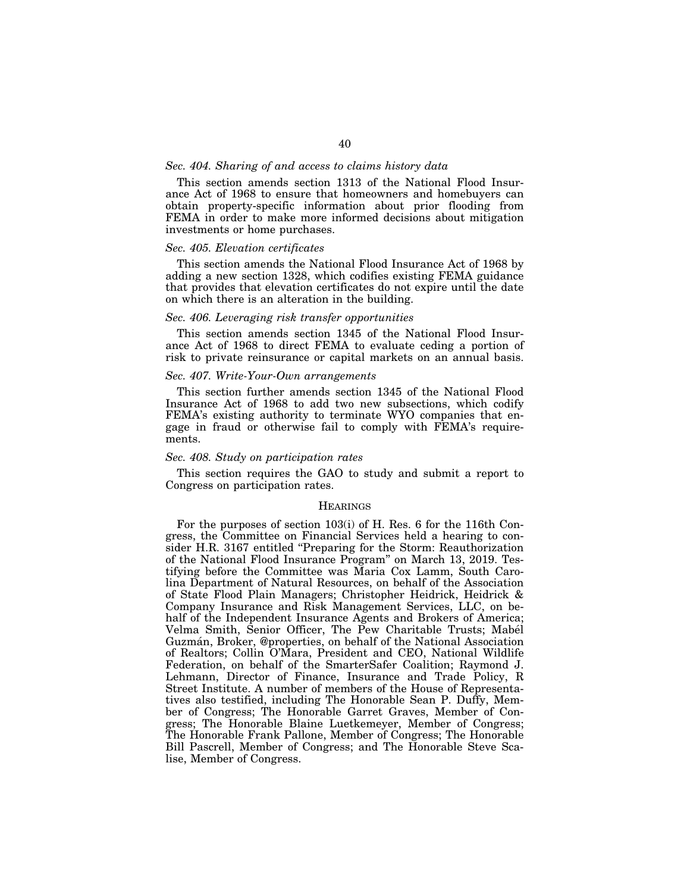### *Sec. 404. Sharing of and access to claims history data*

This section amends section 1313 of the National Flood Insurance Act of 1968 to ensure that homeowners and homebuyers can obtain property-specific information about prior flooding from FEMA in order to make more informed decisions about mitigation investments or home purchases.

### *Sec. 405. Elevation certificates*

This section amends the National Flood Insurance Act of 1968 by adding a new section 1328, which codifies existing FEMA guidance that provides that elevation certificates do not expire until the date on which there is an alteration in the building.

### *Sec. 406. Leveraging risk transfer opportunities*

This section amends section 1345 of the National Flood Insurance Act of 1968 to direct FEMA to evaluate ceding a portion of risk to private reinsurance or capital markets on an annual basis.

### *Sec. 407. Write-Your-Own arrangements*

This section further amends section 1345 of the National Flood Insurance Act of 1968 to add two new subsections, which codify FEMA's existing authority to terminate WYO companies that engage in fraud or otherwise fail to comply with FEMA's requirements.

### *Sec. 408. Study on participation rates*

This section requires the GAO to study and submit a report to Congress on participation rates.

## HEARINGS

For the purposes of section 103(i) of H. Res. 6 for the 116th Congress, the Committee on Financial Services held a hearing to consider H.R. 3167 entitled "Preparing for the Storm: Reauthorization of the National Flood Insurance Program" on March 13, 2019. Testifying before the Committee was Maria Cox Lamm, South Carolina Department of Natural Resources, on behalf of the Association of State Flood Plain Managers; Christopher Heidrick, Heidrick & Company Insurance and Risk Management Services, LLC, on behalf of the Independent Insurance Agents and Brokers of America; Velma Smith, Senior Officer, The Pew Charitable Trusts; Mabél Guzmán, Broker, @properties, on behalf of the National Association of Realtors; Collin O'Mara, President and CEO, National Wildlife Federation, on behalf of the SmarterSafer Coalition; Raymond J. Lehmann, Director of Finance, Insurance and Trade Policy, R Street Institute. A number of members of the House of Representatives also testified, including The Honorable Sean P. Duffy, Member of Congress; The Honorable Garret Graves, Member of Congress; The Honorable Blaine Luetkemeyer, Member of Congress; The Honorable Frank Pallone, Member of Congress; The Honorable Bill Pascrell, Member of Congress; and The Honorable Steve Scalise, Member of Congress.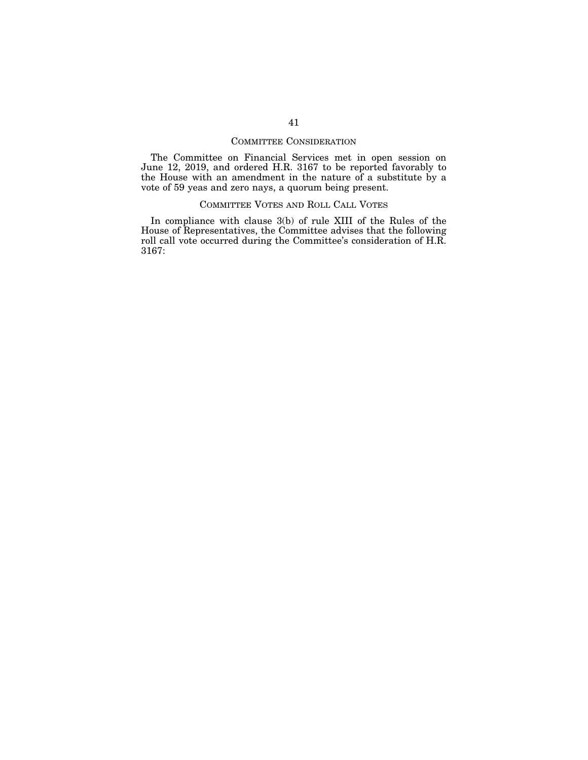## Committee Consideration

The Committee on Financial Services met in open session on June 12, 2019, and ordered H.R. 3167 to be reported favorably to the House with an amendment in the nature of a substitute by a vote of 59 yeas and zero nays, a quorum being present.

## Committee Votes and Roll Call Votes

In compliance with clause 3(b) of rule XIII of the Rules of the House of Representatives, the Committee advises that the following roll call vote occurred during the Committee's consideration of H.R. 3167: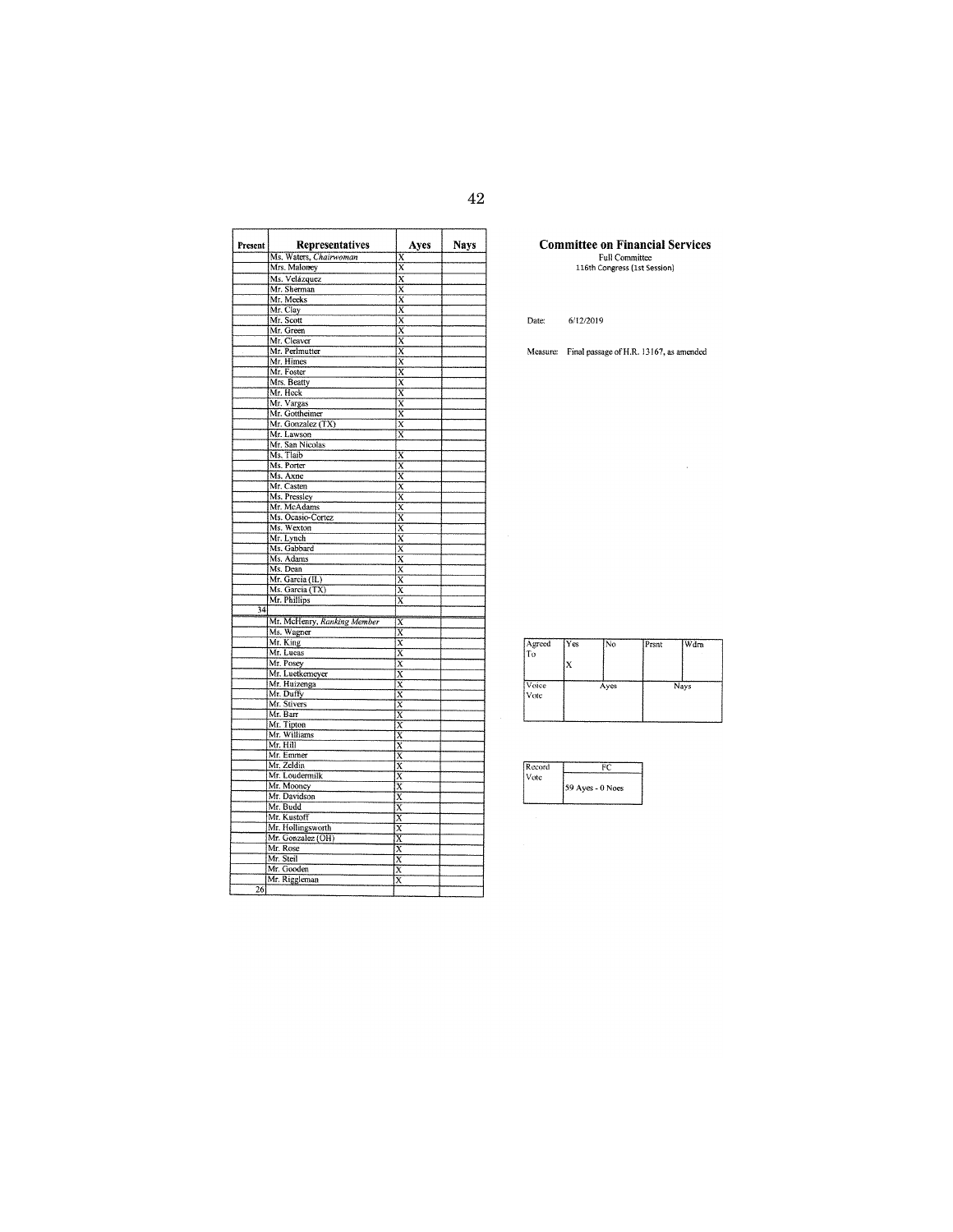## Committee on Financial Services

Full Committee
116th Congress (1st Session)

Date: 6/12/2019

Measure: Final passage of H.R. 13167, as amended

| Present | Representatives | Ayes | Nays |
|---|---|---|---|
| | Ms. Waters, *Chairwoman* | X | |
| | Mrs. Maloney | X | |
| | Ms. Velázquez | X | |
| | Mr. Sherman | X | |
| | Mr. Meeks | X | |
| | Mr. Clay | X | |
| | Mr. Scott | X | |
| | Mr. Green | X | |
| | Mr. Cleaver | X | |
| | Mr. Perlmutter | X | |
| | Mr. Himes | X | |
| | Mr. Foster | X | |
| | Mrs. Beatty | X | |
| | Mr. Heck | X | |
| | Mr. Vargas | X | |
| | Mr. Gottheimer | X | |
| | Mr. Gonzalez (TX) | X | |
| | Mr. Lawson | X | |
| | Mr. San Nicolas | | |
| | Ms. Tlaib | X | |
| | Ms. Porter | X | |
| | Ms. Axne | X | |
| | Mr. Casten | X | |
| | Ms. Pressley | X | |
| | Mr. McAdams | X | |
| | Ms. Ocasio-Cortez | X | |
| | Ms. Wexton | X | |
| | Mr. Lynch | X | |
| | Ms. Gabbard | X | |
| | Ms. Adams | X | |
| | Ms. Dean | X | |
| | Mr. Garcia (IL) | X | |
| | Ms. Garcia (TX) | X | |
| | Mr. Phillips | X | |
| 34 | | | |
| | Mr. McHenry, *Ranking Member* | X | |
| | Ms. Wagner | X | |
| | Mr. King | X | |
| | Mr. Lucas | X | |
| | Mr. Posey | X | |
| | Mr. Luetkemeyer | X | |
| | Mr. Huizenga | X | |
| | Mr. Duffy | X | |
| | Mr. Stivers | X | |
| | Mr. Barr | X | |
| | Mr. Tipton | X | |
| | Mr. Williams | X | |
| | Mr. Hill | X | |
| | Mr. Emmer | X | |
| | Mr. Zeldin | X | |
| | Mr. Loudermilk | X | |
| | Mr. Mooney | X | |
| | Mr. Davidson | X | |
| | Mr. Budd | X | |
| | Mr. Kustoff | X | |
| | Mr. Hollingsworth | X | |
| | Mr. Gonzalez (OH) | X | |
| | Mr. Rose | X | |
| | Mr. Steil | X | |
| | Mr. Gooden | X | |
| | Mr. Riggleman | X | |
| 26 | | | |

| Agreed To | Yes | No | Prsnt | Wdrn |
|---|---|---|---|---|
| | X | | | |
| Voice Vote | Ayes | | Nays | |
| | | | | |

| Record Vote | FC |
|---|---|
| | 59 Ayes - 0 Noes |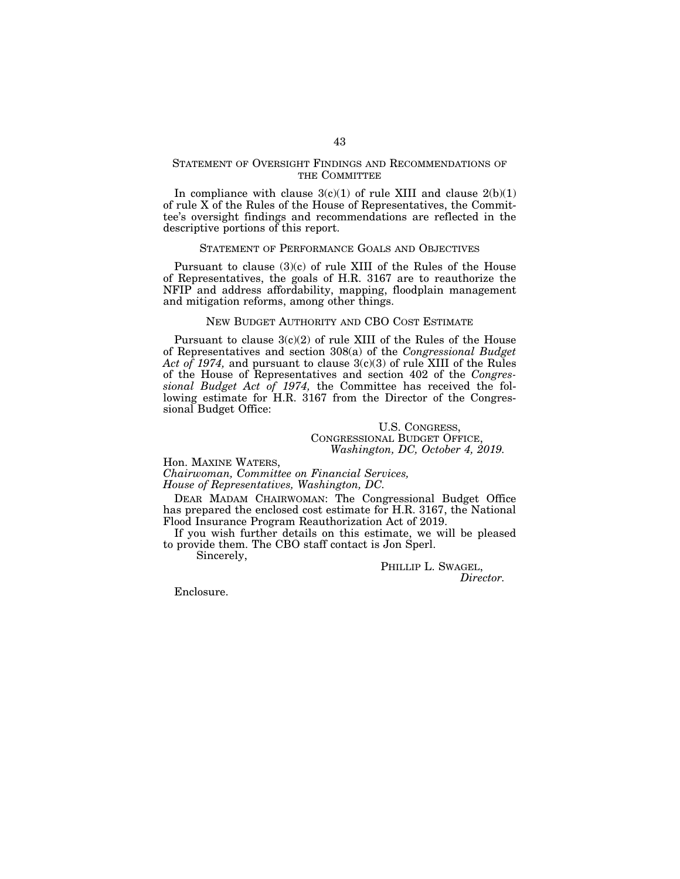## STATEMENT OF OVERSIGHT FINDINGS AND RECOMMENDATIONS OF THE COMMITTEE

In compliance with clause 3(c)(1) of rule XIII and clause 2(b)(1) of rule X of the Rules of the House of Representatives, the Committee's oversight findings and recommendations are reflected in the descriptive portions of this report.

## STATEMENT OF PERFORMANCE GOALS AND OBJECTIVES

Pursuant to clause (3)(c) of rule XIII of the Rules of the House of Representatives, the goals of H.R. 3167 are to reauthorize the NFIP and address affordability, mapping, floodplain management and mitigation reforms, among other things.

## NEW BUDGET AUTHORITY AND CBO COST ESTIMATE

Pursuant to clause 3(c)(2) of rule XIII of the Rules of the House of Representatives and section 308(a) of the *Congressional Budget Act of 1974,* and pursuant to clause 3(c)(3) of rule XIII of the Rules of the House of Representatives and section 402 of the *Congressional Budget Act of 1974,* the Committee has received the following estimate for H.R. 3167 from the Director of the Congressional Budget Office:

U.S. CONGRESS,
CONGRESSIONAL BUDGET OFFICE,
*Washington, DC, October 4, 2019.*

Hon. MAXINE WATERS,
*Chairwoman, Committee on Financial Services,*
*House of Representatives, Washington, DC.*

DEAR MADAM CHAIRWOMAN: The Congressional Budget Office has prepared the enclosed cost estimate for H.R. 3167, the National Flood Insurance Program Reauthorization Act of 2019.

If you wish further details on this estimate, we will be pleased to provide them. The CBO staff contact is Jon Sperl.

Sincerely,

PHILLIP L. SWAGEL,
*Director.*

Enclosure.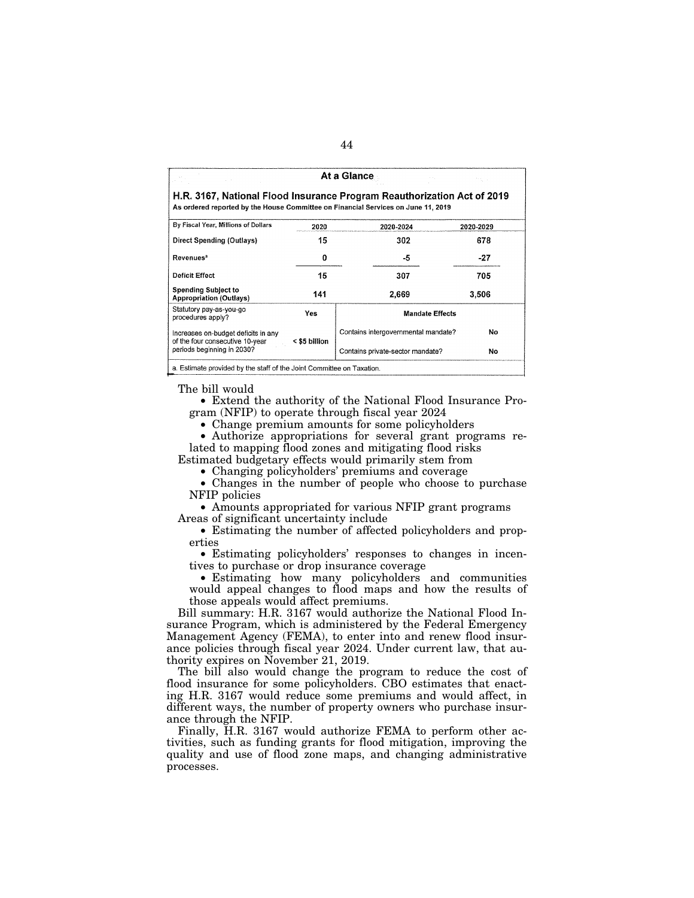**At a Glance**

**H.R. 3167, National Flood Insurance Program Reauthorization Act of 2019**

**As ordered reported by the House Committee on Financial Services on June 11, 2019**

| By Fiscal Year, Millions of Dollars | 2020 | 2020-2024 | 2020-2029 |
|---|---|---|---|
| **Direct Spending (Outlays)** | 15 | 302 | 678 |
| **Revenues**[a] | 0 | -5 | -27 |
| **Deficit Effect** | 15 | 307 | 705 |
| **Spending Subject to Appropriation (Outlays)** | 141 | 2,669 | 3,506 |

| | | | |
|---|---|---|---|
| Statutory pay-as-you-go procedures apply? | Yes | **Mandate Effects** | |
| Increases on-budget deficits in any of the four consecutive 10-year periods beginning in 2030? | < $5 billion | Contains intergovernmental mandate? | No |
| | | Contains private-sector mandate? | No |

a. Estimate provided by the staff of the Joint Committee on Taxation.

The bill would

- Extend the authority of the National Flood Insurance Program (NFIP) to operate through fiscal year 2024
- Change premium amounts for some policyholders
- Authorize appropriations for several grant programs related to mapping flood zones and mitigating flood risks

Estimated budgetary effects would primarily stem from

- Changing policyholders' premiums and coverage
- Changes in the number of people who choose to purchase NFIP policies
- Amounts appropriated for various NFIP grant programs

Areas of significant uncertainty include

- Estimating the number of affected policyholders and properties
- Estimating policyholders' responses to changes in incentives to purchase or drop insurance coverage
- Estimating how many policyholders and communities would appeal changes to flood maps and how the results of those appeals would affect premiums.

Bill summary: H.R. 3167 would authorize the National Flood Insurance Program, which is administered by the Federal Emergency Management Agency (FEMA), to enter into and renew flood insurance policies through fiscal year 2024. Under current law, that authority expires on November 21, 2019.

The bill also would change the program to reduce the cost of flood insurance for some policyholders. CBO estimates that enacting H.R. 3167 would reduce some premiums and would affect, in different ways, the number of property owners who purchase insurance through the NFIP.

Finally, H.R. 3167 would authorize FEMA to perform other activities, such as funding grants for flood mitigation, improving the quality and use of flood zone maps, and changing administrative processes.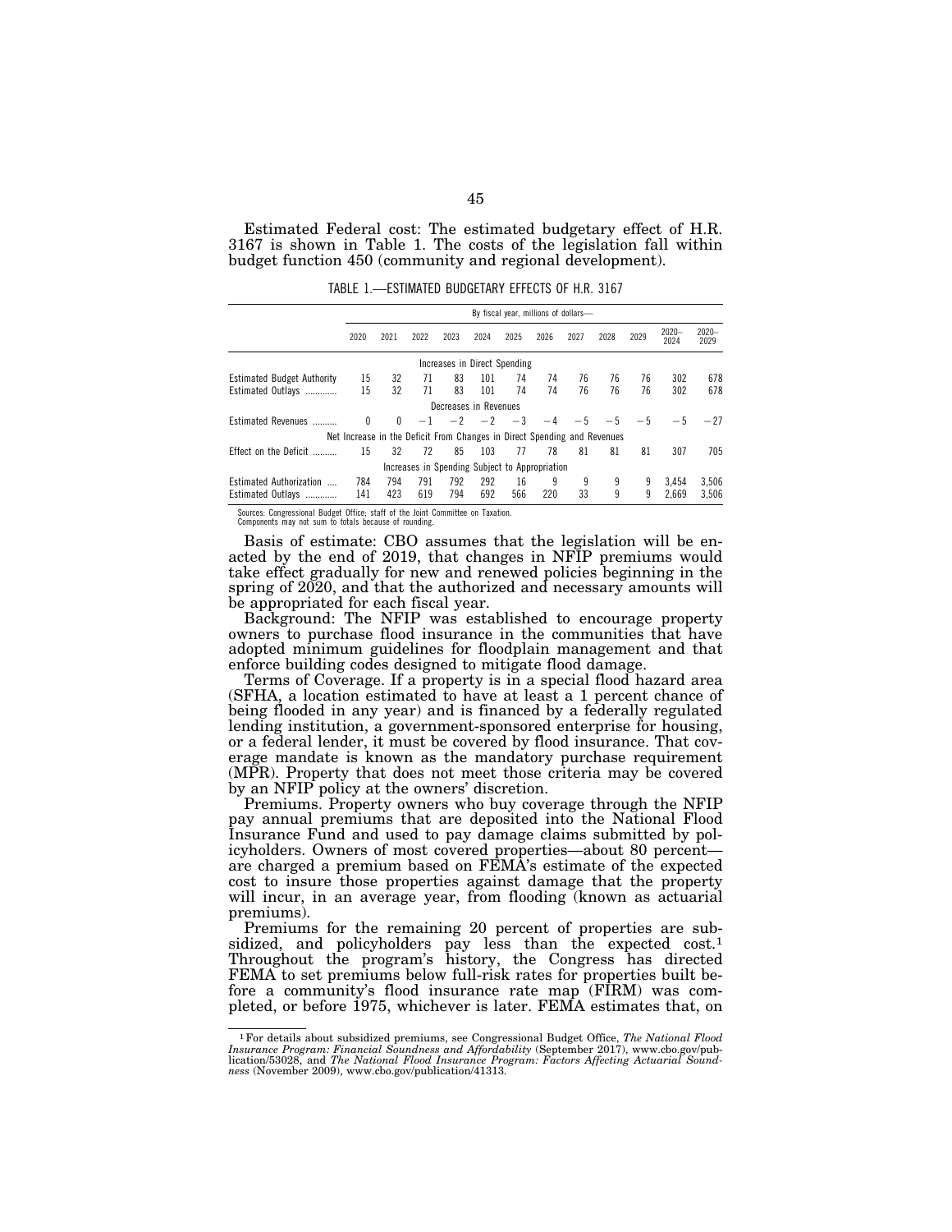Estimated Federal cost: The estimated budgetary effect of H.R. 3167 is shown in Table 1. The costs of the legislation fall within budget function 450 (community and regional development).

TABLE 1.—ESTIMATED BUDGETARY EFFECTS OF H.R. 3167

| | By fiscal year, millions of dollars— | | | | | | | | | | | |
|---|---|---|---|---|---|---|---|---|---|---|---|---|
| | 2020 | 2021 | 2022 | 2023 | 2024 | 2025 | 2026 | 2027 | 2028 | 2029 | 2020–2024 | 2020–2029 |
| | Increases in Direct Spending | | | | | | | | | | | |
| Estimated Budget Authority | 15 | 32 | 71 | 83 | 101 | 74 | 74 | 76 | 76 | 76 | 302 | 678 |
| Estimated Outlays | 15 | 32 | 71 | 83 | 101 | 74 | 74 | 76 | 76 | 76 | 302 | 678 |
| | Decreases in Revenues | | | | | | | | | | | |
| Estimated Revenues | 0 | 0 | −1 | −2 | −2 | −3 | −4 | −5 | −5 | −5 | −5 | −27 |
| | Net Increase in the Deficit From Changes in Direct Spending and Revenues | | | | | | | | | | | |
| Effect on the Deficit | 15 | 32 | 72 | 85 | 103 | 77 | 78 | 81 | 81 | 81 | 307 | 705 |
| | Increases in Spending Subject to Appropriation | | | | | | | | | | | |
| Estimated Authorization | 784 | 794 | 791 | 792 | 292 | 16 | 9 | 9 | 9 | 9 | 3,454 | 3,506 |
| Estimated Outlays | 141 | 423 | 619 | 794 | 692 | 566 | 220 | 33 | 9 | 9 | 2,669 | 3,506 |

Sources: Congressional Budget Office; staff of the Joint Committee on Taxation.
Components may not sum to totals because of rounding.

Basis of estimate: CBO assumes that the legislation will be enacted by the end of 2019, that changes in NFIP premiums would take effect gradually for new and renewed policies beginning in the spring of 2020, and that the authorized and necessary amounts will be appropriated for each fiscal year.

Background: The NFIP was established to encourage property owners to purchase flood insurance in the communities that have adopted minimum guidelines for floodplain management and that enforce building codes designed to mitigate flood damage.

Terms of Coverage. If a property is in a special flood hazard area (SFHA, a location estimated to have at least a 1 percent chance of being flooded in any year) and is financed by a federally regulated lending institution, a government-sponsored enterprise for housing, or a federal lender, it must be covered by flood insurance. That coverage mandate is known as the mandatory purchase requirement (MPR). Property that does not meet those criteria may be covered by an NFIP policy at the owners' discretion.

Premiums. Property owners who buy coverage through the NFIP pay annual premiums that are deposited into the National Flood Insurance Fund and used to pay damage claims submitted by policyholders. Owners of most covered properties—about 80 percent—are charged a premium based on FEMA's estimate of the expected cost to insure those properties against damage that the property will incur, in an average year, from flooding (known as actuarial premiums).

Premiums for the remaining 20 percent of properties are subsidized, and policyholders pay less than the expected cost.[1] Throughout the program's history, the Congress has directed FEMA to set premiums below full-risk rates for properties built before a community's flood insurance rate map (FIRM) was completed, or before 1975, whichever is later. FEMA estimates that, on

[1] For details about subsidized premiums, see Congressional Budget Office, *The National Flood Insurance Program: Financial Soundness and Affordability* (September 2017), www.cbo.gov/publication/53028, and *The National Flood Insurance Program: Factors Affecting Actuarial Soundness* (November 2009), www.cbo.gov/publication/41313.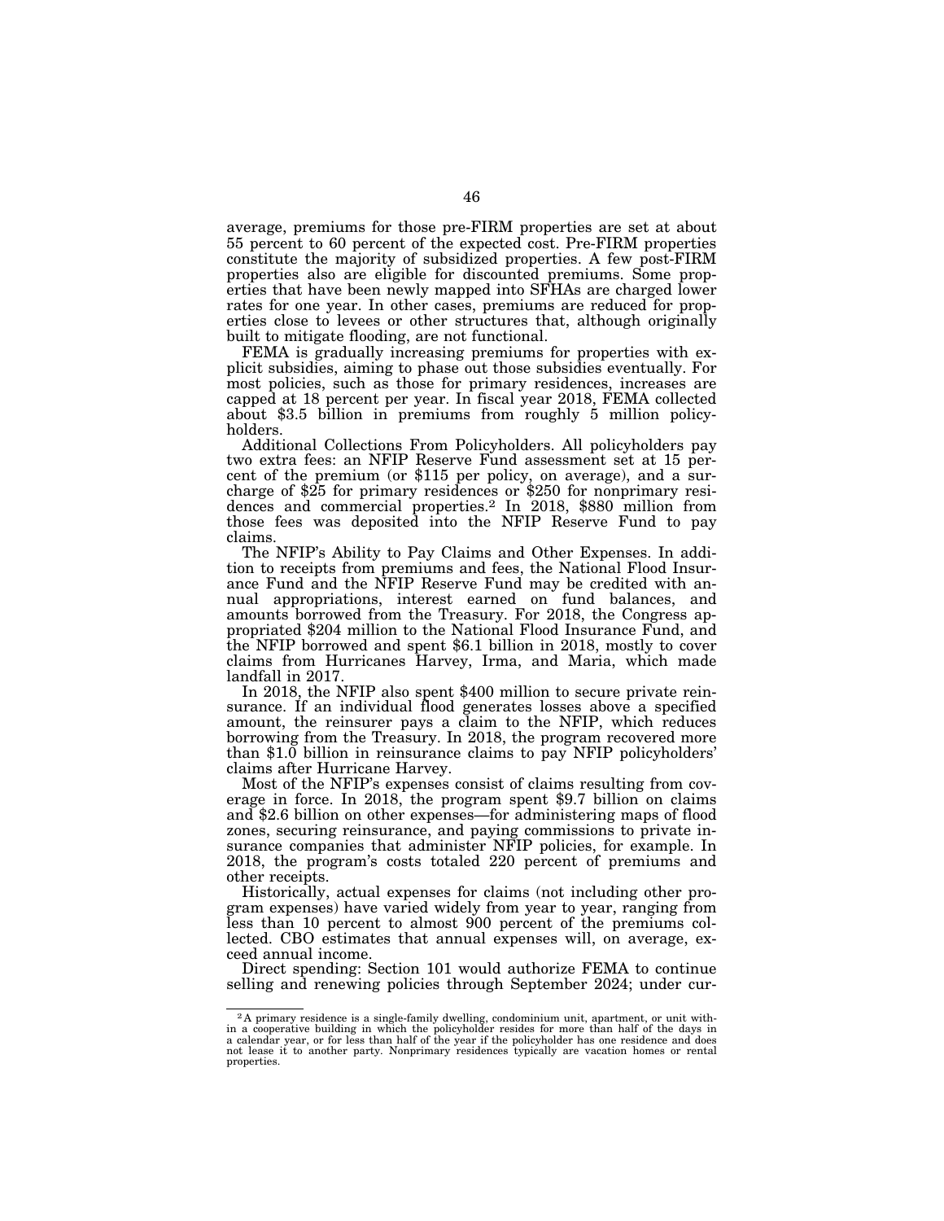average, premiums for those pre-FIRM properties are set at about 55 percent to 60 percent of the expected cost. Pre-FIRM properties constitute the majority of subsidized properties. A few post-FIRM properties also are eligible for discounted premiums. Some properties that have been newly mapped into SFHAs are charged lower rates for one year. In other cases, premiums are reduced for properties close to levees or other structures that, although originally built to mitigate flooding, are not functional.

FEMA is gradually increasing premiums for properties with explicit subsidies, aiming to phase out those subsidies eventually. For most policies, such as those for primary residences, increases are capped at 18 percent per year. In fiscal year 2018, FEMA collected about $3.5 billion in premiums from roughly 5 million policyholders.

Additional Collections From Policyholders. All policyholders pay two extra fees: an NFIP Reserve Fund assessment set at 15 percent of the premium (or $115 per policy, on average), and a surcharge of $25 for primary residences or $250 for nonprimary residences and commercial properties.[2] In 2018, $880 million from those fees was deposited into the NFIP Reserve Fund to pay claims.

The NFIP's Ability to Pay Claims and Other Expenses. In addition to receipts from premiums and fees, the National Flood Insurance Fund and the NFIP Reserve Fund may be credited with annual appropriations, interest earned on fund balances, and amounts borrowed from the Treasury. For 2018, the Congress appropriated $204 million to the National Flood Insurance Fund, and the NFIP borrowed and spent $6.1 billion in 2018, mostly to cover claims from Hurricanes Harvey, Irma, and Maria, which made landfall in 2017.

In 2018, the NFIP also spent $400 million to secure private reinsurance. If an individual flood generates losses above a specified amount, the reinsurer pays a claim to the NFIP, which reduces borrowing from the Treasury. In 2018, the program recovered more than $1.0 billion in reinsurance claims to pay NFIP policyholders' claims after Hurricane Harvey.

Most of the NFIP's expenses consist of claims resulting from coverage in force. In 2018, the program spent $9.7 billion on claims and $2.6 billion on other expenses—for administering maps of flood zones, securing reinsurance, and paying commissions to private insurance companies that administer NFIP policies, for example. In 2018, the program's costs totaled 220 percent of premiums and other receipts.

Historically, actual expenses for claims (not including other program expenses) have varied widely from year to year, ranging from less than 10 percent to almost 900 percent of the premiums collected. CBO estimates that annual expenses will, on average, exceed annual income.

Direct spending: Section 101 would authorize FEMA to continue selling and renewing policies through September 2024; under cur-

---

[2] A primary residence is a single-family dwelling, condominium unit, apartment, or unit within a cooperative building in which the policyholder resides for more than half of the days in a calendar year, or for less than half of the year if the policyholder has one residence and does not lease it to another party. Nonprimary residences typically are vacation homes or rental properties.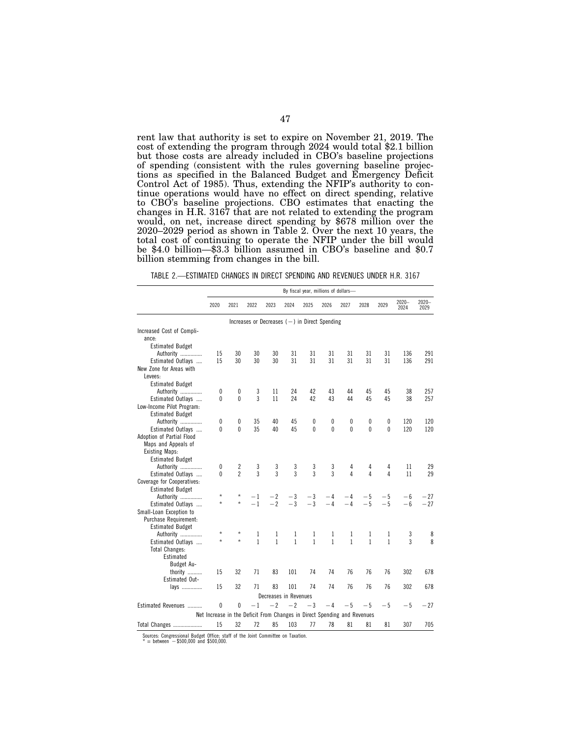rent law that authority is set to expire on November 21, 2019. The cost of extending the program through 2024 would total $2.1 billion but those costs are already included in CBO's baseline projections of spending (consistent with the rules governing baseline projections as specified in the Balanced Budget and Emergency Deficit Control Act of 1985). Thus, extending the NFIP's authority to continue operations would have no effect on direct spending, relative to CBO's baseline projections. CBO estimates that enacting the changes in H.R. 3167 that are not related to extending the program would, on net, increase direct spending by $678 million over the 2020–2029 period as shown in Table 2. Over the next 10 years, the total cost of continuing to operate the NFIP under the bill would be $4.0 billion—$3.3 billion assumed in CBO's baseline and $0.7 billion stemming from changes in the bill.

TABLE 2.—ESTIMATED CHANGES IN DIRECT SPENDING AND REVENUES UNDER H.R. 3167

| | By fiscal year, millions of dollars— | | | | | | | | | | | |
|---|---|---|---|---|---|---|---|---|---|---|---|---|
| | 2020 | 2021 | 2022 | 2023 | 2024 | 2025 | 2026 | 2027 | 2028 | 2029 | 2020–2024 | 2020–2029 |
| **Increases or Decreases (−) in Direct Spending** | | | | | | | | | | | | |
| Increased Cost of Compliance: | | | | | | | | | | | | |
| Estimated Budget Authority | 15 | 30 | 30 | 30 | 31 | 31 | 31 | 31 | 31 | 31 | 136 | 291 |
| Estimated Outlays | 15 | 30 | 30 | 30 | 31 | 31 | 31 | 31 | 31 | 31 | 136 | 291 |
| New Zone for Areas with Levees: | | | | | | | | | | | | |
| Estimated Budget Authority | 0 | 0 | 3 | 11 | 24 | 42 | 43 | 44 | 45 | 45 | 38 | 257 |
| Estimated Outlays | 0 | 0 | 3 | 11 | 24 | 42 | 43 | 44 | 45 | 45 | 38 | 257 |
| Low-Income Pilot Program: | | | | | | | | | | | | |
| Estimated Budget Authority | 0 | 0 | 35 | 40 | 45 | 0 | 0 | 0 | 0 | 0 | 120 | 120 |
| Estimated Outlays | 0 | 0 | 35 | 40 | 45 | 0 | 0 | 0 | 0 | 0 | 120 | 120 |
| Adoption of Partial Flood Maps and Appeals of Existing Maps: | | | | | | | | | | | | |
| Estimated Budget Authority | 0 | 2 | 3 | 3 | 3 | 3 | 3 | 4 | 4 | 4 | 11 | 29 |
| Estimated Outlays | 0 | 2 | 3 | 3 | 3 | 3 | 3 | 4 | 4 | 4 | 11 | 29 |
| Coverage for Cooperatives: | | | | | | | | | | | | |
| Estimated Budget Authority | * | * | −1 | −2 | −3 | −3 | −4 | −4 | −5 | −5 | −6 | −27 |
| Estimated Outlays | * | * | −1 | −2 | −3 | −3 | −4 | −4 | −5 | −5 | −6 | −27 |
| Small-Loan Exception to Purchase Requirement: | | | | | | | | | | | | |
| Estimated Budget Authority | * | * | 1 | 1 | 1 | 1 | 1 | 1 | 1 | 1 | 3 | 8 |
| Estimated Outlays | * | * | 1 | 1 | 1 | 1 | 1 | 1 | 1 | 1 | 3 | 8 |
| Total Changes: | | | | | | | | | | | | |
| Estimated Budget Authority | 15 | 32 | 71 | 83 | 101 | 74 | 74 | 76 | 76 | 76 | 302 | 678 |
| Estimated Outlays | 15 | 32 | 71 | 83 | 101 | 74 | 74 | 76 | 76 | 76 | 302 | 678 |
| **Decreases in Revenues** | | | | | | | | | | | | |
| Estimated Revenues | 0 | 0 | −1 | −2 | −2 | −3 | −4 | −5 | −5 | −5 | −5 | −27 |
| **Net Increase in the Deficit From Changes in Direct Spending and Revenues** | | | | | | | | | | | | |
| Total Changes | 15 | 32 | 72 | 85 | 103 | 77 | 78 | 81 | 81 | 81 | 307 | 705 |

Sources: Congressional Budget Office; staff of the Joint Committee on Taxation.
* = between −$500,000 and $500,000.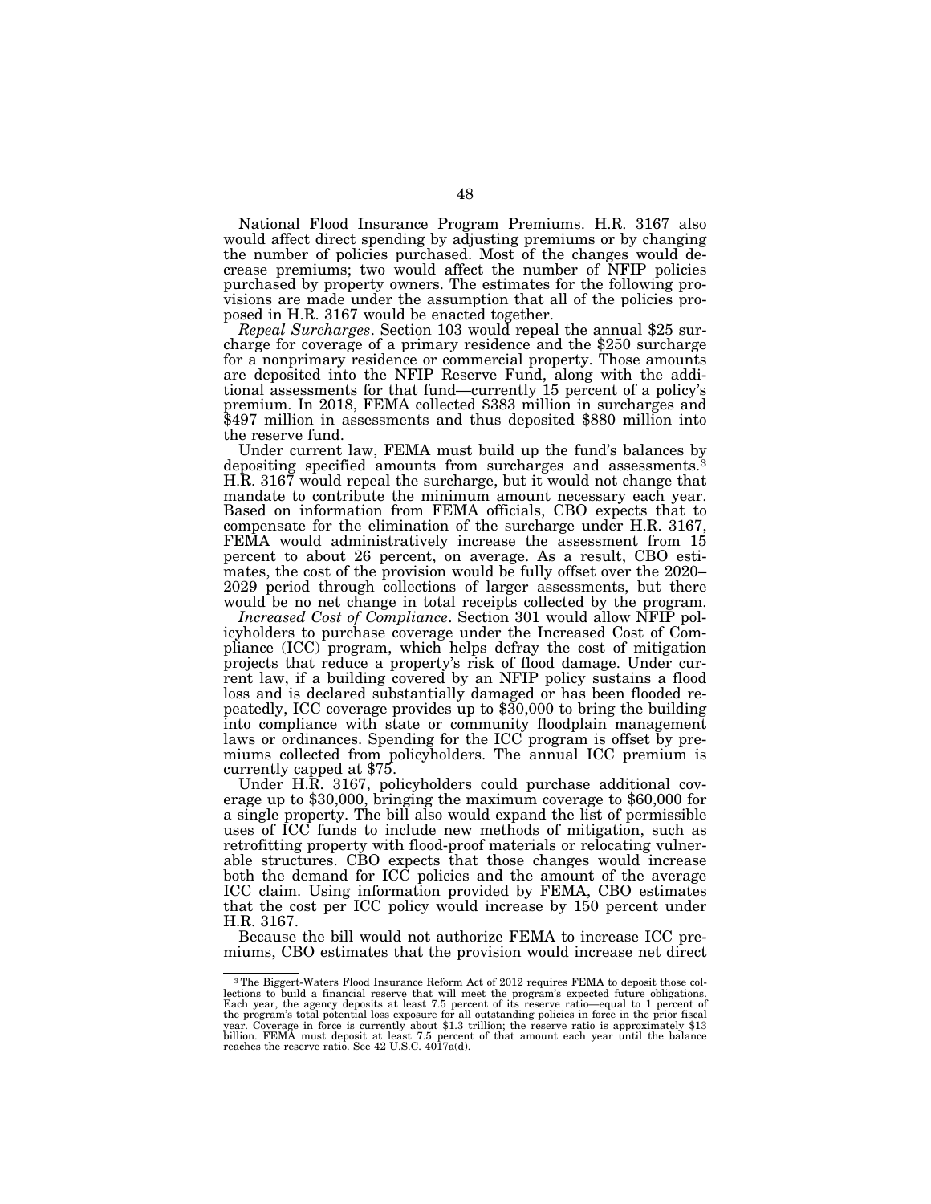National Flood Insurance Program Premiums. H.R. 3167 also would affect direct spending by adjusting premiums or by changing the number of policies purchased. Most of the changes would decrease premiums; two would affect the number of NFIP policies purchased by property owners. The estimates for the following provisions are made under the assumption that all of the policies proposed in H.R. 3167 would be enacted together.

*Repeal Surcharges*. Section 103 would repeal the annual $25 surcharge for coverage of a primary residence and the $250 surcharge for a nonprimary residence or commercial property. Those amounts are deposited into the NFIP Reserve Fund, along with the additional assessments for that fund—currently 15 percent of a policy's premium. In 2018, FEMA collected $383 million in surcharges and $497 million in assessments and thus deposited $880 million into the reserve fund.

Under current law, FEMA must build up the fund's balances by depositing specified amounts from surcharges and assessments.[3] H.R. 3167 would repeal the surcharge, but it would not change that mandate to contribute the minimum amount necessary each year. Based on information from FEMA officials, CBO expects that to compensate for the elimination of the surcharge under H.R. 3167, FEMA would administratively increase the assessment from 15 percent to about 26 percent, on average. As a result, CBO estimates, the cost of the provision would be fully offset over the 2020–2029 period through collections of larger assessments, but there would be no net change in total receipts collected by the program.

*Increased Cost of Compliance*. Section 301 would allow NFIP policyholders to purchase coverage under the Increased Cost of Compliance (ICC) program, which helps defray the cost of mitigation projects that reduce a property's risk of flood damage. Under current law, if a building covered by an NFIP policy sustains a flood loss and is declared substantially damaged or has been flooded repeatedly, ICC coverage provides up to $30,000 to bring the building into compliance with state or community floodplain management laws or ordinances. Spending for the ICC program is offset by premiums collected from policyholders. The annual ICC premium is currently capped at $75.

Under H.R. 3167, policyholders could purchase additional coverage up to $30,000, bringing the maximum coverage to $60,000 for a single property. The bill also would expand the list of permissible uses of ICC funds to include new methods of mitigation, such as retrofitting property with flood-proof materials or relocating vulnerable structures. CBO expects that those changes would increase both the demand for ICC policies and the amount of the average ICC claim. Using information provided by FEMA, CBO estimates that the cost per ICC policy would increase by 150 percent under H.R. 3167.

Because the bill would not authorize FEMA to increase ICC premiums, CBO estimates that the provision would increase net direct

---

[3] The Biggert-Waters Flood Insurance Reform Act of 2012 requires FEMA to deposit those collections to build a financial reserve that will meet the program's expected future obligations. Each year, the agency deposits at least 7.5 percent of its reserve ratio—equal to 1 percent of the program's total potential loss exposure for all outstanding policies in force in the prior fiscal year. Coverage in force is currently about $1.3 trillion; the reserve ratio is approximately $13 billion. FEMA must deposit at least 7.5 percent of that amount each year until the balance reaches the reserve ratio. See 42 U.S.C. 4017a(d).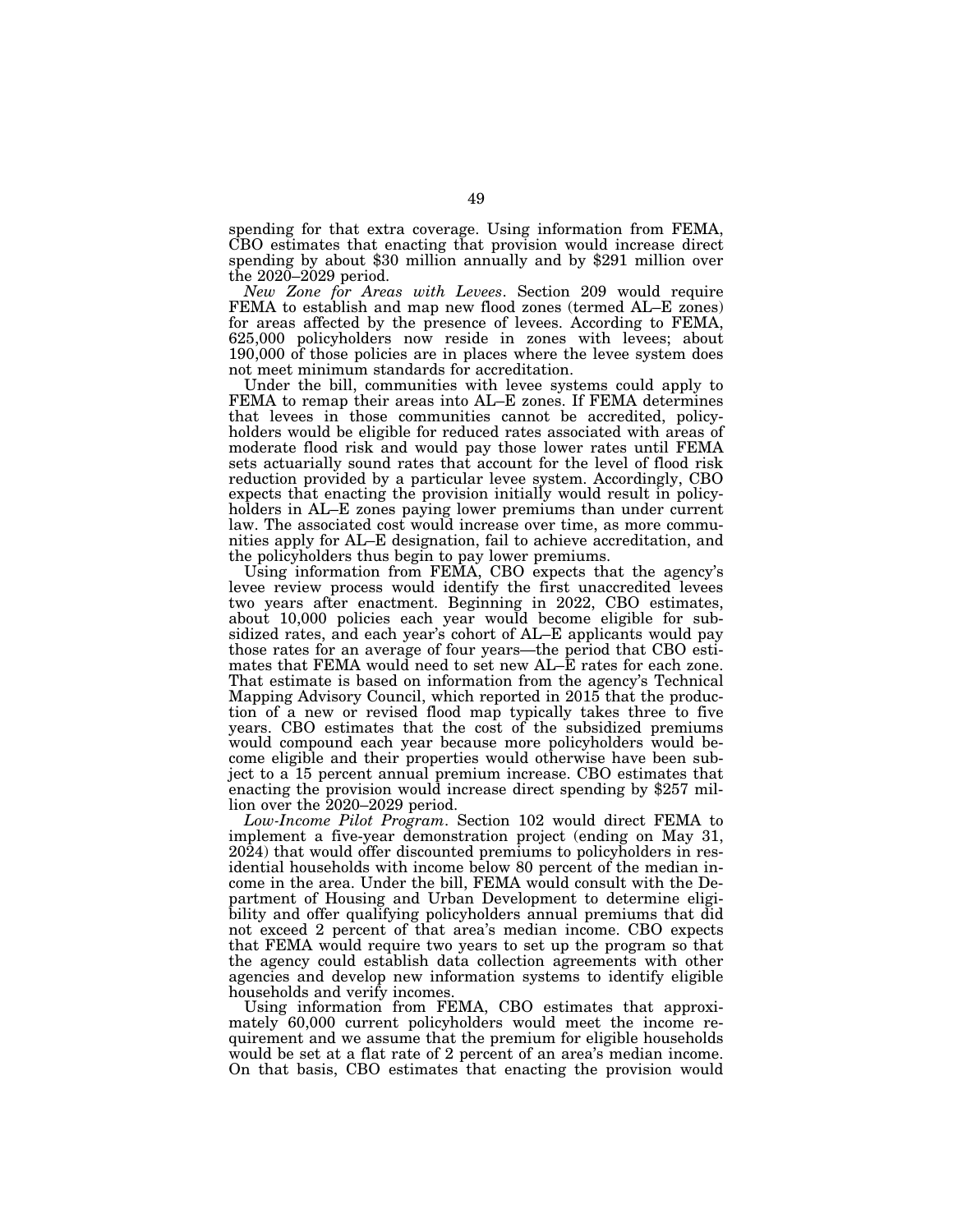spending for that extra coverage. Using information from FEMA, CBO estimates that enacting that provision would increase direct spending by about $30 million annually and by $291 million over the 2020–2029 period.

*New Zone for Areas with Levees*. Section 209 would require FEMA to establish and map new flood zones (termed AL–E zones) for areas affected by the presence of levees. According to FEMA, 625,000 policyholders now reside in zones with levees; about 190,000 of those policies are in places where the levee system does not meet minimum standards for accreditation.

Under the bill, communities with levee systems could apply to FEMA to remap their areas into AL–E zones. If FEMA determines that levees in those communities cannot be accredited, policyholders would be eligible for reduced rates associated with areas of moderate flood risk and would pay those lower rates until FEMA sets actuarially sound rates that account for the level of flood risk reduction provided by a particular levee system. Accordingly, CBO expects that enacting the provision initially would result in policyholders in AL–E zones paying lower premiums than under current law. The associated cost would increase over time, as more communities apply for AL–E designation, fail to achieve accreditation, and the policyholders thus begin to pay lower premiums.

Using information from FEMA, CBO expects that the agency's levee review process would identify the first unaccredited levees two years after enactment. Beginning in 2022, CBO estimates, about 10,000 policies each year would become eligible for subsidized rates, and each year's cohort of AL–E applicants would pay those rates for an average of four years—the period that CBO estimates that FEMA would need to set new AL–E rates for each zone. That estimate is based on information from the agency's Technical Mapping Advisory Council, which reported in 2015 that the production of a new or revised flood map typically takes three to five years. CBO estimates that the cost of the subsidized premiums would compound each year because more policyholders would become eligible and their properties would otherwise have been subject to a 15 percent annual premium increase. CBO estimates that enacting the provision would increase direct spending by $257 million over the 2020–2029 period.

*Low-Income Pilot Program*. Section 102 would direct FEMA to implement a five-year demonstration project (ending on May 31, 2024) that would offer discounted premiums to policyholders in residential households with income below 80 percent of the median income in the area. Under the bill, FEMA would consult with the Department of Housing and Urban Development to determine eligibility and offer qualifying policyholders annual premiums that did not exceed 2 percent of that area's median income. CBO expects that FEMA would require two years to set up the program so that the agency could establish data collection agreements with other agencies and develop new information systems to identify eligible households and verify incomes.

Using information from FEMA, CBO estimates that approximately 60,000 current policyholders would meet the income requirement and we assume that the premium for eligible households would be set at a flat rate of 2 percent of an area's median income. On that basis, CBO estimates that enacting the provision would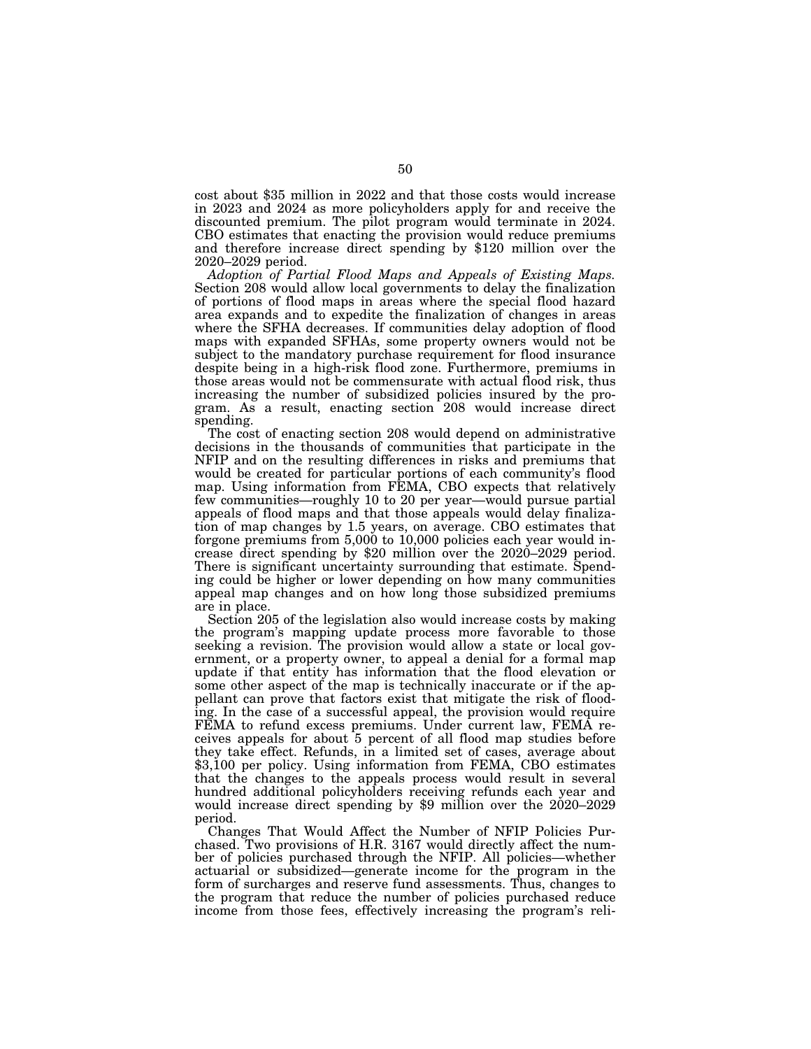cost about $35 million in 2022 and that those costs would increase in 2023 and 2024 as more policyholders apply for and receive the discounted premium. The pilot program would terminate in 2024. CBO estimates that enacting the provision would reduce premiums and therefore increase direct spending by $120 million over the 2020–2029 period.

*Adoption of Partial Flood Maps and Appeals of Existing Maps.* Section 208 would allow local governments to delay the finalization of portions of flood maps in areas where the special flood hazard area expands and to expedite the finalization of changes in areas where the SFHA decreases. If communities delay adoption of flood maps with expanded SFHAs, some property owners would not be subject to the mandatory purchase requirement for flood insurance despite being in a high-risk flood zone. Furthermore, premiums in those areas would not be commensurate with actual flood risk, thus increasing the number of subsidized policies insured by the program. As a result, enacting section 208 would increase direct spending.

The cost of enacting section 208 would depend on administrative decisions in the thousands of communities that participate in the NFIP and on the resulting differences in risks and premiums that would be created for particular portions of each community's flood map. Using information from FEMA, CBO expects that relatively few communities—roughly 10 to 20 per year—would pursue partial appeals of flood maps and that those appeals would delay finalization of map changes by 1.5 years, on average. CBO estimates that forgone premiums from 5,000 to 10,000 policies each year would increase direct spending by $20 million over the 2020–2029 period. There is significant uncertainty surrounding that estimate. Spending could be higher or lower depending on how many communities appeal map changes and on how long those subsidized premiums are in place.

Section 205 of the legislation also would increase costs by making the program's mapping update process more favorable to those seeking a revision. The provision would allow a state or local government, or a property owner, to appeal a denial for a formal map update if that entity has information that the flood elevation or some other aspect of the map is technically inaccurate or if the appellant can prove that factors exist that mitigate the risk of flooding. In the case of a successful appeal, the provision would require FEMA to refund excess premiums. Under current law, FEMA receives appeals for about 5 percent of all flood map studies before they take effect. Refunds, in a limited set of cases, average about $3,100 per policy. Using information from FEMA, CBO estimates that the changes to the appeals process would result in several hundred additional policyholders receiving refunds each year and would increase direct spending by $9 million over the 2020–2029 period.

Changes That Would Affect the Number of NFIP Policies Purchased. Two provisions of H.R. 3167 would directly affect the number of policies purchased through the NFIP. All policies—whether actuarial or subsidized—generate income for the program in the form of surcharges and reserve fund assessments. Thus, changes to the program that reduce the number of policies purchased reduce income from those fees, effectively increasing the program's reli-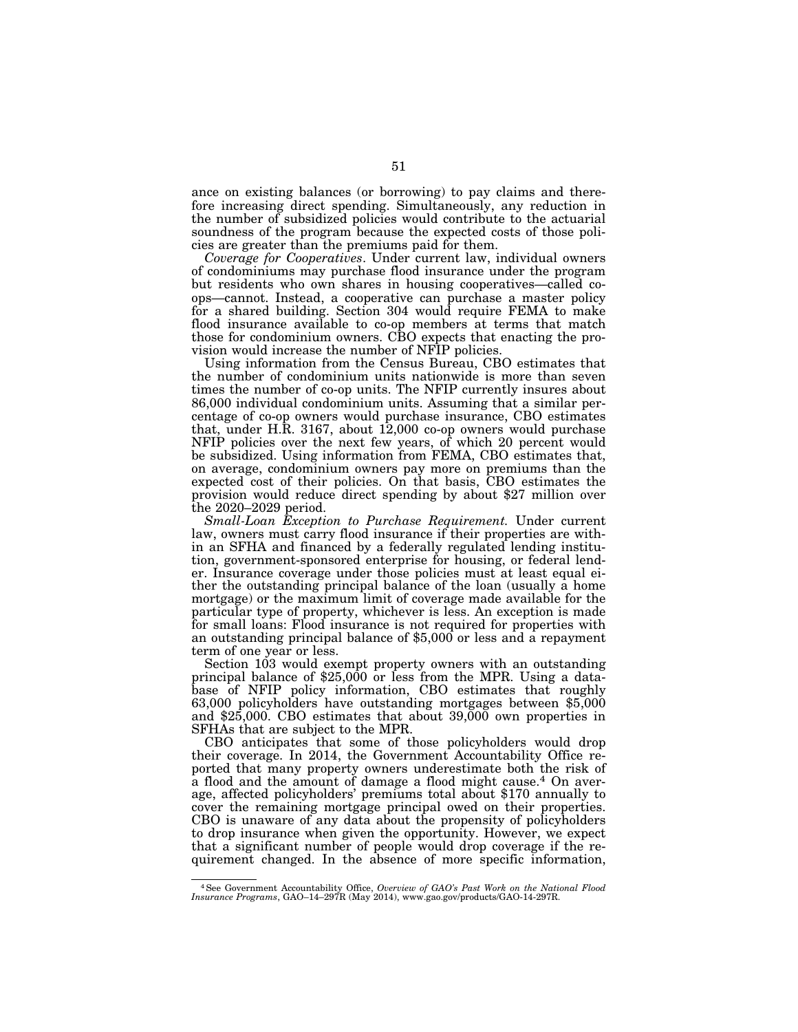ance on existing balances (or borrowing) to pay claims and therefore increasing direct spending. Simultaneously, any reduction in the number of subsidized policies would contribute to the actuarial soundness of the program because the expected costs of those policies are greater than the premiums paid for them.

*Coverage for Cooperatives*. Under current law, individual owners of condominiums may purchase flood insurance under the program but residents who own shares in housing cooperatives—called co-ops—cannot. Instead, a cooperative can purchase a master policy for a shared building. Section 304 would require FEMA to make flood insurance available to co-op members at terms that match those for condominium owners. CBO expects that enacting the provision would increase the number of NFIP policies.

Using information from the Census Bureau, CBO estimates that the number of condominium units nationwide is more than seven times the number of co-op units. The NFIP currently insures about 86,000 individual condominium units. Assuming that a similar percentage of co-op owners would purchase insurance, CBO estimates that, under H.R. 3167, about 12,000 co-op owners would purchase NFIP policies over the next few years, of which 20 percent would be subsidized. Using information from FEMA, CBO estimates that, on average, condominium owners pay more on premiums than the expected cost of their policies. On that basis, CBO estimates the provision would reduce direct spending by about $27 million over the 2020–2029 period.

*Small-Loan Exception to Purchase Requirement.* Under current law, owners must carry flood insurance if their properties are within an SFHA and financed by a federally regulated lending institution, government-sponsored enterprise for housing, or federal lender. Insurance coverage under those policies must at least equal either the outstanding principal balance of the loan (usually a home mortgage) or the maximum limit of coverage made available for the particular type of property, whichever is less. An exception is made for small loans: Flood insurance is not required for properties with an outstanding principal balance of $5,000 or less and a repayment term of one year or less.

Section 103 would exempt property owners with an outstanding principal balance of $25,000 or less from the MPR. Using a database of NFIP policy information, CBO estimates that roughly 63,000 policyholders have outstanding mortgages between $5,000 and $25,000. CBO estimates that about 39,000 own properties in SFHAs that are subject to the MPR.

CBO anticipates that some of those policyholders would drop their coverage. In 2014, the Government Accountability Office reported that many property owners underestimate both the risk of a flood and the amount of damage a flood might cause.[4] On average, affected policyholders' premiums total about $170 annually to cover the remaining mortgage principal owed on their properties. CBO is unaware of any data about the propensity of policyholders to drop insurance when given the opportunity. However, we expect that a significant number of people would drop coverage if the requirement changed. In the absence of more specific information,

---

[4] See Government Accountability Office, *Overview of GAO's Past Work on the National Flood Insurance Programs*, GAO–14–297R (May 2014), www.gao.gov/products/GAO-14-297R.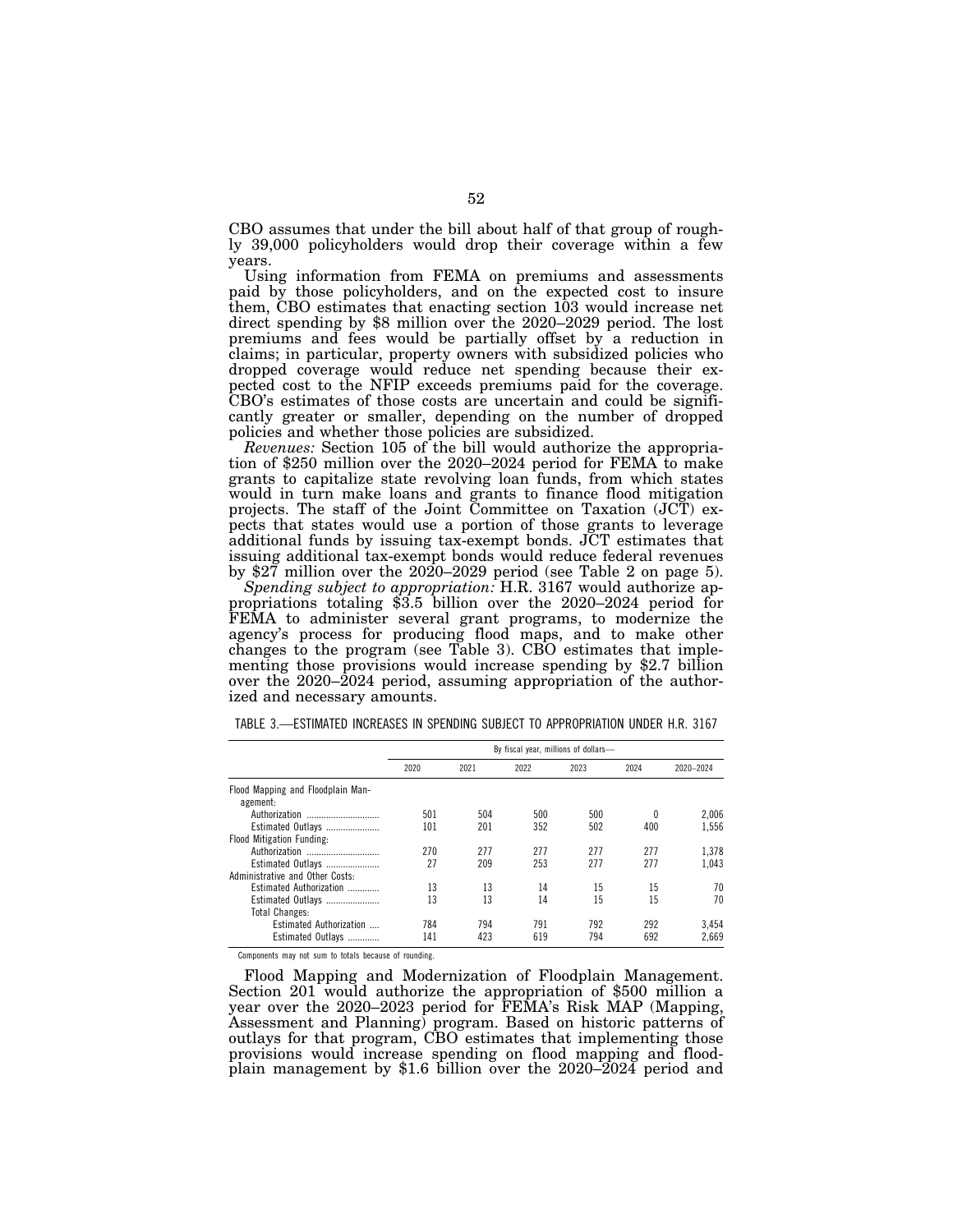CBO assumes that under the bill about half of that group of roughly 39,000 policyholders would drop their coverage within a few years.

Using information from FEMA on premiums and assessments paid by those policyholders, and on the expected cost to insure them, CBO estimates that enacting section 103 would increase net direct spending by $8 million over the 2020–2029 period. The lost premiums and fees would be partially offset by a reduction in claims; in particular, property owners with subsidized policies who dropped coverage would reduce net spending because their expected cost to the NFIP exceeds premiums paid for the coverage. CBO's estimates of those costs are uncertain and could be significantly greater or smaller, depending on the number of dropped policies and whether those policies are subsidized.

*Revenues:* Section 105 of the bill would authorize the appropriation of $250 million over the 2020–2024 period for FEMA to make grants to capitalize state revolving loan funds, from which states would in turn make loans and grants to finance flood mitigation projects. The staff of the Joint Committee on Taxation (JCT) expects that states would use a portion of those grants to leverage additional funds by issuing tax-exempt bonds. JCT estimates that issuing additional tax-exempt bonds would reduce federal revenues by $27 million over the 2020–2029 period (see Table 2 on page 5).

*Spending subject to appropriation:* H.R. 3167 would authorize appropriations totaling $3.5 billion over the 2020–2024 period for FEMA to administer several grant programs, to modernize the agency's process for producing flood maps, and to make other changes to the program (see Table 3). CBO estimates that implementing those provisions would increase spending by $2.7 billion over the 2020–2024 period, assuming appropriation of the authorized and necessary amounts.

TABLE 3.—ESTIMATED INCREASES IN SPENDING SUBJECT TO APPROPRIATION UNDER H.R. 3167

| | By fiscal year, millions of dollars— | | | | | |
|---|---|---|---|---|---|---|
| | 2020 | 2021 | 2022 | 2023 | 2024 | 2020–2024 |
| Flood Mapping and Floodplain Management: | | | | | | |
| Authorization | 501 | 504 | 500 | 500 | 0 | 2,006 |
| Estimated Outlays | 101 | 201 | 352 | 502 | 400 | 1,556 |
| Flood Mitigation Funding: | | | | | | |
| Authorization | 270 | 277 | 277 | 277 | 277 | 1,378 |
| Estimated Outlays | 27 | 209 | 253 | 277 | 277 | 1,043 |
| Administrative and Other Costs: | | | | | | |
| Estimated Authorization | 13 | 13 | 14 | 15 | 15 | 70 |
| Estimated Outlays | 13 | 13 | 14 | 15 | 15 | 70 |
| Total Changes: | | | | | | |
| Estimated Authorization | 784 | 794 | 791 | 792 | 292 | 3,454 |
| Estimated Outlays | 141 | 423 | 619 | 794 | 692 | 2,669 |

Components may not sum to totals because of rounding.

Flood Mapping and Modernization of Floodplain Management. Section 201 would authorize the appropriation of $500 million a year over the 2020–2023 period for FEMA's Risk MAP (Mapping, Assessment and Planning) program. Based on historic patterns of outlays for that program, CBO estimates that implementing those provisions would increase spending on flood mapping and floodplain management by $1.6 billion over the 2020–2024 period and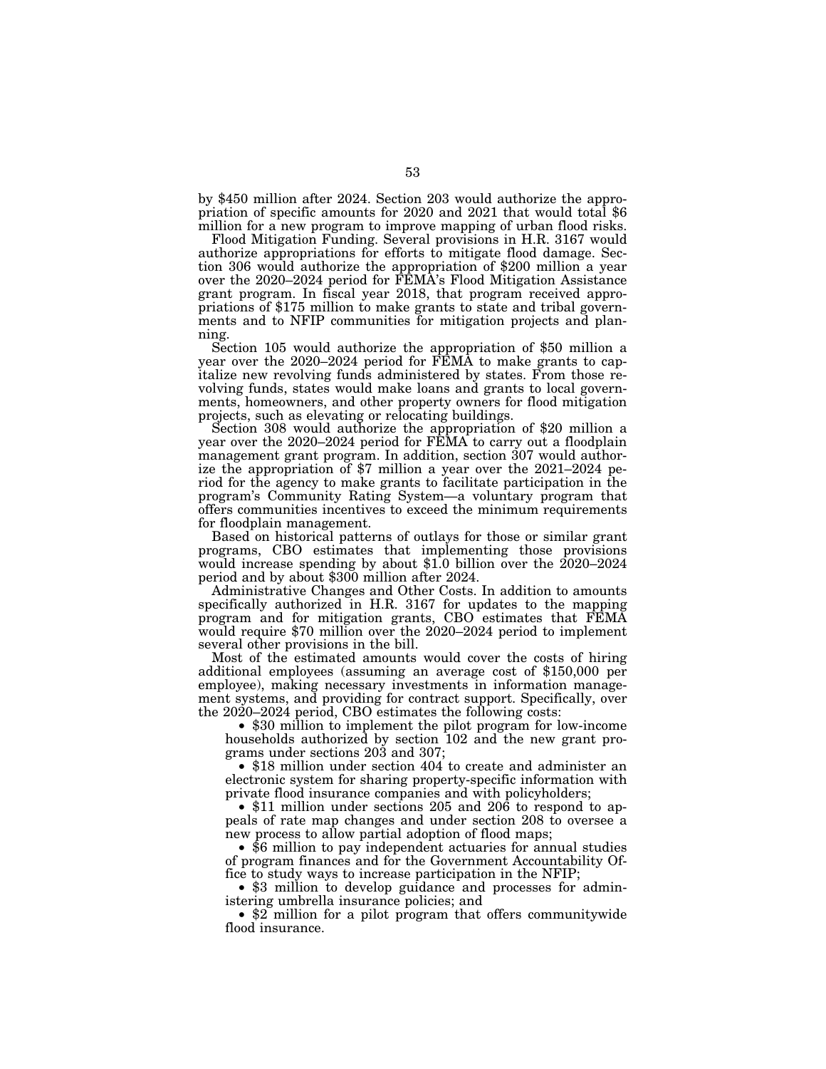by $450 million after 2024. Section 203 would authorize the appropriation of specific amounts for 2020 and 2021 that would total $6 million for a new program to improve mapping of urban flood risks.

Flood Mitigation Funding. Several provisions in H.R. 3167 would authorize appropriations for efforts to mitigate flood damage. Section 306 would authorize the appropriation of $200 million a year over the 2020–2024 period for FEMA's Flood Mitigation Assistance grant program. In fiscal year 2018, that program received appropriations of $175 million to make grants to state and tribal governments and to NFIP communities for mitigation projects and planning.

Section 105 would authorize the appropriation of $50 million a year over the 2020–2024 period for FEMA to make grants to capitalize new revolving funds administered by states. From those revolving funds, states would make loans and grants to local governments, homeowners, and other property owners for flood mitigation projects, such as elevating or relocating buildings.

Section 308 would authorize the appropriation of $20 million a year over the 2020–2024 period for FEMA to carry out a floodplain management grant program. In addition, section 307 would authorize the appropriation of $7 million a year over the 2021–2024 period for the agency to make grants to facilitate participation in the program's Community Rating System—a voluntary program that offers communities incentives to exceed the minimum requirements for floodplain management.

Based on historical patterns of outlays for those or similar grant programs, CBO estimates that implementing those provisions would increase spending by about $1.0 billion over the 2020–2024 period and by about $300 million after 2024.

Administrative Changes and Other Costs. In addition to amounts specifically authorized in H.R. 3167 for updates to the mapping program and for mitigation grants, CBO estimates that FEMA would require $70 million over the 2020–2024 period to implement several other provisions in the bill.

Most of the estimated amounts would cover the costs of hiring additional employees (assuming an average cost of $150,000 per employee), making necessary investments in information management systems, and providing for contract support. Specifically, over the 2020–2024 period, CBO estimates the following costs:

- $30 million to implement the pilot program for low-income households authorized by section 102 and the new grant programs under sections 203 and 307;
- $18 million under section 404 to create and administer an electronic system for sharing property-specific information with private flood insurance companies and with policyholders;
- $11 million under sections 205 and 206 to respond to appeals of rate map changes and under section 208 to oversee a new process to allow partial adoption of flood maps;
- $6 million to pay independent actuaries for annual studies of program finances and for the Government Accountability Office to study ways to increase participation in the NFIP;
- $3 million to develop guidance and processes for administering umbrella insurance policies; and
- $2 million for a pilot program that offers communitywide flood insurance.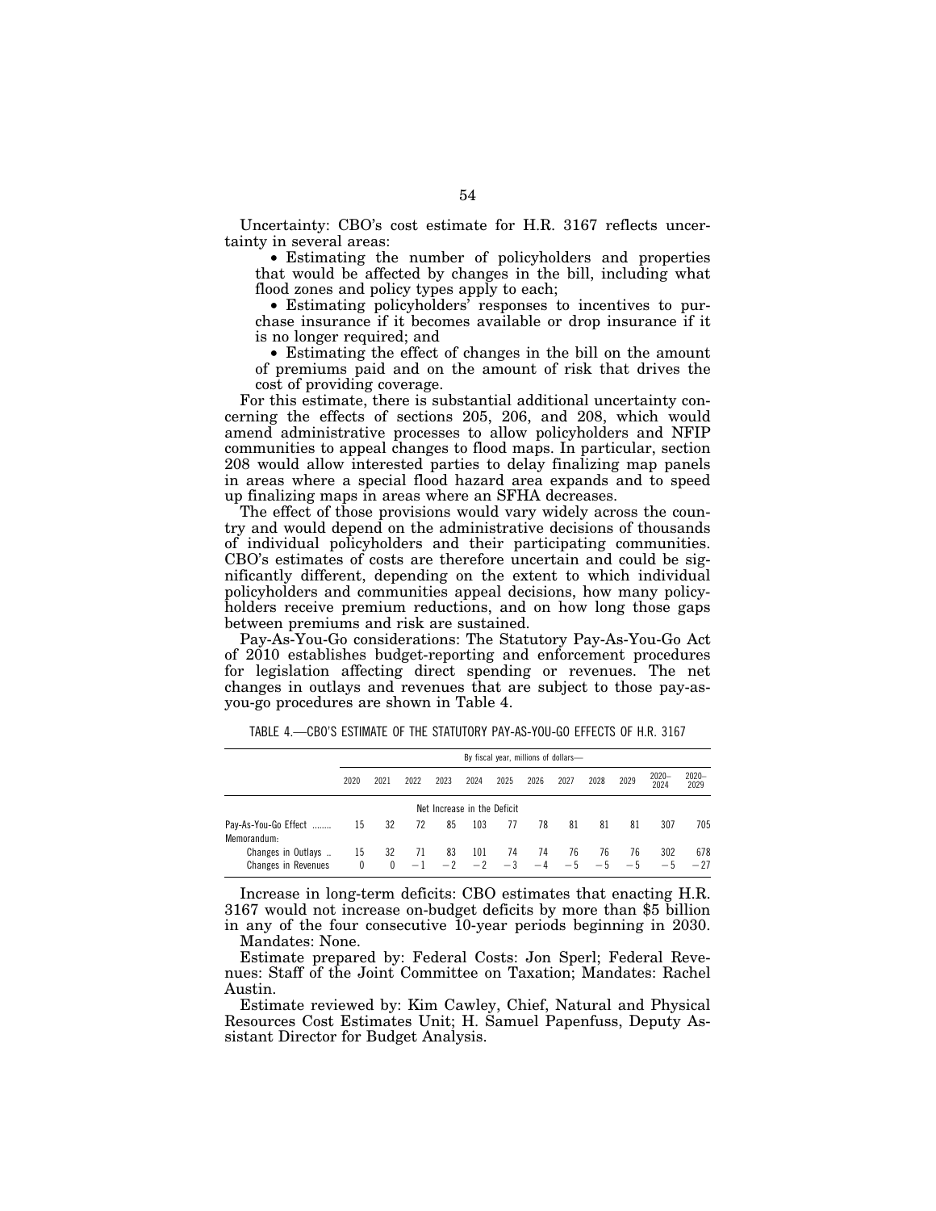Uncertainty: CBO's cost estimate for H.R. 3167 reflects uncertainty in several areas:

- Estimating the number of policyholders and properties that would be affected by changes in the bill, including what flood zones and policy types apply to each;
- Estimating policyholders' responses to incentives to purchase insurance if it becomes available or drop insurance if it is no longer required; and
- Estimating the effect of changes in the bill on the amount of premiums paid and on the amount of risk that drives the cost of providing coverage.

For this estimate, there is substantial additional uncertainty concerning the effects of sections 205, 206, and 208, which would amend administrative processes to allow policyholders and NFIP communities to appeal changes to flood maps. In particular, section 208 would allow interested parties to delay finalizing map panels in areas where a special flood hazard area expands and to speed up finalizing maps in areas where an SFHA decreases.

The effect of those provisions would vary widely across the country and would depend on the administrative decisions of thousands of individual policyholders and their participating communities. CBO's estimates of costs are therefore uncertain and could be significantly different, depending on the extent to which individual policyholders and communities appeal decisions, how many policyholders receive premium reductions, and on how long those gaps between premiums and risk are sustained.

Pay-As-You-Go considerations: The Statutory Pay-As-You-Go Act of 2010 establishes budget-reporting and enforcement procedures for legislation affecting direct spending or revenues. The net changes in outlays and revenues that are subject to those pay-as-you-go procedures are shown in Table 4.

TABLE 4.—CBO'S ESTIMATE OF THE STATUTORY PAY-AS-YOU-GO EFFECTS OF H.R. 3167

| | By fiscal year, millions of dollars— | | | | | | | | | | | |
|---|---|---|---|---|---|---|---|---|---|---|---|---|
| | 2020 | 2021 | 2022 | 2023 | 2024 | 2025 | 2026 | 2027 | 2028 | 2029 | 2020–2024 | 2020–2029 |
| | Net Increase in the Deficit | | | | | | | | | | | |
| Pay-As-You-Go Effect | 15 | 32 | 72 | 85 | 103 | 77 | 78 | 81 | 81 | 81 | 307 | 705 |
| Memorandum: | | | | | | | | | | | | |
| Changes in Outlays | 15 | 32 | 71 | 83 | 101 | 74 | 74 | 76 | 76 | 76 | 302 | 678 |
| Changes in Revenues | 0 | 0 | −1 | −2 | −2 | −3 | −4 | −5 | −5 | −5 | −5 | −27 |

Increase in long-term deficits: CBO estimates that enacting H.R. 3167 would not increase on-budget deficits by more than $5 billion in any of the four consecutive 10-year periods beginning in 2030.

Mandates: None.

Estimate prepared by: Federal Costs: Jon Sperl; Federal Revenues: Staff of the Joint Committee on Taxation; Mandates: Rachel Austin.

Estimate reviewed by: Kim Cawley, Chief, Natural and Physical Resources Cost Estimates Unit; H. Samuel Papenfuss, Deputy Assistant Director for Budget Analysis.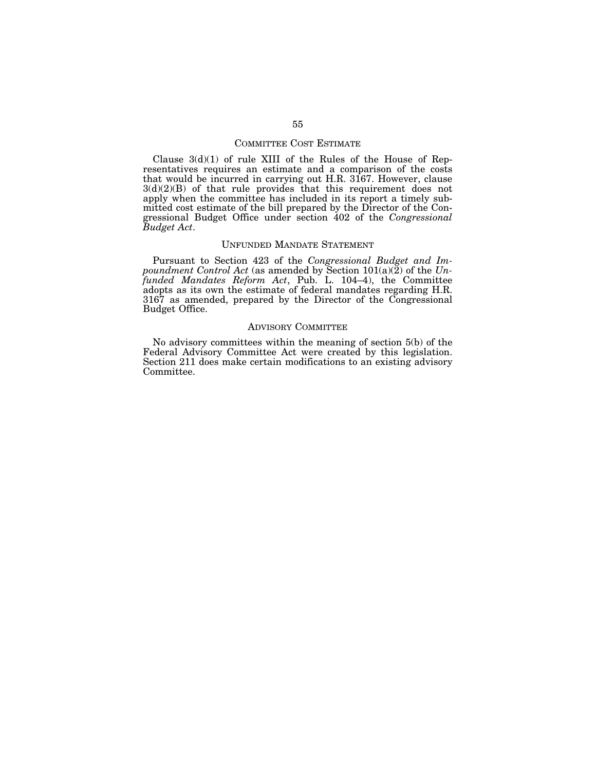## COMMITTEE COST ESTIMATE

Clause 3(d)(1) of rule XIII of the Rules of the House of Representatives requires an estimate and a comparison of the costs that would be incurred in carrying out H.R. 3167. However, clause 3(d)(2)(B) of that rule provides that this requirement does not apply when the committee has included in its report a timely submitted cost estimate of the bill prepared by the Director of the Congressional Budget Office under section 402 of the *Congressional Budget Act*.

## UNFUNDED MANDATE STATEMENT

Pursuant to Section 423 of the *Congressional Budget and Impoundment Control Act* (as amended by Section 101(a)(2) of the *Unfunded Mandates Reform Act*, Pub. L. 104–4), the Committee adopts as its own the estimate of federal mandates regarding H.R. 3167 as amended, prepared by the Director of the Congressional Budget Office.

## ADVISORY COMMITTEE

No advisory committees within the meaning of section 5(b) of the Federal Advisory Committee Act were created by this legislation. Section 211 does make certain modifications to an existing advisory Committee.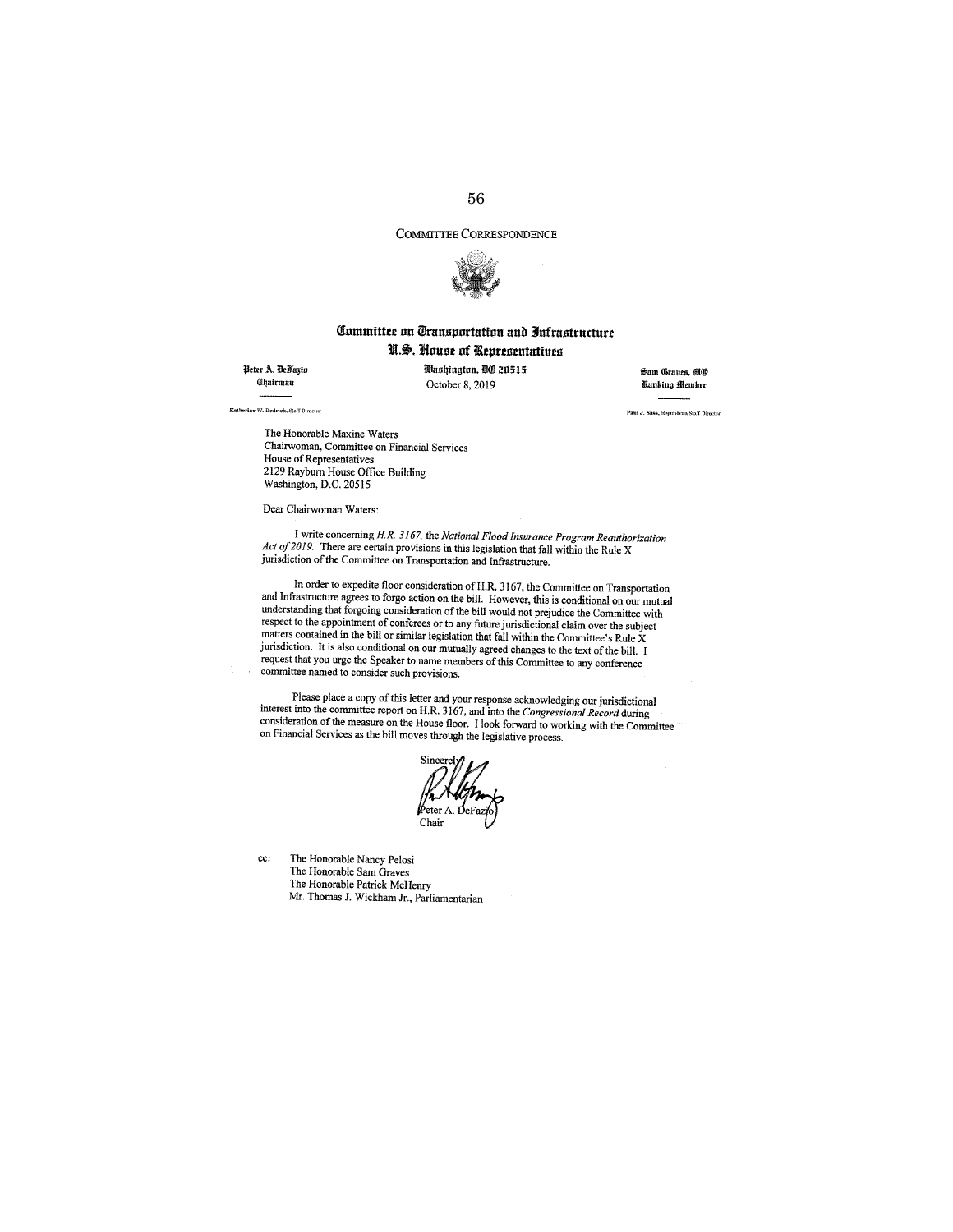COMMITTEE CORRESPONDENCE

**Committee on Transportation and Infrastructure**
**U.S. House of Representatives**

Peter A. DeFazio
Chairman

Washington, DC 20515
October 8, 2019

Sam Graves, MO
Ranking Member

Katherine W. Dedrick, Staff Director

Paul J. Sass, Republican Staff Director

The Honorable Maxine Waters
Chairwoman, Committee on Financial Services
House of Representatives
2129 Rayburn House Office Building
Washington, D.C. 20515

Dear Chairwoman Waters:

I write concerning *H.R. 3167*, the *National Flood Insurance Program Reauthorization Act of 2019*. There are certain provisions in this legislation that fall within the Rule X jurisdiction of the Committee on Transportation and Infrastructure.

In order to expedite floor consideration of H.R. 3167, the Committee on Transportation and Infrastructure agrees to forgo action on the bill. However, this is conditional on our mutual understanding that forgoing consideration of the bill would not prejudice the Committee with respect to the appointment of conferees or to any future jurisdictional claim over the subject matters contained in the bill or similar legislation that fall within the Committee's Rule X jurisdiction. It is also conditional on our mutually agreed changes to the text of the bill. I request that you urge the Speaker to name members of this Committee to any conference committee named to consider such provisions.

Please place a copy of this letter and your response acknowledging our jurisdictional interest into the committee report on H.R. 3167, and into the *Congressional Record* during consideration of the measure on the House floor. I look forward to working with the Committee on Financial Services as the bill moves through the legislative process.

Sincerely,

Peter A. DeFazio
Chair

cc: The Honorable Nancy Pelosi
The Honorable Sam Graves
The Honorable Patrick McHenry
Mr. Thomas J. Wickham Jr., Parliamentarian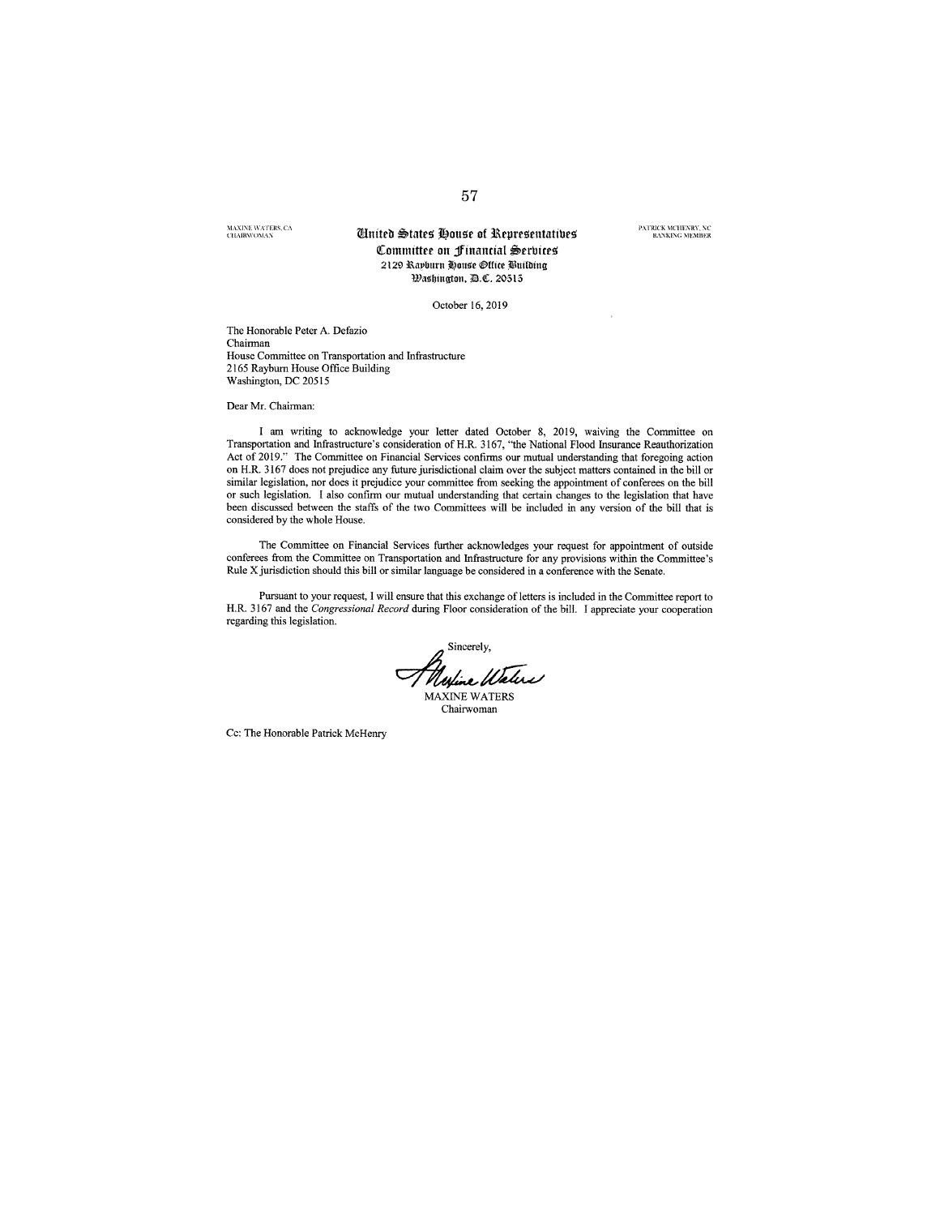MAXINE WATERS, CA
CHAIRWOMAN

**United States House of Representatives**
**Committee on Financial Services**
2129 Rayburn House Office Building
Washington, D.C. 20515

PATRICK MCHENRY, NC
RANKING MEMBER

October 16, 2019

The Honorable Peter A. Defazio
Chairman
House Committee on Transportation and Infrastructure
2165 Rayburn House Office Building
Washington, DC 20515

Dear Mr. Chairman:

I am writing to acknowledge your letter dated October 8, 2019, waiving the Committee on Transportation and Infrastructure's consideration of H.R. 3167, "the National Flood Insurance Reauthorization Act of 2019." The Committee on Financial Services confirms our mutual understanding that foregoing action on H.R. 3167 does not prejudice any future jurisdictional claim over the subject matters contained in the bill or similar legislation, nor does it prejudice your committee from seeking the appointment of conferees on the bill or such legislation. I also confirm our mutual understanding that certain changes to the legislation that have been discussed between the staffs of the two Committees will be included in any version of the bill that is considered by the whole House.

The Committee on Financial Services further acknowledges your request for appointment of outside conferees from the Committee on Transportation and Infrastructure for any provisions within the Committee's Rule X jurisdiction should this bill or similar language be considered in a conference with the Senate.

Pursuant to your request, I will ensure that this exchange of letters is included in the Committee report to H.R. 3167 and the *Congressional Record* during Floor consideration of the bill. I appreciate your cooperation regarding this legislation.

Sincerely,

MAXINE WATERS
Chairwoman

Cc: The Honorable Patrick McHenry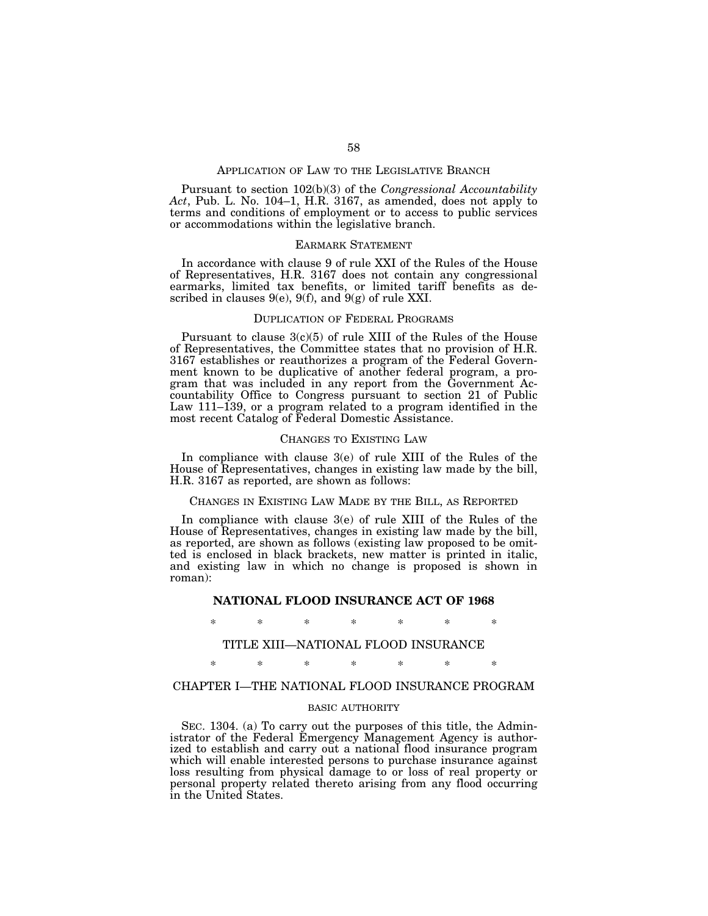## APPLICATION OF LAW TO THE LEGISLATIVE BRANCH

Pursuant to section 102(b)(3) of the *Congressional Accountability Act*, Pub. L. No. 104–1, H.R. 3167, as amended, does not apply to terms and conditions of employment or to access to public services or accommodations within the legislative branch.

## EARMARK STATEMENT

In accordance with clause 9 of rule XXI of the Rules of the House of Representatives, H.R. 3167 does not contain any congressional earmarks, limited tax benefits, or limited tariff benefits as described in clauses 9(e), 9(f), and 9(g) of rule XXI.

## DUPLICATION OF FEDERAL PROGRAMS

Pursuant to clause 3(c)(5) of rule XIII of the Rules of the House of Representatives, the Committee states that no provision of H.R. 3167 establishes or reauthorizes a program of the Federal Government known to be duplicative of another federal program, a program that was included in any report from the Government Accountability Office to Congress pursuant to section 21 of Public Law 111–139, or a program related to a program identified in the most recent Catalog of Federal Domestic Assistance.

## CHANGES TO EXISTING LAW

In compliance with clause 3(e) of rule XIII of the Rules of the House of Representatives, changes in existing law made by the bill, H.R. 3167 as reported, are shown as follows:

## CHANGES IN EXISTING LAW MADE BY THE BILL, AS REPORTED

In compliance with clause 3(e) of rule XIII of the Rules of the House of Representatives, changes in existing law made by the bill, as reported, are shown as follows (existing law proposed to be omitted is enclosed in black brackets, new matter is printed in italic, and existing law in which no change is proposed is shown in roman):

## **NATIONAL FLOOD INSURANCE ACT OF 1968**

\* \* \* \* \* \* \*

## TITLE XIII—NATIONAL FLOOD INSURANCE

\* \* \* \* \* \* \*

## CHAPTER I—THE NATIONAL FLOOD INSURANCE PROGRAM

### BASIC AUTHORITY

SEC. 1304. (a) To carry out the purposes of this title, the Administrator of the Federal Emergency Management Agency is authorized to establish and carry out a national flood insurance program which will enable interested persons to purchase insurance against loss resulting from physical damage to or loss of real property or personal property related thereto arising from any flood occurring in the United States.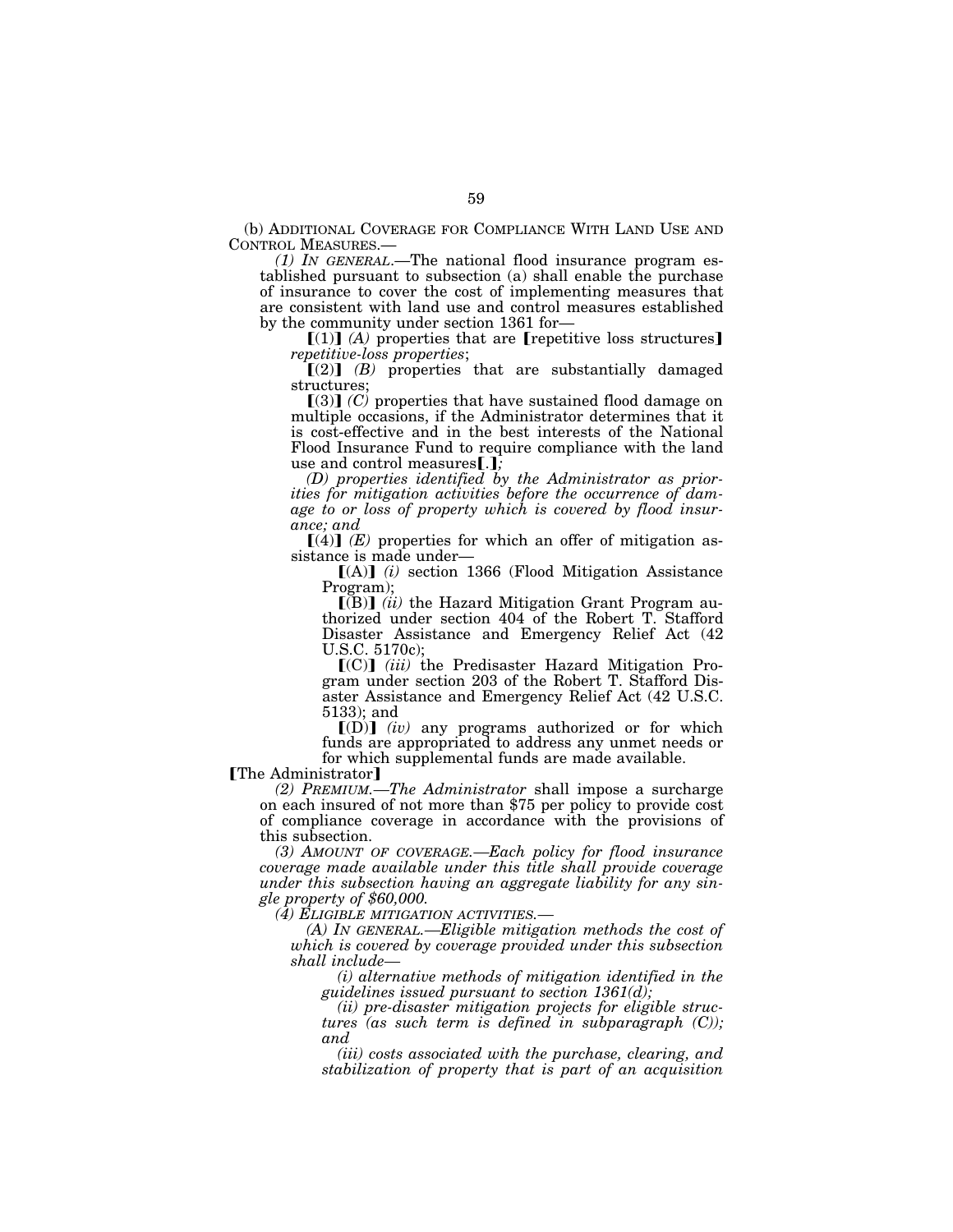(b) ADDITIONAL COVERAGE FOR COMPLIANCE WITH LAND USE AND CONTROL MEASURES.—

*(1) IN GENERAL.*—The national flood insurance program established pursuant to subsection (a) shall enable the purchase of insurance to cover the cost of implementing measures that are consistent with land use and control measures established by the community under section 1361 for—

【(1)】 *(A)* properties that are 【repetitive loss structures】 *repetitive-loss properties*;

【(2)】 *(B)* properties that are substantially damaged structures;

【(3)】 *(C)* properties that have sustained flood damage on multiple occasions, if the Administrator determines that it is cost-effective and in the best interests of the National Flood Insurance Fund to require compliance with the land use and control measures【.】*;*

*(D) properties identified by the Administrator as priorities for mitigation activities before the occurrence of damage to or loss of property which is covered by flood insurance; and*

【(4)】 *(E)* properties for which an offer of mitigation assistance is made under—

【(A)】 *(i)* section 1366 (Flood Mitigation Assistance Program);

【(B)】 *(ii)* the Hazard Mitigation Grant Program authorized under section 404 of the Robert T. Stafford Disaster Assistance and Emergency Relief Act (42 U.S.C. 5170c);

【(C)】 *(iii)* the Predisaster Hazard Mitigation Program under section 203 of the Robert T. Stafford Disaster Assistance and Emergency Relief Act (42 U.S.C. 5133); and

【(D)】 *(iv)* any programs authorized or for which funds are appropriated to address any unmet needs or for which supplemental funds are made available.

【The Administrator】

*(2) PREMIUM.—The Administrator* shall impose a surcharge on each insured of not more than $75 per policy to provide cost of compliance coverage in accordance with the provisions of this subsection.

*(3) AMOUNT OF COVERAGE.—Each policy for flood insurance coverage made available under this title shall provide coverage under this subsection having an aggregate liability for any single property of $60,000.*

*(4) ELIGIBLE MITIGATION ACTIVITIES.—*

*(A) IN GENERAL.—Eligible mitigation methods the cost of which is covered by coverage provided under this subsection shall include—*

*(i) alternative methods of mitigation identified in the guidelines issued pursuant to section 1361(d);*

*(ii) pre-disaster mitigation projects for eligible structures (as such term is defined in subparagraph (C)); and*

*(iii) costs associated with the purchase, clearing, and stabilization of property that is part of an acquisition*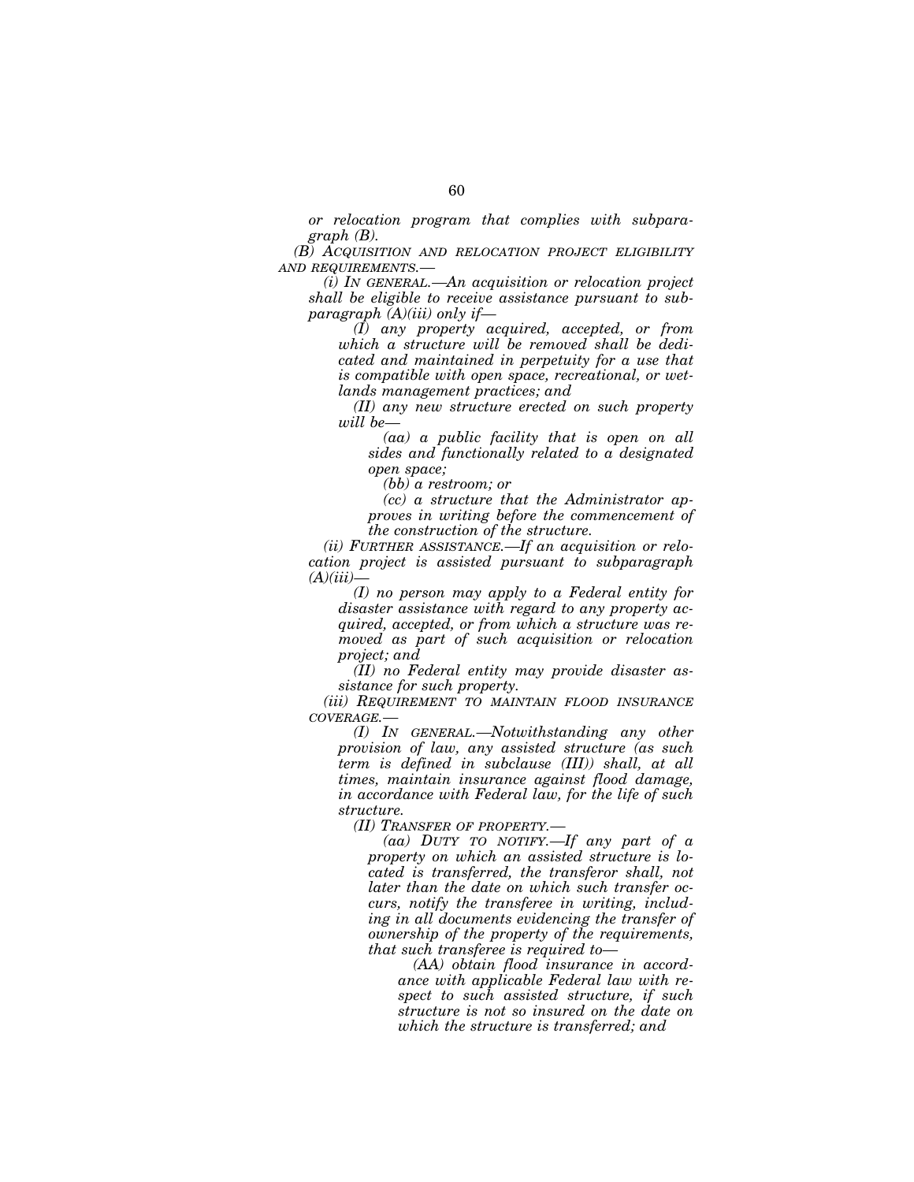*or relocation program that complies with subparagraph (B).*

*(B) ACQUISITION AND RELOCATION PROJECT ELIGIBILITY AND REQUIREMENTS.—*

*(i) IN GENERAL.—An acquisition or relocation project shall be eligible to receive assistance pursuant to subparagraph (A)(iii) only if—*

*(I) any property acquired, accepted, or from which a structure will be removed shall be dedicated and maintained in perpetuity for a use that is compatible with open space, recreational, or wetlands management practices; and*

*(II) any new structure erected on such property will be—*

*(aa) a public facility that is open on all sides and functionally related to a designated open space;*

*(bb) a restroom; or*

*(cc) a structure that the Administrator approves in writing before the commencement of the construction of the structure.*

*(ii) FURTHER ASSISTANCE.—If an acquisition or relocation project is assisted pursuant to subparagraph (A)(iii)—*

*(I) no person may apply to a Federal entity for disaster assistance with regard to any property acquired, accepted, or from which a structure was removed as part of such acquisition or relocation project; and*

*(II) no Federal entity may provide disaster assistance for such property.*

*(iii) REQUIREMENT TO MAINTAIN FLOOD INSURANCE COVERAGE.—*

*(I) IN GENERAL.—Notwithstanding any other provision of law, any assisted structure (as such term is defined in subclause (III)) shall, at all times, maintain insurance against flood damage, in accordance with Federal law, for the life of such structure.*

*(II) TRANSFER OF PROPERTY.—*

*(aa) DUTY TO NOTIFY.—If any part of a property on which an assisted structure is located is transferred, the transferor shall, not later than the date on which such transfer occurs, notify the transferee in writing, including in all documents evidencing the transfer of ownership of the property of the requirements, that such transferee is required to—*

*(AA) obtain flood insurance in accordance with applicable Federal law with respect to such assisted structure, if such structure is not so insured on the date on which the structure is transferred; and*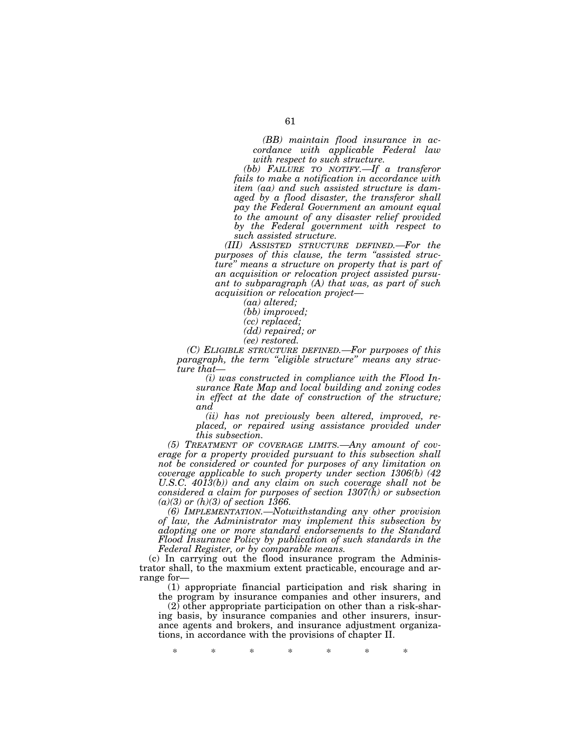*(BB) maintain flood insurance in accordance with applicable Federal law with respect to such structure.*

*(bb) FAILURE TO NOTIFY.—If a transferor fails to make a notification in accordance with item (aa) and such assisted structure is damaged by a flood disaster, the transferor shall pay the Federal Government an amount equal to the amount of any disaster relief provided by the Federal government with respect to such assisted structure.*

*(III) ASSISTED STRUCTURE DEFINED.—For the purposes of this clause, the term "assisted structure" means a structure on property that is part of an acquisition or relocation project assisted pursuant to subparagraph (A) that was, as part of such acquisition or relocation project—*

*(aa) altered;*

*(bb) improved;*

*(cc) replaced;*

*(dd) repaired; or*

*(ee) restored.*

*(C) ELIGIBLE STRUCTURE DEFINED.—For purposes of this paragraph, the term "eligible structure" means any structure that—*

*(i) was constructed in compliance with the Flood Insurance Rate Map and local building and zoning codes in effect at the date of construction of the structure; and*

*(ii) has not previously been altered, improved, replaced, or repaired using assistance provided under this subsection.*

*(5) TREATMENT OF COVERAGE LIMITS.—Any amount of coverage for a property provided pursuant to this subsection shall not be considered or counted for purposes of any limitation on coverage applicable to such property under section 1306(b) (42 U.S.C. 4013(b)) and any claim on such coverage shall not be considered a claim for purposes of section 1307(h) or subsection (a)(3) or (h)(3) of section 1366.*

*(6) IMPLEMENTATION.—Notwithstanding any other provision of law, the Administrator may implement this subsection by adopting one or more standard endorsements to the Standard Flood Insurance Policy by publication of such standards in the Federal Register, or by comparable means.*

(c) In carrying out the flood insurance program the Administrator shall, to the maxmium extent practicable, encourage and arrange for—

(1) appropriate financial participation and risk sharing in the program by insurance companies and other insurers, and

(2) other appropriate participation on other than a risk-sharing basis, by insurance companies and other insurers, insurance agents and brokers, and insurance adjustment organizations, in accordance with the provisions of chapter II.

\* \* \* \* \* \* \*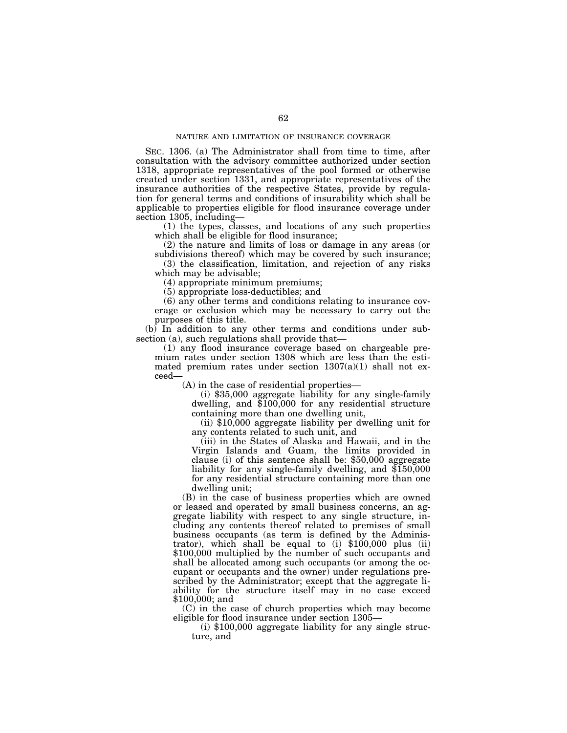NATURE AND LIMITATION OF INSURANCE COVERAGE

SEC. 1306. (a) The Administrator shall from time to time, after consultation with the advisory committee authorized under section 1318, appropriate representatives of the pool formed or otherwise created under section 1331, and appropriate representatives of the insurance authorities of the respective States, provide by regulation for general terms and conditions of insurability which shall be applicable to properties eligible for flood insurance coverage under section 1305, including—

(1) the types, classes, and locations of any such properties which shall be eligible for flood insurance;

(2) the nature and limits of loss or damage in any areas (or subdivisions thereof) which may be covered by such insurance;

(3) the classification, limitation, and rejection of any risks which may be advisable;

(4) appropriate minimum premiums;

(5) appropriate loss-deductibles; and

(6) any other terms and conditions relating to insurance coverage or exclusion which may be necessary to carry out the purposes of this title.

(b) In addition to any other terms and conditions under subsection (a), such regulations shall provide that—

(1) any flood insurance coverage based on chargeable premium rates under section 1308 which are less than the estimated premium rates under section 1307(a)(1) shall not exceed—

(A) in the case of residential properties—

(i) $35,000 aggregate liability for any single-family dwelling, and $100,000 for any residential structure containing more than one dwelling unit,

(ii) $10,000 aggregate liability per dwelling unit for any contents related to such unit, and

(iii) in the States of Alaska and Hawaii, and in the Virgin Islands and Guam, the limits provided in clause (i) of this sentence shall be: $50,000 aggregate liability for any single-family dwelling, and $150,000 for any residential structure containing more than one dwelling unit;

(B) in the case of business properties which are owned or leased and operated by small business concerns, an aggregate liability with respect to any single structure, including any contents thereof related to premises of small business occupants (as term is defined by the Administrator), which shall be equal to (i) $100,000 plus (ii) $100,000 multiplied by the number of such occupants and shall be allocated among such occupants (or among the occupant or occupants and the owner) under regulations prescribed by the Administrator; except that the aggregate liability for the structure itself may in no case exceed $100,000; and

(C) in the case of church properties which may become eligible for flood insurance under section 1305—

(i) $100,000 aggregate liability for any single structure, and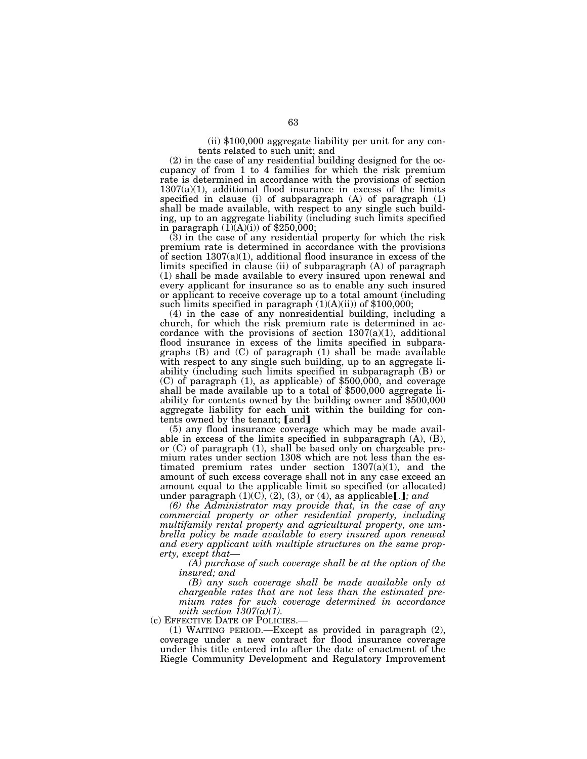(ii) $100,000 aggregate liability per unit for any contents related to such unit; and

(2) in the case of any residential building designed for the occupancy of from 1 to 4 families for which the risk premium rate is determined in accordance with the provisions of section 1307(a)(1), additional flood insurance in excess of the limits specified in clause (i) of subparagraph (A) of paragraph (1) shall be made available, with respect to any single such building, up to an aggregate liability (including such limits specified in paragraph (1)(A)(i)) of $250,000;

(3) in the case of any residential property for which the risk premium rate is determined in accordance with the provisions of section 1307(a)(1), additional flood insurance in excess of the limits specified in clause (ii) of subparagraph (A) of paragraph (1) shall be made available to every insured upon renewal and every applicant for insurance so as to enable any such insured or applicant to receive coverage up to a total amount (including such limits specified in paragraph (1)(A)(ii)) of $100,000;

(4) in the case of any nonresidential building, including a church, for which the risk premium rate is determined in accordance with the provisions of section 1307(a)(1), additional flood insurance in excess of the limits specified in subparagraphs (B) and (C) of paragraph (1) shall be made available with respect to any single such building, up to an aggregate liability (including such limits specified in subparagraph (B) or (C) of paragraph (1), as applicable) of $500,000, and coverage shall be made available up to a total of $500,000 aggregate liability for contents owned by the building owner and $500,000 aggregate liability for each unit within the building for contents owned by the tenant; ⟦and⟧

(5) any flood insurance coverage which may be made available in excess of the limits specified in subparagraph (A), (B), or (C) of paragraph (1), shall be based only on chargeable premium rates under section 1308 which are not less than the estimated premium rates under section 1307(a)(1), and the amount of such excess coverage shall not in any case exceed an amount equal to the applicable limit so specified (or allocated) under paragraph (1)(C), (2), (3), or (4), as applicable⟦.⟧*; and*

*(6) the Administrator may provide that, in the case of any commercial property or other residential property, including multifamily rental property and agricultural property, one umbrella policy be made available to every insured upon renewal and every applicant with multiple structures on the same property, except that—*

*(A) purchase of such coverage shall be at the option of the insured; and*

*(B) any such coverage shall be made available only at chargeable rates that are not less than the estimated premium rates for such coverage determined in accordance with section 1307(a)(1).*

(c) EFFECTIVE DATE OF POLICIES.—

(1) WAITING PERIOD.—Except as provided in paragraph (2), coverage under a new contract for flood insurance coverage under this title entered into after the date of enactment of the Riegle Community Development and Regulatory Improvement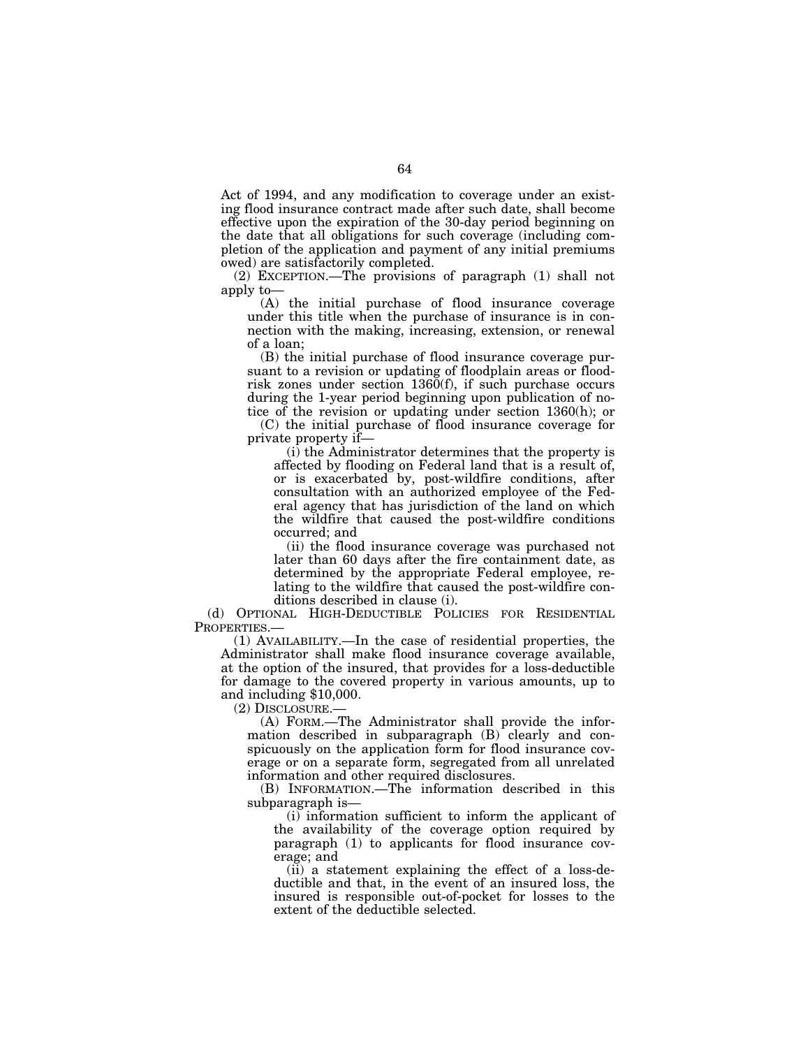Act of 1994, and any modification to coverage under an existing flood insurance contract made after such date, shall become effective upon the expiration of the 30-day period beginning on the date that all obligations for such coverage (including completion of the application and payment of any initial premiums owed) are satisfactorily completed.

(2) EXCEPTION.—The provisions of paragraph (1) shall not apply to—

(A) the initial purchase of flood insurance coverage under this title when the purchase of insurance is in connection with the making, increasing, extension, or renewal of a loan;

(B) the initial purchase of flood insurance coverage pursuant to a revision or updating of floodplain areas or flood-risk zones under section 1360(f), if such purchase occurs during the 1-year period beginning upon publication of notice of the revision or updating under section 1360(h); or

(C) the initial purchase of flood insurance coverage for private property if—

(i) the Administrator determines that the property is affected by flooding on Federal land that is a result of, or is exacerbated by, post-wildfire conditions, after consultation with an authorized employee of the Federal agency that has jurisdiction of the land on which the wildfire that caused the post-wildfire conditions occurred; and

(ii) the flood insurance coverage was purchased not later than 60 days after the fire containment date, as determined by the appropriate Federal employee, relating to the wildfire that caused the post-wildfire conditions described in clause (i).

(d) OPTIONAL HIGH-DEDUCTIBLE POLICIES FOR RESIDENTIAL PROPERTIES.—

(1) AVAILABILITY.—In the case of residential properties, the Administrator shall make flood insurance coverage available, at the option of the insured, that provides for a loss-deductible for damage to the covered property in various amounts, up to and including $10,000.

(2) DISCLOSURE.—

(A) FORM.—The Administrator shall provide the information described in subparagraph (B) clearly and conspicuously on the application form for flood insurance coverage or on a separate form, segregated from all unrelated information and other required disclosures.

(B) INFORMATION.—The information described in this subparagraph is—

(i) information sufficient to inform the applicant of the availability of the coverage option required by paragraph (1) to applicants for flood insurance coverage; and

(ii) a statement explaining the effect of a loss-deductible and that, in the event of an insured loss, the insured is responsible out-of-pocket for losses to the extent of the deductible selected.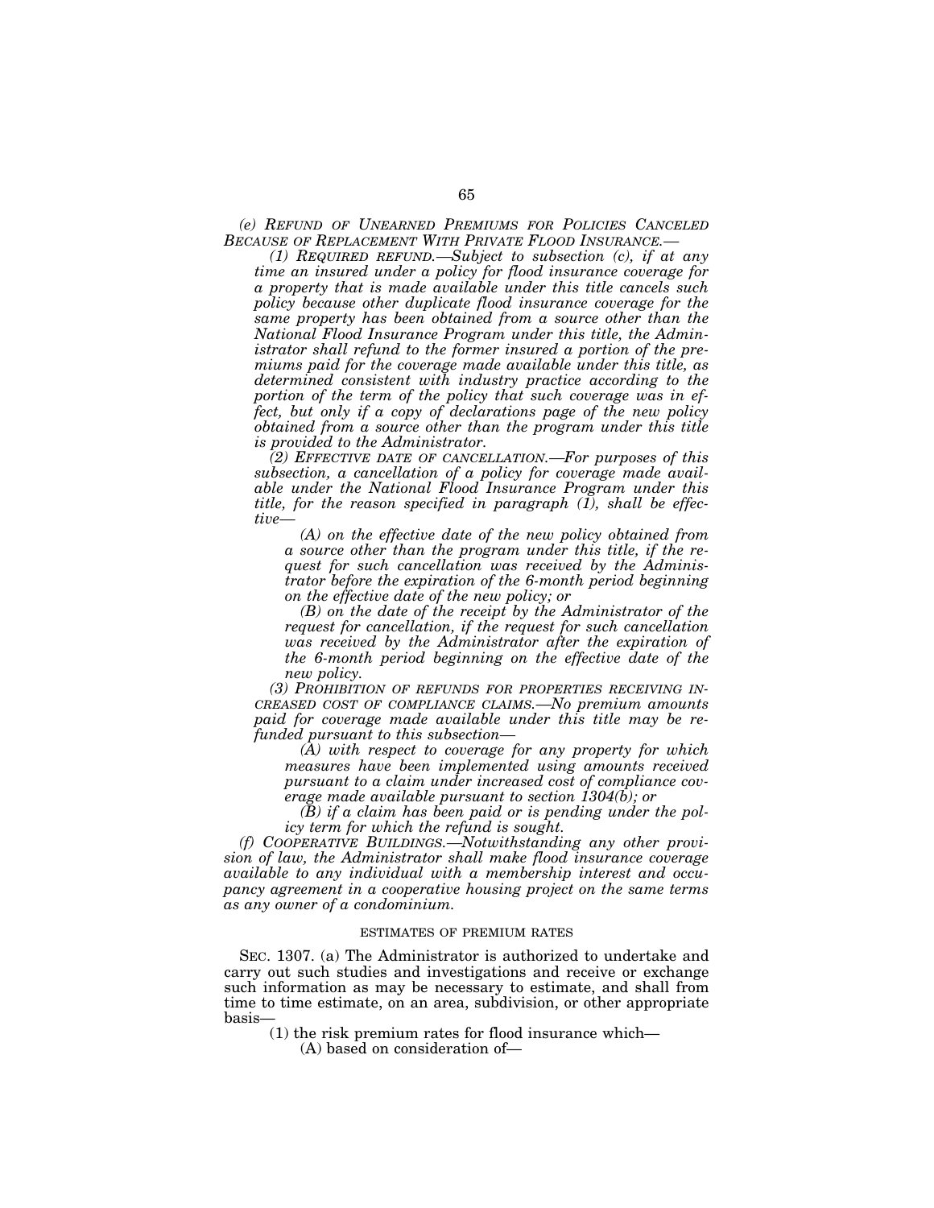*(e) REFUND OF UNEARNED PREMIUMS FOR POLICIES CANCELED BECAUSE OF REPLACEMENT WITH PRIVATE FLOOD INSURANCE.—*

*(1) REQUIRED REFUND.—Subject to subsection (c), if at any time an insured under a policy for flood insurance coverage for a property that is made available under this title cancels such policy because other duplicate flood insurance coverage for the same property has been obtained from a source other than the National Flood Insurance Program under this title, the Administrator shall refund to the former insured a portion of the premiums paid for the coverage made available under this title, as determined consistent with industry practice according to the portion of the term of the policy that such coverage was in effect, but only if a copy of declarations page of the new policy obtained from a source other than the program under this title is provided to the Administrator.*

*(2) EFFECTIVE DATE OF CANCELLATION.—For purposes of this subsection, a cancellation of a policy for coverage made available under the National Flood Insurance Program under this title, for the reason specified in paragraph (1), shall be effective—*

*(A) on the effective date of the new policy obtained from a source other than the program under this title, if the request for such cancellation was received by the Administrator before the expiration of the 6-month period beginning on the effective date of the new policy; or*

*(B) on the date of the receipt by the Administrator of the request for cancellation, if the request for such cancellation was received by the Administrator after the expiration of the 6-month period beginning on the effective date of the new policy.*

*(3) PROHIBITION OF REFUNDS FOR PROPERTIES RECEIVING INCREASED COST OF COMPLIANCE CLAIMS.—No premium amounts paid for coverage made available under this title may be refunded pursuant to this subsection—*

*(A) with respect to coverage for any property for which measures have been implemented using amounts received pursuant to a claim under increased cost of compliance coverage made available pursuant to section 1304(b); or*

*(B) if a claim has been paid or is pending under the policy term for which the refund is sought.*

*(f) COOPERATIVE BUILDINGS.—Notwithstanding any other provision of law, the Administrator shall make flood insurance coverage available to any individual with a membership interest and occupancy agreement in a cooperative housing project on the same terms as any owner of a condominium.*

ESTIMATES OF PREMIUM RATES

SEC. 1307. (a) The Administrator is authorized to undertake and carry out such studies and investigations and receive or exchange such information as may be necessary to estimate, and shall from time to time estimate, on an area, subdivision, or other appropriate basis—

(1) the risk premium rates for flood insurance which—

(A) based on consideration of—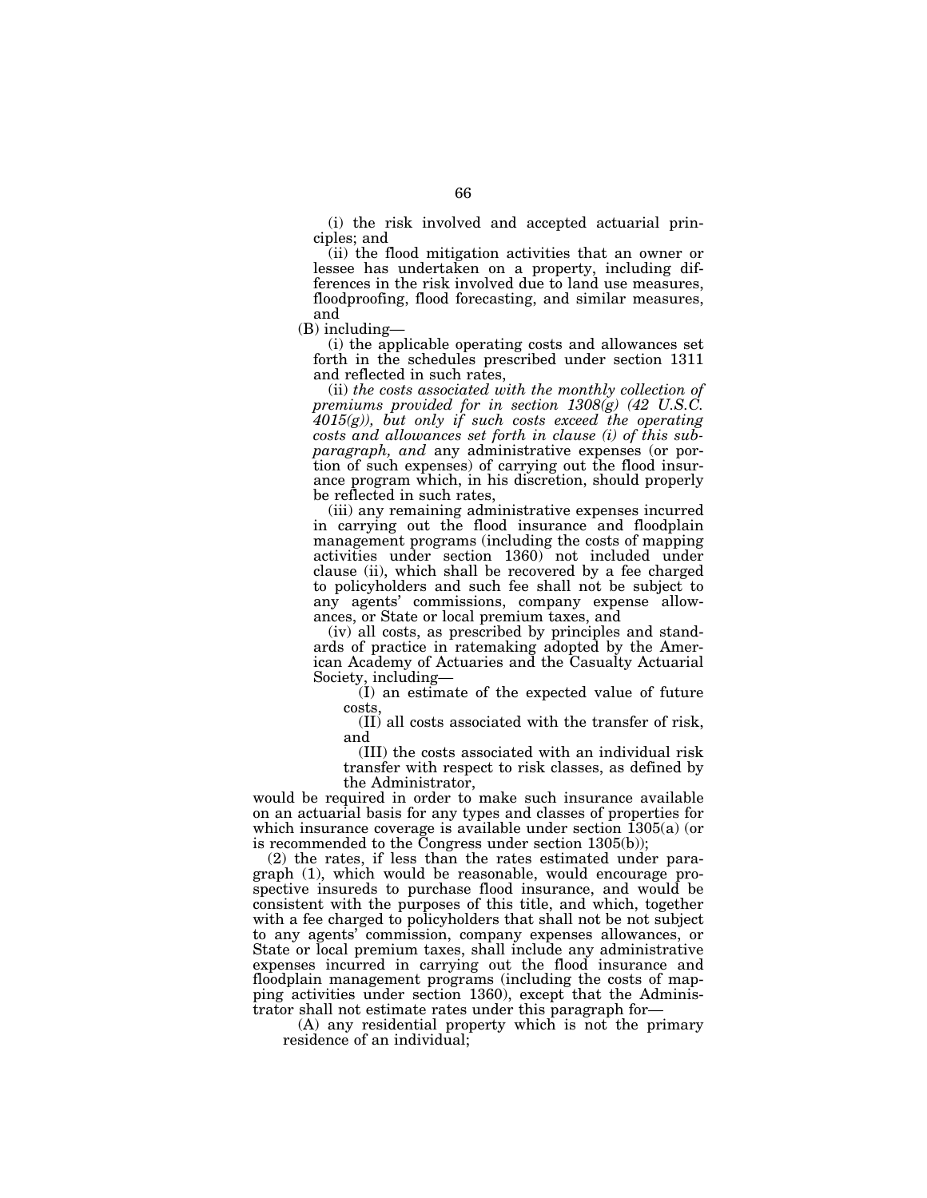(i) the risk involved and accepted actuarial principles; and

(ii) the flood mitigation activities that an owner or lessee has undertaken on a property, including differences in the risk involved due to land use measures, floodproofing, flood forecasting, and similar measures, and

(B) including—

(i) the applicable operating costs and allowances set forth in the schedules prescribed under section 1311 and reflected in such rates,

(ii) *the costs associated with the monthly collection of premiums provided for in section 1308(g) (42 U.S.C. 4015(g)), but only if such costs exceed the operating costs and allowances set forth in clause (i) of this subparagraph, and* any administrative expenses (or portion of such expenses) of carrying out the flood insurance program which, in his discretion, should properly be reflected in such rates,

(iii) any remaining administrative expenses incurred in carrying out the flood insurance and floodplain management programs (including the costs of mapping activities under section 1360) not included under clause (ii), which shall be recovered by a fee charged to policyholders and such fee shall not be subject to any agents' commissions, company expense allowances, or State or local premium taxes, and

(iv) all costs, as prescribed by principles and standards of practice in ratemaking adopted by the American Academy of Actuaries and the Casualty Actuarial Society, including—

(I) an estimate of the expected value of future costs,

(II) all costs associated with the transfer of risk, and

(III) the costs associated with an individual risk transfer with respect to risk classes, as defined by the Administrator,

would be required in order to make such insurance available on an actuarial basis for any types and classes of properties for which insurance coverage is available under section 1305(a) (or is recommended to the Congress under section 1305(b));

(2) the rates, if less than the rates estimated under paragraph (1), which would be reasonable, would encourage prospective insureds to purchase flood insurance, and would be consistent with the purposes of this title, and which, together with a fee charged to policyholders that shall not be not subject to any agents' commission, company expenses allowances, or State or local premium taxes, shall include any administrative expenses incurred in carrying out the flood insurance and floodplain management programs (including the costs of mapping activities under section 1360), except that the Administrator shall not estimate rates under this paragraph for—

(A) any residential property which is not the primary residence of an individual;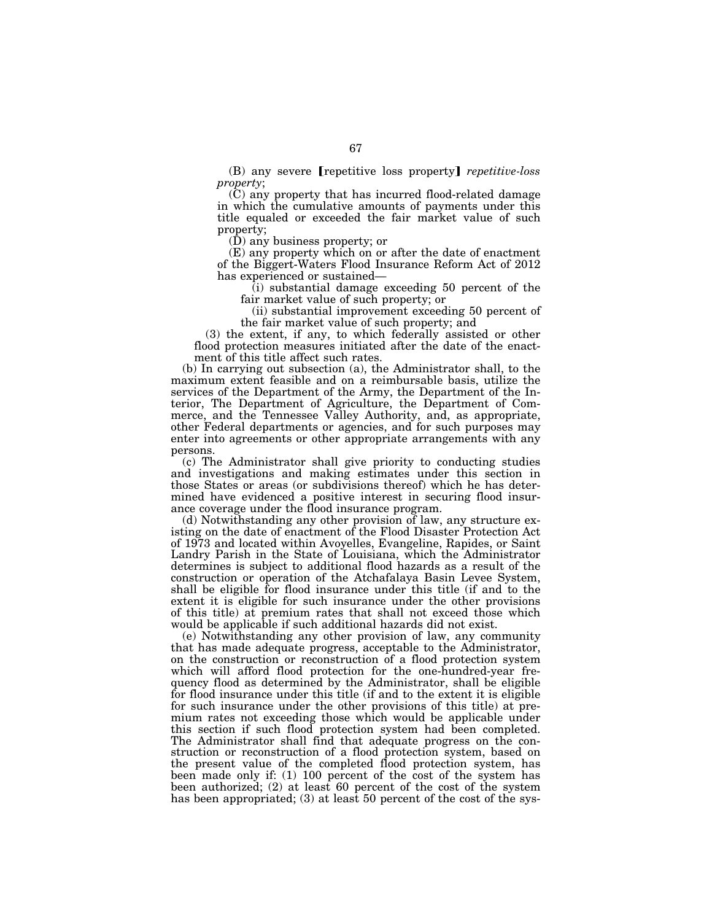(B) any severe 【repetitive loss property】 *repetitive-loss property*;

(C) any property that has incurred flood-related damage in which the cumulative amounts of payments under this title equaled or exceeded the fair market value of such property;

(D) any business property; or

(E) any property which on or after the date of enactment of the Biggert-Waters Flood Insurance Reform Act of 2012 has experienced or sustained—

(i) substantial damage exceeding 50 percent of the fair market value of such property; or

(ii) substantial improvement exceeding 50 percent of the fair market value of such property; and

(3) the extent, if any, to which federally assisted or other flood protection measures initiated after the date of the enactment of this title affect such rates.

(b) In carrying out subsection (a), the Administrator shall, to the maximum extent feasible and on a reimbursable basis, utilize the services of the Department of the Army, the Department of the Interior, The Department of Agriculture, the Department of Commerce, and the Tennessee Valley Authority, and, as appropriate, other Federal departments or agencies, and for such purposes may enter into agreements or other appropriate arrangements with any persons.

(c) The Administrator shall give priority to conducting studies and investigations and making estimates under this section in those States or areas (or subdivisions thereof) which he has determined have evidenced a positive interest in securing flood insurance coverage under the flood insurance program.

(d) Notwithstanding any other provision of law, any structure existing on the date of enactment of the Flood Disaster Protection Act of 1973 and located within Avoyelles, Evangeline, Rapides, or Saint Landry Parish in the State of Louisiana, which the Administrator determines is subject to additional flood hazards as a result of the construction or operation of the Atchafalaya Basin Levee System, shall be eligible for flood insurance under this title (if and to the extent it is eligible for such insurance under the other provisions of this title) at premium rates that shall not exceed those which would be applicable if such additional hazards did not exist.

(e) Notwithstanding any other provision of law, any community that has made adequate progress, acceptable to the Administrator, on the construction or reconstruction of a flood protection system which will afford flood protection for the one-hundred-year frequency flood as determined by the Administrator, shall be eligible for flood insurance under this title (if and to the extent it is eligible for such insurance under the other provisions of this title) at premium rates not exceeding those which would be applicable under this section if such flood protection system had been completed. The Administrator shall find that adequate progress on the construction or reconstruction of a flood protection system, based on the present value of the completed flood protection system, has been made only if: (1) 100 percent of the cost of the system has been authorized; (2) at least 60 percent of the cost of the system has been appropriated; (3) at least 50 percent of the cost of the sys-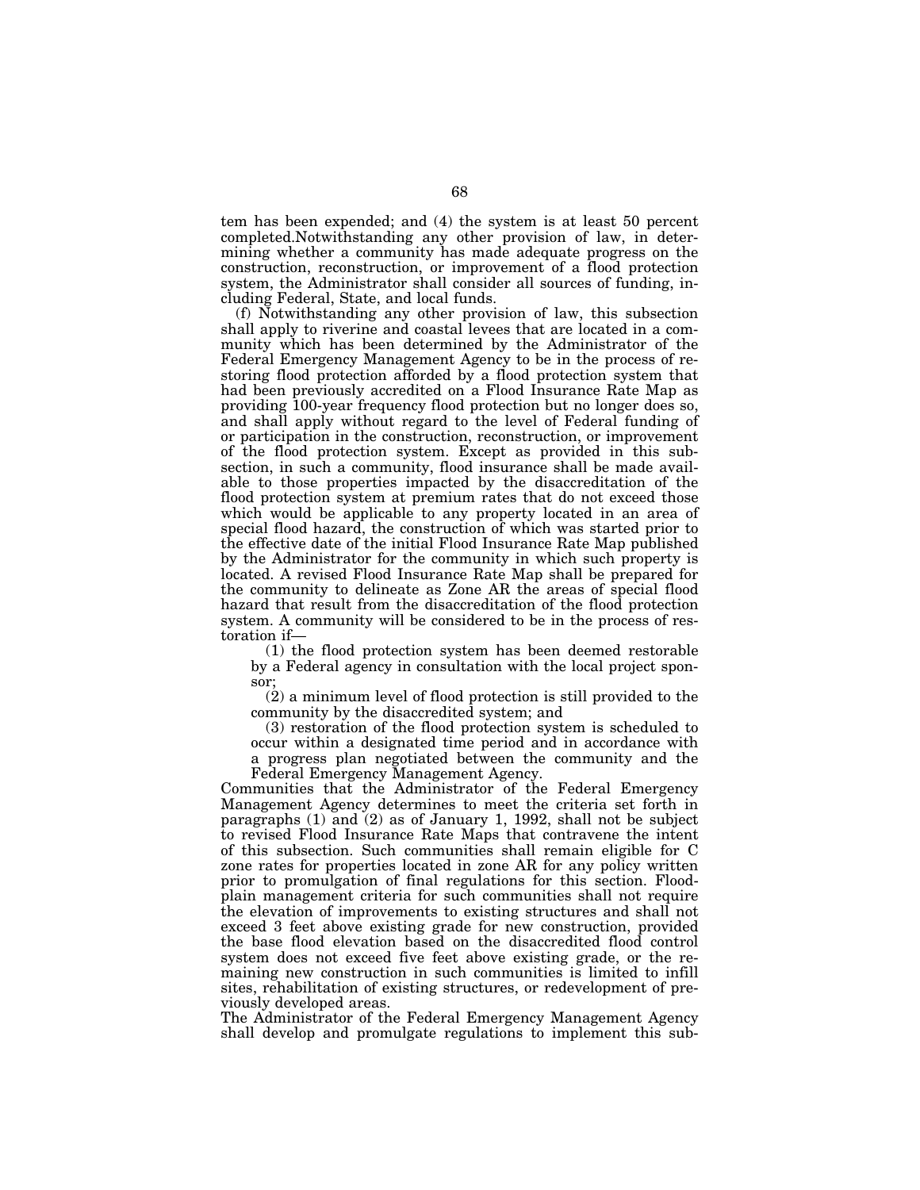tem has been expended; and (4) the system is at least 50 percent completed.Notwithstanding any other provision of law, in determining whether a community has made adequate progress on the construction, reconstruction, or improvement of a flood protection system, the Administrator shall consider all sources of funding, including Federal, State, and local funds.

(f) Notwithstanding any other provision of law, this subsection shall apply to riverine and coastal levees that are located in a community which has been determined by the Administrator of the Federal Emergency Management Agency to be in the process of restoring flood protection afforded by a flood protection system that had been previously accredited on a Flood Insurance Rate Map as providing 100-year frequency flood protection but no longer does so, and shall apply without regard to the level of Federal funding of or participation in the construction, reconstruction, or improvement of the flood protection system. Except as provided in this subsection, in such a community, flood insurance shall be made available to those properties impacted by the disaccreditation of the flood protection system at premium rates that do not exceed those which would be applicable to any property located in an area of special flood hazard, the construction of which was started prior to the effective date of the initial Flood Insurance Rate Map published by the Administrator for the community in which such property is located. A revised Flood Insurance Rate Map shall be prepared for the community to delineate as Zone AR the areas of special flood hazard that result from the disaccreditation of the flood protection system. A community will be considered to be in the process of restoration if—

(1) the flood protection system has been deemed restorable by a Federal agency in consultation with the local project sponsor;

(2) a minimum level of flood protection is still provided to the community by the disaccredited system; and

(3) restoration of the flood protection system is scheduled to occur within a designated time period and in accordance with a progress plan negotiated between the community and the Federal Emergency Management Agency.

Communities that the Administrator of the Federal Emergency Management Agency determines to meet the criteria set forth in paragraphs (1) and (2) as of January 1, 1992, shall not be subject to revised Flood Insurance Rate Maps that contravene the intent of this subsection. Such communities shall remain eligible for C zone rates for properties located in zone AR for any policy written prior to promulgation of final regulations for this section. Floodplain management criteria for such communities shall not require the elevation of improvements to existing structures and shall not exceed 3 feet above existing grade for new construction, provided the base flood elevation based on the disaccredited flood control system does not exceed five feet above existing grade, or the remaining new construction in such communities is limited to infill sites, rehabilitation of existing structures, or redevelopment of previously developed areas.

The Administrator of the Federal Emergency Management Agency shall develop and promulgate regulations to implement this sub-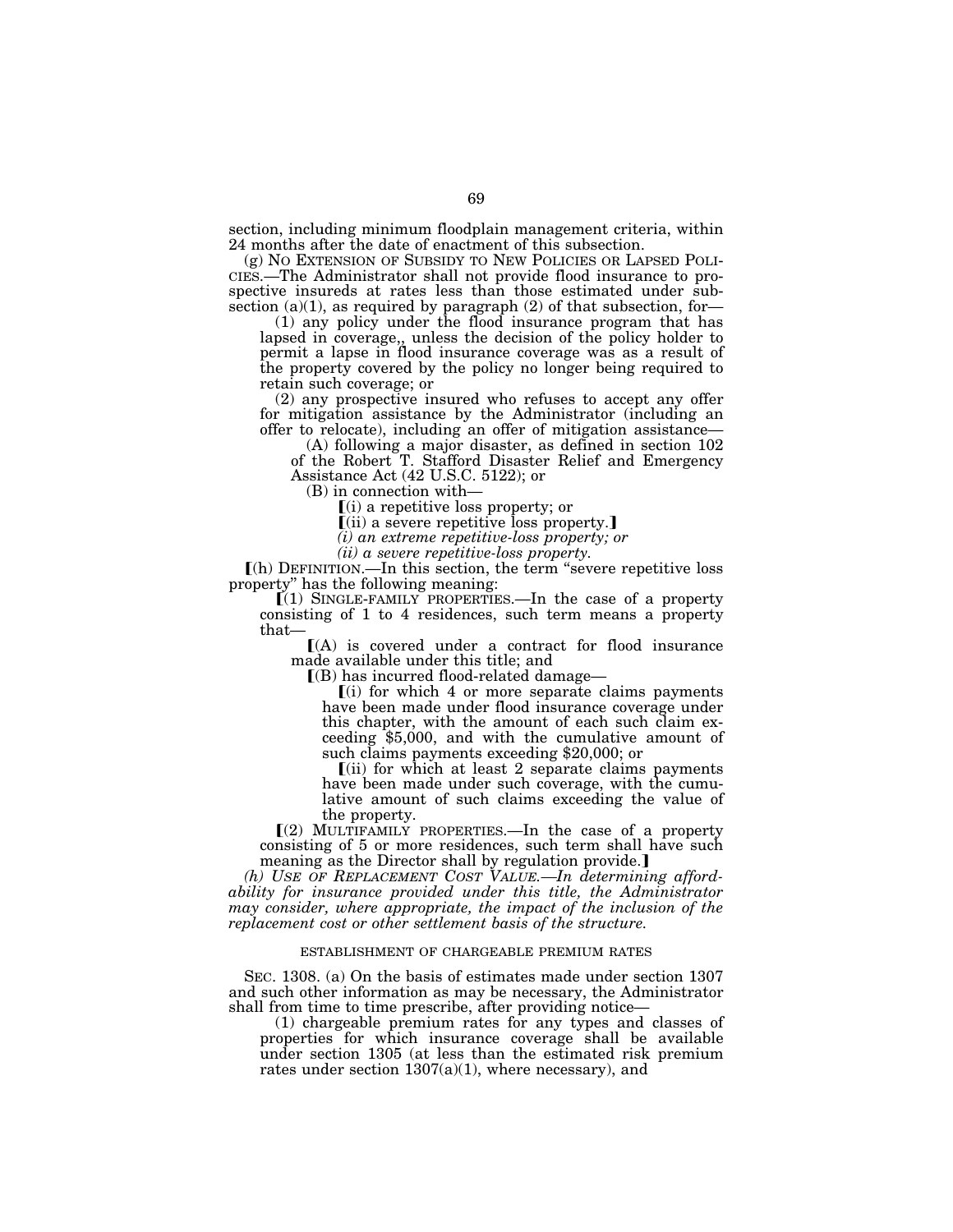section, including minimum floodplain management criteria, within 24 months after the date of enactment of this subsection.

(g) NO EXTENSION OF SUBSIDY TO NEW POLICIES OR LAPSED POLICIES.—The Administrator shall not provide flood insurance to prospective insureds at rates less than those estimated under subsection (a)(1), as required by paragraph (2) of that subsection, for—

(1) any policy under the flood insurance program that has lapsed in coverage,, unless the decision of the policy holder to permit a lapse in flood insurance coverage was as a result of the property covered by the policy no longer being required to retain such coverage; or

(2) any prospective insured who refuses to accept any offer for mitigation assistance by the Administrator (including an offer to relocate), including an offer of mitigation assistance—

(A) following a major disaster, as defined in section 102 of the Robert T. Stafford Disaster Relief and Emergency Assistance Act (42 U.S.C. 5122); or

(B) in connection with—

【(i) a repetitive loss property; or

【(ii) a severe repetitive loss property.】

*(i) an extreme repetitive-loss property; or*

*(ii) a severe repetitive-loss property.*

【(h) DEFINITION.—In this section, the term "severe repetitive loss property" has the following meaning:

【(1) SINGLE-FAMILY PROPERTIES.—In the case of a property consisting of 1 to 4 residences, such term means a property that—

【(A) is covered under a contract for flood insurance made available under this title; and

【(B) has incurred flood-related damage—

【(i) for which 4 or more separate claims payments have been made under flood insurance coverage under this chapter, with the amount of each such claim exceeding $5,000, and with the cumulative amount of such claims payments exceeding $20,000; or

【(ii) for which at least 2 separate claims payments have been made under such coverage, with the cumulative amount of such claims exceeding the value of the property.

【(2) MULTIFAMILY PROPERTIES.—In the case of a property consisting of 5 or more residences, such term shall have such meaning as the Director shall by regulation provide.】

*(h) USE OF REPLACEMENT COST VALUE.—In determining affordability for insurance provided under this title, the Administrator may consider, where appropriate, the impact of the inclusion of the replacement cost or other settlement basis of the structure.*

ESTABLISHMENT OF CHARGEABLE PREMIUM RATES

SEC. 1308. (a) On the basis of estimates made under section 1307 and such other information as may be necessary, the Administrator shall from time to time prescribe, after providing notice—

(1) chargeable premium rates for any types and classes of properties for which insurance coverage shall be available under section 1305 (at less than the estimated risk premium rates under section 1307(a)(1), where necessary), and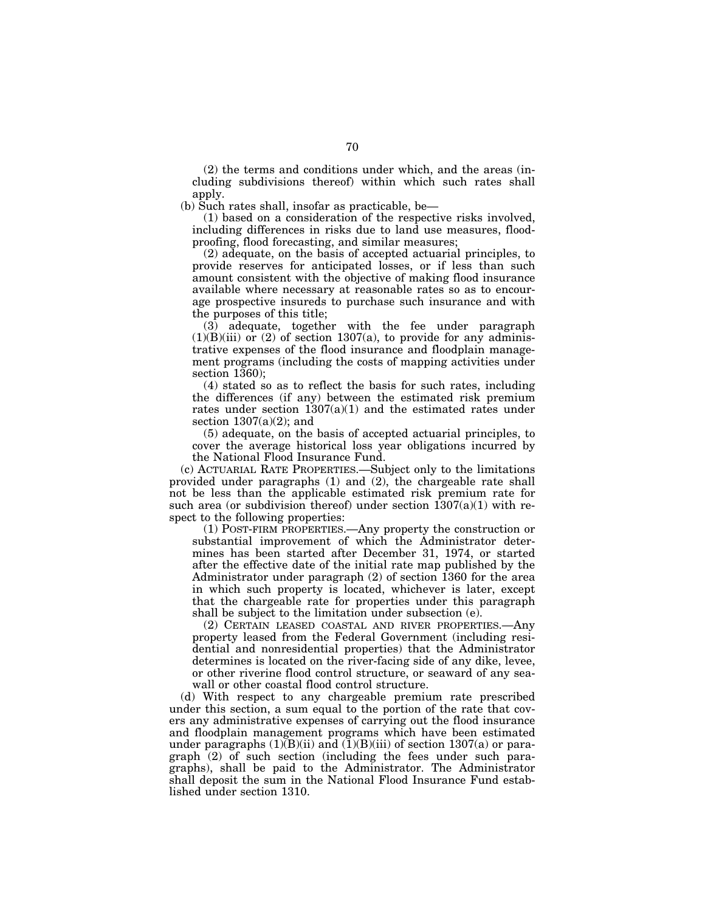(2) the terms and conditions under which, and the areas (including subdivisions thereof) within which such rates shall apply.

(b) Such rates shall, insofar as practicable, be—

(1) based on a consideration of the respective risks involved, including differences in risks due to land use measures, floodproofing, flood forecasting, and similar measures;

(2) adequate, on the basis of accepted actuarial principles, to provide reserves for anticipated losses, or if less than such amount consistent with the objective of making flood insurance available where necessary at reasonable rates so as to encourage prospective insureds to purchase such insurance and with the purposes of this title;

(3) adequate, together with the fee under paragraph (1)(B)(iii) or (2) of section 1307(a), to provide for any administrative expenses of the flood insurance and floodplain management programs (including the costs of mapping activities under section 1360);

(4) stated so as to reflect the basis for such rates, including the differences (if any) between the estimated risk premium rates under section 1307(a)(1) and the estimated rates under section 1307(a)(2); and

(5) adequate, on the basis of accepted actuarial principles, to cover the average historical loss year obligations incurred by the National Flood Insurance Fund.

(c) ACTUARIAL RATE PROPERTIES.—Subject only to the limitations provided under paragraphs (1) and (2), the chargeable rate shall not be less than the applicable estimated risk premium rate for such area (or subdivision thereof) under section 1307(a)(1) with respect to the following properties:

(1) POST-FIRM PROPERTIES.—Any property the construction or substantial improvement of which the Administrator determines has been started after December 31, 1974, or started after the effective date of the initial rate map published by the Administrator under paragraph (2) of section 1360 for the area in which such property is located, whichever is later, except that the chargeable rate for properties under this paragraph shall be subject to the limitation under subsection (e).

(2) CERTAIN LEASED COASTAL AND RIVER PROPERTIES.—Any property leased from the Federal Government (including residential and nonresidential properties) that the Administrator determines is located on the river-facing side of any dike, levee, or other riverine flood control structure, or seaward of any seawall or other coastal flood control structure.

(d) With respect to any chargeable premium rate prescribed under this section, a sum equal to the portion of the rate that covers any administrative expenses of carrying out the flood insurance and floodplain management programs which have been estimated under paragraphs (1)(B)(ii) and (1)(B)(iii) of section 1307(a) or paragraph (2) of such section (including the fees under such paragraphs), shall be paid to the Administrator. The Administrator shall deposit the sum in the National Flood Insurance Fund established under section 1310.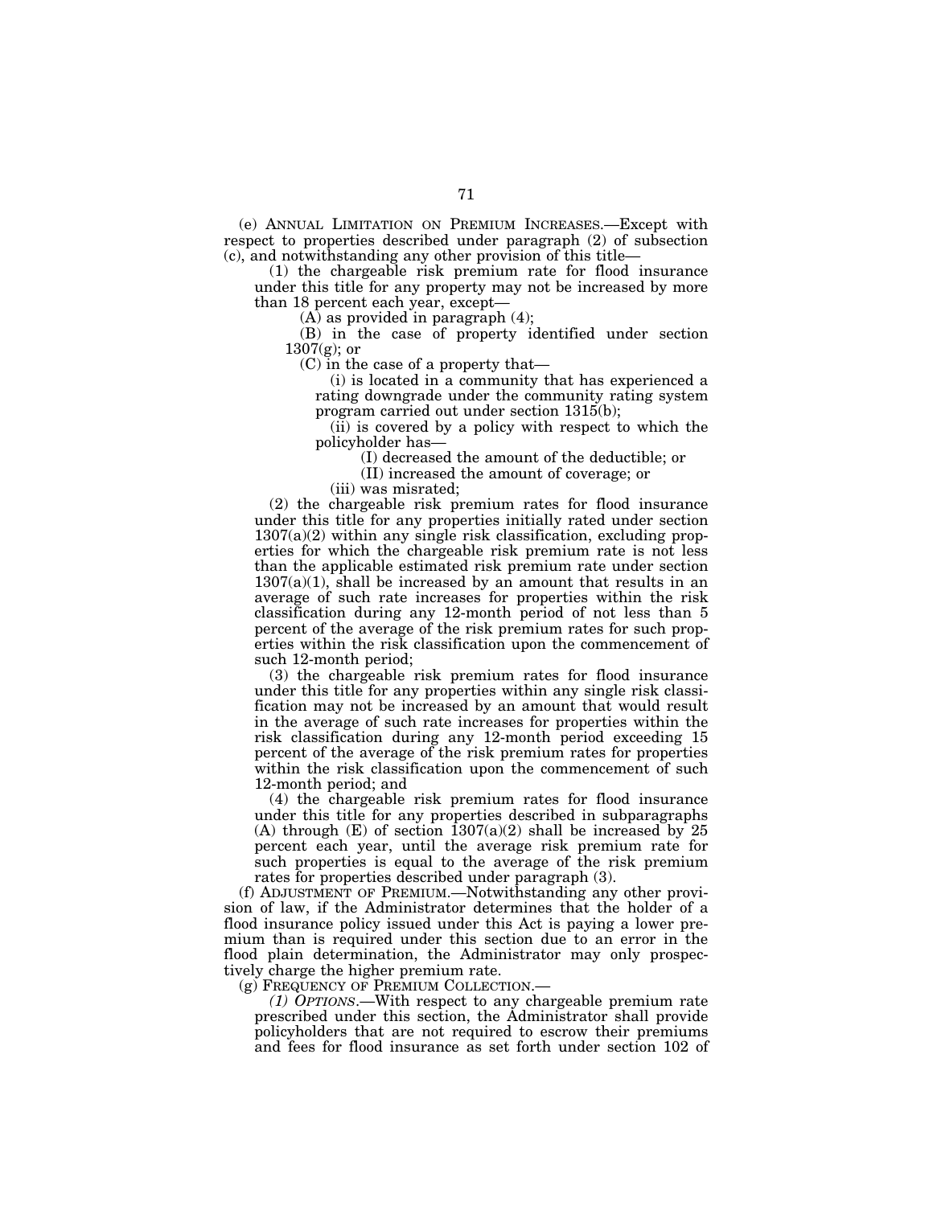(e) ANNUAL LIMITATION ON PREMIUM INCREASES.—Except with respect to properties described under paragraph (2) of subsection (c), and notwithstanding any other provision of this title—

(1) the chargeable risk premium rate for flood insurance under this title for any property may not be increased by more than 18 percent each year, except—

(A) as provided in paragraph (4);

(B) in the case of property identified under section 1307(g); or

(C) in the case of a property that—

(i) is located in a community that has experienced a rating downgrade under the community rating system program carried out under section 1315(b);

(ii) is covered by a policy with respect to which the policyholder has—

(I) decreased the amount of the deductible; or

(II) increased the amount of coverage; or

(iii) was misrated;

(2) the chargeable risk premium rates for flood insurance under this title for any properties initially rated under section 1307(a)(2) within any single risk classification, excluding properties for which the chargeable risk premium rate is not less than the applicable estimated risk premium rate under section 1307(a)(1), shall be increased by an amount that results in an average of such rate increases for properties within the risk classification during any 12-month period of not less than 5 percent of the average of the risk premium rates for such properties within the risk classification upon the commencement of such 12-month period;

(3) the chargeable risk premium rates for flood insurance under this title for any properties within any single risk classification may not be increased by an amount that would result in the average of such rate increases for properties within the risk classification during any 12-month period exceeding 15 percent of the average of the risk premium rates for properties within the risk classification upon the commencement of such 12-month period; and

(4) the chargeable risk premium rates for flood insurance under this title for any properties described in subparagraphs (A) through (E) of section 1307(a)(2) shall be increased by 25 percent each year, until the average risk premium rate for such properties is equal to the average of the risk premium rates for properties described under paragraph (3).

(f) ADJUSTMENT OF PREMIUM.—Notwithstanding any other provision of law, if the Administrator determines that the holder of a flood insurance policy issued under this Act is paying a lower premium than is required under this section due to an error in the flood plain determination, the Administrator may only prospectively charge the higher premium rate.

(g) FREQUENCY OF PREMIUM COLLECTION.—

*(1) OPTIONS*.—With respect to any chargeable premium rate prescribed under this section, the Administrator shall provide policyholders that are not required to escrow their premiums and fees for flood insurance as set forth under section 102 of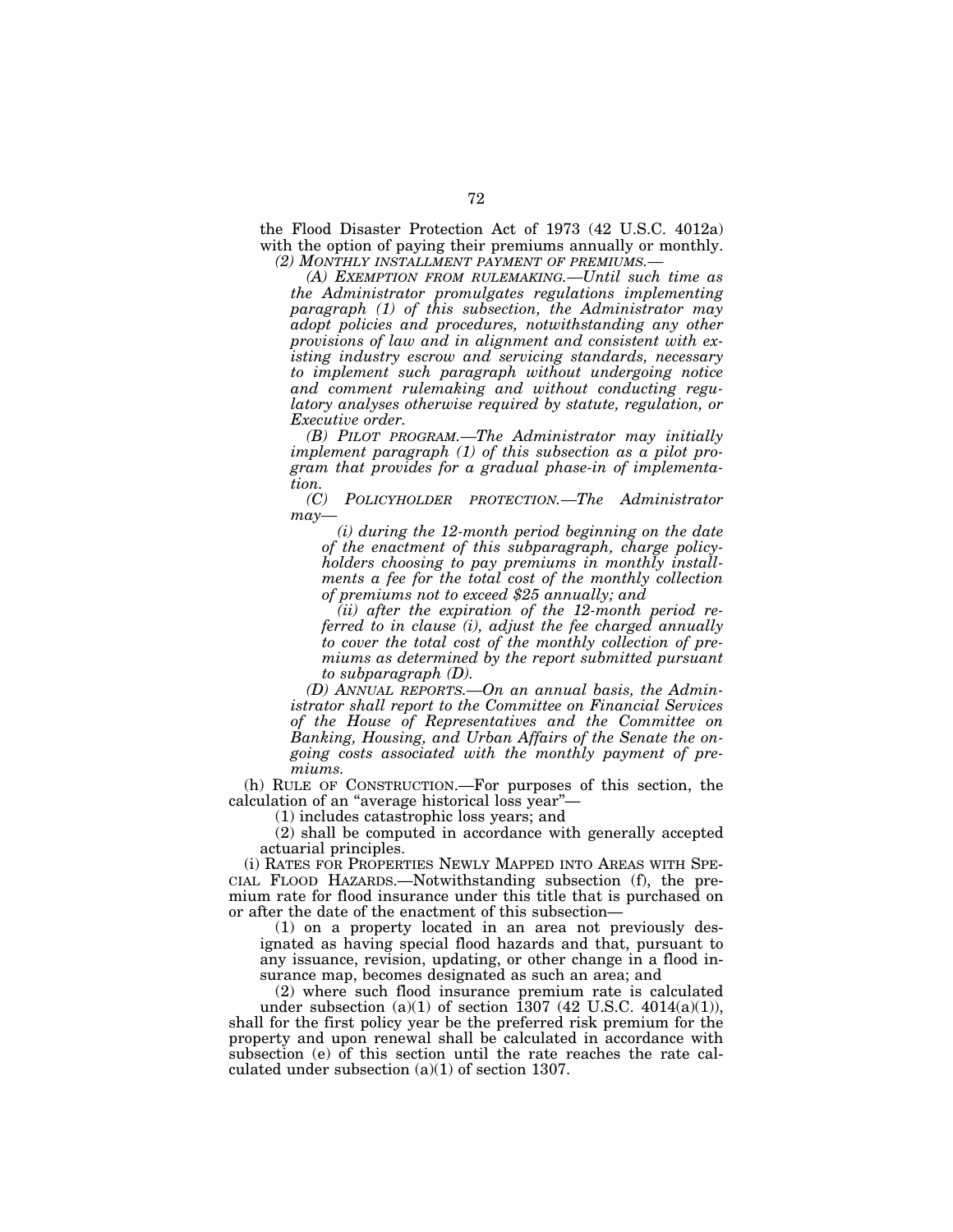the Flood Disaster Protection Act of 1973 (42 U.S.C. 4012a) with the option of paying their premiums annually or monthly.

*(2) MONTHLY INSTALLMENT PAYMENT OF PREMIUMS.—*

*(A) EXEMPTION FROM RULEMAKING.—Until such time as the Administrator promulgates regulations implementing paragraph (1) of this subsection, the Administrator may adopt policies and procedures, notwithstanding any other provisions of law and in alignment and consistent with existing industry escrow and servicing standards, necessary to implement such paragraph without undergoing notice and comment rulemaking and without conducting regulatory analyses otherwise required by statute, regulation, or Executive order.*

*(B) PILOT PROGRAM.—The Administrator may initially implement paragraph (1) of this subsection as a pilot program that provides for a gradual phase-in of implementation.*

*(C) POLICYHOLDER PROTECTION.—The Administrator may—*

*(i) during the 12-month period beginning on the date of the enactment of this subparagraph, charge policyholders choosing to pay premiums in monthly installments a fee for the total cost of the monthly collection of premiums not to exceed $25 annually; and*

*(ii) after the expiration of the 12-month period referred to in clause (i), adjust the fee charged annually to cover the total cost of the monthly collection of premiums as determined by the report submitted pursuant to subparagraph (D).*

*(D) ANNUAL REPORTS.—On an annual basis, the Administrator shall report to the Committee on Financial Services of the House of Representatives and the Committee on Banking, Housing, and Urban Affairs of the Senate the ongoing costs associated with the monthly payment of premiums.*

(h) RULE OF CONSTRUCTION.—For purposes of this section, the calculation of an "average historical loss year"—

(1) includes catastrophic loss years; and

(2) shall be computed in accordance with generally accepted actuarial principles.

(i) RATES FOR PROPERTIES NEWLY MAPPED INTO AREAS WITH SPECIAL FLOOD HAZARDS.—Notwithstanding subsection (f), the premium rate for flood insurance under this title that is purchased on or after the date of the enactment of this subsection—

(1) on a property located in an area not previously designated as having special flood hazards and that, pursuant to any issuance, revision, updating, or other change in a flood insurance map, becomes designated as such an area; and

(2) where such flood insurance premium rate is calculated under subsection (a)(1) of section 1307 (42 U.S.C. 4014(a)(1)),

shall for the first policy year be the preferred risk premium for the property and upon renewal shall be calculated in accordance with subsection (e) of this section until the rate reaches the rate calculated under subsection (a)(1) of section 1307.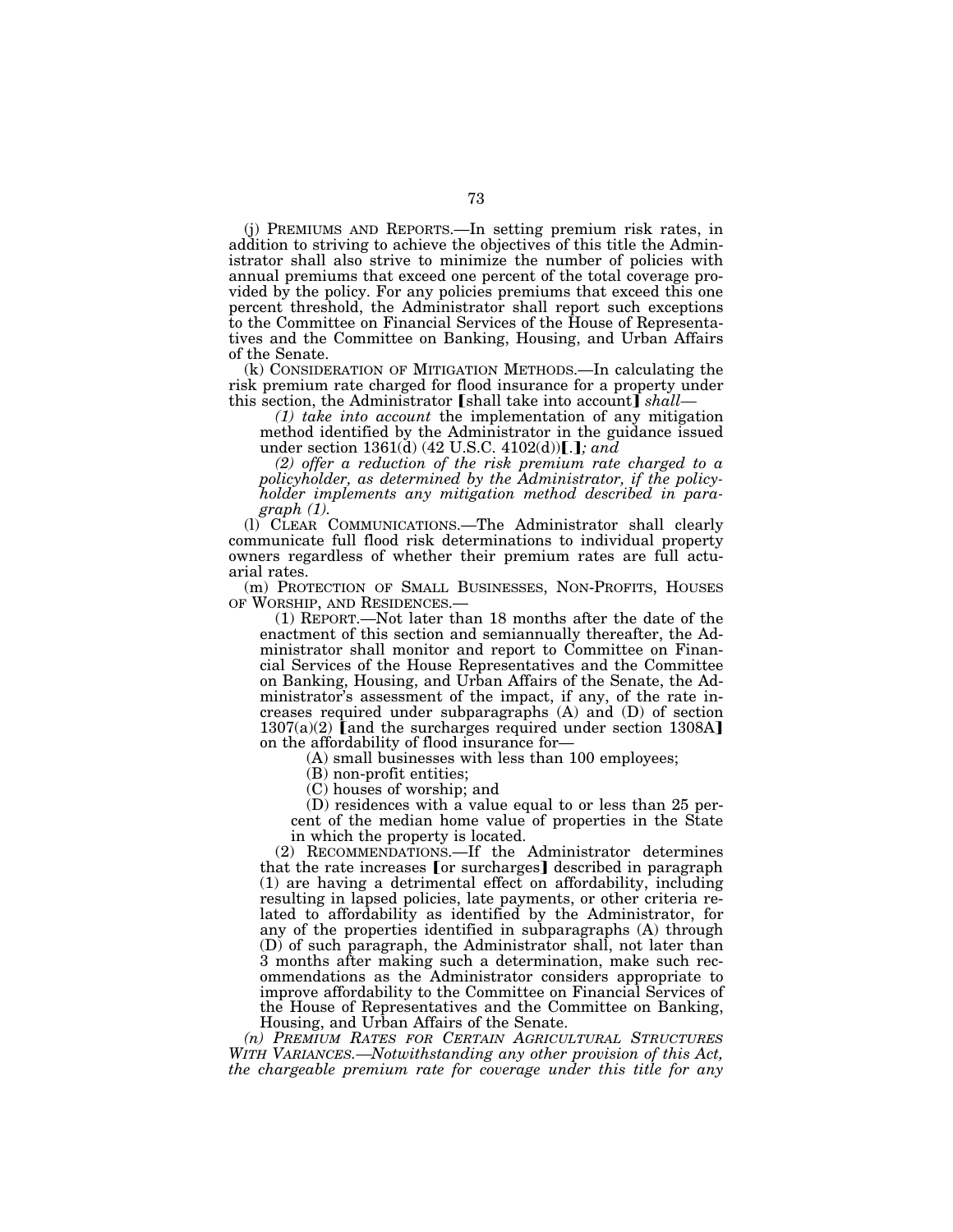(j) PREMIUMS AND REPORTS.—In setting premium risk rates, in addition to striving to achieve the objectives of this title the Administrator shall also strive to minimize the number of policies with annual premiums that exceed one percent of the total coverage provided by the policy. For any policies premiums that exceed this one percent threshold, the Administrator shall report such exceptions to the Committee on Financial Services of the House of Representatives and the Committee on Banking, Housing, and Urban Affairs of the Senate.

(k) CONSIDERATION OF MITIGATION METHODS.—In calculating the risk premium rate charged for flood insurance for a property under this section, the Administrator 【shall take into account】 *shall—*

*(1) take into account* the implementation of any mitigation method identified by the Administrator in the guidance issued under section 1361(d) (42 U.S.C. 4102(d))【.】*; and*

*(2) offer a reduction of the risk premium rate charged to a policyholder, as determined by the Administrator, if the policyholder implements any mitigation method described in paragraph (1).*

(l) CLEAR COMMUNICATIONS.—The Administrator shall clearly communicate full flood risk determinations to individual property owners regardless of whether their premium rates are full actuarial rates.

(m) PROTECTION OF SMALL BUSINESSES, NON-PROFITS, HOUSES OF WORSHIP, AND RESIDENCES.—

(1) REPORT.—Not later than 18 months after the date of the enactment of this section and semiannually thereafter, the Administrator shall monitor and report to Committee on Financial Services of the House Representatives and the Committee on Banking, Housing, and Urban Affairs of the Senate, the Administrator's assessment of the impact, if any, of the rate increases required under subparagraphs (A) and (D) of section 1307(a)(2) 【and the surcharges required under section 1308A】 on the affordability of flood insurance for—

(A) small businesses with less than 100 employees;

(B) non-profit entities;

(C) houses of worship; and

(D) residences with a value equal to or less than 25 percent of the median home value of properties in the State in which the property is located.

(2) RECOMMENDATIONS.—If the Administrator determines that the rate increases 【or surcharges】 described in paragraph (1) are having a detrimental effect on affordability, including resulting in lapsed policies, late payments, or other criteria related to affordability as identified by the Administrator, for any of the properties identified in subparagraphs (A) through (D) of such paragraph, the Administrator shall, not later than 3 months after making such a determination, make such recommendations as the Administrator considers appropriate to improve affordability to the Committee on Financial Services of the House of Representatives and the Committee on Banking, Housing, and Urban Affairs of the Senate.

*(n) PREMIUM RATES FOR CERTAIN AGRICULTURAL STRUCTURES WITH VARIANCES.—Notwithstanding any other provision of this Act, the chargeable premium rate for coverage under this title for any*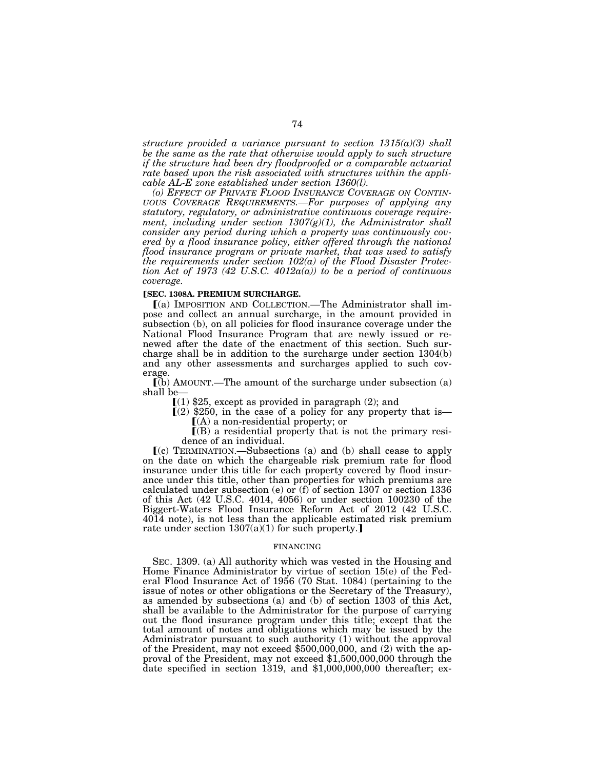*structure provided a variance pursuant to section 1315(a)(3) shall be the same as the rate that otherwise would apply to such structure if the structure had been dry floodproofed or a comparable actuarial rate based upon the risk associated with structures within the applicable AL-E zone established under section 1360(l).*

*(o) EFFECT OF PRIVATE FLOOD INSURANCE COVERAGE ON CONTINUOUS COVERAGE REQUIREMENTS.—For purposes of applying any statutory, regulatory, or administrative continuous coverage requirement, including under section 1307(g)(1), the Administrator shall consider any period during which a property was continuously covered by a flood insurance policy, either offered through the national flood insurance program or private market, that was used to satisfy the requirements under section 102(a) of the Flood Disaster Protection Act of 1973 (42 U.S.C. 4012a(a)) to be a period of continuous coverage.*

**[SEC. 1308A. PREMIUM SURCHARGE.**

[(a) IMPOSITION AND COLLECTION.—The Administrator shall impose and collect an annual surcharge, in the amount provided in subsection (b), on all policies for flood insurance coverage under the National Flood Insurance Program that are newly issued or renewed after the date of the enactment of this section. Such surcharge shall be in addition to the surcharge under section 1304(b) and any other assessments and surcharges applied to such coverage.

[(b) AMOUNT.—The amount of the surcharge under subsection (a) shall be—

[(1) $25, except as provided in paragraph (2); and

[(2) $250, in the case of a policy for any property that is—

[(A) a non-residential property; or

[(B) a residential property that is not the primary residence of an individual.

[(c) TERMINATION.—Subsections (a) and (b) shall cease to apply on the date on which the chargeable risk premium rate for flood insurance under this title for each property covered by flood insurance under this title, other than properties for which premiums are calculated under subsection (e) or (f) of section 1307 or section 1336 of this Act (42 U.S.C. 4014, 4056) or under section 100230 of the Biggert-Waters Flood Insurance Reform Act of 2012 (42 U.S.C. 4014 note), is not less than the applicable estimated risk premium rate under section 1307(a)(1) for such property.]

FINANCING

SEC. 1309. (a) All authority which was vested in the Housing and Home Finance Administrator by virtue of section 15(e) of the Federal Flood Insurance Act of 1956 (70 Stat. 1084) (pertaining to the issue of notes or other obligations or the Secretary of the Treasury), as amended by subsections (a) and (b) of section 1303 of this Act, shall be available to the Administrator for the purpose of carrying out the flood insurance program under this title; except that the total amount of notes and obligations which may be issued by the Administrator pursuant to such authority (1) without the approval of the President, may not exceed $500,000,000, and (2) with the approval of the President, may not exceed $1,500,000,000 through the date specified in section 1319, and $1,000,000,000 thereafter; ex-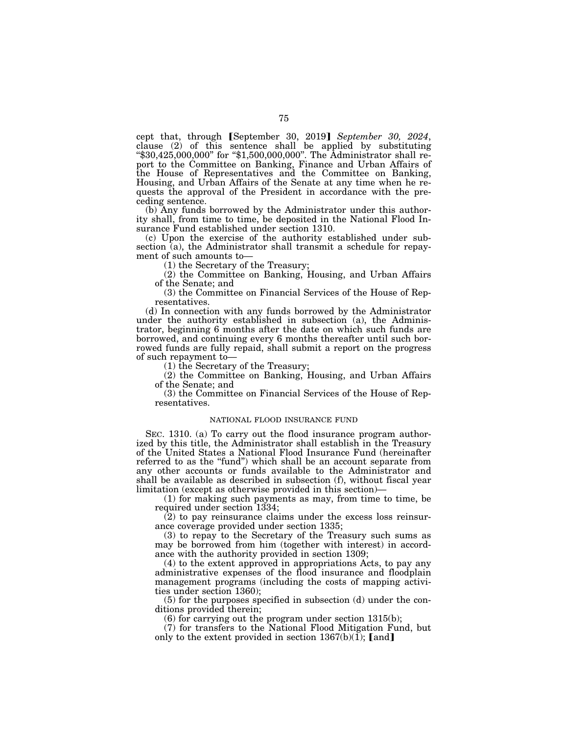cept that, through ⟦September 30, 2019⟧ *September 30, 2024*, clause (2) of this sentence shall be applied by substituting "$30,425,000,000" for "$1,500,000,000". The Administrator shall report to the Committee on Banking, Finance and Urban Affairs of the House of Representatives and the Committee on Banking, Housing, and Urban Affairs of the Senate at any time when he requests the approval of the President in accordance with the preceding sentence.

(b) Any funds borrowed by the Administrator under this authority shall, from time to time, be deposited in the National Flood Insurance Fund established under section 1310.

(c) Upon the exercise of the authority established under subsection (a), the Administrator shall transmit a schedule for repayment of such amounts to—

(1) the Secretary of the Treasury;

(2) the Committee on Banking, Housing, and Urban Affairs of the Senate; and

(3) the Committee on Financial Services of the House of Representatives.

(d) In connection with any funds borrowed by the Administrator under the authority established in subsection (a), the Administrator, beginning 6 months after the date on which such funds are borrowed, and continuing every 6 months thereafter until such borrowed funds are fully repaid, shall submit a report on the progress of such repayment to—

(1) the Secretary of the Treasury;

(2) the Committee on Banking, Housing, and Urban Affairs of the Senate; and

(3) the Committee on Financial Services of the House of Representatives.

NATIONAL FLOOD INSURANCE FUND

SEC. 1310. (a) To carry out the flood insurance program authorized by this title, the Administrator shall establish in the Treasury of the United States a National Flood Insurance Fund (hereinafter referred to as the "fund") which shall be an account separate from any other accounts or funds available to the Administrator and shall be available as described in subsection (f), without fiscal year limitation (except as otherwise provided in this section)—

(1) for making such payments as may, from time to time, be required under section 1334;

(2) to pay reinsurance claims under the excess loss reinsurance coverage provided under section 1335;

(3) to repay to the Secretary of the Treasury such sums as may be borrowed from him (together with interest) in accordance with the authority provided in section 1309;

(4) to the extent approved in appropriations Acts, to pay any administrative expenses of the flood insurance and floodplain management programs (including the costs of mapping activities under section 1360);

(5) for the purposes specified in subsection (d) under the conditions provided therein;

(6) for carrying out the program under section 1315(b);

(7) for transfers to the National Flood Mitigation Fund, but only to the extent provided in section 1367(b)(1); ⟦and⟧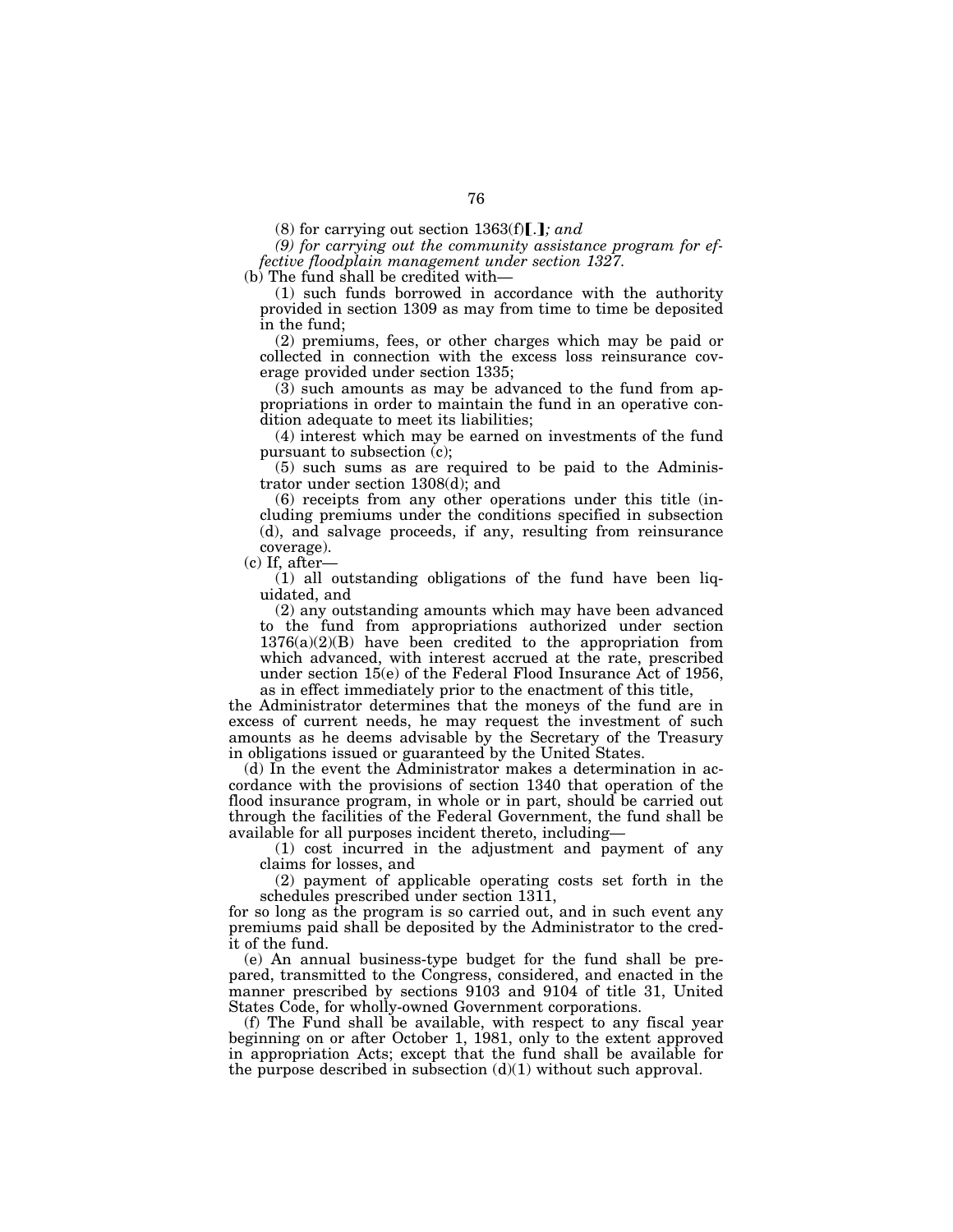(8) for carrying out section 1363(f)[.]*; and*

*(9) for carrying out the community assistance program for effective floodplain management under section 1327.*

(b) The fund shall be credited with—

(1) such funds borrowed in accordance with the authority provided in section 1309 as may from time to time be deposited in the fund;

(2) premiums, fees, or other charges which may be paid or collected in connection with the excess loss reinsurance coverage provided under section 1335;

(3) such amounts as may be advanced to the fund from appropriations in order to maintain the fund in an operative condition adequate to meet its liabilities;

(4) interest which may be earned on investments of the fund pursuant to subsection (c);

(5) such sums as are required to be paid to the Administrator under section 1308(d); and

(6) receipts from any other operations under this title (including premiums under the conditions specified in subsection (d), and salvage proceeds, if any, resulting from reinsurance coverage).

(c) If, after—

(1) all outstanding obligations of the fund have been liquidated, and

(2) any outstanding amounts which may have been advanced to the fund from appropriations authorized under section 1376(a)(2)(B) have been credited to the appropriation from which advanced, with interest accrued at the rate, prescribed under section 15(e) of the Federal Flood Insurance Act of 1956, as in effect immediately prior to the enactment of this title,

the Administrator determines that the moneys of the fund are in excess of current needs, he may request the investment of such amounts as he deems advisable by the Secretary of the Treasury in obligations issued or guaranteed by the United States.

(d) In the event the Administrator makes a determination in accordance with the provisions of section 1340 that operation of the flood insurance program, in whole or in part, should be carried out through the facilities of the Federal Government, the fund shall be available for all purposes incident thereto, including—

(1) cost incurred in the adjustment and payment of any claims for losses, and

(2) payment of applicable operating costs set forth in the schedules prescribed under section 1311,

for so long as the program is so carried out, and in such event any premiums paid shall be deposited by the Administrator to the credit of the fund.

(e) An annual business-type budget for the fund shall be prepared, transmitted to the Congress, considered, and enacted in the manner prescribed by sections 9103 and 9104 of title 31, United States Code, for wholly-owned Government corporations.

(f) The Fund shall be available, with respect to any fiscal year beginning on or after October 1, 1981, only to the extent approved in appropriation Acts; except that the fund shall be available for the purpose described in subsection (d)(1) without such approval.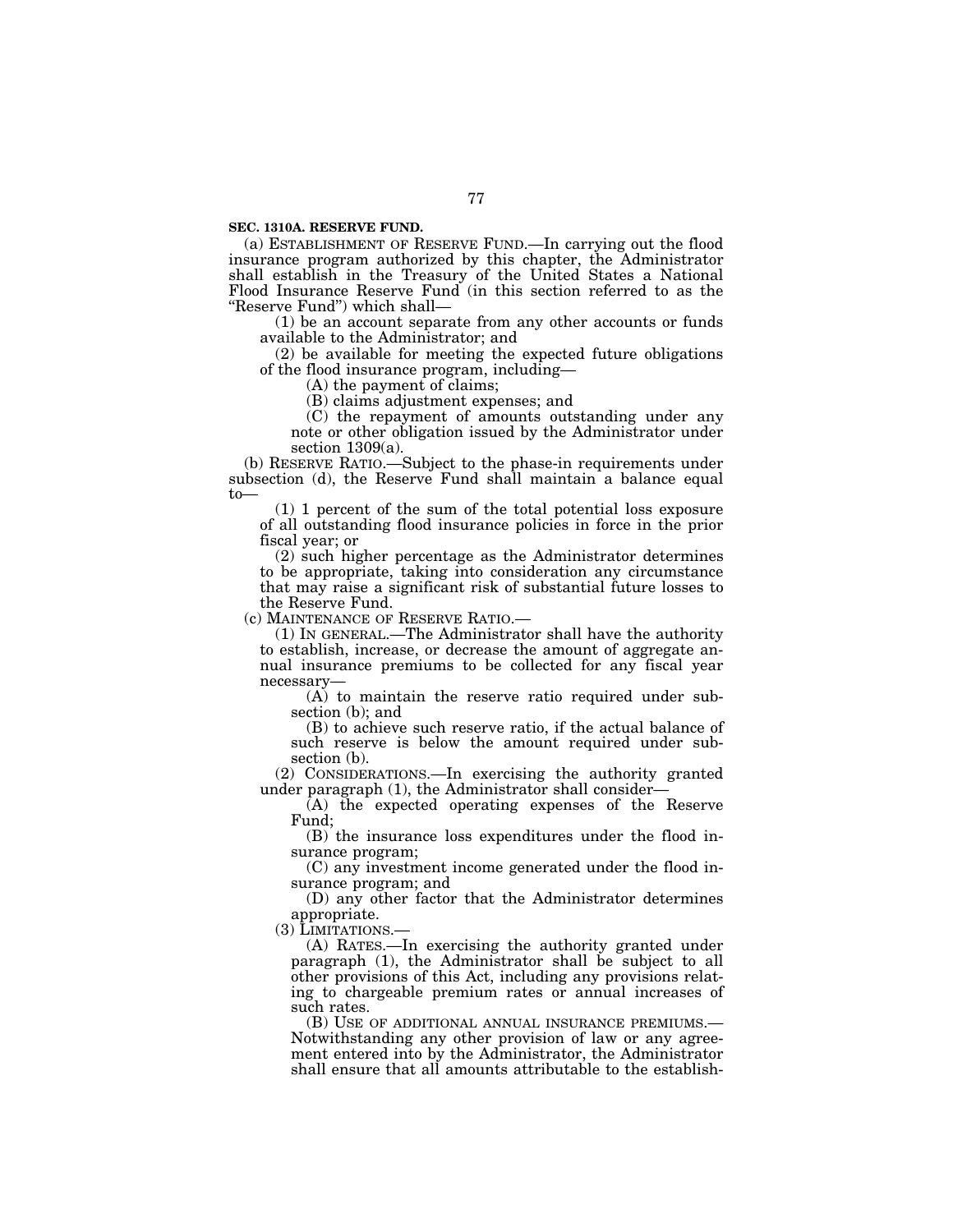**SEC. 1310A. RESERVE FUND.**

(a) ESTABLISHMENT OF RESERVE FUND.—In carrying out the flood insurance program authorized by this chapter, the Administrator shall establish in the Treasury of the United States a National Flood Insurance Reserve Fund (in this section referred to as the "Reserve Fund") which shall—

(1) be an account separate from any other accounts or funds available to the Administrator; and

(2) be available for meeting the expected future obligations of the flood insurance program, including—

(A) the payment of claims;

(B) claims adjustment expenses; and

(C) the repayment of amounts outstanding under any note or other obligation issued by the Administrator under section 1309(a).

(b) RESERVE RATIO.—Subject to the phase-in requirements under subsection (d), the Reserve Fund shall maintain a balance equal to—

(1) 1 percent of the sum of the total potential loss exposure of all outstanding flood insurance policies in force in the prior fiscal year; or

(2) such higher percentage as the Administrator determines to be appropriate, taking into consideration any circumstance that may raise a significant risk of substantial future losses to the Reserve Fund.

(c) MAINTENANCE OF RESERVE RATIO.—

(1) IN GENERAL.—The Administrator shall have the authority to establish, increase, or decrease the amount of aggregate annual insurance premiums to be collected for any fiscal year necessary—

(A) to maintain the reserve ratio required under subsection (b); and

(B) to achieve such reserve ratio, if the actual balance of such reserve is below the amount required under subsection (b).

(2) CONSIDERATIONS.—In exercising the authority granted under paragraph (1), the Administrator shall consider—

(A) the expected operating expenses of the Reserve Fund;

(B) the insurance loss expenditures under the flood insurance program;

(C) any investment income generated under the flood insurance program; and

(D) any other factor that the Administrator determines appropriate.

(3) LIMITATIONS.—

(A) RATES.—In exercising the authority granted under paragraph (1), the Administrator shall be subject to all other provisions of this Act, including any provisions relating to chargeable premium rates or annual increases of such rates.

(B) USE OF ADDITIONAL ANNUAL INSURANCE PREMIUMS.—Notwithstanding any other provision of law or any agreement entered into by the Administrator, the Administrator shall ensure that all amounts attributable to the establish-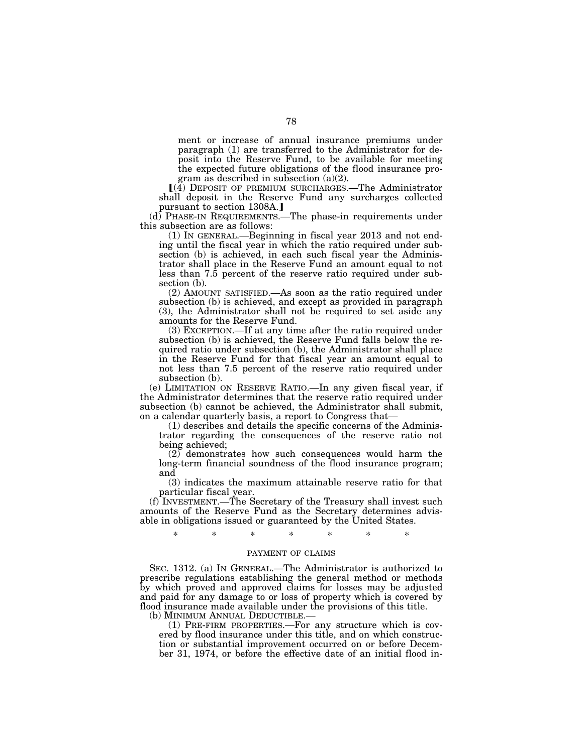ment or increase of annual insurance premiums under paragraph (1) are transferred to the Administrator for deposit into the Reserve Fund, to be available for meeting the expected future obligations of the flood insurance program as described in subsection (a)(2).

[(4) DEPOSIT OF PREMIUM SURCHARGES.—The Administrator shall deposit in the Reserve Fund any surcharges collected pursuant to section 1308A.]

(d) PHASE-IN REQUIREMENTS.—The phase-in requirements under this subsection are as follows:

(1) IN GENERAL.—Beginning in fiscal year 2013 and not ending until the fiscal year in which the ratio required under subsection (b) is achieved, in each such fiscal year the Administrator shall place in the Reserve Fund an amount equal to not less than 7.5 percent of the reserve ratio required under subsection (b).

(2) AMOUNT SATISFIED.—As soon as the ratio required under subsection (b) is achieved, and except as provided in paragraph (3), the Administrator shall not be required to set aside any amounts for the Reserve Fund.

(3) EXCEPTION.—If at any time after the ratio required under subsection (b) is achieved, the Reserve Fund falls below the required ratio under subsection (b), the Administrator shall place in the Reserve Fund for that fiscal year an amount equal to not less than 7.5 percent of the reserve ratio required under subsection (b).

(e) LIMITATION ON RESERVE RATIO.—In any given fiscal year, if the Administrator determines that the reserve ratio required under subsection (b) cannot be achieved, the Administrator shall submit, on a calendar quarterly basis, a report to Congress that—

(1) describes and details the specific concerns of the Administrator regarding the consequences of the reserve ratio not being achieved;

(2) demonstrates how such consequences would harm the long-term financial soundness of the flood insurance program; and

(3) indicates the maximum attainable reserve ratio for that particular fiscal year.

(f) INVESTMENT.—The Secretary of the Treasury shall invest such amounts of the Reserve Fund as the Secretary determines advisable in obligations issued or guaranteed by the United States.

\* \* \* \* \* \* \*

PAYMENT OF CLAIMS

SEC. 1312. (a) IN GENERAL.—The Administrator is authorized to prescribe regulations establishing the general method or methods by which proved and approved claims for losses may be adjusted and paid for any damage to or loss of property which is covered by flood insurance made available under the provisions of this title.

(b) MINIMUM ANNUAL DEDUCTIBLE.—

(1) PRE-FIRM PROPERTIES.—For any structure which is covered by flood insurance under this title, and on which construction or substantial improvement occurred on or before December 31, 1974, or before the effective date of an initial flood in-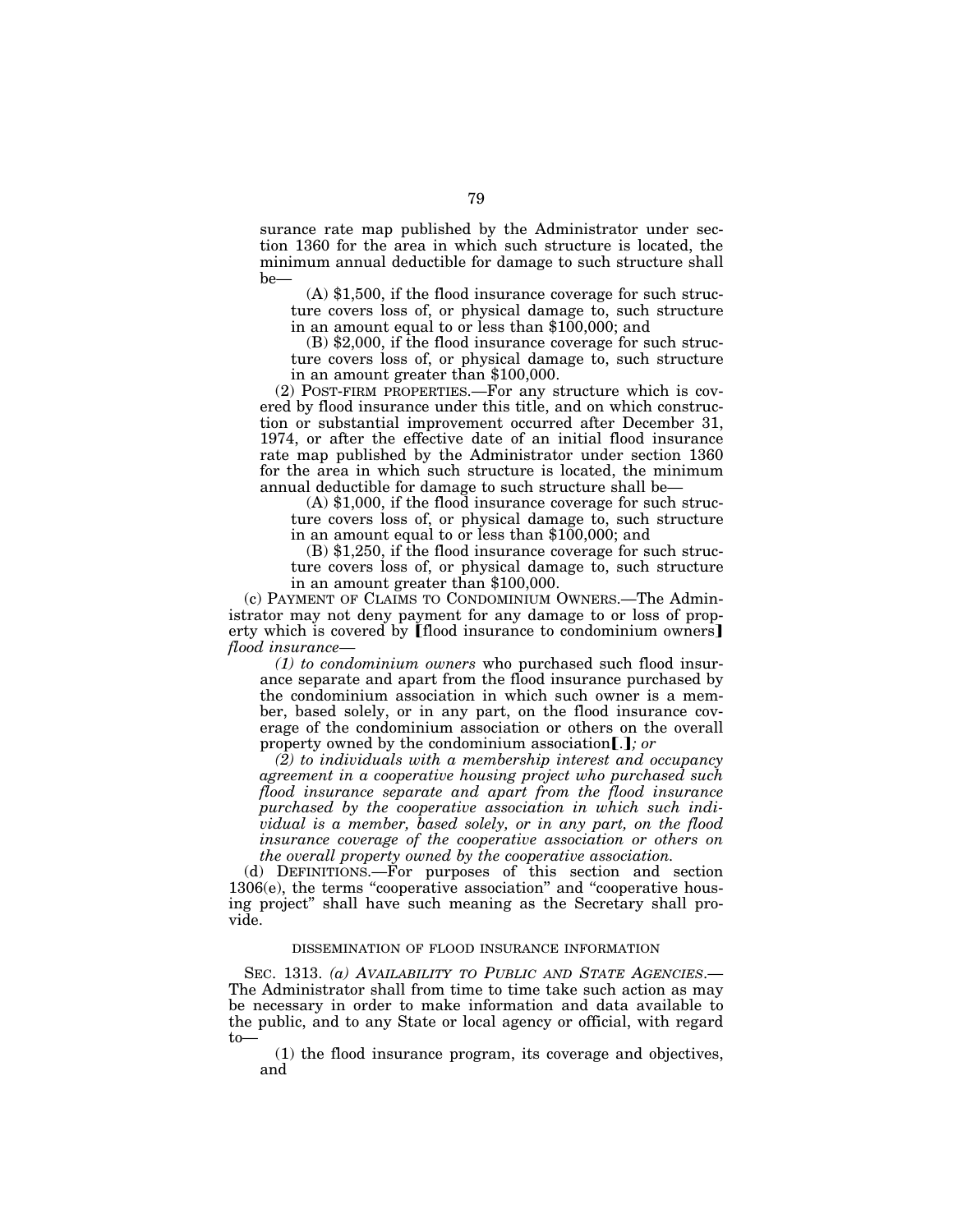surance rate map published by the Administrator under section 1360 for the area in which such structure is located, the minimum annual deductible for damage to such structure shall be—

(A) $1,500, if the flood insurance coverage for such structure covers loss of, or physical damage to, such structure in an amount equal to or less than $100,000; and

(B) $2,000, if the flood insurance coverage for such structure covers loss of, or physical damage to, such structure in an amount greater than $100,000.

(2) POST-FIRM PROPERTIES.—For any structure which is covered by flood insurance under this title, and on which construction or substantial improvement occurred after December 31, 1974, or after the effective date of an initial flood insurance rate map published by the Administrator under section 1360 for the area in which such structure is located, the minimum annual deductible for damage to such structure shall be—

(A) $1,000, if the flood insurance coverage for such structure covers loss of, or physical damage to, such structure in an amount equal to or less than $100,000; and

(B) $1,250, if the flood insurance coverage for such structure covers loss of, or physical damage to, such structure in an amount greater than $100,000.

(c) PAYMENT OF CLAIMS TO CONDOMINIUM OWNERS.—The Administrator may not deny payment for any damage to or loss of property which is covered by [flood insurance to condominium owners] *flood insurance—*

*(1) to condominium owners* who purchased such flood insurance separate and apart from the flood insurance purchased by the condominium association in which such owner is a member, based solely, or in any part, on the flood insurance coverage of the condominium association or others on the overall property owned by the condominium association[.]*; or*

*(2) to individuals with a membership interest and occupancy agreement in a cooperative housing project who purchased such flood insurance separate and apart from the flood insurance purchased by the cooperative association in which such individual is a member, based solely, or in any part, on the flood insurance coverage of the cooperative association or others on the overall property owned by the cooperative association.*

(d) DEFINITIONS.—For purposes of this section and section 1306(e), the terms "cooperative association" and "cooperative housing project" shall have such meaning as the Secretary shall provide.

DISSEMINATION OF FLOOD INSURANCE INFORMATION

SEC. 1313. *(a) AVAILABILITY TO PUBLIC AND STATE AGENCIES.*—The Administrator shall from time to time take such action as may be necessary in order to make information and data available to the public, and to any State or local agency or official, with regard to—

(1) the flood insurance program, its coverage and objectives, and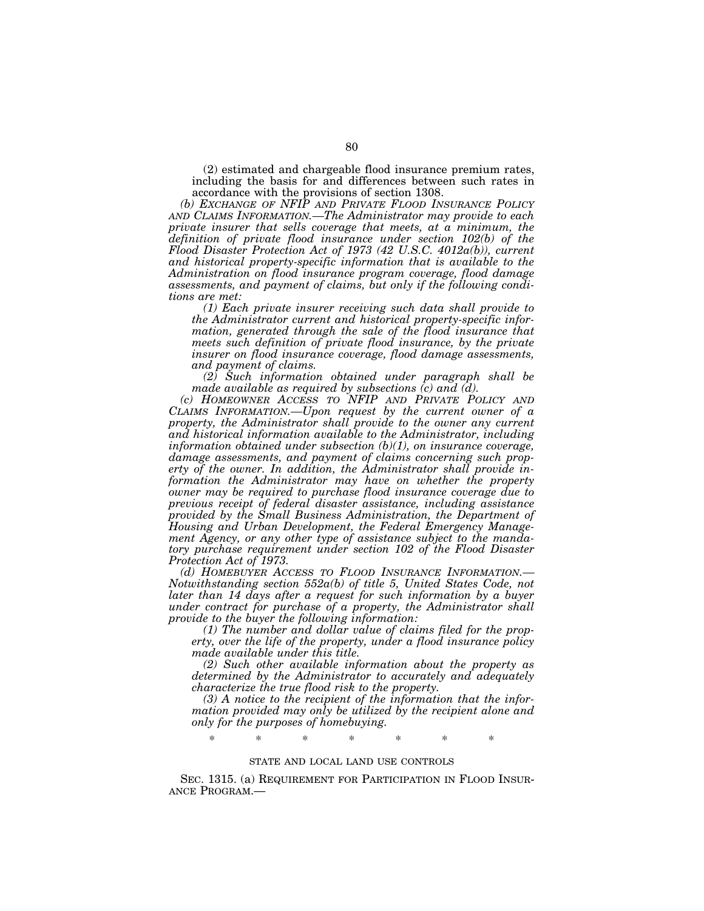(2) estimated and chargeable flood insurance premium rates, including the basis for and differences between such rates in accordance with the provisions of section 1308.

*(b) EXCHANGE OF NFIP AND PRIVATE FLOOD INSURANCE POLICY AND CLAIMS INFORMATION.—The Administrator may provide to each private insurer that sells coverage that meets, at a minimum, the definition of private flood insurance under section 102(b) of the Flood Disaster Protection Act of 1973 (42 U.S.C. 4012a(b)), current and historical property-specific information that is available to the Administration on flood insurance program coverage, flood damage assessments, and payment of claims, but only if the following conditions are met:*

*(1) Each private insurer receiving such data shall provide to the Administrator current and historical property-specific information, generated through the sale of the flood insurance that meets such definition of private flood insurance, by the private insurer on flood insurance coverage, flood damage assessments, and payment of claims.*

*(2) Such information obtained under paragraph shall be made available as required by subsections (c) and (d).*

*(c) HOMEOWNER ACCESS TO NFIP AND PRIVATE POLICY AND CLAIMS INFORMATION.—Upon request by the current owner of a property, the Administrator shall provide to the owner any current and historical information available to the Administrator, including information obtained under subsection (b)(1), on insurance coverage, damage assessments, and payment of claims concerning such property of the owner. In addition, the Administrator shall provide information the Administrator may have on whether the property owner may be required to purchase flood insurance coverage due to previous receipt of federal disaster assistance, including assistance provided by the Small Business Administration, the Department of Housing and Urban Development, the Federal Emergency Management Agency, or any other type of assistance subject to the mandatory purchase requirement under section 102 of the Flood Disaster Protection Act of 1973.*

*(d) HOMEBUYER ACCESS TO FLOOD INSURANCE INFORMATION.—Notwithstanding section 552a(b) of title 5, United States Code, not later than 14 days after a request for such information by a buyer under contract for purchase of a property, the Administrator shall provide to the buyer the following information:*

*(1) The number and dollar value of claims filed for the property, over the life of the property, under a flood insurance policy made available under this title.*

*(2) Such other available information about the property as determined by the Administrator to accurately and adequately characterize the true flood risk to the property.*

*(3) A notice to the recipient of the information that the information provided may only be utilized by the recipient alone and only for the purposes of homebuying.*

\* \* \* \* \* \* \*

STATE AND LOCAL LAND USE CONTROLS

SEC. 1315. (a) REQUIREMENT FOR PARTICIPATION IN FLOOD INSURANCE PROGRAM.—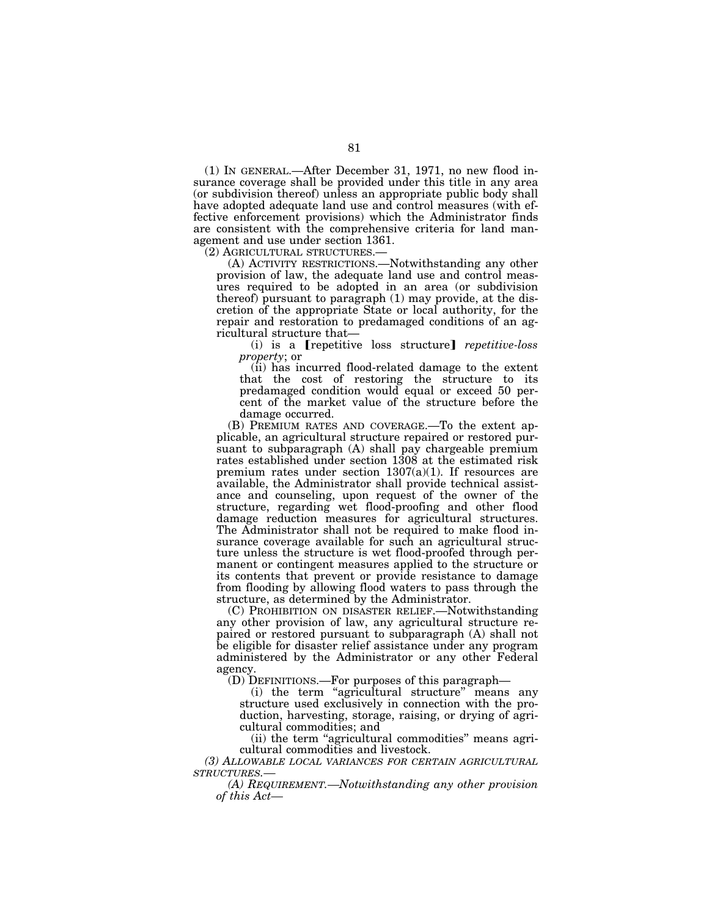(1) IN GENERAL.—After December 31, 1971, no new flood insurance coverage shall be provided under this title in any area (or subdivision thereof) unless an appropriate public body shall have adopted adequate land use and control measures (with effective enforcement provisions) which the Administrator finds are consistent with the comprehensive criteria for land management and use under section 1361.

(2) AGRICULTURAL STRUCTURES.—

(A) ACTIVITY RESTRICTIONS.—Notwithstanding any other provision of law, the adequate land use and control measures required to be adopted in an area (or subdivision thereof) pursuant to paragraph (1) may provide, at the discretion of the appropriate State or local authority, for the repair and restoration to predamaged conditions of an agricultural structure that—

(i) is a ⟦repetitive loss structure⟧ *repetitive-loss property*; or

(ii) has incurred flood-related damage to the extent that the cost of restoring the structure to its predamaged condition would equal or exceed 50 percent of the market value of the structure before the damage occurred.

(B) PREMIUM RATES AND COVERAGE.—To the extent applicable, an agricultural structure repaired or restored pursuant to subparagraph (A) shall pay chargeable premium rates established under section 1308 at the estimated risk premium rates under section 1307(a)(1). If resources are available, the Administrator shall provide technical assistance and counseling, upon request of the owner of the structure, regarding wet flood-proofing and other flood damage reduction measures for agricultural structures. The Administrator shall not be required to make flood insurance coverage available for such an agricultural structure unless the structure is wet flood-proofed through permanent or contingent measures applied to the structure or its contents that prevent or provide resistance to damage from flooding by allowing flood waters to pass through the structure, as determined by the Administrator.

(C) PROHIBITION ON DISASTER RELIEF.—Notwithstanding any other provision of law, any agricultural structure repaired or restored pursuant to subparagraph (A) shall not be eligible for disaster relief assistance under any program administered by the Administrator or any other Federal agency.

(D) DEFINITIONS.—For purposes of this paragraph—

(i) the term "agricultural structure" means any structure used exclusively in connection with the production, harvesting, storage, raising, or drying of agricultural commodities; and

(ii) the term "agricultural commodities" means agricultural commodities and livestock.

*(3) ALLOWABLE LOCAL VARIANCES FOR CERTAIN AGRICULTURAL STRUCTURES.—*

*(A) REQUIREMENT.—Notwithstanding any other provision of this Act—*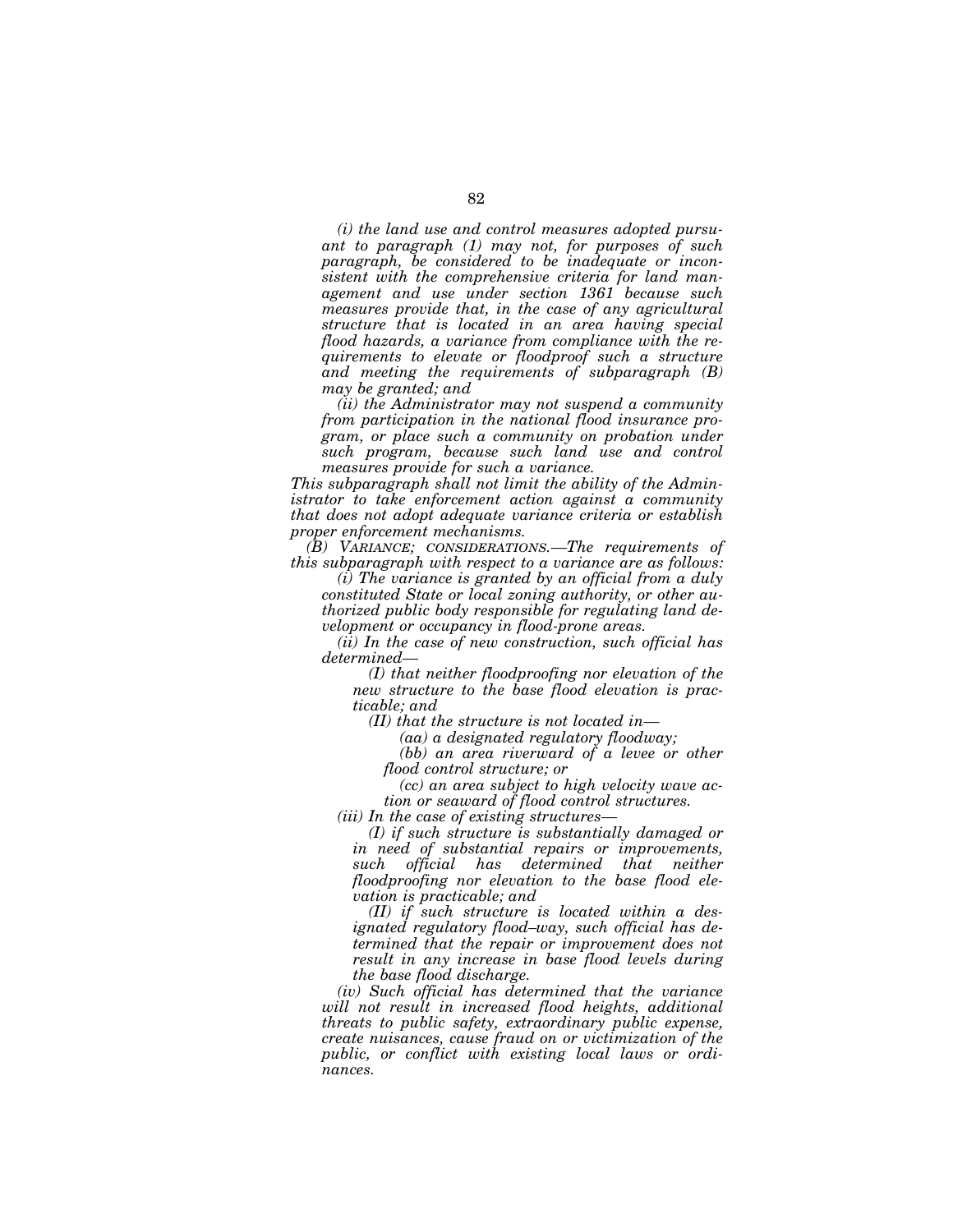*(i) the land use and control measures adopted pursuant to paragraph (1) may not, for purposes of such paragraph, be considered to be inadequate or inconsistent with the comprehensive criteria for land management and use under section 1361 because such measures provide that, in the case of any agricultural structure that is located in an area having special flood hazards, a variance from compliance with the requirements to elevate or floodproof such a structure and meeting the requirements of subparagraph (B) may be granted; and*

*(ii) the Administrator may not suspend a community from participation in the national flood insurance program, or place such a community on probation under such program, because such land use and control measures provide for such a variance.*

*This subparagraph shall not limit the ability of the Administrator to take enforcement action against a community that does not adopt adequate variance criteria or establish proper enforcement mechanisms.*

*(B) VARIANCE; CONSIDERATIONS.—The requirements of this subparagraph with respect to a variance are as follows:*

*(i) The variance is granted by an official from a duly constituted State or local zoning authority, or other authorized public body responsible for regulating land development or occupancy in flood-prone areas.*

*(ii) In the case of new construction, such official has determined—*

*(I) that neither floodproofing nor elevation of the new structure to the base flood elevation is practicable; and*

*(II) that the structure is not located in—*

*(aa) a designated regulatory floodway;*

*(bb) an area riverward of a levee or other flood control structure; or*

*(cc) an area subject to high velocity wave action or seaward of flood control structures.*

*(iii) In the case of existing structures—*

*(I) if such structure is substantially damaged or in need of substantial repairs or improvements, such official has determined that neither floodproofing nor elevation to the base flood elevation is practicable; and*

*(II) if such structure is located within a designated regulatory flood–way, such official has determined that the repair or improvement does not result in any increase in base flood levels during the base flood discharge.*

*(iv) Such official has determined that the variance will not result in increased flood heights, additional threats to public safety, extraordinary public expense, create nuisances, cause fraud on or victimization of the public, or conflict with existing local laws or ordinances.*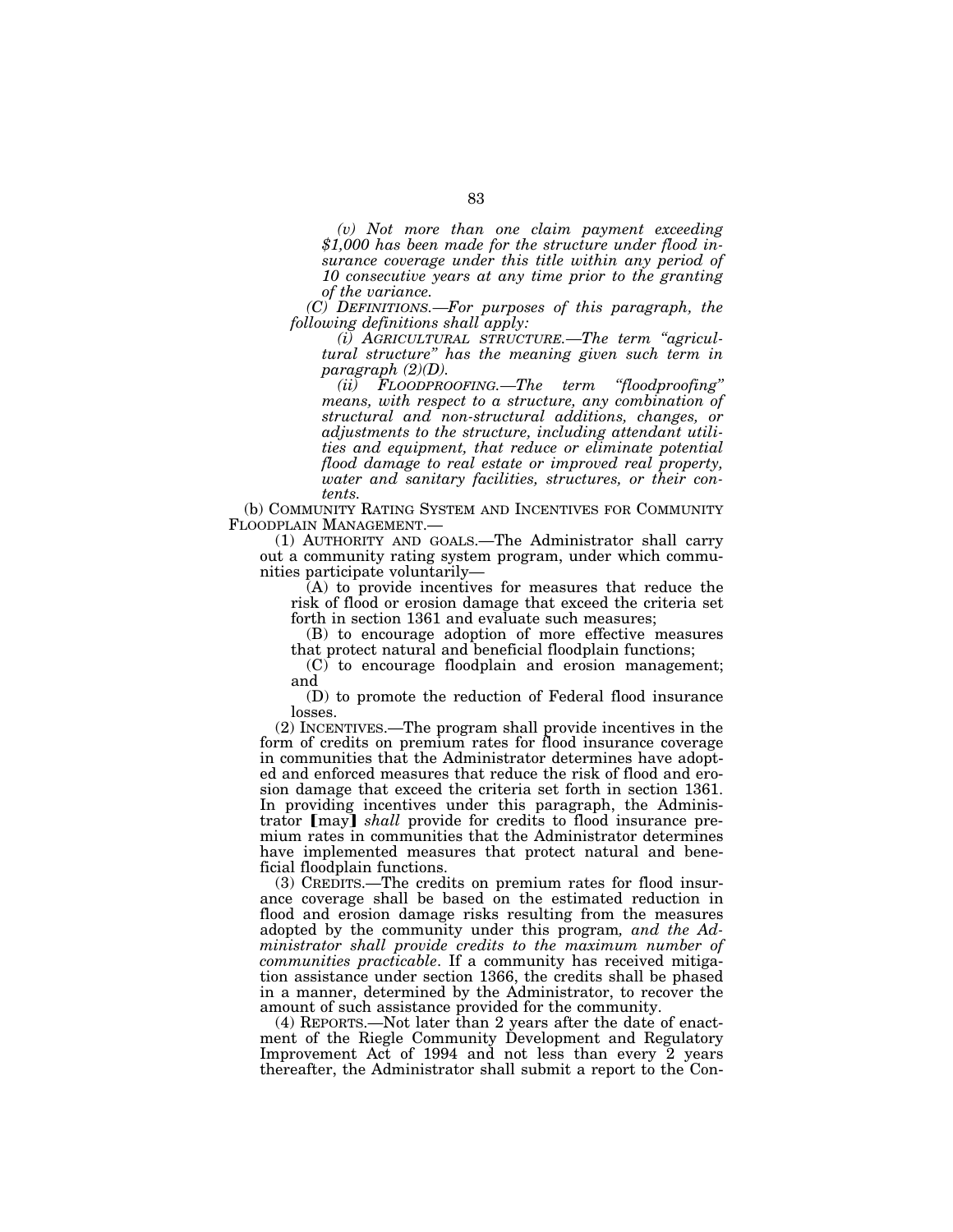*(v) Not more than one claim payment exceeding $1,000 has been made for the structure under flood insurance coverage under this title within any period of 10 consecutive years at any time prior to the granting of the variance.*

*(C) DEFINITIONS.—For purposes of this paragraph, the following definitions shall apply:*

*(i) AGRICULTURAL STRUCTURE.—The term "agricultural structure" has the meaning given such term in paragraph (2)(D).*

*(ii) FLOODPROOFING.—The term "floodproofing" means, with respect to a structure, any combination of structural and non-structural additions, changes, or adjustments to the structure, including attendant utilities and equipment, that reduce or eliminate potential flood damage to real estate or improved real property, water and sanitary facilities, structures, or their contents.*

(b) COMMUNITY RATING SYSTEM AND INCENTIVES FOR COMMUNITY FLOODPLAIN MANAGEMENT.—

(1) AUTHORITY AND GOALS.—The Administrator shall carry out a community rating system program, under which communities participate voluntarily—

(A) to provide incentives for measures that reduce the risk of flood or erosion damage that exceed the criteria set forth in section 1361 and evaluate such measures;

(B) to encourage adoption of more effective measures that protect natural and beneficial floodplain functions;

(C) to encourage floodplain and erosion management; and

(D) to promote the reduction of Federal flood insurance losses.

(2) INCENTIVES.—The program shall provide incentives in the form of credits on premium rates for flood insurance coverage in communities that the Administrator determines have adopted and enforced measures that reduce the risk of flood and erosion damage that exceed the criteria set forth in section 1361. In providing incentives under this paragraph, the Administrator [may] *shall* provide for credits to flood insurance premium rates in communities that the Administrator determines have implemented measures that protect natural and beneficial floodplain functions.

(3) CREDITS.—The credits on premium rates for flood insurance coverage shall be based on the estimated reduction in flood and erosion damage risks resulting from the measures adopted by the community under this program*, and the Administrator shall provide credits to the maximum number of communities practicable*. If a community has received mitigation assistance under section 1366, the credits shall be phased in a manner, determined by the Administrator, to recover the amount of such assistance provided for the community.

(4) REPORTS.—Not later than 2 years after the date of enactment of the Riegle Community Development and Regulatory Improvement Act of 1994 and not less than every 2 years thereafter, the Administrator shall submit a report to the Con-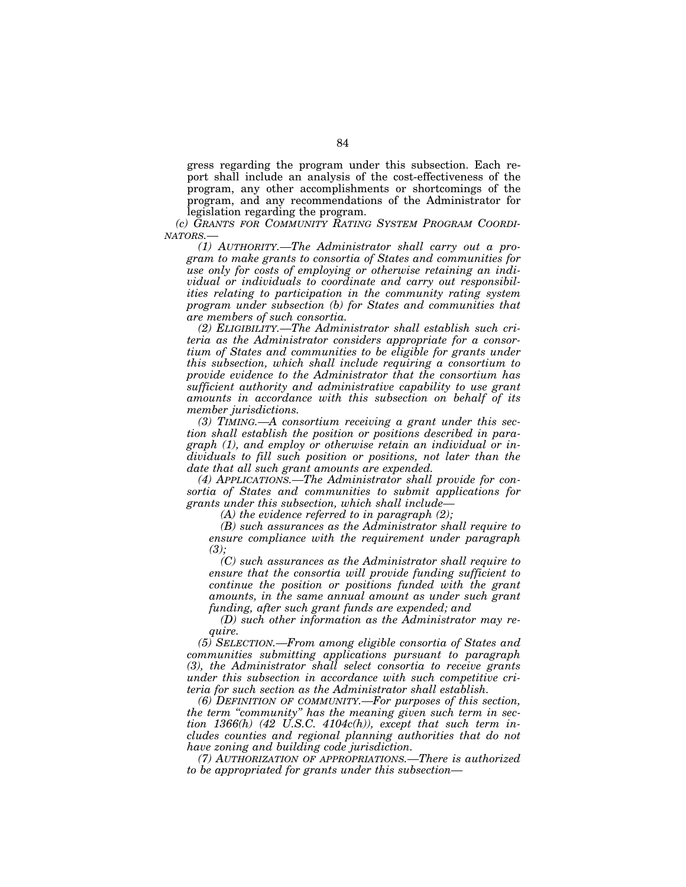gress regarding the program under this subsection. Each report shall include an analysis of the cost-effectiveness of the program, any other accomplishments or shortcomings of the program, and any recommendations of the Administrator for legislation regarding the program.

*(c) GRANTS FOR COMMUNITY RATING SYSTEM PROGRAM COORDINATORS.—*

*(1) AUTHORITY.—The Administrator shall carry out a program to make grants to consortia of States and communities for use only for costs of employing or otherwise retaining an individual or individuals to coordinate and carry out responsibilities relating to participation in the community rating system program under subsection (b) for States and communities that are members of such consortia.*

*(2) ELIGIBILITY.—The Administrator shall establish such criteria as the Administrator considers appropriate for a consortium of States and communities to be eligible for grants under this subsection, which shall include requiring a consortium to provide evidence to the Administrator that the consortium has sufficient authority and administrative capability to use grant amounts in accordance with this subsection on behalf of its member jurisdictions.*

*(3) TIMING.—A consortium receiving a grant under this section shall establish the position or positions described in paragraph (1), and employ or otherwise retain an individual or individuals to fill such position or positions, not later than the date that all such grant amounts are expended.*

*(4) APPLICATIONS.—The Administrator shall provide for consortia of States and communities to submit applications for grants under this subsection, which shall include—*

*(A) the evidence referred to in paragraph (2);*

*(B) such assurances as the Administrator shall require to ensure compliance with the requirement under paragraph (3);*

*(C) such assurances as the Administrator shall require to ensure that the consortia will provide funding sufficient to continue the position or positions funded with the grant amounts, in the same annual amount as under such grant funding, after such grant funds are expended; and*

*(D) such other information as the Administrator may require.*

*(5) SELECTION.—From among eligible consortia of States and communities submitting applications pursuant to paragraph (3), the Administrator shall select consortia to receive grants under this subsection in accordance with such competitive criteria for such section as the Administrator shall establish.*

*(6) DEFINITION OF COMMUNITY.—For purposes of this section, the term "community" has the meaning given such term in section 1366(h) (42 U.S.C. 4104c(h)), except that such term includes counties and regional planning authorities that do not have zoning and building code jurisdiction.*

*(7) AUTHORIZATION OF APPROPRIATIONS.—There is authorized to be appropriated for grants under this subsection—*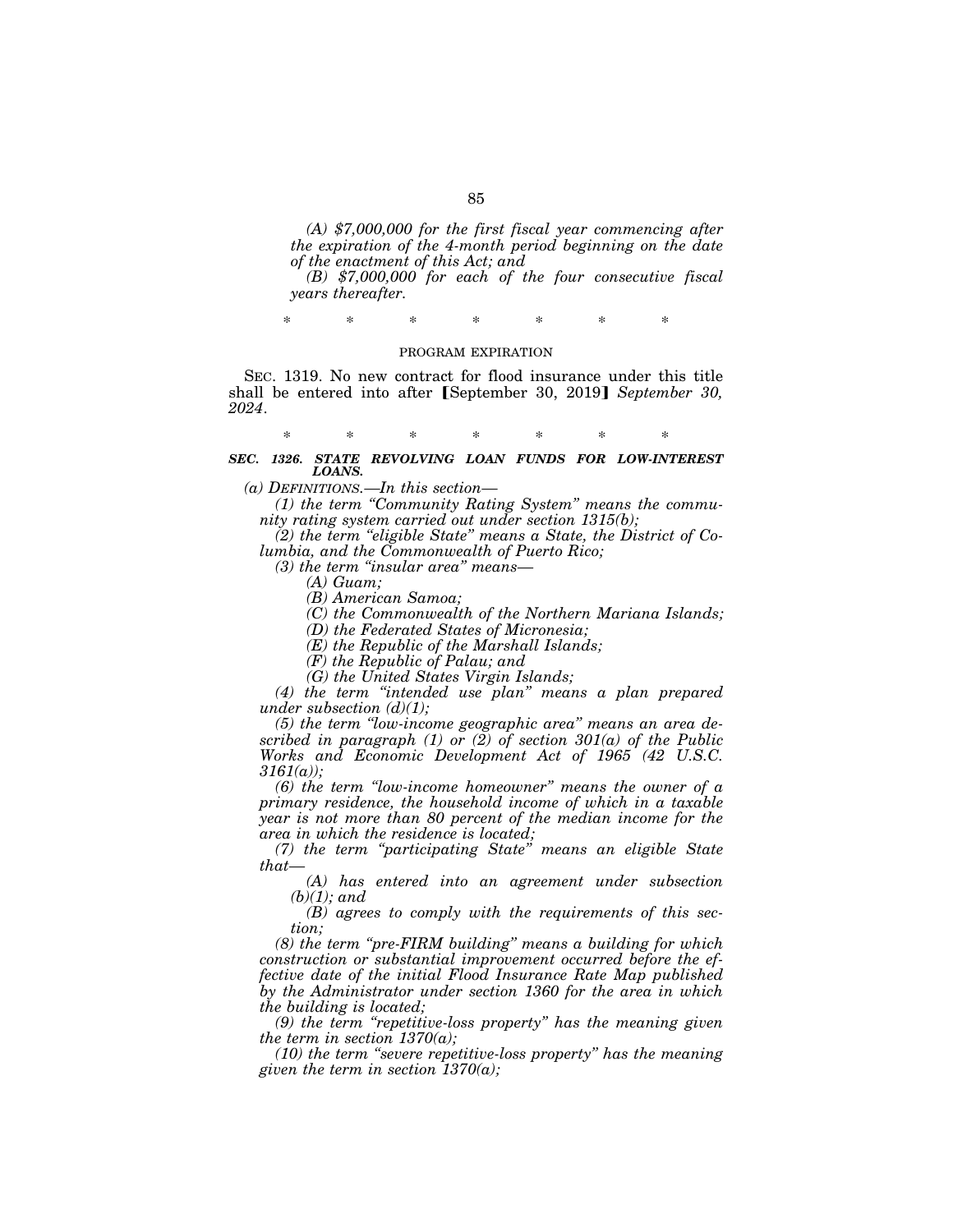*(A) $7,000,000 for the first fiscal year commencing after the expiration of the 4-month period beginning on the date of the enactment of this Act; and*

*(B) $7,000,000 for each of the four consecutive fiscal years thereafter.*

\* \* \* \* \* \* \*

PROGRAM EXPIRATION

SEC. 1319. No new contract for flood insurance under this title shall be entered into after [September 30, 2019] *September 30, 2024*.

\* \* \* \* \* \* \*

### ***SEC. 1326. STATE REVOLVING LOAN FUNDS FOR LOW-INTEREST LOANS.***

*(a) DEFINITIONS.—In this section—*

*(1) the term "Community Rating System" means the community rating system carried out under section 1315(b);*

*(2) the term "eligible State" means a State, the District of Columbia, and the Commonwealth of Puerto Rico;*

*(3) the term "insular area" means—*

*(A) Guam;*

*(B) American Samoa;*

*(C) the Commonwealth of the Northern Mariana Islands;*

*(D) the Federated States of Micronesia;*

*(E) the Republic of the Marshall Islands;*

*(F) the Republic of Palau; and*

*(G) the United States Virgin Islands;*

*(4) the term "intended use plan" means a plan prepared under subsection (d)(1);*

*(5) the term "low-income geographic area" means an area described in paragraph (1) or (2) of section 301(a) of the Public Works and Economic Development Act of 1965 (42 U.S.C. 3161(a));*

*(6) the term "low-income homeowner" means the owner of a primary residence, the household income of which in a taxable year is not more than 80 percent of the median income for the area in which the residence is located;*

*(7) the term "participating State" means an eligible State that—*

*(A) has entered into an agreement under subsection (b)(1); and*

*(B) agrees to comply with the requirements of this section;*

*(8) the term "pre-FIRM building" means a building for which construction or substantial improvement occurred before the effective date of the initial Flood Insurance Rate Map published by the Administrator under section 1360 for the area in which the building is located;*

*(9) the term "repetitive-loss property" has the meaning given the term in section 1370(a);*

*(10) the term "severe repetitive-loss property" has the meaning given the term in section 1370(a);*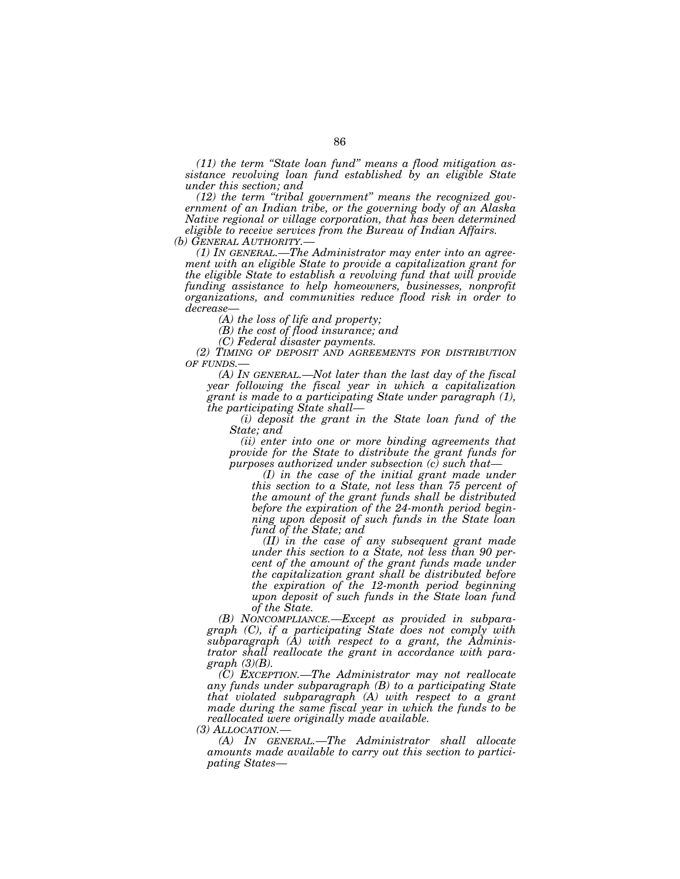*(11) the term "State loan fund" means a flood mitigation assistance revolving loan fund established by an eligible State under this section; and*

*(12) the term "tribal government" means the recognized government of an Indian tribe, or the governing body of an Alaska Native regional or village corporation, that has been determined eligible to receive services from the Bureau of Indian Affairs.*

*(b) GENERAL AUTHORITY.—*

*(1) IN GENERAL.—The Administrator may enter into an agreement with an eligible State to provide a capitalization grant for the eligible State to establish a revolving fund that will provide funding assistance to help homeowners, businesses, nonprofit organizations, and communities reduce flood risk in order to decrease—*

*(A) the loss of life and property;*

*(B) the cost of flood insurance; and*

*(C) Federal disaster payments.*

*(2) TIMING OF DEPOSIT AND AGREEMENTS FOR DISTRIBUTION OF FUNDS.—*

*(A) IN GENERAL.—Not later than the last day of the fiscal year following the fiscal year in which a capitalization grant is made to a participating State under paragraph (1), the participating State shall—*

*(i) deposit the grant in the State loan fund of the State; and*

*(ii) enter into one or more binding agreements that provide for the State to distribute the grant funds for purposes authorized under subsection (c) such that—*

*(I) in the case of the initial grant made under this section to a State, not less than 75 percent of the amount of the grant funds shall be distributed before the expiration of the 24-month period beginning upon deposit of such funds in the State loan fund of the State; and*

*(II) in the case of any subsequent grant made under this section to a State, not less than 90 percent of the amount of the grant funds made under the capitalization grant shall be distributed before the expiration of the 12-month period beginning upon deposit of such funds in the State loan fund of the State.*

*(B) NONCOMPLIANCE.—Except as provided in subparagraph (C), if a participating State does not comply with subparagraph (A) with respect to a grant, the Administrator shall reallocate the grant in accordance with paragraph (3)(B).*

*(C) EXCEPTION.—The Administrator may not reallocate any funds under subparagraph (B) to a participating State that violated subparagraph (A) with respect to a grant made during the same fiscal year in which the funds to be reallocated were originally made available.*

*(3) ALLOCATION.—*

*(A) IN GENERAL.—The Administrator shall allocate amounts made available to carry out this section to participating States—*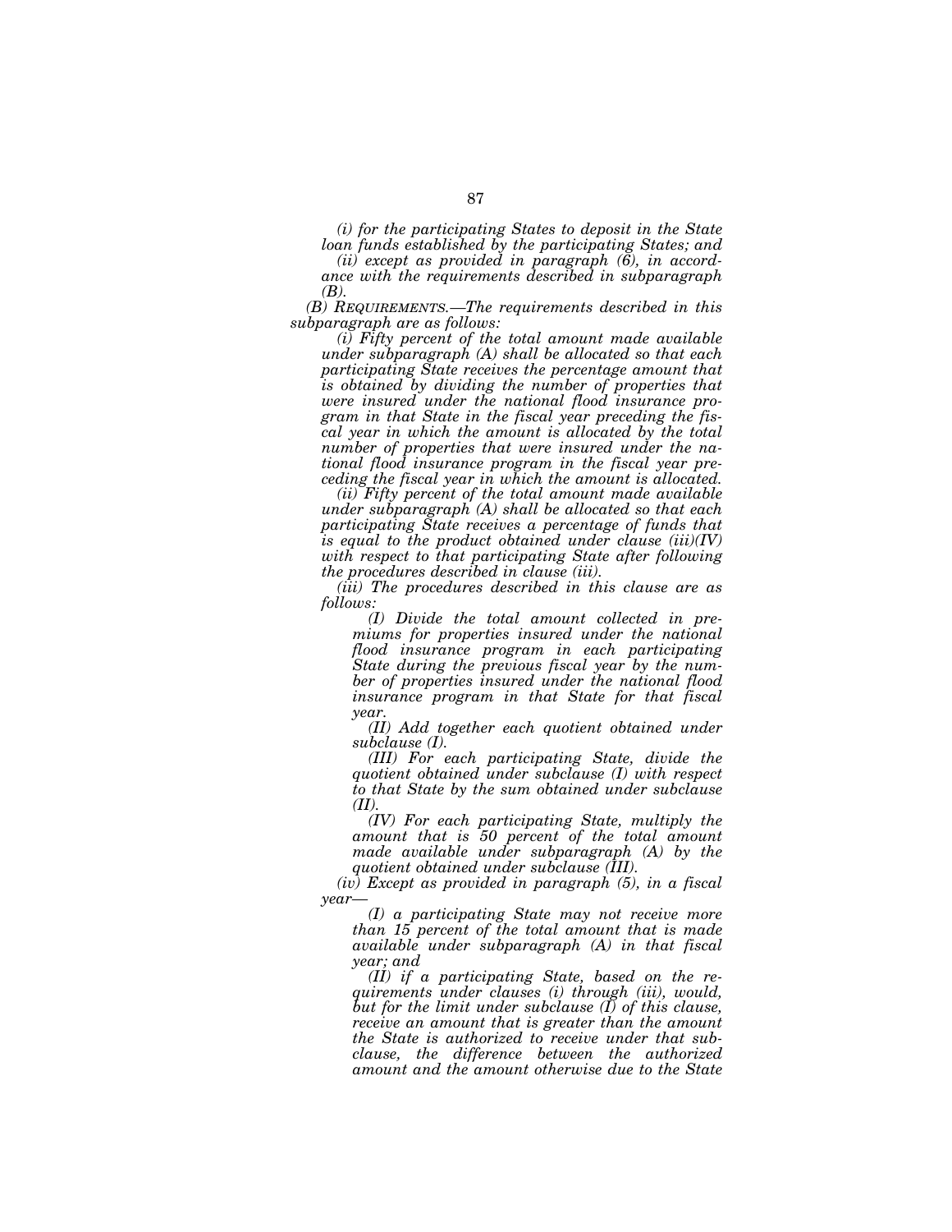*(i) for the participating States to deposit in the State loan funds established by the participating States; and*

*(ii) except as provided in paragraph (6), in accordance with the requirements described in subparagraph (B).*

*(B) REQUIREMENTS.—The requirements described in this subparagraph are as follows:*

*(i) Fifty percent of the total amount made available under subparagraph (A) shall be allocated so that each participating State receives the percentage amount that is obtained by dividing the number of properties that were insured under the national flood insurance program in that State in the fiscal year preceding the fiscal year in which the amount is allocated by the total number of properties that were insured under the national flood insurance program in the fiscal year preceding the fiscal year in which the amount is allocated.*

*(ii) Fifty percent of the total amount made available under subparagraph (A) shall be allocated so that each participating State receives a percentage of funds that is equal to the product obtained under clause (iii)(IV) with respect to that participating State after following the procedures described in clause (iii).*

*(iii) The procedures described in this clause are as follows:*

*(I) Divide the total amount collected in premiums for properties insured under the national flood insurance program in each participating State during the previous fiscal year by the number of properties insured under the national flood insurance program in that State for that fiscal year.*

*(II) Add together each quotient obtained under subclause (I).*

*(III) For each participating State, divide the quotient obtained under subclause (I) with respect to that State by the sum obtained under subclause (II).*

*(IV) For each participating State, multiply the amount that is 50 percent of the total amount made available under subparagraph (A) by the quotient obtained under subclause (III).*

*(iv) Except as provided in paragraph (5), in a fiscal year—*

*(I) a participating State may not receive more than 15 percent of the total amount that is made available under subparagraph (A) in that fiscal year; and*

*(II) if a participating State, based on the requirements under clauses (i) through (iii), would, but for the limit under subclause (I) of this clause, receive an amount that is greater than the amount the State is authorized to receive under that subclause, the difference between the authorized amount and the amount otherwise due to the State*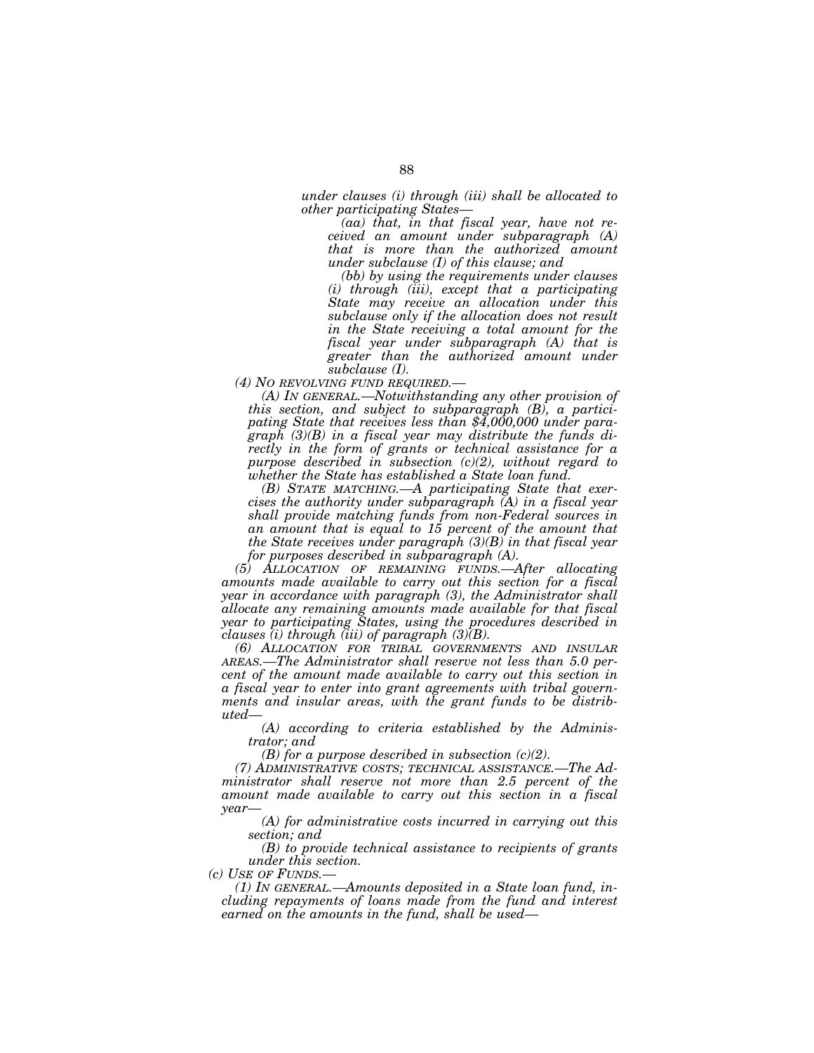*under clauses (i) through (iii) shall be allocated to other participating States—*

*(aa) that, in that fiscal year, have not received an amount under subparagraph (A) that is more than the authorized amount under subclause (I) of this clause; and*

*(bb) by using the requirements under clauses (i) through (iii), except that a participating State may receive an allocation under this subclause only if the allocation does not result in the State receiving a total amount for the fiscal year under subparagraph (A) that is greater than the authorized amount under subclause (I).*

*(4) NO REVOLVING FUND REQUIRED.—*

*(A) IN GENERAL.—Notwithstanding any other provision of this section, and subject to subparagraph (B), a participating State that receives less than $4,000,000 under paragraph (3)(B) in a fiscal year may distribute the funds directly in the form of grants or technical assistance for a purpose described in subsection (c)(2), without regard to whether the State has established a State loan fund.*

*(B) STATE MATCHING.—A participating State that exercises the authority under subparagraph (A) in a fiscal year shall provide matching funds from non-Federal sources in an amount that is equal to 15 percent of the amount that the State receives under paragraph (3)(B) in that fiscal year for purposes described in subparagraph (A).*

*(5) ALLOCATION OF REMAINING FUNDS.—After allocating amounts made available to carry out this section for a fiscal year in accordance with paragraph (3), the Administrator shall allocate any remaining amounts made available for that fiscal year to participating States, using the procedures described in clauses (i) through (iii) of paragraph (3)(B).*

*(6) ALLOCATION FOR TRIBAL GOVERNMENTS AND INSULAR AREAS.—The Administrator shall reserve not less than 5.0 percent of the amount made available to carry out this section in a fiscal year to enter into grant agreements with tribal governments and insular areas, with the grant funds to be distributed—*

*(A) according to criteria established by the Administrator; and*

*(B) for a purpose described in subsection (c)(2).*

*(7) ADMINISTRATIVE COSTS; TECHNICAL ASSISTANCE.—The Administrator shall reserve not more than 2.5 percent of the amount made available to carry out this section in a fiscal year—*

*(A) for administrative costs incurred in carrying out this section; and*

*(B) to provide technical assistance to recipients of grants under this section.*

*(c) USE OF FUNDS.—*

*(1) IN GENERAL.—Amounts deposited in a State loan fund, including repayments of loans made from the fund and interest earned on the amounts in the fund, shall be used—*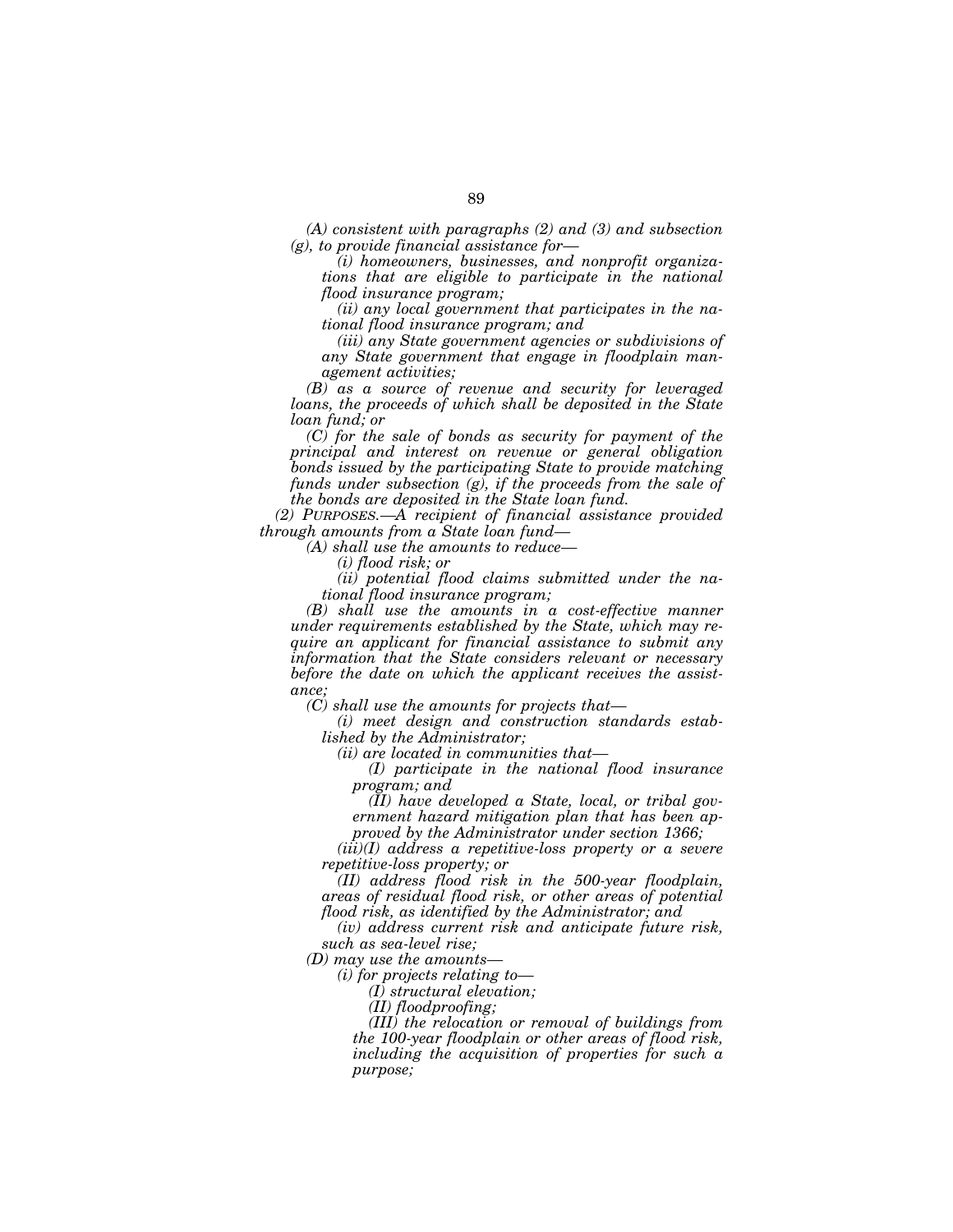*(A) consistent with paragraphs (2) and (3) and subsection (g), to provide financial assistance for—*

*(i) homeowners, businesses, and nonprofit organizations that are eligible to participate in the national flood insurance program;*

*(ii) any local government that participates in the national flood insurance program; and*

*(iii) any State government agencies or subdivisions of any State government that engage in floodplain management activities;*

*(B) as a source of revenue and security for leveraged loans, the proceeds of which shall be deposited in the State loan fund; or*

*(C) for the sale of bonds as security for payment of the principal and interest on revenue or general obligation bonds issued by the participating State to provide matching funds under subsection (g), if the proceeds from the sale of the bonds are deposited in the State loan fund.*

*(2) PURPOSES.—A recipient of financial assistance provided through amounts from a State loan fund—*

*(A) shall use the amounts to reduce—*

*(i) flood risk; or*

*(ii) potential flood claims submitted under the national flood insurance program;*

*(B) shall use the amounts in a cost-effective manner under requirements established by the State, which may require an applicant for financial assistance to submit any information that the State considers relevant or necessary before the date on which the applicant receives the assistance;*

*(C) shall use the amounts for projects that—*

*(i) meet design and construction standards established by the Administrator;*

*(ii) are located in communities that—*

*(I) participate in the national flood insurance program; and*

*(II) have developed a State, local, or tribal government hazard mitigation plan that has been approved by the Administrator under section 1366;*

*(iii)(I) address a repetitive-loss property or a severe repetitive-loss property; or*

*(II) address flood risk in the 500-year floodplain, areas of residual flood risk, or other areas of potential flood risk, as identified by the Administrator; and*

*(iv) address current risk and anticipate future risk, such as sea-level rise;*

*(D) may use the amounts—*

*(i) for projects relating to—*

*(I) structural elevation;*

*(II) floodproofing;*

*(III) the relocation or removal of buildings from the 100-year floodplain or other areas of flood risk, including the acquisition of properties for such a purpose;*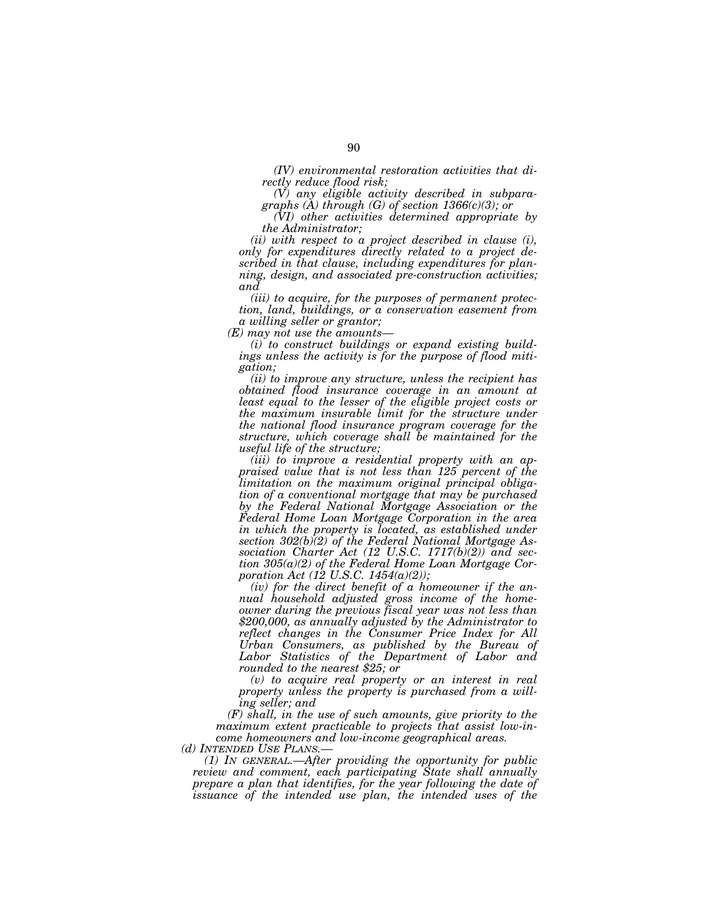*(IV) environmental restoration activities that directly reduce flood risk;*

*(V) any eligible activity described in subparagraphs (A) through (G) of section 1366(c)(3); or*

*(VI) other activities determined appropriate by the Administrator;*

*(ii) with respect to a project described in clause (i), only for expenditures directly related to a project described in that clause, including expenditures for planning, design, and associated pre-construction activities; and*

*(iii) to acquire, for the purposes of permanent protection, land, buildings, or a conservation easement from a willing seller or grantor;*

*(E) may not use the amounts—*

*(i) to construct buildings or expand existing buildings unless the activity is for the purpose of flood mitigation;*

*(ii) to improve any structure, unless the recipient has obtained flood insurance coverage in an amount at least equal to the lesser of the eligible project costs or the maximum insurable limit for the structure under the national flood insurance program coverage for the structure, which coverage shall be maintained for the useful life of the structure;*

*(iii) to improve a residential property with an appraised value that is not less than 125 percent of the limitation on the maximum original principal obligation of a conventional mortgage that may be purchased by the Federal National Mortgage Association or the Federal Home Loan Mortgage Corporation in the area in which the property is located, as established under section 302(b)(2) of the Federal National Mortgage Association Charter Act (12 U.S.C. 1717(b)(2)) and section 305(a)(2) of the Federal Home Loan Mortgage Corporation Act (12 U.S.C. 1454(a)(2));*

*(iv) for the direct benefit of a homeowner if the annual household adjusted gross income of the homeowner during the previous fiscal year was not less than $200,000, as annually adjusted by the Administrator to reflect changes in the Consumer Price Index for All Urban Consumers, as published by the Bureau of Labor Statistics of the Department of Labor and rounded to the nearest $25; or*

*(v) to acquire real property or an interest in real property unless the property is purchased from a willing seller; and*

*(F) shall, in the use of such amounts, give priority to the maximum extent practicable to projects that assist low-income homeowners and low-income geographical areas.*

*(d) INTENDED USE PLANS.—*

*(1) IN GENERAL.—After providing the opportunity for public review and comment, each participating State shall annually prepare a plan that identifies, for the year following the date of issuance of the intended use plan, the intended uses of the*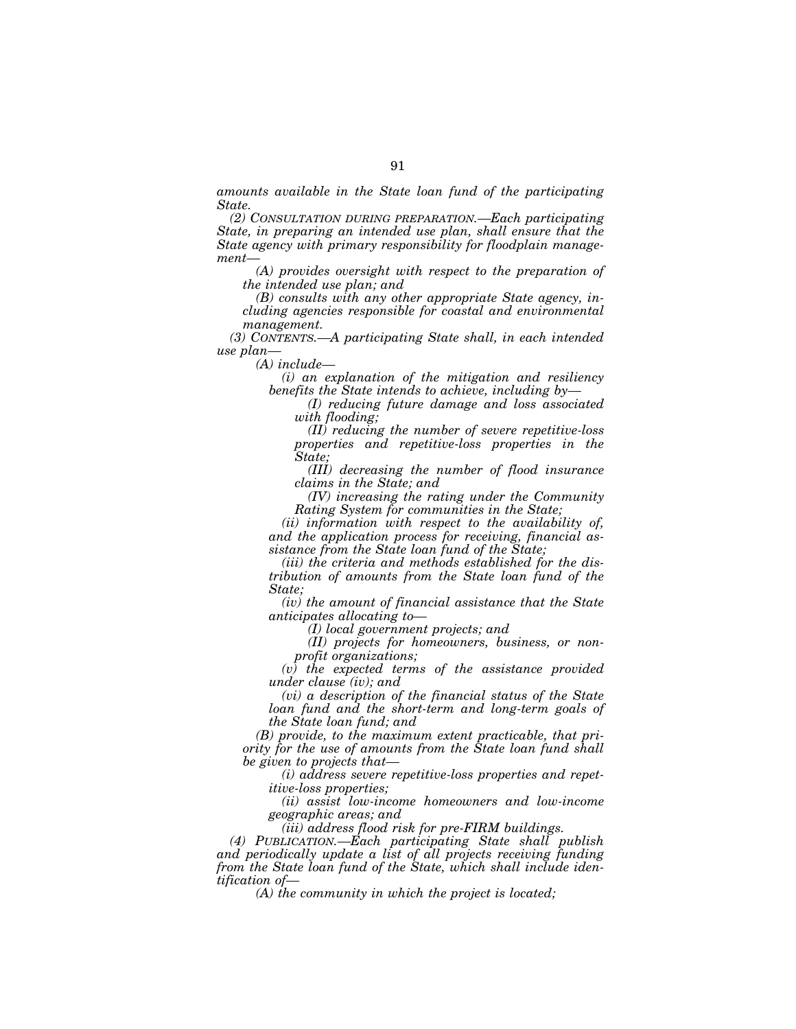*amounts available in the State loan fund of the participating State.*

*(2) CONSULTATION DURING PREPARATION.—Each participating State, in preparing an intended use plan, shall ensure that the State agency with primary responsibility for floodplain management—*

*(A) provides oversight with respect to the preparation of the intended use plan; and*

*(B) consults with any other appropriate State agency, including agencies responsible for coastal and environmental management.*

*(3) CONTENTS.—A participating State shall, in each intended use plan—*

*(A) include—*

*(i) an explanation of the mitigation and resiliency benefits the State intends to achieve, including by—*

*(I) reducing future damage and loss associated with flooding;*

*(II) reducing the number of severe repetitive-loss properties and repetitive-loss properties in the State;*

*(III) decreasing the number of flood insurance claims in the State; and*

*(IV) increasing the rating under the Community Rating System for communities in the State;*

*(ii) information with respect to the availability of, and the application process for receiving, financial assistance from the State loan fund of the State;*

*(iii) the criteria and methods established for the distribution of amounts from the State loan fund of the State;*

*(iv) the amount of financial assistance that the State anticipates allocating to—*

*(I) local government projects; and*

*(II) projects for homeowners, business, or nonprofit organizations;*

*(v) the expected terms of the assistance provided under clause (iv); and*

*(vi) a description of the financial status of the State loan fund and the short-term and long-term goals of the State loan fund; and*

*(B) provide, to the maximum extent practicable, that priority for the use of amounts from the State loan fund shall be given to projects that—*

*(i) address severe repetitive-loss properties and repetitive-loss properties;*

*(ii) assist low-income homeowners and low-income geographic areas; and*

*(iii) address flood risk for pre-FIRM buildings.*

*(4) PUBLICATION.—Each participating State shall publish and periodically update a list of all projects receiving funding from the State loan fund of the State, which shall include identification of—*

*(A) the community in which the project is located;*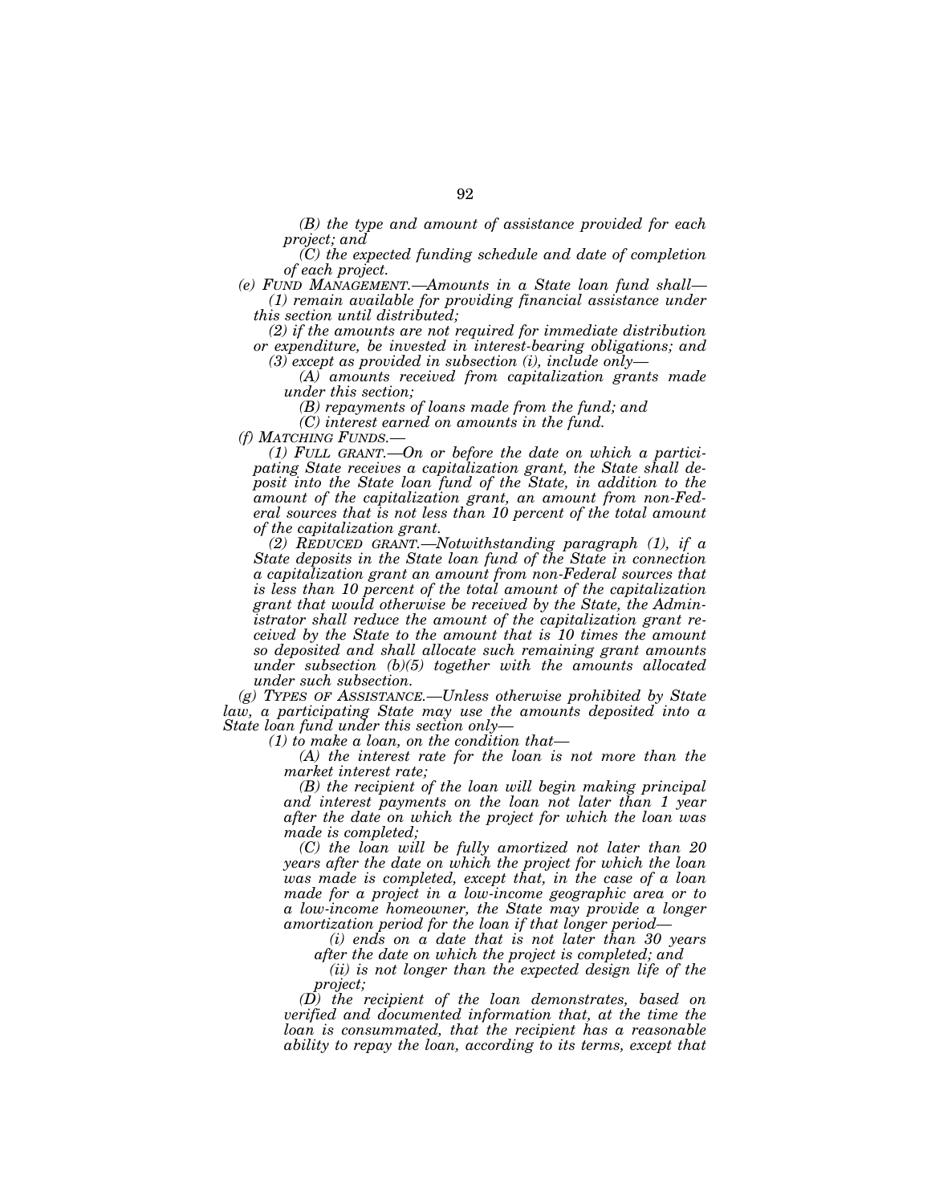*(B) the type and amount of assistance provided for each project; and*

*(C) the expected funding schedule and date of completion of each project.*

*(e) FUND MANAGEMENT.—Amounts in a State loan fund shall—*

*(1) remain available for providing financial assistance under this section until distributed;*

*(2) if the amounts are not required for immediate distribution or expenditure, be invested in interest-bearing obligations; and*

*(3) except as provided in subsection (i), include only—*

*(A) amounts received from capitalization grants made under this section;*

*(B) repayments of loans made from the fund; and*

*(C) interest earned on amounts in the fund.*

*(f) MATCHING FUNDS.—*

*(1) FULL GRANT.—On or before the date on which a participating State receives a capitalization grant, the State shall deposit into the State loan fund of the State, in addition to the amount of the capitalization grant, an amount from non-Federal sources that is not less than 10 percent of the total amount of the capitalization grant.*

*(2) REDUCED GRANT.—Notwithstanding paragraph (1), if a State deposits in the State loan fund of the State in connection a capitalization grant an amount from non-Federal sources that is less than 10 percent of the total amount of the capitalization grant that would otherwise be received by the State, the Administrator shall reduce the amount of the capitalization grant received by the State to the amount that is 10 times the amount so deposited and shall allocate such remaining grant amounts under subsection (b)(5) together with the amounts allocated under such subsection.*

*(g) TYPES OF ASSISTANCE.—Unless otherwise prohibited by State law, a participating State may use the amounts deposited into a State loan fund under this section only—*

*(1) to make a loan, on the condition that—*

*(A) the interest rate for the loan is not more than the market interest rate;*

*(B) the recipient of the loan will begin making principal and interest payments on the loan not later than 1 year after the date on which the project for which the loan was made is completed;*

*(C) the loan will be fully amortized not later than 20 years after the date on which the project for which the loan was made is completed, except that, in the case of a loan made for a project in a low-income geographic area or to a low-income homeowner, the State may provide a longer amortization period for the loan if that longer period—*

*(i) ends on a date that is not later than 30 years after the date on which the project is completed; and*

*(ii) is not longer than the expected design life of the project;*

*(D) the recipient of the loan demonstrates, based on verified and documented information that, at the time the loan is consummated, that the recipient has a reasonable ability to repay the loan, according to its terms, except that*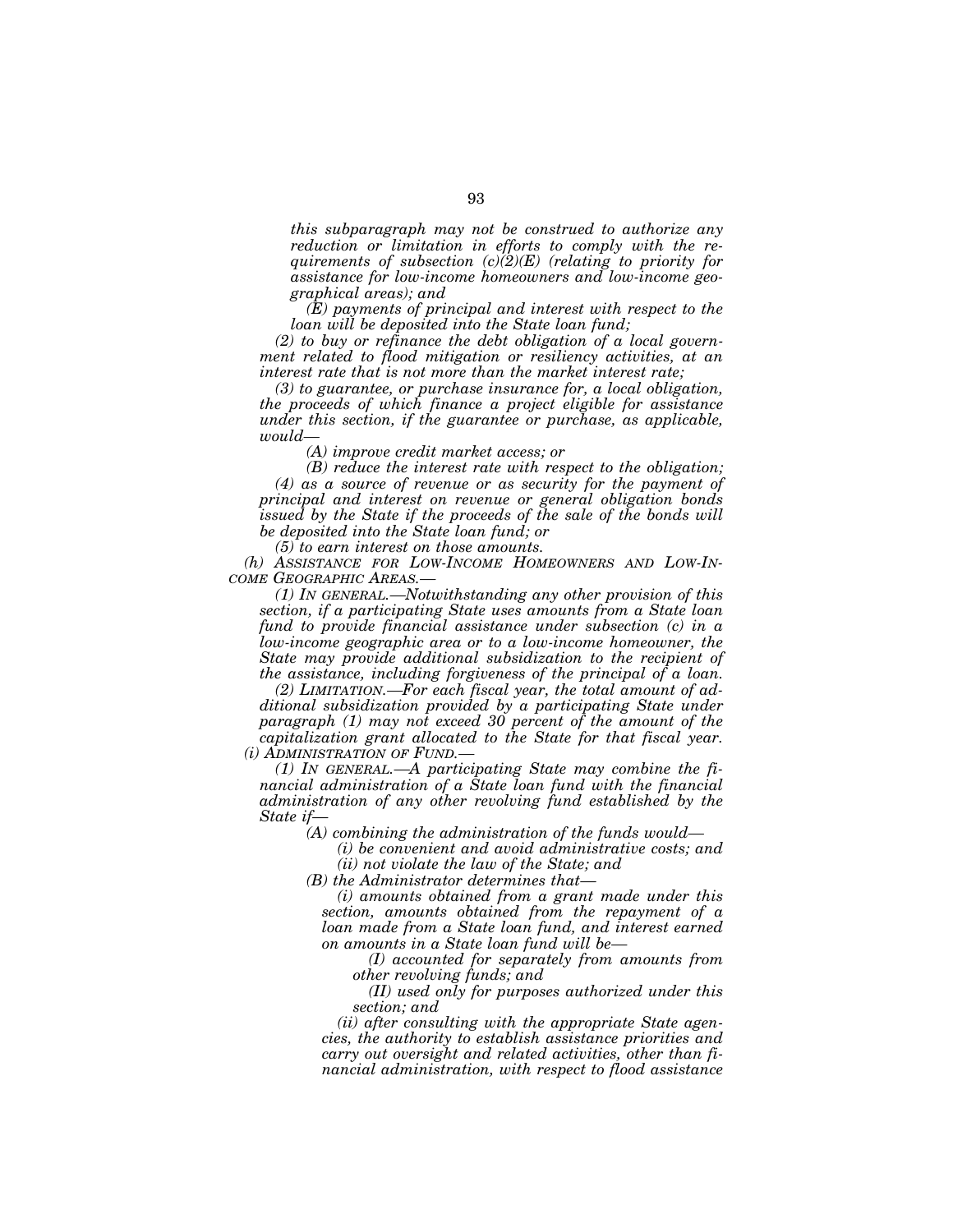*this subparagraph may not be construed to authorize any reduction or limitation in efforts to comply with the requirements of subsection (c)(2)(E) (relating to priority for assistance for low-income homeowners and low-income geographical areas); and*

*(E) payments of principal and interest with respect to the loan will be deposited into the State loan fund;*

*(2) to buy or refinance the debt obligation of a local government related to flood mitigation or resiliency activities, at an interest rate that is not more than the market interest rate;*

*(3) to guarantee, or purchase insurance for, a local obligation, the proceeds of which finance a project eligible for assistance under this section, if the guarantee or purchase, as applicable, would—*

*(A) improve credit market access; or*

*(B) reduce the interest rate with respect to the obligation;*

*(4) as a source of revenue or as security for the payment of principal and interest on revenue or general obligation bonds issued by the State if the proceeds of the sale of the bonds will be deposited into the State loan fund; or*

*(5) to earn interest on those amounts.*

*(h) ASSISTANCE FOR LOW-INCOME HOMEOWNERS AND LOW-INCOME GEOGRAPHIC AREAS.—*

*(1) IN GENERAL.—Notwithstanding any other provision of this section, if a participating State uses amounts from a State loan fund to provide financial assistance under subsection (c) in a low-income geographic area or to a low-income homeowner, the State may provide additional subsidization to the recipient of the assistance, including forgiveness of the principal of a loan.*

*(2) LIMITATION.—For each fiscal year, the total amount of additional subsidization provided by a participating State under paragraph (1) may not exceed 30 percent of the amount of the capitalization grant allocated to the State for that fiscal year.*

*(i) ADMINISTRATION OF FUND.—*

*(1) IN GENERAL.—A participating State may combine the financial administration of a State loan fund with the financial administration of any other revolving fund established by the State if—*

*(A) combining the administration of the funds would—*

*(i) be convenient and avoid administrative costs; and*

*(ii) not violate the law of the State; and*

*(B) the Administrator determines that—*

*(i) amounts obtained from a grant made under this section, amounts obtained from the repayment of a loan made from a State loan fund, and interest earned on amounts in a State loan fund will be—*

*(I) accounted for separately from amounts from other revolving funds; and*

*(II) used only for purposes authorized under this section; and*

*(ii) after consulting with the appropriate State agencies, the authority to establish assistance priorities and carry out oversight and related activities, other than financial administration, with respect to flood assistance*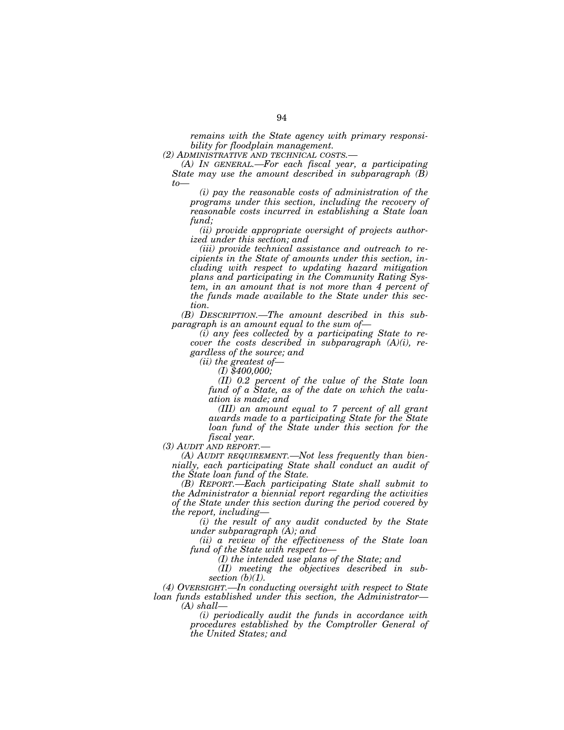*remains with the State agency with primary responsibility for floodplain management.*

*(2) ADMINISTRATIVE AND TECHNICAL COSTS.—*

*(A) IN GENERAL.—For each fiscal year, a participating State may use the amount described in subparagraph (B) to—*

*(i) pay the reasonable costs of administration of the programs under this section, including the recovery of reasonable costs incurred in establishing a State loan fund;*

*(ii) provide appropriate oversight of projects authorized under this section; and*

*(iii) provide technical assistance and outreach to recipients in the State of amounts under this section, including with respect to updating hazard mitigation plans and participating in the Community Rating System, in an amount that is not more than 4 percent of the funds made available to the State under this section.*

*(B) DESCRIPTION.—The amount described in this subparagraph is an amount equal to the sum of—*

*(i) any fees collected by a participating State to recover the costs described in subparagraph (A)(i), regardless of the source; and*

*(ii) the greatest of—*

*(I) $400,000;*

*(II) 0.2 percent of the value of the State loan fund of a State, as of the date on which the valuation is made; and*

*(III) an amount equal to 7 percent of all grant awards made to a participating State for the State loan fund of the State under this section for the fiscal year.*

*(3) AUDIT AND REPORT.—*

*(A) AUDIT REQUIREMENT.—Not less frequently than biennially, each participating State shall conduct an audit of the State loan fund of the State.*

*(B) REPORT.—Each participating State shall submit to the Administrator a biennial report regarding the activities of the State under this section during the period covered by the report, including—*

*(i) the result of any audit conducted by the State under subparagraph (A); and*

*(ii) a review of the effectiveness of the State loan fund of the State with respect to—*

*(I) the intended use plans of the State; and*

*(II) meeting the objectives described in subsection (b)(1).*

*(4) OVERSIGHT.—In conducting oversight with respect to State loan funds established under this section, the Administrator—*

*(A) shall—*

*(i) periodically audit the funds in accordance with procedures established by the Comptroller General of the United States; and*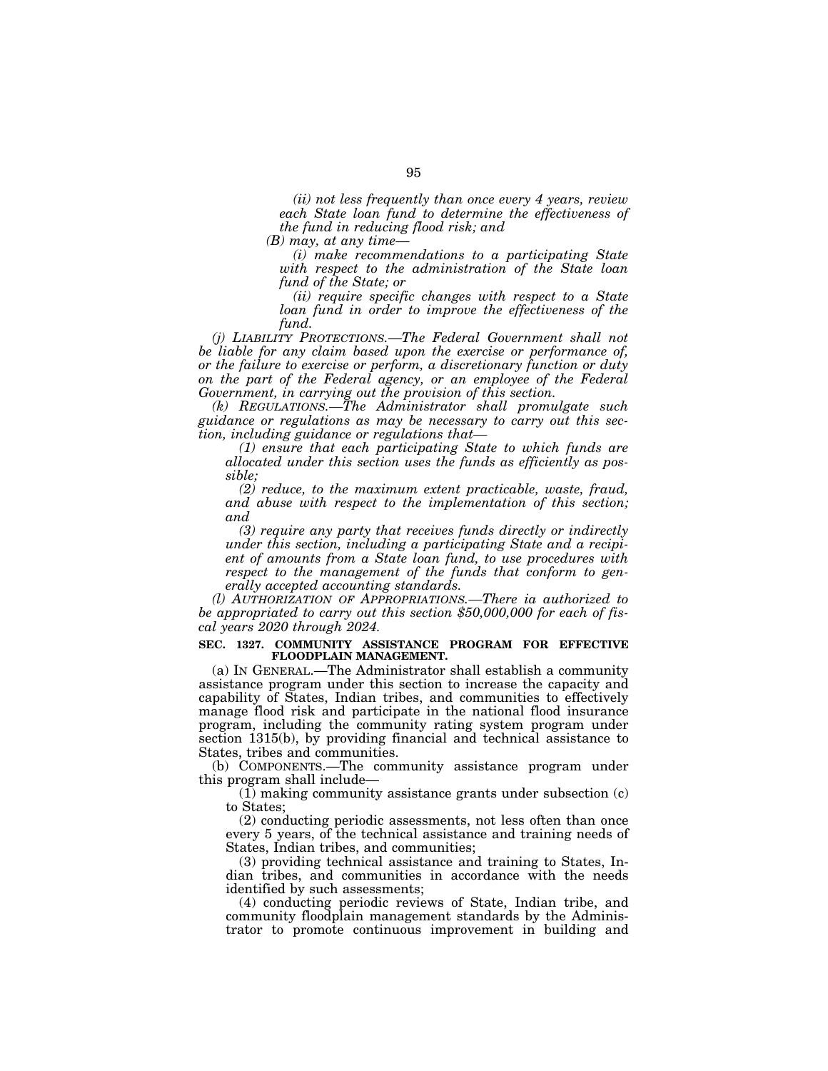*(ii) not less frequently than once every 4 years, review each State loan fund to determine the effectiveness of the fund in reducing flood risk; and*

*(B) may, at any time—*

*(i) make recommendations to a participating State with respect to the administration of the State loan fund of the State; or*

*(ii) require specific changes with respect to a State loan fund in order to improve the effectiveness of the fund.*

*(j) LIABILITY PROTECTIONS.—The Federal Government shall not be liable for any claim based upon the exercise or performance of, or the failure to exercise or perform, a discretionary function or duty on the part of the Federal agency, or an employee of the Federal Government, in carrying out the provision of this section.*

*(k) REGULATIONS.—The Administrator shall promulgate such guidance or regulations as may be necessary to carry out this section, including guidance or regulations that—*

*(1) ensure that each participating State to which funds are allocated under this section uses the funds as efficiently as possible;*

*(2) reduce, to the maximum extent practicable, waste, fraud, and abuse with respect to the implementation of this section; and*

*(3) require any party that receives funds directly or indirectly under this section, including a participating State and a recipient of amounts from a State loan fund, to use procedures with respect to the management of the funds that conform to generally accepted accounting standards.*

*(l) AUTHORIZATION OF APPROPRIATIONS.—There ia authorized to be appropriated to carry out this section $50,000,000 for each of fiscal years 2020 through 2024.*

**SEC. 1327. COMMUNITY ASSISTANCE PROGRAM FOR EFFECTIVE FLOODPLAIN MANAGEMENT.**

(a) IN GENERAL.—The Administrator shall establish a community assistance program under this section to increase the capacity and capability of States, Indian tribes, and communities to effectively manage flood risk and participate in the national flood insurance program, including the community rating system program under section 1315(b), by providing financial and technical assistance to States, tribes and communities.

(b) COMPONENTS.—The community assistance program under this program shall include—

(1) making community assistance grants under subsection (c) to States;

(2) conducting periodic assessments, not less often than once every 5 years, of the technical assistance and training needs of States, Indian tribes, and communities;

(3) providing technical assistance and training to States, Indian tribes, and communities in accordance with the needs identified by such assessments;

(4) conducting periodic reviews of State, Indian tribe, and community floodplain management standards by the Administrator to promote continuous improvement in building and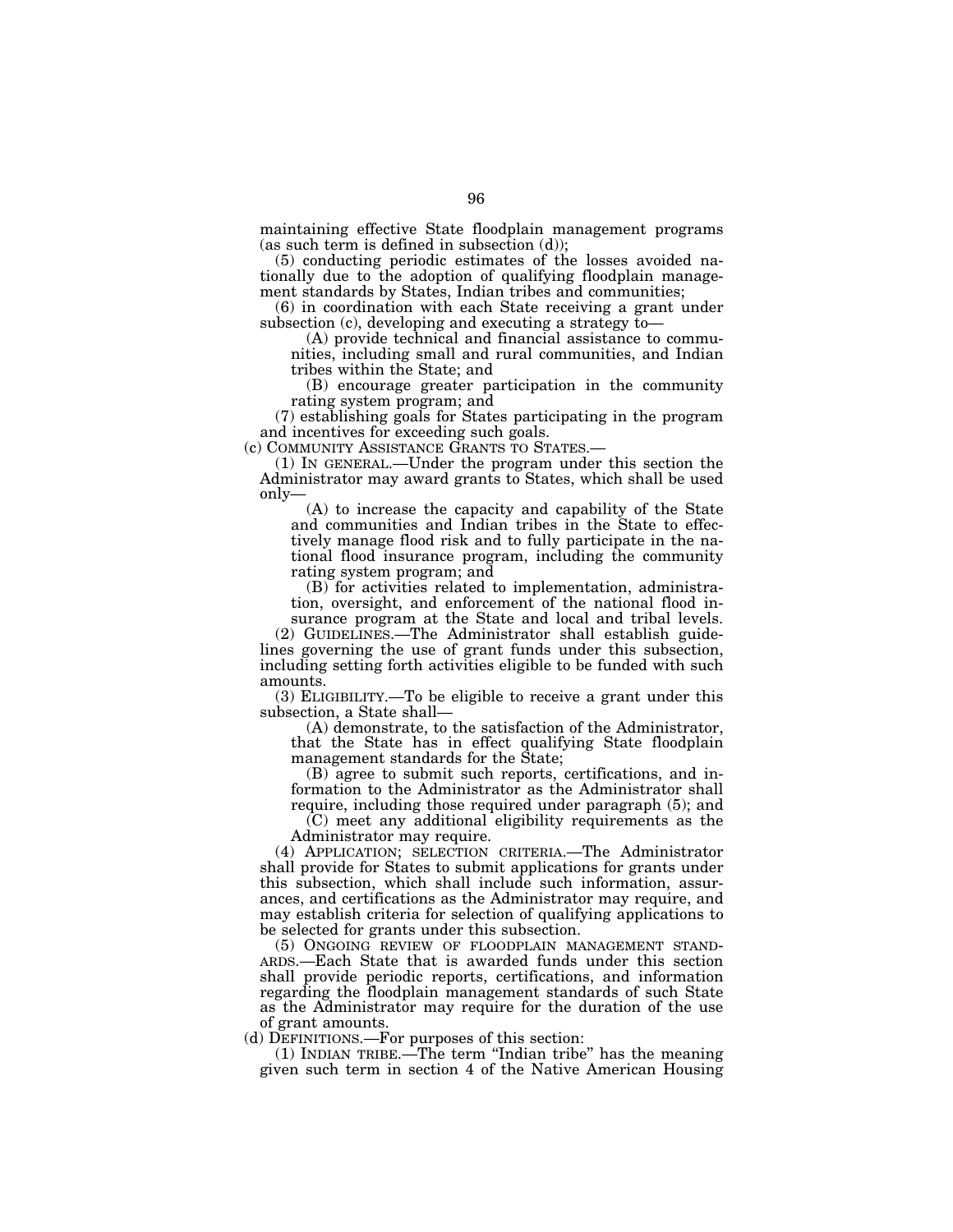maintaining effective State floodplain management programs (as such term is defined in subsection (d));

(5) conducting periodic estimates of the losses avoided nationally due to the adoption of qualifying floodplain management standards by States, Indian tribes and communities;

(6) in coordination with each State receiving a grant under subsection (c), developing and executing a strategy to—

(A) provide technical and financial assistance to communities, including small and rural communities, and Indian tribes within the State; and

(B) encourage greater participation in the community rating system program; and

(7) establishing goals for States participating in the program and incentives for exceeding such goals.

(c) COMMUNITY ASSISTANCE GRANTS TO STATES.—

(1) IN GENERAL.—Under the program under this section the Administrator may award grants to States, which shall be used only—

(A) to increase the capacity and capability of the State and communities and Indian tribes in the State to effectively manage flood risk and to fully participate in the national flood insurance program, including the community rating system program; and

(B) for activities related to implementation, administration, oversight, and enforcement of the national flood insurance program at the State and local and tribal levels.

(2) GUIDELINES.—The Administrator shall establish guidelines governing the use of grant funds under this subsection, including setting forth activities eligible to be funded with such amounts.

(3) ELIGIBILITY.—To be eligible to receive a grant under this subsection, a State shall—

(A) demonstrate, to the satisfaction of the Administrator, that the State has in effect qualifying State floodplain management standards for the State;

(B) agree to submit such reports, certifications, and information to the Administrator as the Administrator shall require, including those required under paragraph (5); and

(C) meet any additional eligibility requirements as the Administrator may require.

(4) APPLICATION; SELECTION CRITERIA.—The Administrator shall provide for States to submit applications for grants under this subsection, which shall include such information, assurances, and certifications as the Administrator may require, and may establish criteria for selection of qualifying applications to be selected for grants under this subsection.

(5) ONGOING REVIEW OF FLOODPLAIN MANAGEMENT STANDARDS.—Each State that is awarded funds under this section shall provide periodic reports, certifications, and information regarding the floodplain management standards of such State as the Administrator may require for the duration of the use of grant amounts.

(d) DEFINITIONS.—For purposes of this section:

(1) INDIAN TRIBE.—The term "Indian tribe" has the meaning given such term in section 4 of the Native American Housing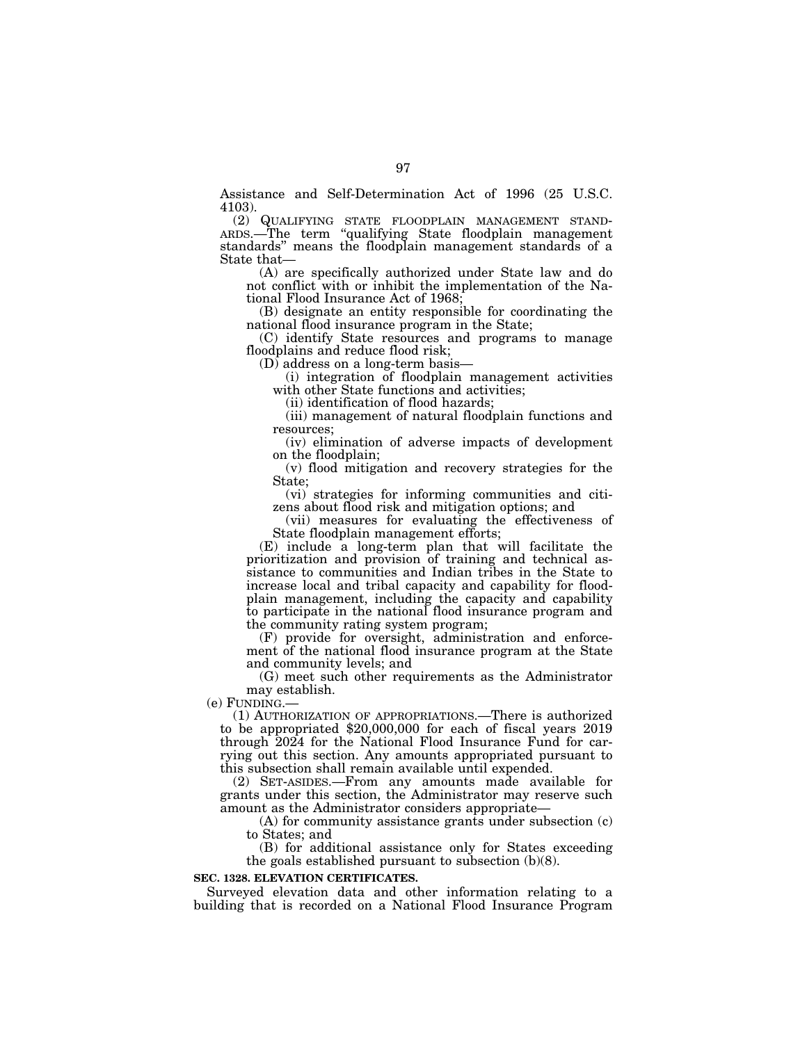Assistance and Self-Determination Act of 1996 (25 U.S.C. 4103).

(2) QUALIFYING STATE FLOODPLAIN MANAGEMENT STANDARDS.—The term "qualifying State floodplain management standards" means the floodplain management standards of a State that—

(A) are specifically authorized under State law and do not conflict with or inhibit the implementation of the National Flood Insurance Act of 1968;

(B) designate an entity responsible for coordinating the national flood insurance program in the State;

(C) identify State resources and programs to manage floodplains and reduce flood risk;

(D) address on a long-term basis—

(i) integration of floodplain management activities with other State functions and activities;

(ii) identification of flood hazards;

(iii) management of natural floodplain functions and resources;

(iv) elimination of adverse impacts of development on the floodplain;

(v) flood mitigation and recovery strategies for the State;

(vi) strategies for informing communities and citizens about flood risk and mitigation options; and

(vii) measures for evaluating the effectiveness of State floodplain management efforts;

(E) include a long-term plan that will facilitate the prioritization and provision of training and technical assistance to communities and Indian tribes in the State to increase local and tribal capacity and capability for floodplain management, including the capacity and capability to participate in the national flood insurance program and the community rating system program;

(F) provide for oversight, administration and enforcement of the national flood insurance program at the State and community levels; and

(G) meet such other requirements as the Administrator may establish.

(e) FUNDING.—

(1) AUTHORIZATION OF APPROPRIATIONS.—There is authorized to be appropriated $20,000,000 for each of fiscal years 2019 through 2024 for the National Flood Insurance Fund for carrying out this section. Any amounts appropriated pursuant to this subsection shall remain available until expended.

(2) SET-ASIDES.—From any amounts made available for grants under this section, the Administrator may reserve such amount as the Administrator considers appropriate—

(A) for community assistance grants under subsection (c) to States; and

(B) for additional assistance only for States exceeding the goals established pursuant to subsection (b)(8).

**SEC. 1328. ELEVATION CERTIFICATES.**

Surveyed elevation data and other information relating to a building that is recorded on a National Flood Insurance Program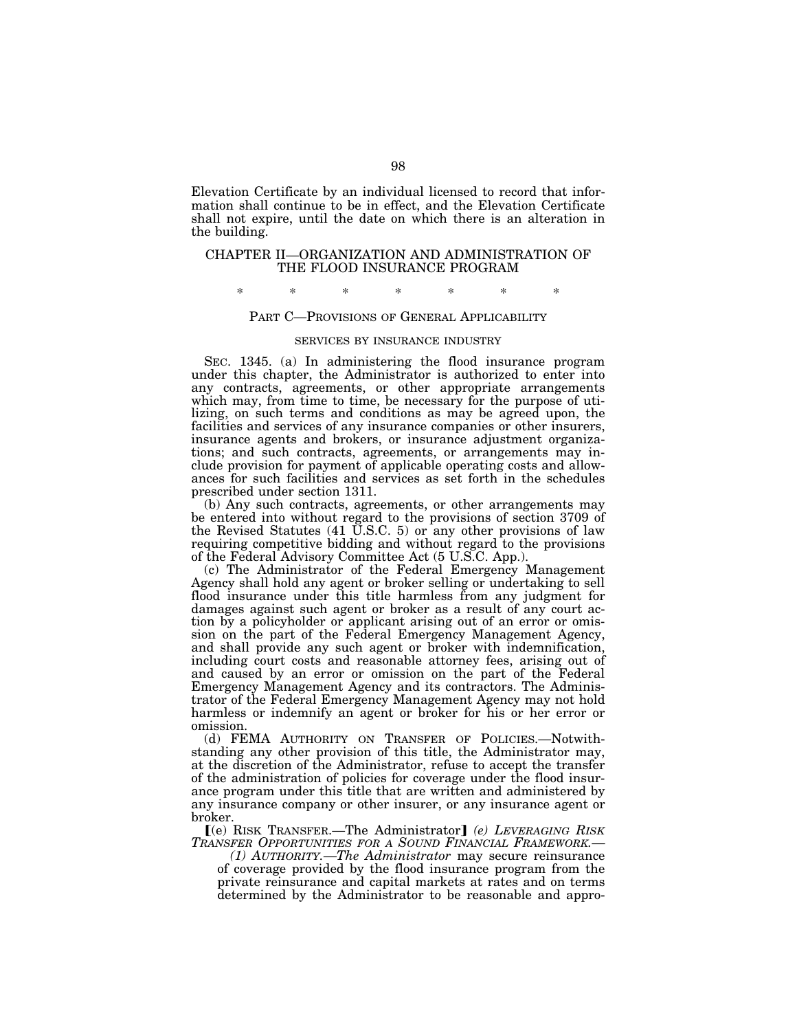Elevation Certificate by an individual licensed to record that information shall continue to be in effect, and the Elevation Certificate shall not expire, until the date on which there is an alteration in the building.

## CHAPTER II—ORGANIZATION AND ADMINISTRATION OF THE FLOOD INSURANCE PROGRAM

\* \* \* \* \* \* \*

### PART C—PROVISIONS OF GENERAL APPLICABILITY

#### SERVICES BY INSURANCE INDUSTRY

SEC. 1345. (a) In administering the flood insurance program under this chapter, the Administrator is authorized to enter into any contracts, agreements, or other appropriate arrangements which may, from time to time, be necessary for the purpose of utilizing, on such terms and conditions as may be agreed upon, the facilities and services of any insurance companies or other insurers, insurance agents and brokers, or insurance adjustment organizations; and such contracts, agreements, or arrangements may include provision for payment of applicable operating costs and allowances for such facilities and services as set forth in the schedules prescribed under section 1311.

(b) Any such contracts, agreements, or other arrangements may be entered into without regard to the provisions of section 3709 of the Revised Statutes (41 U.S.C. 5) or any other provisions of law requiring competitive bidding and without regard to the provisions of the Federal Advisory Committee Act (5 U.S.C. App.).

(c) The Administrator of the Federal Emergency Management Agency shall hold any agent or broker selling or undertaking to sell flood insurance under this title harmless from any judgment for damages against such agent or broker as a result of any court action by a policyholder or applicant arising out of an error or omission on the part of the Federal Emergency Management Agency, and shall provide any such agent or broker with indemnification, including court costs and reasonable attorney fees, arising out of and caused by an error or omission on the part of the Federal Emergency Management Agency and its contractors. The Administrator of the Federal Emergency Management Agency may not hold harmless or indemnify an agent or broker for his or her error or omission.

(d) FEMA AUTHORITY ON TRANSFER OF POLICIES.—Notwithstanding any other provision of this title, the Administrator may, at the discretion of the Administrator, refuse to accept the transfer of the administration of policies for coverage under the flood insurance program under this title that are written and administered by any insurance company or other insurer, or any insurance agent or broker.

⟦(e) RISK TRANSFER.—The Administrator⟧ *(e) LEVERAGING RISK TRANSFER OPPORTUNITIES FOR A SOUND FINANCIAL FRAMEWORK.—*

*(1) AUTHORITY.—The Administrator* may secure reinsurance of coverage provided by the flood insurance program from the private reinsurance and capital markets at rates and on terms determined by the Administrator to be reasonable and appro-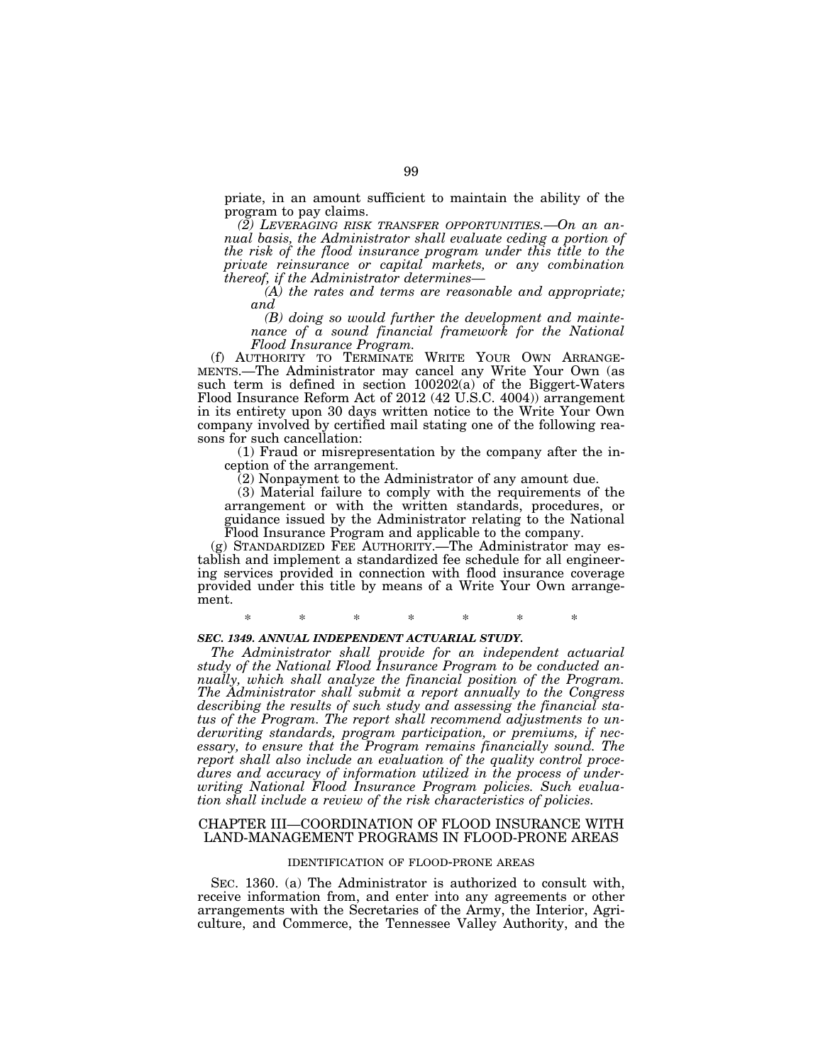priate, in an amount sufficient to maintain the ability of the program to pay claims.

*(2) LEVERAGING RISK TRANSFER OPPORTUNITIES.—On an annual basis, the Administrator shall evaluate ceding a portion of the risk of the flood insurance program under this title to the private reinsurance or capital markets, or any combination thereof, if the Administrator determines—*

*(A) the rates and terms are reasonable and appropriate; and*

*(B) doing so would further the development and maintenance of a sound financial framework for the National Flood Insurance Program.*

(f) AUTHORITY TO TERMINATE WRITE YOUR OWN ARRANGEMENTS.—The Administrator may cancel any Write Your Own (as such term is defined in section 100202(a) of the Biggert-Waters Flood Insurance Reform Act of 2012 (42 U.S.C. 4004)) arrangement in its entirety upon 30 days written notice to the Write Your Own company involved by certified mail stating one of the following reasons for such cancellation:

(1) Fraud or misrepresentation by the company after the inception of the arrangement.

(2) Nonpayment to the Administrator of any amount due.

(3) Material failure to comply with the requirements of the arrangement or with the written standards, procedures, or guidance issued by the Administrator relating to the National Flood Insurance Program and applicable to the company.

(g) STANDARDIZED FEE AUTHORITY.—The Administrator may establish and implement a standardized fee schedule for all engineering services provided in connection with flood insurance coverage provided under this title by means of a Write Your Own arrangement.

\* \* \* \* \* \* \*

***SEC. 1349. ANNUAL INDEPENDENT ACTUARIAL STUDY.***

*The Administrator shall provide for an independent actuarial study of the National Flood Insurance Program to be conducted annually, which shall analyze the financial position of the Program. The Administrator shall submit a report annually to the Congress describing the results of such study and assessing the financial status of the Program. The report shall recommend adjustments to underwriting standards, program participation, or premiums, if necessary, to ensure that the Program remains financially sound. The report shall also include an evaluation of the quality control procedures and accuracy of information utilized in the process of underwriting National Flood Insurance Program policies. Such evaluation shall include a review of the risk characteristics of policies.*

## CHAPTER III—COORDINATION OF FLOOD INSURANCE WITH LAND-MANAGEMENT PROGRAMS IN FLOOD-PRONE AREAS

### IDENTIFICATION OF FLOOD-PRONE AREAS

SEC. 1360. (a) The Administrator is authorized to consult with, receive information from, and enter into any agreements or other arrangements with the Secretaries of the Army, the Interior, Agriculture, and Commerce, the Tennessee Valley Authority, and the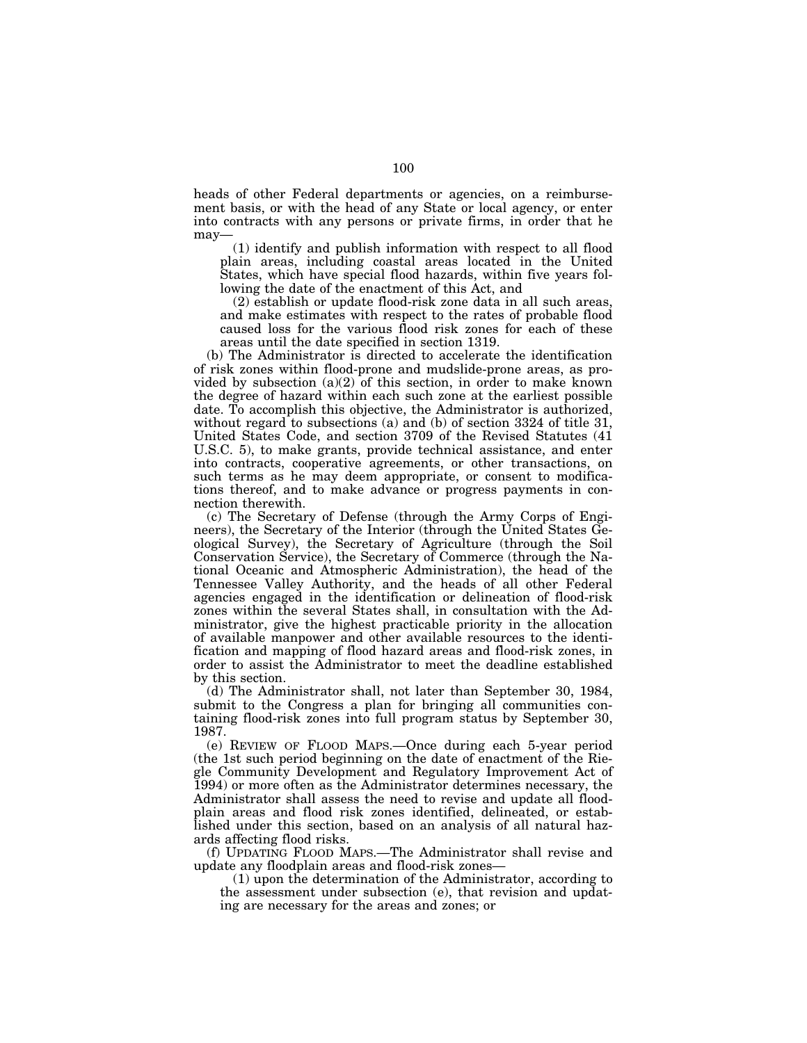heads of other Federal departments or agencies, on a reimbursement basis, or with the head of any State or local agency, or enter into contracts with any persons or private firms, in order that he may—

(1) identify and publish information with respect to all flood plain areas, including coastal areas located in the United States, which have special flood hazards, within five years following the date of the enactment of this Act, and

(2) establish or update flood-risk zone data in all such areas, and make estimates with respect to the rates of probable flood caused loss for the various flood risk zones for each of these areas until the date specified in section 1319.

(b) The Administrator is directed to accelerate the identification of risk zones within flood-prone and mudslide-prone areas, as provided by subsection (a)(2) of this section, in order to make known the degree of hazard within each such zone at the earliest possible date. To accomplish this objective, the Administrator is authorized, without regard to subsections (a) and (b) of section 3324 of title 31, United States Code, and section 3709 of the Revised Statutes (41 U.S.C. 5), to make grants, provide technical assistance, and enter into contracts, cooperative agreements, or other transactions, on such terms as he may deem appropriate, or consent to modifications thereof, and to make advance or progress payments in connection therewith.

(c) The Secretary of Defense (through the Army Corps of Engineers), the Secretary of the Interior (through the United States Geological Survey), the Secretary of Agriculture (through the Soil Conservation Service), the Secretary of Commerce (through the National Oceanic and Atmospheric Administration), the head of the Tennessee Valley Authority, and the heads of all other Federal agencies engaged in the identification or delineation of flood-risk zones within the several States shall, in consultation with the Administrator, give the highest practicable priority in the allocation of available manpower and other available resources to the identification and mapping of flood hazard areas and flood-risk zones, in order to assist the Administrator to meet the deadline established by this section.

(d) The Administrator shall, not later than September 30, 1984, submit to the Congress a plan for bringing all communities containing flood-risk zones into full program status by September 30, 1987.

(e) REVIEW OF FLOOD MAPS.—Once during each 5-year period (the 1st such period beginning on the date of enactment of the Riegle Community Development and Regulatory Improvement Act of 1994) or more often as the Administrator determines necessary, the Administrator shall assess the need to revise and update all floodplain areas and flood risk zones identified, delineated, or established under this section, based on an analysis of all natural hazards affecting flood risks.

(f) UPDATING FLOOD MAPS.—The Administrator shall revise and update any floodplain areas and flood-risk zones—

(1) upon the determination of the Administrator, according to the assessment under subsection (e), that revision and updating are necessary for the areas and zones; or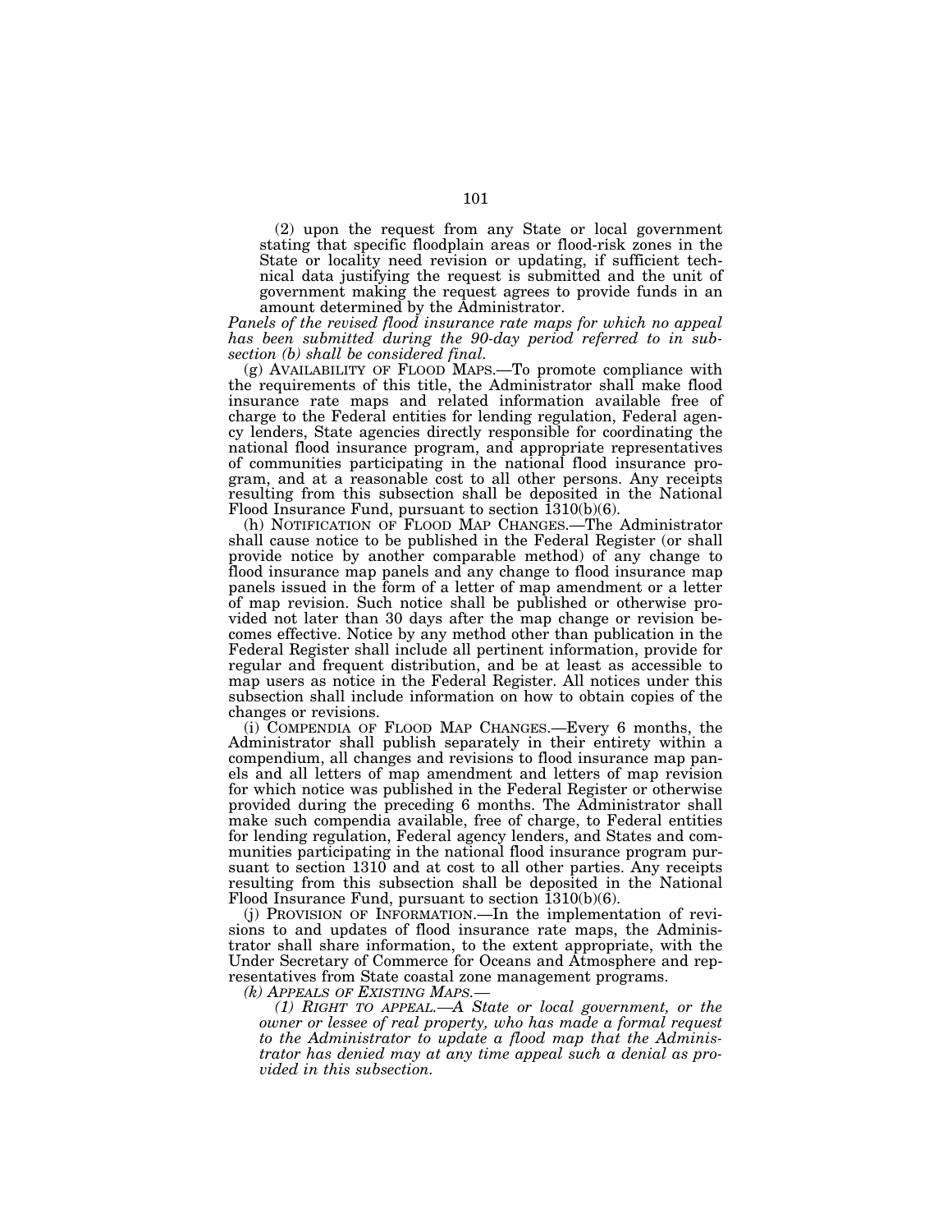(2) upon the request from any State or local government stating that specific floodplain areas or flood-risk zones in the State or locality need revision or updating, if sufficient technical data justifying the request is submitted and the unit of government making the request agrees to provide funds in an amount determined by the Administrator.

*Panels of the revised flood insurance rate maps for which no appeal has been submitted during the 90-day period referred to in subsection (b) shall be considered final.*

(g) AVAILABILITY OF FLOOD MAPS.—To promote compliance with the requirements of this title, the Administrator shall make flood insurance rate maps and related information available free of charge to the Federal entities for lending regulation, Federal agency lenders, State agencies directly responsible for coordinating the national flood insurance program, and appropriate representatives of communities participating in the national flood insurance program, and at a reasonable cost to all other persons. Any receipts resulting from this subsection shall be deposited in the National Flood Insurance Fund, pursuant to section 1310(b)(6).

(h) NOTIFICATION OF FLOOD MAP CHANGES.—The Administrator shall cause notice to be published in the Federal Register (or shall provide notice by another comparable method) of any change to flood insurance map panels and any change to flood insurance map panels issued in the form of a letter of map amendment or a letter of map revision. Such notice shall be published or otherwise provided not later than 30 days after the map change or revision becomes effective. Notice by any method other than publication in the Federal Register shall include all pertinent information, provide for regular and frequent distribution, and be at least as accessible to map users as notice in the Federal Register. All notices under this subsection shall include information on how to obtain copies of the changes or revisions.

(i) COMPENDIA OF FLOOD MAP CHANGES.—Every 6 months, the Administrator shall publish separately in their entirety within a compendium, all changes and revisions to flood insurance map panels and all letters of map amendment and letters of map revision for which notice was published in the Federal Register or otherwise provided during the preceding 6 months. The Administrator shall make such compendia available, free of charge, to Federal entities for lending regulation, Federal agency lenders, and States and communities participating in the national flood insurance program pursuant to section 1310 and at cost to all other parties. Any receipts resulting from this subsection shall be deposited in the National Flood Insurance Fund, pursuant to section 1310(b)(6).

(j) PROVISION OF INFORMATION.—In the implementation of revisions to and updates of flood insurance rate maps, the Administrator shall share information, to the extent appropriate, with the Under Secretary of Commerce for Oceans and Atmosphere and representatives from State coastal zone management programs.

*(k) APPEALS OF EXISTING MAPS.—*

*(1) RIGHT TO APPEAL.—A State or local government, or the owner or lessee of real property, who has made a formal request to the Administrator to update a flood map that the Administrator has denied may at any time appeal such a denial as provided in this subsection.*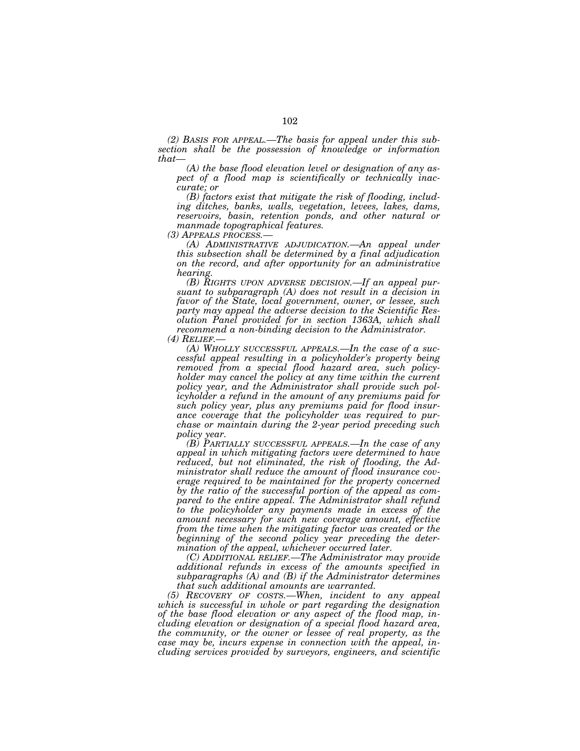*(2) BASIS FOR APPEAL.—The basis for appeal under this subsection shall be the possession of knowledge or information that—*

*(A) the base flood elevation level or designation of any aspect of a flood map is scientifically or technically inaccurate; or*

*(B) factors exist that mitigate the risk of flooding, including ditches, banks, walls, vegetation, levees, lakes, dams, reservoirs, basin, retention ponds, and other natural or manmade topographical features.*

*(3) APPEALS PROCESS.—*

*(A) ADMINISTRATIVE ADJUDICATION.—An appeal under this subsection shall be determined by a final adjudication on the record, and after opportunity for an administrative hearing.*

*(B) RIGHTS UPON ADVERSE DECISION.—If an appeal pursuant to subparagraph (A) does not result in a decision in favor of the State, local government, owner, or lessee, such party may appeal the adverse decision to the Scientific Resolution Panel provided for in section 1363A, which shall recommend a non-binding decision to the Administrator.*

*(4) RELIEF.—*

*(A) WHOLLY SUCCESSFUL APPEALS.—In the case of a successful appeal resulting in a policyholder's property being removed from a special flood hazard area, such policyholder may cancel the policy at any time within the current policy year, and the Administrator shall provide such policyholder a refund in the amount of any premiums paid for such policy year, plus any premiums paid for flood insurance coverage that the policyholder was required to purchase or maintain during the 2-year period preceding such policy year.*

*(B) PARTIALLY SUCCESSFUL APPEALS.—In the case of any appeal in which mitigating factors were determined to have reduced, but not eliminated, the risk of flooding, the Administrator shall reduce the amount of flood insurance coverage required to be maintained for the property concerned by the ratio of the successful portion of the appeal as compared to the entire appeal. The Administrator shall refund to the policyholder any payments made in excess of the amount necessary for such new coverage amount, effective from the time when the mitigating factor was created or the beginning of the second policy year preceding the determination of the appeal, whichever occurred later.*

*(C) ADDITIONAL RELIEF.—The Administrator may provide additional refunds in excess of the amounts specified in subparagraphs (A) and (B) if the Administrator determines that such additional amounts are warranted.*

*(5) RECOVERY OF COSTS.—When, incident to any appeal which is successful in whole or part regarding the designation of the base flood elevation or any aspect of the flood map, including elevation or designation of a special flood hazard area, the community, or the owner or lessee of real property, as the case may be, incurs expense in connection with the appeal, including services provided by surveyors, engineers, and scientific*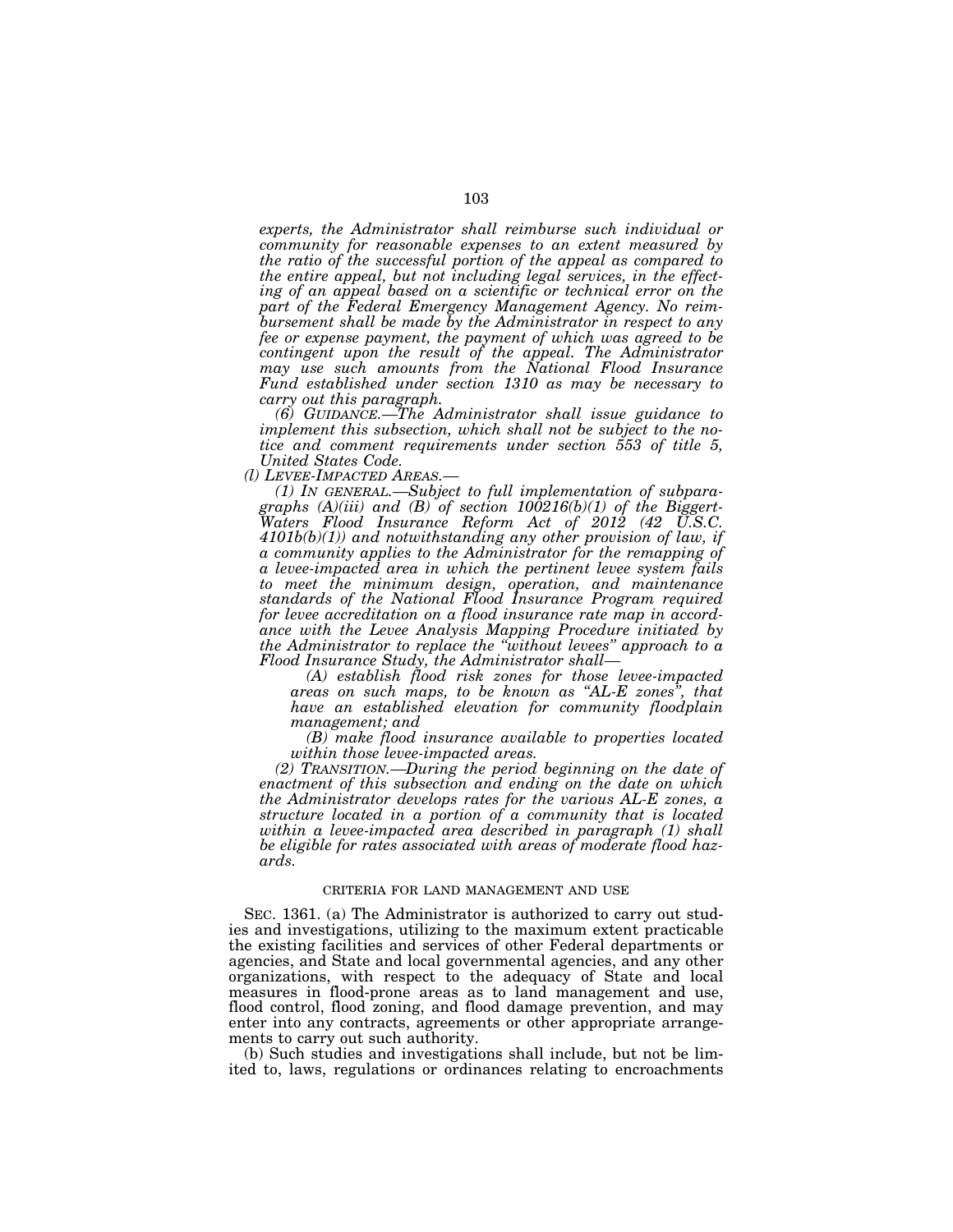*experts, the Administrator shall reimburse such individual or community for reasonable expenses to an extent measured by the ratio of the successful portion of the appeal as compared to the entire appeal, but not including legal services, in the effecting of an appeal based on a scientific or technical error on the part of the Federal Emergency Management Agency. No reimbursement shall be made by the Administrator in respect to any fee or expense payment, the payment of which was agreed to be contingent upon the result of the appeal. The Administrator may use such amounts from the National Flood Insurance Fund established under section 1310 as may be necessary to carry out this paragraph.*

*(6) GUIDANCE.—The Administrator shall issue guidance to implement this subsection, which shall not be subject to the notice and comment requirements under section 553 of title 5, United States Code.*

*(l) LEVEE-IMPACTED AREAS.—*

*(1) IN GENERAL.—Subject to full implementation of subparagraphs (A)(iii) and (B) of section 100216(b)(1) of the Biggert-Waters Flood Insurance Reform Act of 2012 (42 U.S.C. 4101b(b)(1)) and notwithstanding any other provision of law, if a community applies to the Administrator for the remapping of a levee-impacted area in which the pertinent levee system fails to meet the minimum design, operation, and maintenance standards of the National Flood Insurance Program required for levee accreditation on a flood insurance rate map in accordance with the Levee Analysis Mapping Procedure initiated by the Administrator to replace the "without levees" approach to a Flood Insurance Study, the Administrator shall—*

*(A) establish flood risk zones for those levee-impacted areas on such maps, to be known as "AL-E zones", that have an established elevation for community floodplain management; and*

*(B) make flood insurance available to properties located within those levee-impacted areas.*

*(2) TRANSITION.—During the period beginning on the date of enactment of this subsection and ending on the date on which the Administrator develops rates for the various AL-E zones, a structure located in a portion of a community that is located within a levee-impacted area described in paragraph (1) shall be eligible for rates associated with areas of moderate flood hazards.*

CRITERIA FOR LAND MANAGEMENT AND USE

SEC. 1361. (a) The Administrator is authorized to carry out studies and investigations, utilizing to the maximum extent practicable the existing facilities and services of other Federal departments or agencies, and State and local governmental agencies, and any other organizations, with respect to the adequacy of State and local measures in flood-prone areas as to land management and use, flood control, flood zoning, and flood damage prevention, and may enter into any contracts, agreements or other appropriate arrangements to carry out such authority.

(b) Such studies and investigations shall include, but not be limited to, laws, regulations or ordinances relating to encroachments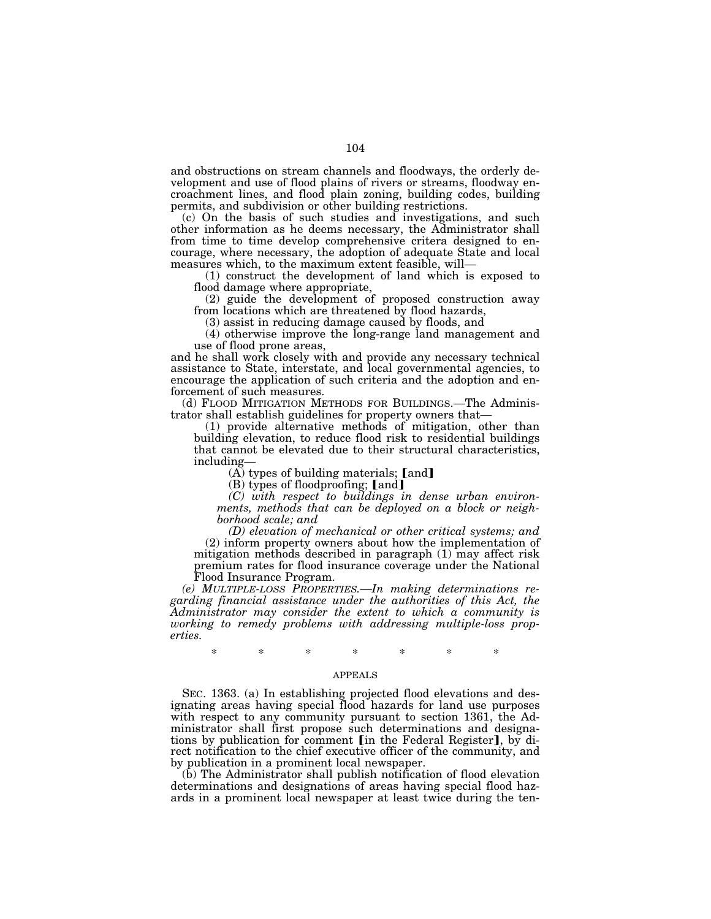and obstructions on stream channels and floodways, the orderly development and use of flood plains of rivers or streams, floodway encroachment lines, and flood plain zoning, building codes, building permits, and subdivision or other building restrictions.

(c) On the basis of such studies and investigations, and such other information as he deems necessary, the Administrator shall from time to time develop comprehensive critera designed to encourage, where necessary, the adoption of adequate State and local measures which, to the maximum extent feasible, will—

(1) construct the development of land which is exposed to flood damage where appropriate,

(2) guide the development of proposed construction away from locations which are threatened by flood hazards,

(3) assist in reducing damage caused by floods, and

(4) otherwise improve the long-range land management and use of flood prone areas,

and he shall work closely with and provide any necessary technical assistance to State, interstate, and local governmental agencies, to encourage the application of such criteria and the adoption and enforcement of such measures.

(d) FLOOD MITIGATION METHODS FOR BUILDINGS.—The Administrator shall establish guidelines for property owners that—

(1) provide alternative methods of mitigation, other than building elevation, to reduce flood risk to residential buildings that cannot be elevated due to their structural characteristics, including—

(A) types of building materials; ⟦and⟧

(B) types of floodproofing; ⟦and⟧

*(C) with respect to buildings in dense urban environments, methods that can be deployed on a block or neighborhood scale; and*

*(D) elevation of mechanical or other critical systems; and*

(2) inform property owners about how the implementation of mitigation methods described in paragraph (1) may affect risk premium rates for flood insurance coverage under the National Flood Insurance Program.

*(e) MULTIPLE-LOSS PROPERTIES.—In making determinations regarding financial assistance under the authorities of this Act, the Administrator may consider the extent to which a community is working to remedy problems with addressing multiple-loss properties.*

\* \* \* \* \* \* \*

APPEALS

SEC. 1363. (a) In establishing projected flood elevations and designating areas having special flood hazards for land use purposes with respect to any community pursuant to section 1361, the Administrator shall first propose such determinations and designations by publication for comment ⟦in the Federal Register⟧, by direct notification to the chief executive officer of the community, and by publication in a prominent local newspaper.

(b) The Administrator shall publish notification of flood elevation determinations and designations of areas having special flood hazards in a prominent local newspaper at least twice during the ten-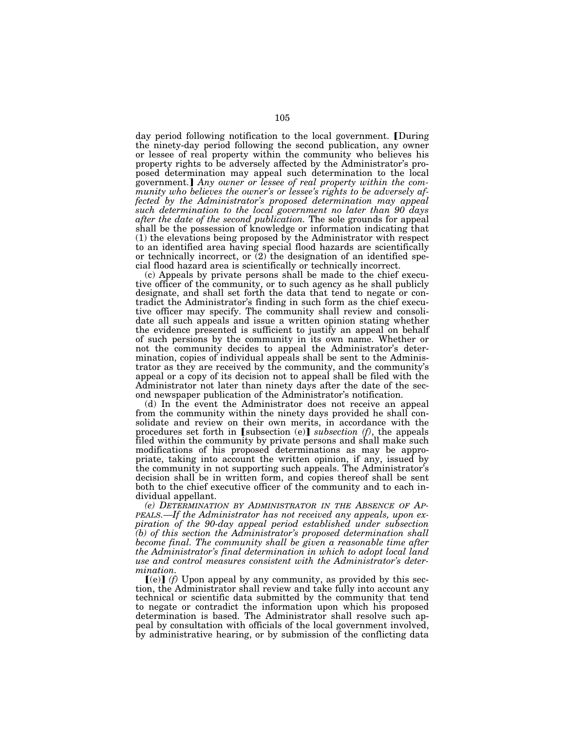day period following notification to the local government. [During the ninety-day period following the second publication, any owner or lessee of real property within the community who believes his property rights to be adversely affected by the Administrator's proposed determination may appeal such determination to the local government.] *Any owner or lessee of real property within the community who believes the owner's or lessee's rights to be adversely affected by the Administrator's proposed determination may appeal such determination to the local government no later than 90 days after the date of the second publication.* The sole grounds for appeal shall be the possession of knowledge or information indicating that (1) the elevations being proposed by the Administrator with respect to an identified area having special flood hazards are scientifically or technically incorrect, or (2) the designation of an identified special flood hazard area is scientifically or technically incorrect.

(c) Appeals by private persons shall be made to the chief executive officer of the community, or to such agency as he shall publicly designate, and shall set forth the data that tend to negate or contradict the Administrator's finding in such form as the chief executive officer may specify. The community shall review and consolidate all such appeals and issue a written opinion stating whether the evidence presented is sufficient to justify an appeal on behalf of such persons by the community in its own name. Whether or not the community decides to appeal the Administrator's determination, copies of individual appeals shall be sent to the Administrator as they are received by the community, and the community's appeal or a copy of its decision not to appeal shall be filed with the Administrator not later than ninety days after the date of the second newspaper publication of the Administrator's notification.

(d) In the event the Administrator does not receive an appeal from the community within the ninety days provided he shall consolidate and review on their own merits, in accordance with the procedures set forth in [subsection (e)] *subsection (f)*, the appeals filed within the community by private persons and shall make such modifications of his proposed determinations as may be appropriate, taking into account the written opinion, if any, issued by the community in not supporting such appeals. The Administrator's decision shall be in written form, and copies thereof shall be sent both to the chief executive officer of the community and to each individual appellant.

*(e) DETERMINATION BY ADMINISTRATOR IN THE ABSENCE OF APPEALS.—If the Administrator has not received any appeals, upon expiration of the 90-day appeal period established under subsection (b) of this section the Administrator's proposed determination shall become final. The community shall be given a reasonable time after the Administrator's final determination in which to adopt local land use and control measures consistent with the Administrator's determination.*

[(e)] *(f)* Upon appeal by any community, as provided by this section, the Administrator shall review and take fully into account any technical or scientific data submitted by the community that tend to negate or contradict the information upon which his proposed determination is based. The Administrator shall resolve such appeal by consultation with officials of the local government involved, by administrative hearing, or by submission of the conflicting data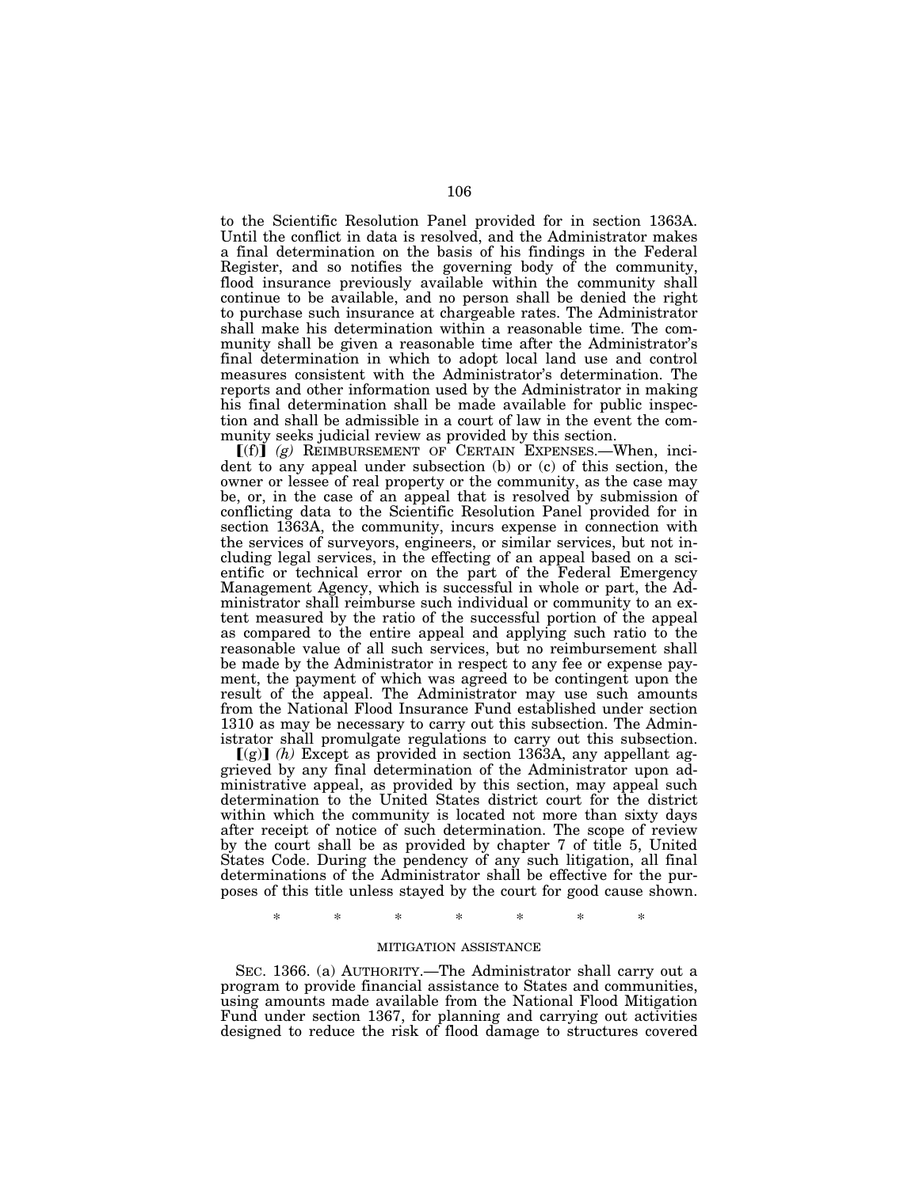to the Scientific Resolution Panel provided for in section 1363A. Until the conflict in data is resolved, and the Administrator makes a final determination on the basis of his findings in the Federal Register, and so notifies the governing body of the community, flood insurance previously available within the community shall continue to be available, and no person shall be denied the right to purchase such insurance at chargeable rates. The Administrator shall make his determination within a reasonable time. The community shall be given a reasonable time after the Administrator's final determination in which to adopt local land use and control measures consistent with the Administrator's determination. The reports and other information used by the Administrator in making his final determination shall be made available for public inspection and shall be admissible in a court of law in the event the community seeks judicial review as provided by this section.

⟦(f)⟧ *(g)* REIMBURSEMENT OF CERTAIN EXPENSES.—When, incident to any appeal under subsection (b) or (c) of this section, the owner or lessee of real property or the community, as the case may be, or, in the case of an appeal that is resolved by submission of conflicting data to the Scientific Resolution Panel provided for in section 1363A, the community, incurs expense in connection with the services of surveyors, engineers, or similar services, but not including legal services, in the effecting of an appeal based on a scientific or technical error on the part of the Federal Emergency Management Agency, which is successful in whole or part, the Administrator shall reimburse such individual or community to an extent measured by the ratio of the successful portion of the appeal as compared to the entire appeal and applying such ratio to the reasonable value of all such services, but no reimbursement shall be made by the Administrator in respect to any fee or expense payment, the payment of which was agreed to be contingent upon the result of the appeal. The Administrator may use such amounts from the National Flood Insurance Fund established under section 1310 as may be necessary to carry out this subsection. The Administrator shall promulgate regulations to carry out this subsection.

⟦(g)⟧ *(h)* Except as provided in section 1363A, any appellant aggrieved by any final determination of the Administrator upon administrative appeal, as provided by this section, may appeal such determination to the United States district court for the district within which the community is located not more than sixty days after receipt of notice of such determination. The scope of review by the court shall be as provided by chapter 7 of title 5, United States Code. During the pendency of any such litigation, all final determinations of the Administrator shall be effective for the purposes of this title unless stayed by the court for good cause shown.

\* \* \* \* \* \* \*

MITIGATION ASSISTANCE

SEC. 1366. (a) AUTHORITY.—The Administrator shall carry out a program to provide financial assistance to States and communities, using amounts made available from the National Flood Mitigation Fund under section 1367, for planning and carrying out activities designed to reduce the risk of flood damage to structures covered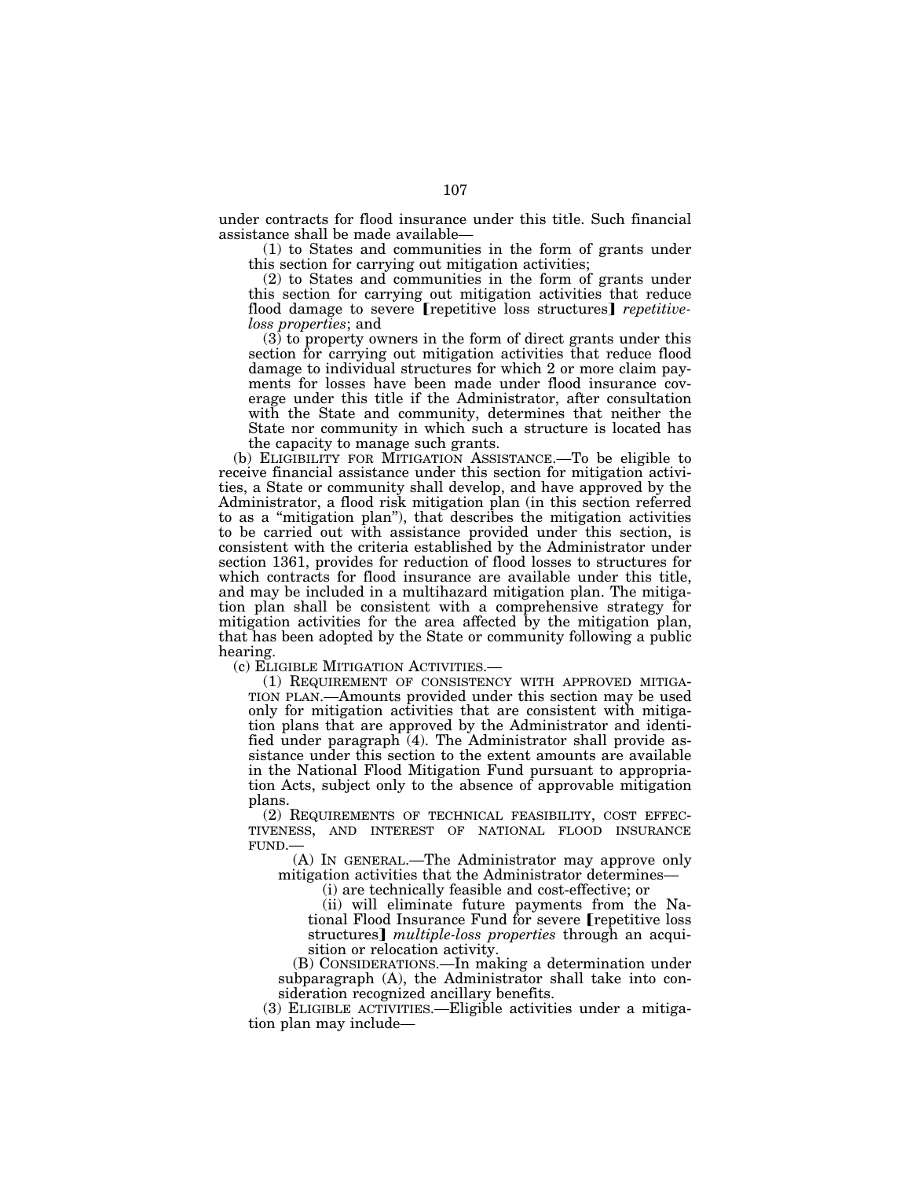under contracts for flood insurance under this title. Such financial assistance shall be made available—

(1) to States and communities in the form of grants under this section for carrying out mitigation activities;

(2) to States and communities in the form of grants under this section for carrying out mitigation activities that reduce flood damage to severe [repetitive loss structures] *repetitive-loss properties*; and

(3) to property owners in the form of direct grants under this section for carrying out mitigation activities that reduce flood damage to individual structures for which 2 or more claim payments for losses have been made under flood insurance coverage under this title if the Administrator, after consultation with the State and community, determines that neither the State nor community in which such a structure is located has the capacity to manage such grants.

(b) ELIGIBILITY FOR MITIGATION ASSISTANCE.—To be eligible to receive financial assistance under this section for mitigation activities, a State or community shall develop, and have approved by the Administrator, a flood risk mitigation plan (in this section referred to as a "mitigation plan"), that describes the mitigation activities to be carried out with assistance provided under this section, is consistent with the criteria established by the Administrator under section 1361, provides for reduction of flood losses to structures for which contracts for flood insurance are available under this title, and may be included in a multihazard mitigation plan. The mitigation plan shall be consistent with a comprehensive strategy for mitigation activities for the area affected by the mitigation plan, that has been adopted by the State or community following a public hearing.

(c) ELIGIBLE MITIGATION ACTIVITIES.—

(1) REQUIREMENT OF CONSISTENCY WITH APPROVED MITIGATION PLAN.—Amounts provided under this section may be used only for mitigation activities that are consistent with mitigation plans that are approved by the Administrator and identified under paragraph (4). The Administrator shall provide assistance under this section to the extent amounts are available in the National Flood Mitigation Fund pursuant to appropriation Acts, subject only to the absence of approvable mitigation plans.

(2) REQUIREMENTS OF TECHNICAL FEASIBILITY, COST EFFECTIVENESS, AND INTEREST OF NATIONAL FLOOD INSURANCE FUND.—

(A) IN GENERAL.—The Administrator may approve only mitigation activities that the Administrator determines—

(i) are technically feasible and cost-effective; or

(ii) will eliminate future payments from the National Flood Insurance Fund for severe [repetitive loss structures] *multiple-loss properties* through an acquisition or relocation activity.

(B) CONSIDERATIONS.—In making a determination under subparagraph (A), the Administrator shall take into consideration recognized ancillary benefits.

(3) ELIGIBLE ACTIVITIES.—Eligible activities under a mitigation plan may include—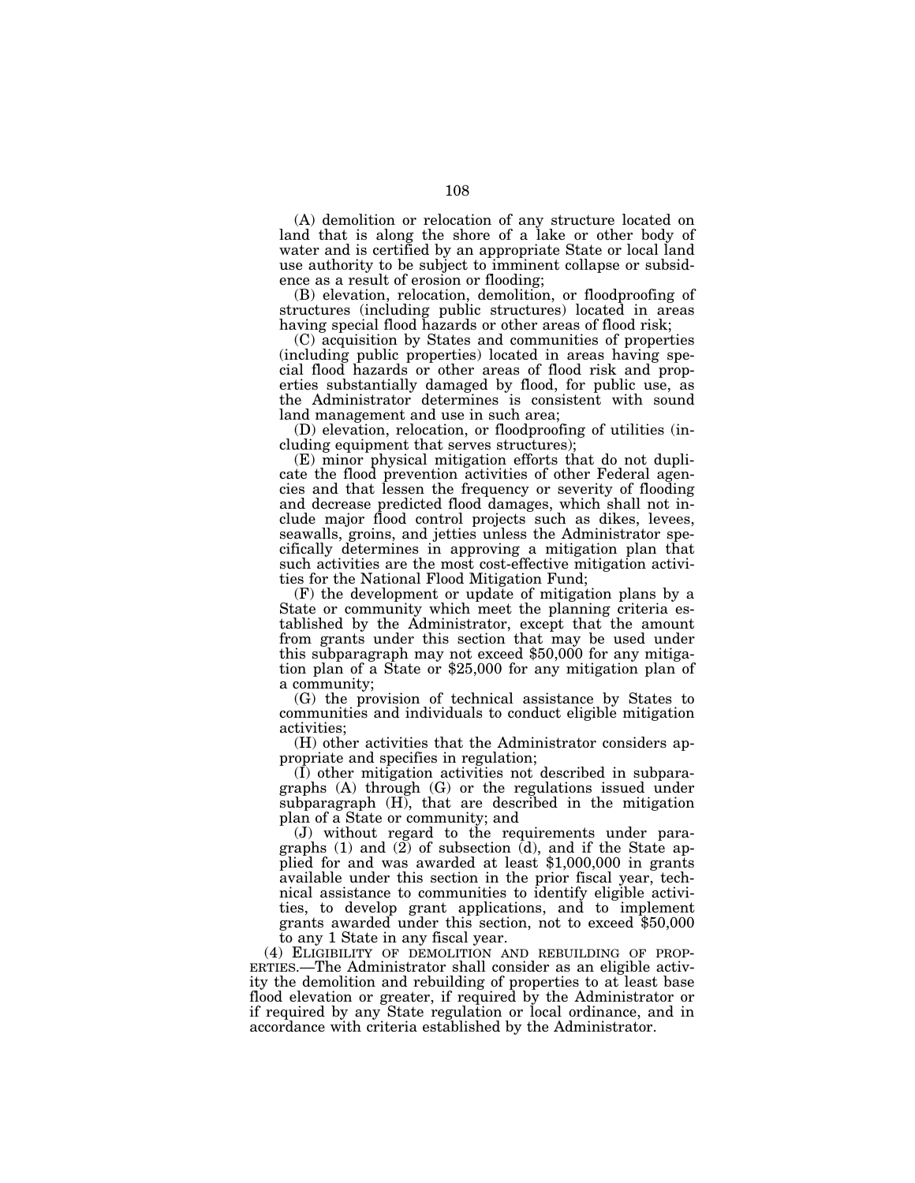(A) demolition or relocation of any structure located on land that is along the shore of a lake or other body of water and is certified by an appropriate State or local land use authority to be subject to imminent collapse or subsidence as a result of erosion or flooding;

(B) elevation, relocation, demolition, or floodproofing of structures (including public structures) located in areas having special flood hazards or other areas of flood risk;

(C) acquisition by States and communities of properties (including public properties) located in areas having special flood hazards or other areas of flood risk and properties substantially damaged by flood, for public use, as the Administrator determines is consistent with sound land management and use in such area;

(D) elevation, relocation, or floodproofing of utilities (including equipment that serves structures);

(E) minor physical mitigation efforts that do not duplicate the flood prevention activities of other Federal agencies and that lessen the frequency or severity of flooding and decrease predicted flood damages, which shall not include major flood control projects such as dikes, levees, seawalls, groins, and jetties unless the Administrator specifically determines in approving a mitigation plan that such activities are the most cost-effective mitigation activities for the National Flood Mitigation Fund;

(F) the development or update of mitigation plans by a State or community which meet the planning criteria established by the Administrator, except that the amount from grants under this section that may be used under this subparagraph may not exceed $50,000 for any mitigation plan of a State or $25,000 for any mitigation plan of a community;

(G) the provision of technical assistance by States to communities and individuals to conduct eligible mitigation activities;

(H) other activities that the Administrator considers appropriate and specifies in regulation;

(I) other mitigation activities not described in subparagraphs (A) through (G) or the regulations issued under subparagraph (H), that are described in the mitigation plan of a State or community; and

(J) without regard to the requirements under paragraphs (1) and (2) of subsection (d), and if the State applied for and was awarded at least $1,000,000 in grants available under this section in the prior fiscal year, technical assistance to communities to identify eligible activities, to develop grant applications, and to implement grants awarded under this section, not to exceed $50,000 to any 1 State in any fiscal year.

(4) ELIGIBILITY OF DEMOLITION AND REBUILDING OF PROPERTIES.—The Administrator shall consider as an eligible activity the demolition and rebuilding of properties to at least base flood elevation or greater, if required by the Administrator or if required by any State regulation or local ordinance, and in accordance with criteria established by the Administrator.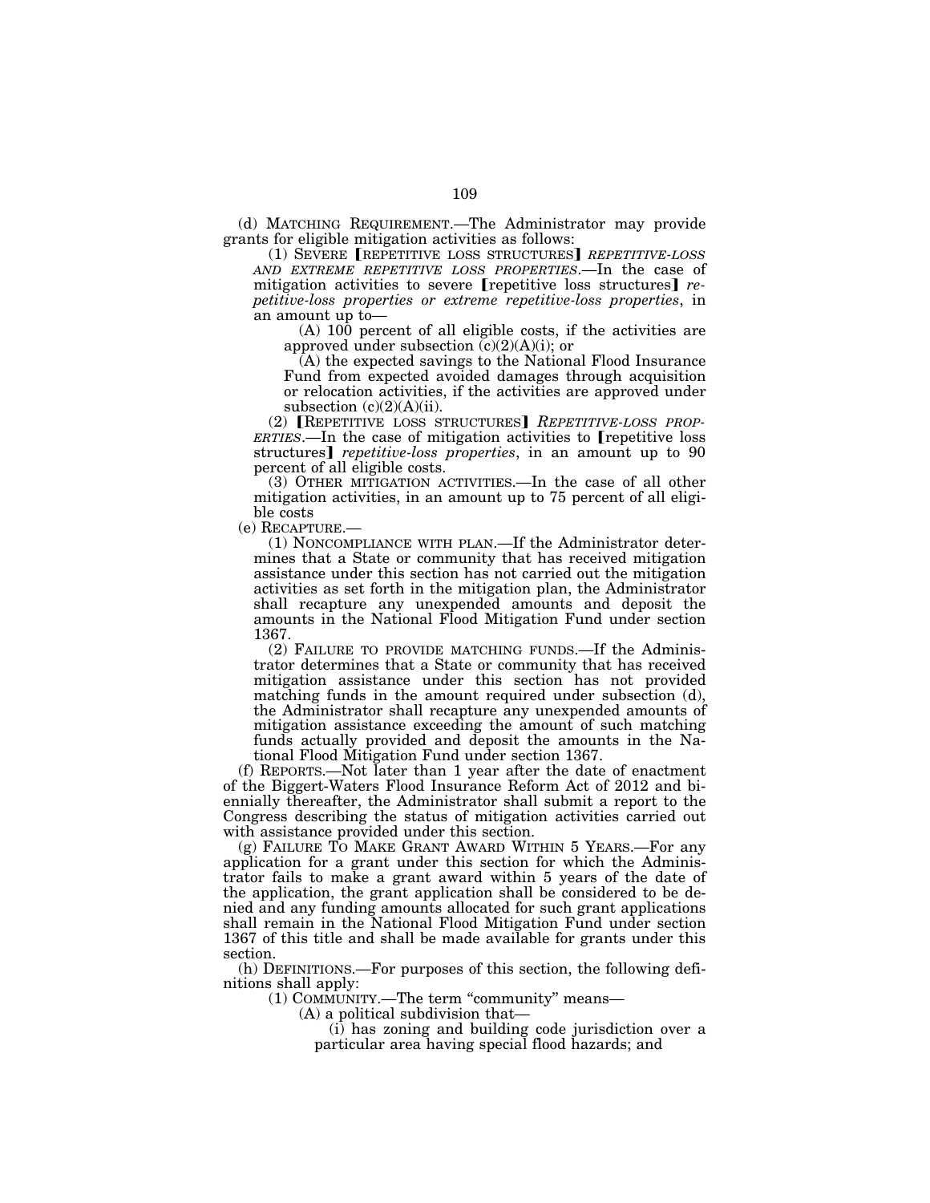(d) MATCHING REQUIREMENT.—The Administrator may provide grants for eligible mitigation activities as follows:

(1) SEVERE [REPETITIVE LOSS STRUCTURES] *REPETITIVE-LOSS AND EXTREME REPETITIVE LOSS PROPERTIES*.—In the case of mitigation activities to severe [repetitive loss structures] *repetitive-loss properties or extreme repetitive-loss properties*, in an amount up to—

(A) 100 percent of all eligible costs, if the activities are approved under subsection (c)(2)(A)(i); or

(A) the expected savings to the National Flood Insurance Fund from expected avoided damages through acquisition or relocation activities, if the activities are approved under subsection (c)(2)(A)(ii).

(2) [REPETITIVE LOSS STRUCTURES] *REPETITIVE-LOSS PROPERTIES*.—In the case of mitigation activities to [repetitive loss structures] *repetitive-loss properties*, in an amount up to 90 percent of all eligible costs.

(3) OTHER MITIGATION ACTIVITIES.—In the case of all other mitigation activities, in an amount up to 75 percent of all eligible costs

(e) RECAPTURE.—

(1) NONCOMPLIANCE WITH PLAN.—If the Administrator determines that a State or community that has received mitigation assistance under this section has not carried out the mitigation activities as set forth in the mitigation plan, the Administrator shall recapture any unexpended amounts and deposit the amounts in the National Flood Mitigation Fund under section 1367.

(2) FAILURE TO PROVIDE MATCHING FUNDS.—If the Administrator determines that a State or community that has received mitigation assistance under this section has not provided matching funds in the amount required under subsection (d), the Administrator shall recapture any unexpended amounts of mitigation assistance exceeding the amount of such matching funds actually provided and deposit the amounts in the National Flood Mitigation Fund under section 1367.

(f) REPORTS.—Not later than 1 year after the date of enactment of the Biggert-Waters Flood Insurance Reform Act of 2012 and biennially thereafter, the Administrator shall submit a report to the Congress describing the status of mitigation activities carried out with assistance provided under this section.

(g) FAILURE TO MAKE GRANT AWARD WITHIN 5 YEARS.—For any application for a grant under this section for which the Administrator fails to make a grant award within 5 years of the date of the application, the grant application shall be considered to be denied and any funding amounts allocated for such grant applications shall remain in the National Flood Mitigation Fund under section 1367 of this title and shall be made available for grants under this section.

(h) DEFINITIONS.—For purposes of this section, the following definitions shall apply:

(1) COMMUNITY.—The term "community" means—

(A) a political subdivision that—

(i) has zoning and building code jurisdiction over a particular area having special flood hazards; and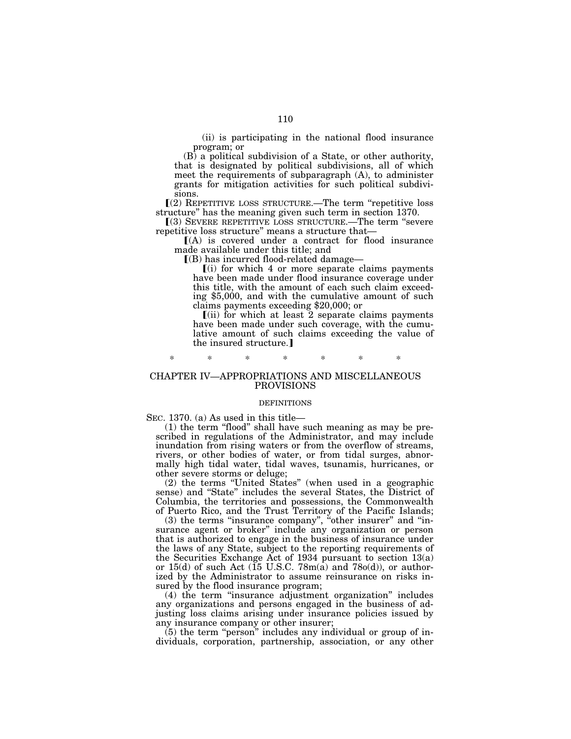(ii) is participating in the national flood insurance program; or

(B) a political subdivision of a State, or other authority, that is designated by political subdivisions, all of which meet the requirements of subparagraph (A), to administer grants for mitigation activities for such political subdivisions.

⟦(2) REPETITIVE LOSS STRUCTURE.—The term "repetitive loss structure" has the meaning given such term in section 1370.

⟦(3) SEVERE REPETITIVE LOSS STRUCTURE.—The term "severe repetitive loss structure" means a structure that—

⟦(A) is covered under a contract for flood insurance made available under this title; and

⟦(B) has incurred flood-related damage—

⟦(i) for which 4 or more separate claims payments have been made under flood insurance coverage under this title, with the amount of each such claim exceeding $5,000, and with the cumulative amount of such claims payments exceeding $20,000; or

⟦(ii) for which at least 2 separate claims payments have been made under such coverage, with the cumulative amount of such claims exceeding the value of the insured structure.⟧

\* \* \* \* \* \* \*

## CHAPTER IV—APPROPRIATIONS AND MISCELLANEOUS PROVISIONS

### DEFINITIONS

SEC. 1370. (a) As used in this title—

(1) the term "flood" shall have such meaning as may be prescribed in regulations of the Administrator, and may include inundation from rising waters or from the overflow of streams, rivers, or other bodies of water, or from tidal surges, abnormally high tidal water, tidal waves, tsunamis, hurricanes, or other severe storms or deluge;

(2) the terms "United States" (when used in a geographic sense) and "State" includes the several States, the District of Columbia, the territories and possessions, the Commonwealth of Puerto Rico, and the Trust Territory of the Pacific Islands;

(3) the terms "insurance company", "other insurer" and "insurance agent or broker" include any organization or person that is authorized to engage in the business of insurance under the laws of any State, subject to the reporting requirements of the Securities Exchange Act of 1934 pursuant to section 13(a) or 15(d) of such Act (15 U.S.C. 78m(a) and 78o(d)), or authorized by the Administrator to assume reinsurance on risks insured by the flood insurance program;

(4) the term "insurance adjustment organization" includes any organizations and persons engaged in the business of adjusting loss claims arising under insurance policies issued by any insurance company or other insurer;

(5) the term "person" includes any individual or group of individuals, corporation, partnership, association, or any other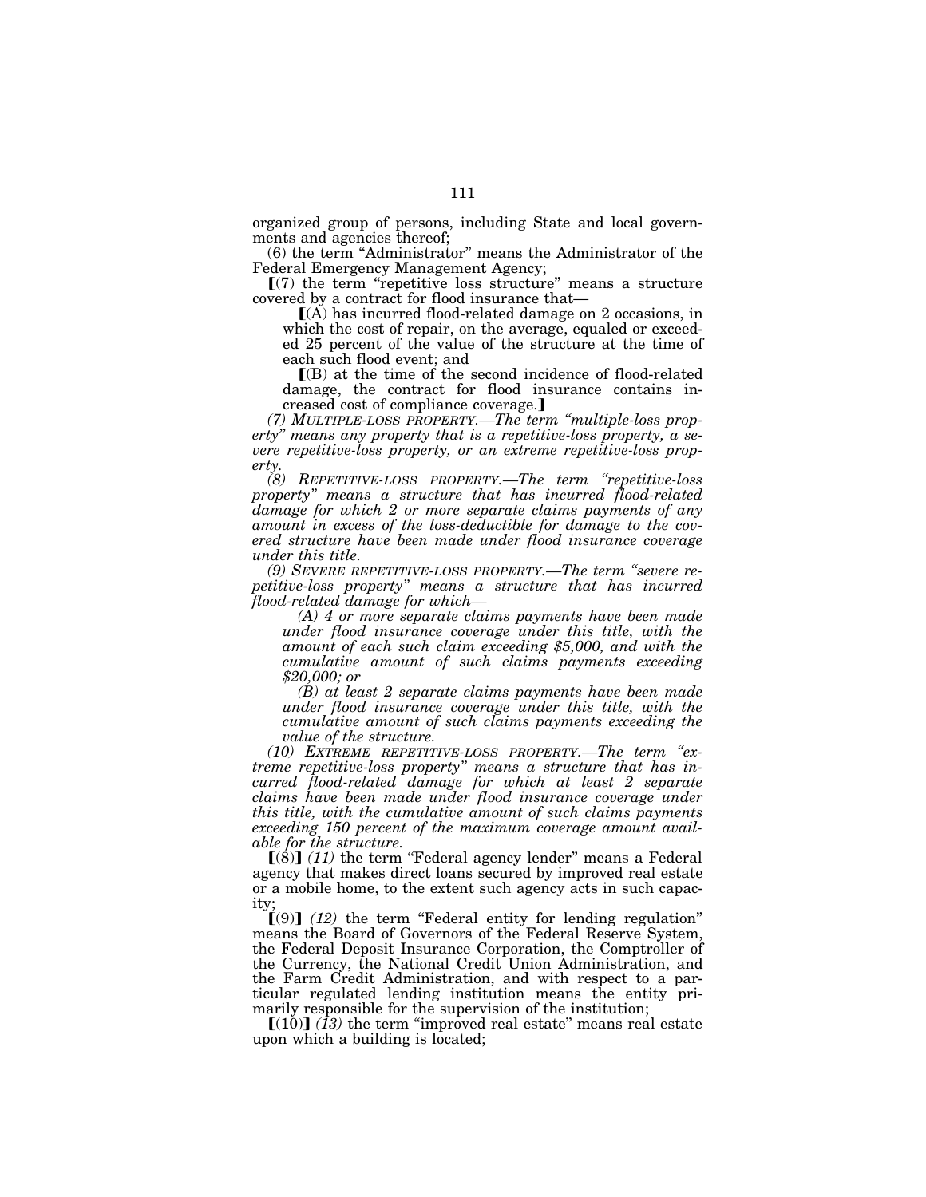organized group of persons, including State and local governments and agencies thereof;

(6) the term "Administrator" means the Administrator of the Federal Emergency Management Agency;

【(7) the term "repetitive loss structure" means a structure covered by a contract for flood insurance that—

【(A) has incurred flood-related damage on 2 occasions, in which the cost of repair, on the average, equaled or exceeded 25 percent of the value of the structure at the time of each such flood event; and

【(B) at the time of the second incidence of flood-related damage, the contract for flood insurance contains increased cost of compliance coverage.】

*(7) MULTIPLE-LOSS PROPERTY.—The term "multiple-loss property" means any property that is a repetitive-loss property, a severe repetitive-loss property, or an extreme repetitive-loss property.*

*(8) REPETITIVE-LOSS PROPERTY.—The term "repetitive-loss property" means a structure that has incurred flood-related damage for which 2 or more separate claims payments of any amount in excess of the loss-deductible for damage to the covered structure have been made under flood insurance coverage under this title.*

*(9) SEVERE REPETITIVE-LOSS PROPERTY.—The term "severe repetitive-loss property" means a structure that has incurred flood-related damage for which—*

*(A) 4 or more separate claims payments have been made under flood insurance coverage under this title, with the amount of each such claim exceeding $5,000, and with the cumulative amount of such claims payments exceeding $20,000; or*

*(B) at least 2 separate claims payments have been made under flood insurance coverage under this title, with the cumulative amount of such claims payments exceeding the value of the structure.*

*(10) EXTREME REPETITIVE-LOSS PROPERTY.—The term "extreme repetitive-loss property" means a structure that has incurred flood-related damage for which at least 2 separate claims have been made under flood insurance coverage under this title, with the cumulative amount of such claims payments exceeding 150 percent of the maximum coverage amount available for the structure.*

【(8)】 *(11)* the term "Federal agency lender" means a Federal agency that makes direct loans secured by improved real estate or a mobile home, to the extent such agency acts in such capacity;

【(9)】 *(12)* the term "Federal entity for lending regulation" means the Board of Governors of the Federal Reserve System, the Federal Deposit Insurance Corporation, the Comptroller of the Currency, the National Credit Union Administration, and the Farm Credit Administration, and with respect to a particular regulated lending institution means the entity primarily responsible for the supervision of the institution;

【(10)】 *(13)* the term "improved real estate" means real estate upon which a building is located;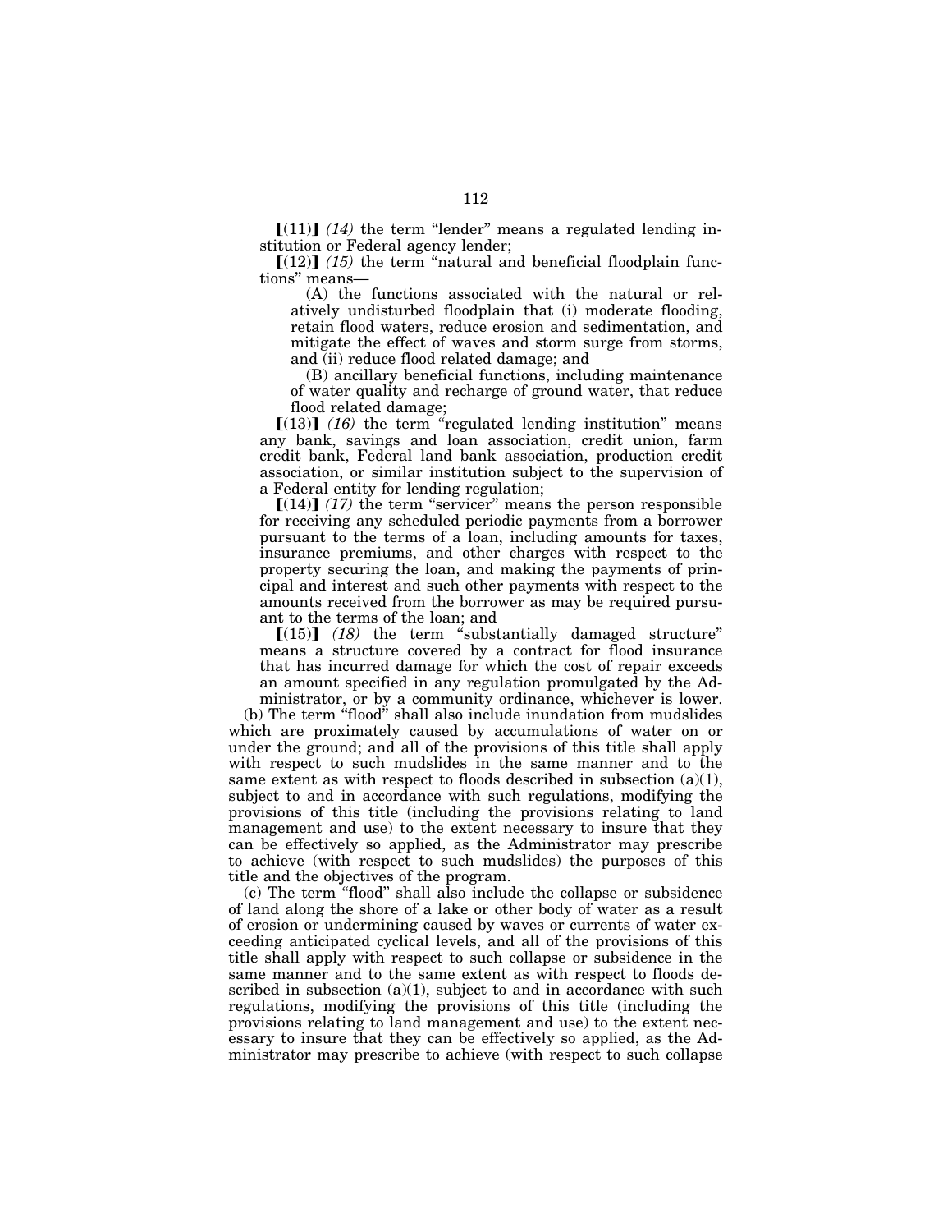【(11)】 *(14)* the term "lender" means a regulated lending institution or Federal agency lender;

【(12)】 *(15)* the term "natural and beneficial floodplain functions" means—

(A) the functions associated with the natural or relatively undisturbed floodplain that (i) moderate flooding, retain flood waters, reduce erosion and sedimentation, and mitigate the effect of waves and storm surge from storms, and (ii) reduce flood related damage; and

(B) ancillary beneficial functions, including maintenance of water quality and recharge of ground water, that reduce flood related damage;

【(13)】 *(16)* the term "regulated lending institution" means any bank, savings and loan association, credit union, farm credit bank, Federal land bank association, production credit association, or similar institution subject to the supervision of a Federal entity for lending regulation;

【(14)】 *(17)* the term "servicer" means the person responsible for receiving any scheduled periodic payments from a borrower pursuant to the terms of a loan, including amounts for taxes, insurance premiums, and other charges with respect to the property securing the loan, and making the payments of principal and interest and such other payments with respect to the amounts received from the borrower as may be required pursuant to the terms of the loan; and

【(15)】 *(18)* the term "substantially damaged structure" means a structure covered by a contract for flood insurance that has incurred damage for which the cost of repair exceeds an amount specified in any regulation promulgated by the Administrator, or by a community ordinance, whichever is lower.

(b) The term "flood" shall also include inundation from mudslides which are proximately caused by accumulations of water on or under the ground; and all of the provisions of this title shall apply with respect to such mudslides in the same manner and to the same extent as with respect to floods described in subsection (a)(1), subject to and in accordance with such regulations, modifying the provisions of this title (including the provisions relating to land management and use) to the extent necessary to insure that they can be effectively so applied, as the Administrator may prescribe to achieve (with respect to such mudslides) the purposes of this title and the objectives of the program.

(c) The term "flood" shall also include the collapse or subsidence of land along the shore of a lake or other body of water as a result of erosion or undermining caused by waves or currents of water exceeding anticipated cyclical levels, and all of the provisions of this title shall apply with respect to such collapse or subsidence in the same manner and to the same extent as with respect to floods described in subsection (a)(1), subject to and in accordance with such regulations, modifying the provisions of this title (including the provisions relating to land management and use) to the extent necessary to insure that they can be effectively so applied, as the Administrator may prescribe to achieve (with respect to such collapse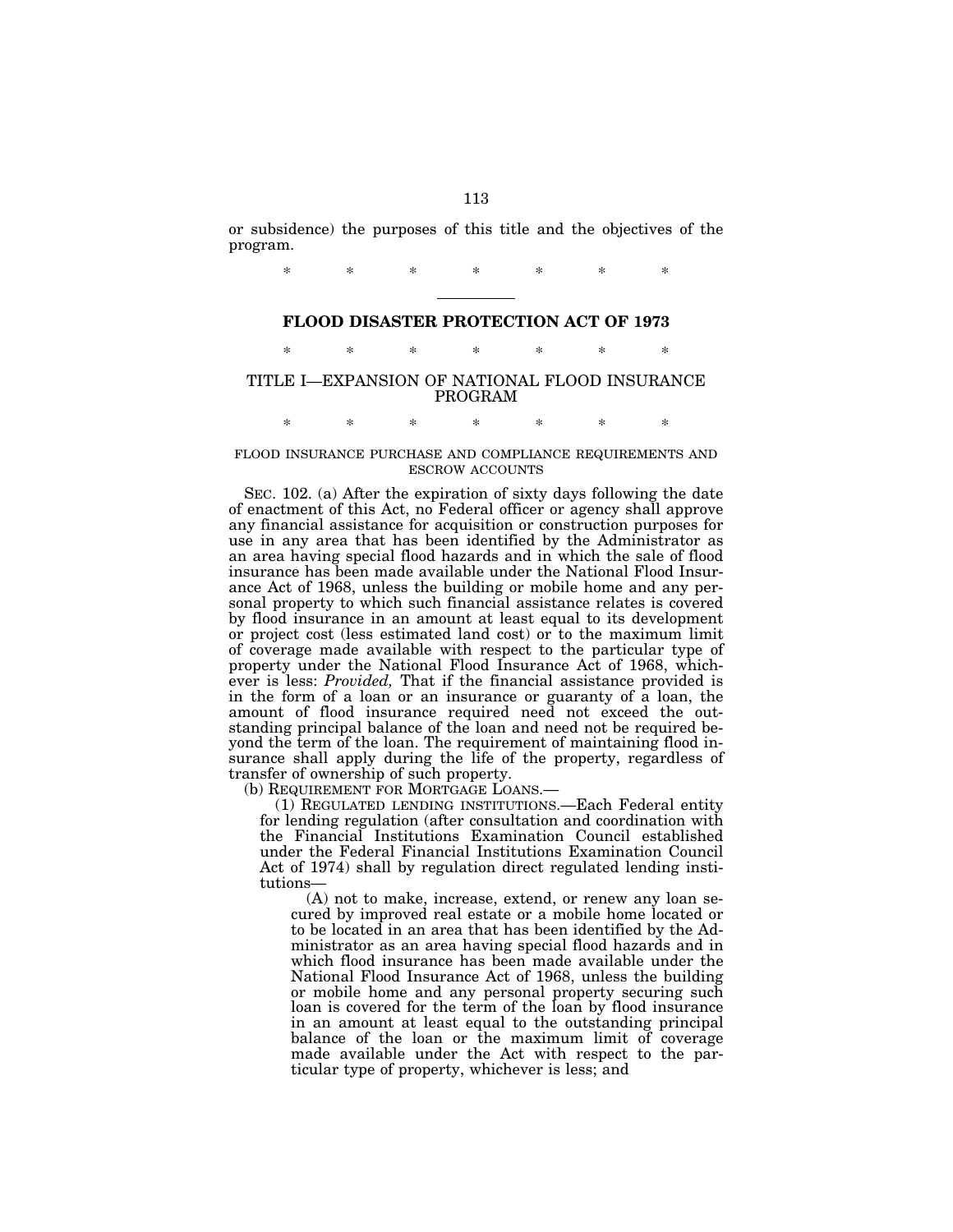or subsidence) the purposes of this title and the objectives of the program.

\* \* \* \* \* \* \*

## FLOOD DISASTER PROTECTION ACT OF 1973

\* \* \* \* \* \* \*

### TITLE I—EXPANSION OF NATIONAL FLOOD INSURANCE PROGRAM

\* \* \* \* \* \* \*

FLOOD INSURANCE PURCHASE AND COMPLIANCE REQUIREMENTS AND ESCROW ACCOUNTS

SEC. 102. (a) After the expiration of sixty days following the date of enactment of this Act, no Federal officer or agency shall approve any financial assistance for acquisition or construction purposes for use in any area that has been identified by the Administrator as an area having special flood hazards and in which the sale of flood insurance has been made available under the National Flood Insurance Act of 1968, unless the building or mobile home and any personal property to which such financial assistance relates is covered by flood insurance in an amount at least equal to its development or project cost (less estimated land cost) or to the maximum limit of coverage made available with respect to the particular type of property under the National Flood Insurance Act of 1968, whichever is less: *Provided,* That if the financial assistance provided is in the form of a loan or an insurance or guaranty of a loan, the amount of flood insurance required need not exceed the outstanding principal balance of the loan and need not be required beyond the term of the loan. The requirement of maintaining flood insurance shall apply during the life of the property, regardless of transfer of ownership of such property.

(b) REQUIREMENT FOR MORTGAGE LOANS.—

(1) REGULATED LENDING INSTITUTIONS.—Each Federal entity for lending regulation (after consultation and coordination with the Financial Institutions Examination Council established under the Federal Financial Institutions Examination Council Act of 1974) shall by regulation direct regulated lending institutions—

(A) not to make, increase, extend, or renew any loan secured by improved real estate or a mobile home located or to be located in an area that has been identified by the Administrator as an area having special flood hazards and in which flood insurance has been made available under the National Flood Insurance Act of 1968, unless the building or mobile home and any personal property securing such loan is covered for the term of the loan by flood insurance in an amount at least equal to the outstanding principal balance of the loan or the maximum limit of coverage made available under the Act with respect to the particular type of property, whichever is less; and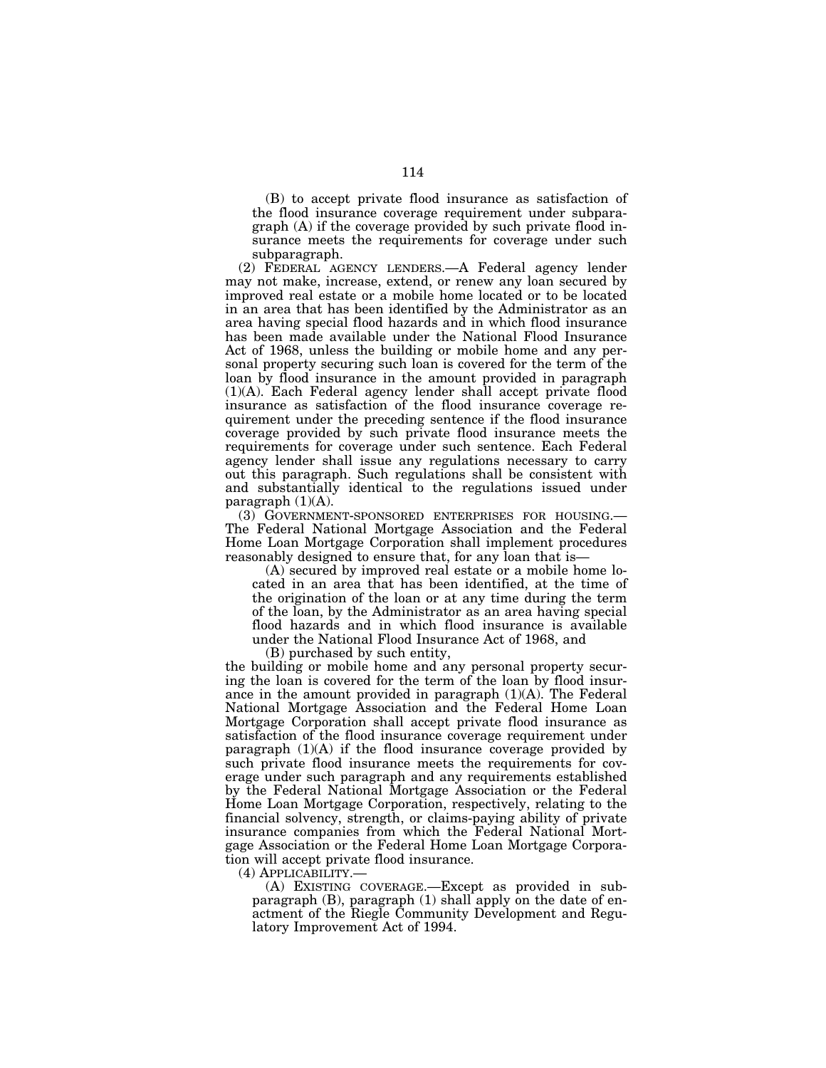(B) to accept private flood insurance as satisfaction of the flood insurance coverage requirement under subparagraph (A) if the coverage provided by such private flood insurance meets the requirements for coverage under such subparagraph.

(2) FEDERAL AGENCY LENDERS.—A Federal agency lender may not make, increase, extend, or renew any loan secured by improved real estate or a mobile home located or to be located in an area that has been identified by the Administrator as an area having special flood hazards and in which flood insurance has been made available under the National Flood Insurance Act of 1968, unless the building or mobile home and any personal property securing such loan is covered for the term of the loan by flood insurance in the amount provided in paragraph (1)(A). Each Federal agency lender shall accept private flood insurance as satisfaction of the flood insurance coverage requirement under the preceding sentence if the flood insurance coverage provided by such private flood insurance meets the requirements for coverage under such sentence. Each Federal agency lender shall issue any regulations necessary to carry out this paragraph. Such regulations shall be consistent with and substantially identical to the regulations issued under paragraph (1)(A).

(3) GOVERNMENT-SPONSORED ENTERPRISES FOR HOUSING.—The Federal National Mortgage Association and the Federal Home Loan Mortgage Corporation shall implement procedures reasonably designed to ensure that, for any loan that is—

(A) secured by improved real estate or a mobile home located in an area that has been identified, at the time of the origination of the loan or at any time during the term of the loan, by the Administrator as an area having special flood hazards and in which flood insurance is available under the National Flood Insurance Act of 1968, and

(B) purchased by such entity,

the building or mobile home and any personal property securing the loan is covered for the term of the loan by flood insurance in the amount provided in paragraph (1)(A). The Federal National Mortgage Association and the Federal Home Loan Mortgage Corporation shall accept private flood insurance as satisfaction of the flood insurance coverage requirement under paragraph (1)(A) if the flood insurance coverage provided by such private flood insurance meets the requirements for coverage under such paragraph and any requirements established by the Federal National Mortgage Association or the Federal Home Loan Mortgage Corporation, respectively, relating to the financial solvency, strength, or claims-paying ability of private insurance companies from which the Federal National Mortgage Association or the Federal Home Loan Mortgage Corporation will accept private flood insurance.

(4) APPLICABILITY.—

(A) EXISTING COVERAGE.—Except as provided in subparagraph (B), paragraph (1) shall apply on the date of enactment of the Riegle Community Development and Regulatory Improvement Act of 1994.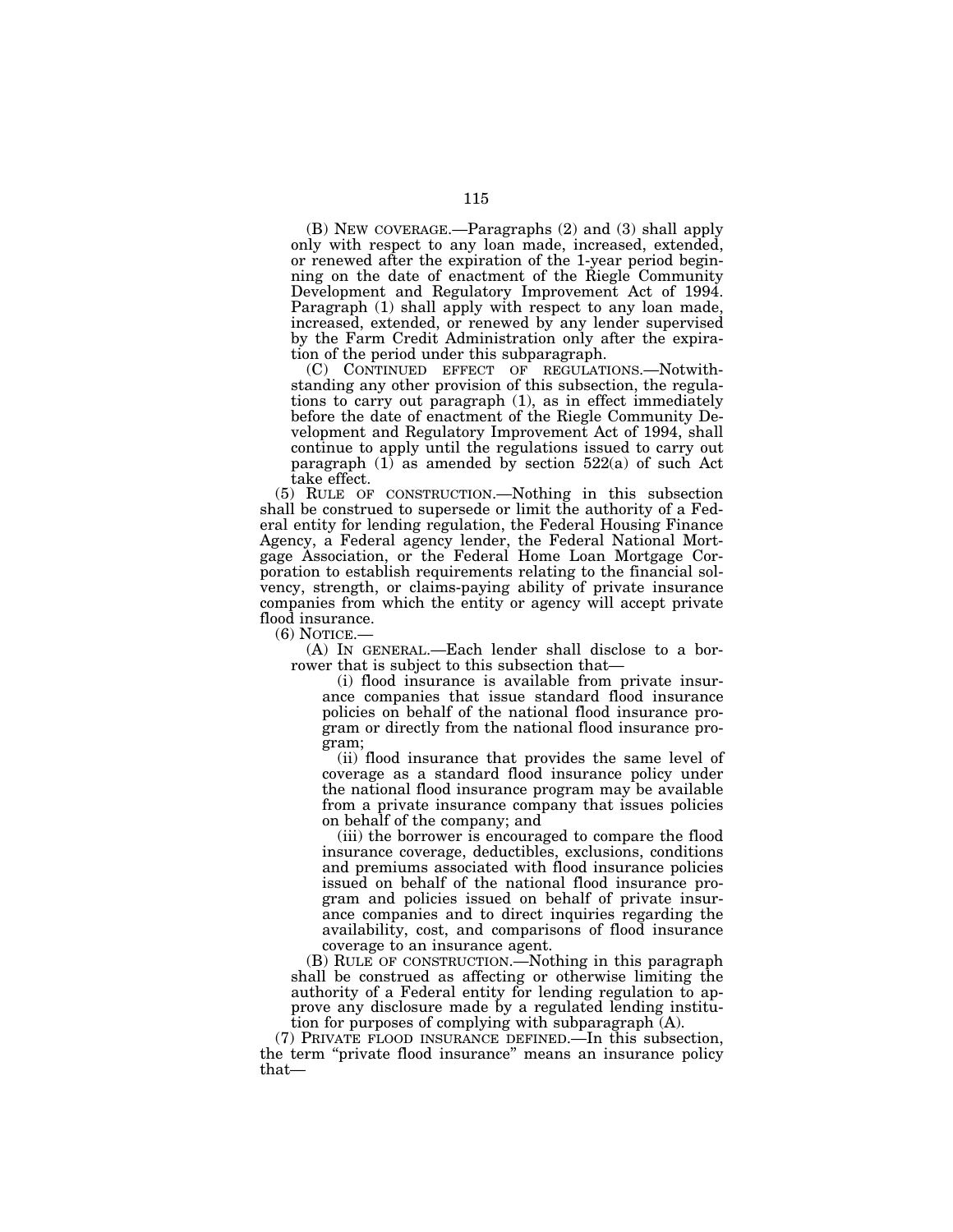(B) NEW COVERAGE.—Paragraphs (2) and (3) shall apply only with respect to any loan made, increased, extended, or renewed after the expiration of the 1-year period beginning on the date of enactment of the Riegle Community Development and Regulatory Improvement Act of 1994. Paragraph (1) shall apply with respect to any loan made, increased, extended, or renewed by any lender supervised by the Farm Credit Administration only after the expiration of the period under this subparagraph.

(C) CONTINUED EFFECT OF REGULATIONS.—Notwithstanding any other provision of this subsection, the regulations to carry out paragraph (1), as in effect immediately before the date of enactment of the Riegle Community Development and Regulatory Improvement Act of 1994, shall continue to apply until the regulations issued to carry out paragraph (1) as amended by section 522(a) of such Act take effect.

(5) RULE OF CONSTRUCTION.—Nothing in this subsection shall be construed to supersede or limit the authority of a Federal entity for lending regulation, the Federal Housing Finance Agency, a Federal agency lender, the Federal National Mortgage Association, or the Federal Home Loan Mortgage Corporation to establish requirements relating to the financial solvency, strength, or claims-paying ability of private insurance companies from which the entity or agency will accept private flood insurance.

(6) NOTICE.—

(A) IN GENERAL.—Each lender shall disclose to a borrower that is subject to this subsection that—

(i) flood insurance is available from private insurance companies that issue standard flood insurance policies on behalf of the national flood insurance program or directly from the national flood insurance program;

(ii) flood insurance that provides the same level of coverage as a standard flood insurance policy under the national flood insurance program may be available from a private insurance company that issues policies on behalf of the company; and

(iii) the borrower is encouraged to compare the flood insurance coverage, deductibles, exclusions, conditions and premiums associated with flood insurance policies issued on behalf of the national flood insurance program and policies issued on behalf of private insurance companies and to direct inquiries regarding the availability, cost, and comparisons of flood insurance coverage to an insurance agent.

(B) RULE OF CONSTRUCTION.—Nothing in this paragraph shall be construed as affecting or otherwise limiting the authority of a Federal entity for lending regulation to approve any disclosure made by a regulated lending institution for purposes of complying with subparagraph (A).

(7) PRIVATE FLOOD INSURANCE DEFINED.—In this subsection, the term "private flood insurance" means an insurance policy that—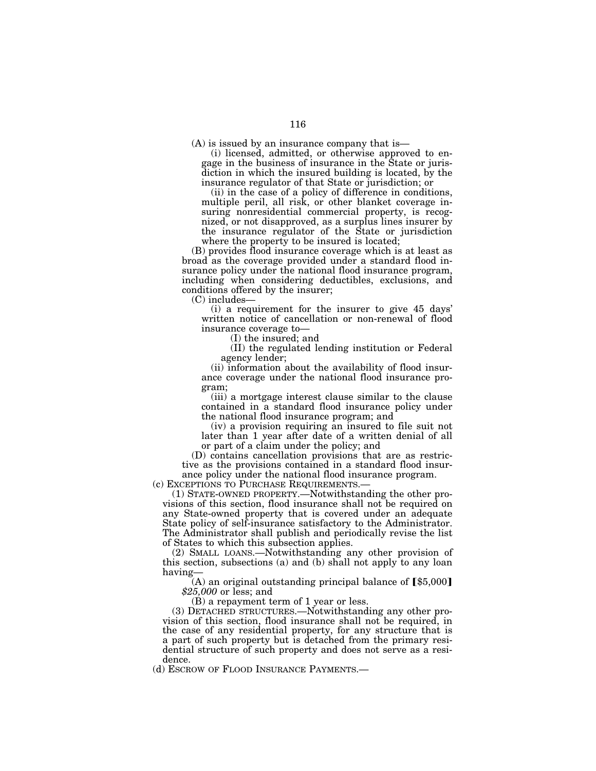(A) is issued by an insurance company that is—

(i) licensed, admitted, or otherwise approved to engage in the business of insurance in the State or jurisdiction in which the insured building is located, by the insurance regulator of that State or jurisdiction; or

(ii) in the case of a policy of difference in conditions, multiple peril, all risk, or other blanket coverage insuring nonresidential commercial property, is recognized, or not disapproved, as a surplus lines insurer by the insurance regulator of the State or jurisdiction where the property to be insured is located;

(B) provides flood insurance coverage which is at least as broad as the coverage provided under a standard flood insurance policy under the national flood insurance program, including when considering deductibles, exclusions, and conditions offered by the insurer;

(C) includes—

(i) a requirement for the insurer to give 45 days' written notice of cancellation or non-renewal of flood insurance coverage to—

(I) the insured; and

(II) the regulated lending institution or Federal agency lender;

(ii) information about the availability of flood insurance coverage under the national flood insurance program;

(iii) a mortgage interest clause similar to the clause contained in a standard flood insurance policy under the national flood insurance program; and

(iv) a provision requiring an insured to file suit not later than 1 year after date of a written denial of all or part of a claim under the policy; and

(D) contains cancellation provisions that are as restrictive as the provisions contained in a standard flood insurance policy under the national flood insurance program.

(c) EXCEPTIONS TO PURCHASE REQUIREMENTS.—

(1) STATE-OWNED PROPERTY.—Notwithstanding the other provisions of this section, flood insurance shall not be required on any State-owned property that is covered under an adequate State policy of self-insurance satisfactory to the Administrator. The Administrator shall publish and periodically revise the list of States to which this subsection applies.

(2) SMALL LOANS.—Notwithstanding any other provision of this section, subsections (a) and (b) shall not apply to any loan having—

(A) an original outstanding principal balance of ⟦$5,000⟧ *$25,000* or less; and

(B) a repayment term of 1 year or less.

(3) DETACHED STRUCTURES.—Notwithstanding any other provision of this section, flood insurance shall not be required, in the case of any residential property, for any structure that is a part of such property but is detached from the primary residential structure of such property and does not serve as a residence.

(d) ESCROW OF FLOOD INSURANCE PAYMENTS.—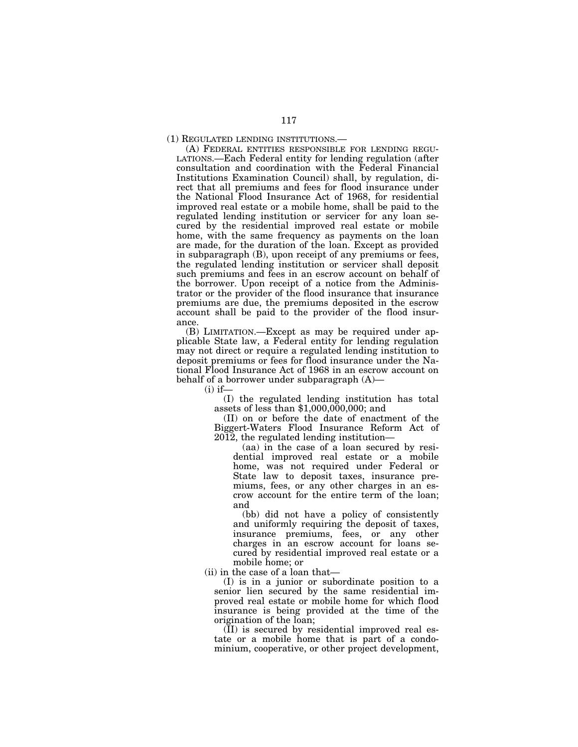(1) REGULATED LENDING INSTITUTIONS.—

(A) FEDERAL ENTITIES RESPONSIBLE FOR LENDING REGULATIONS.—Each Federal entity for lending regulation (after consultation and coordination with the Federal Financial Institutions Examination Council) shall, by regulation, direct that all premiums and fees for flood insurance under the National Flood Insurance Act of 1968, for residential improved real estate or a mobile home, shall be paid to the regulated lending institution or servicer for any loan secured by the residential improved real estate or mobile home, with the same frequency as payments on the loan are made, for the duration of the loan. Except as provided in subparagraph (B), upon receipt of any premiums or fees, the regulated lending institution or servicer shall deposit such premiums and fees in an escrow account on behalf of the borrower. Upon receipt of a notice from the Administrator or the provider of the flood insurance that insurance premiums are due, the premiums deposited in the escrow account shall be paid to the provider of the flood insurance.

(B) LIMITATION.—Except as may be required under applicable State law, a Federal entity for lending regulation may not direct or require a regulated lending institution to deposit premiums or fees for flood insurance under the National Flood Insurance Act of 1968 in an escrow account on behalf of a borrower under subparagraph (A)—

(i) if—

(I) the regulated lending institution has total assets of less than $1,000,000,000; and

(II) on or before the date of enactment of the Biggert-Waters Flood Insurance Reform Act of 2012, the regulated lending institution—

(aa) in the case of a loan secured by residential improved real estate or a mobile home, was not required under Federal or State law to deposit taxes, insurance premiums, fees, or any other charges in an escrow account for the entire term of the loan; and

(bb) did not have a policy of consistently and uniformly requiring the deposit of taxes, insurance premiums, fees, or any other charges in an escrow account for loans secured by residential improved real estate or a mobile home; or

(ii) in the case of a loan that—

(I) is in a junior or subordinate position to a senior lien secured by the same residential improved real estate or mobile home for which flood insurance is being provided at the time of the origination of the loan;

(II) is secured by residential improved real estate or a mobile home that is part of a condominium, cooperative, or other project development,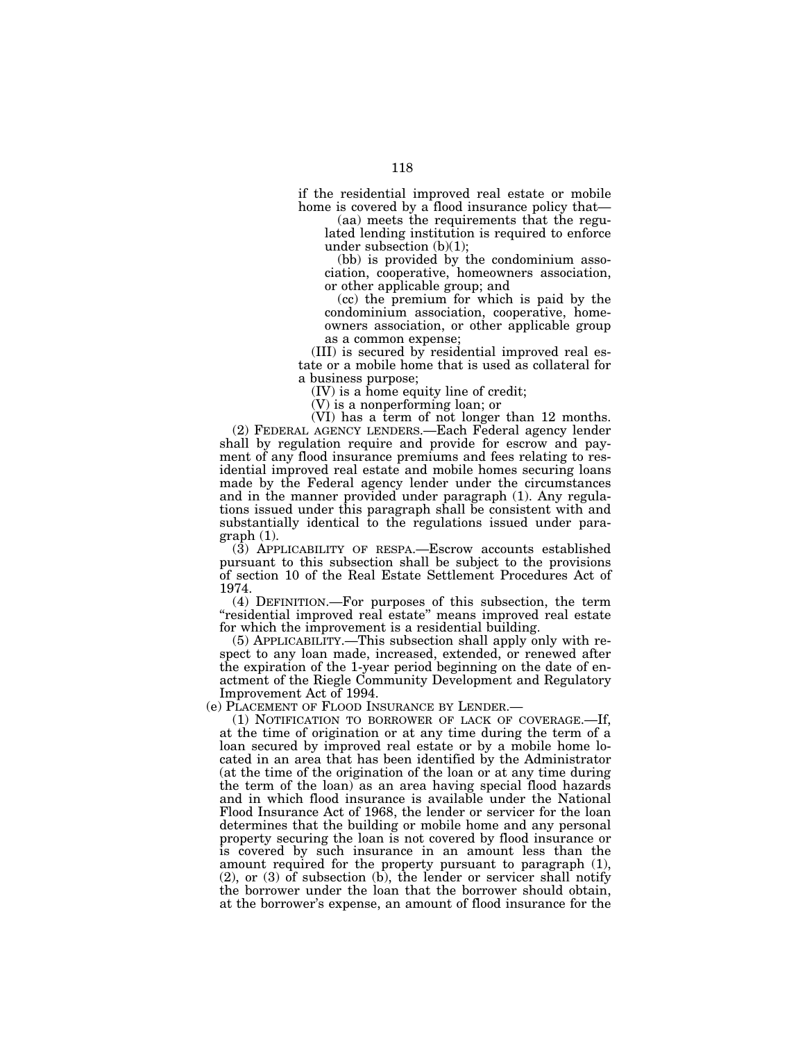if the residential improved real estate or mobile home is covered by a flood insurance policy that—

(aa) meets the requirements that the regulated lending institution is required to enforce under subsection (b)(1);

(bb) is provided by the condominium association, cooperative, homeowners association, or other applicable group; and

(cc) the premium for which is paid by the condominium association, cooperative, homeowners association, or other applicable group as a common expense;

(III) is secured by residential improved real estate or a mobile home that is used as collateral for a business purpose;

(IV) is a home equity line of credit;

(V) is a nonperforming loan; or

(VI) has a term of not longer than 12 months.

(2) FEDERAL AGENCY LENDERS.—Each Federal agency lender shall by regulation require and provide for escrow and payment of any flood insurance premiums and fees relating to residential improved real estate and mobile homes securing loans made by the Federal agency lender under the circumstances and in the manner provided under paragraph (1). Any regulations issued under this paragraph shall be consistent with and substantially identical to the regulations issued under paragraph (1).

(3) APPLICABILITY OF RESPA.—Escrow accounts established pursuant to this subsection shall be subject to the provisions of section 10 of the Real Estate Settlement Procedures Act of 1974.

(4) DEFINITION.—For purposes of this subsection, the term "residential improved real estate" means improved real estate for which the improvement is a residential building.

(5) APPLICABILITY.—This subsection shall apply only with respect to any loan made, increased, extended, or renewed after the expiration of the 1-year period beginning on the date of enactment of the Riegle Community Development and Regulatory Improvement Act of 1994.

(e) PLACEMENT OF FLOOD INSURANCE BY LENDER.—

(1) NOTIFICATION TO BORROWER OF LACK OF COVERAGE.—If, at the time of origination or at any time during the term of a loan secured by improved real estate or by a mobile home located in an area that has been identified by the Administrator (at the time of the origination of the loan or at any time during the term of the loan) as an area having special flood hazards and in which flood insurance is available under the National Flood Insurance Act of 1968, the lender or servicer for the loan determines that the building or mobile home and any personal property securing the loan is not covered by flood insurance or is covered by such insurance in an amount less than the amount required for the property pursuant to paragraph (1), (2), or (3) of subsection (b), the lender or servicer shall notify the borrower under the loan that the borrower should obtain, at the borrower's expense, an amount of flood insurance for the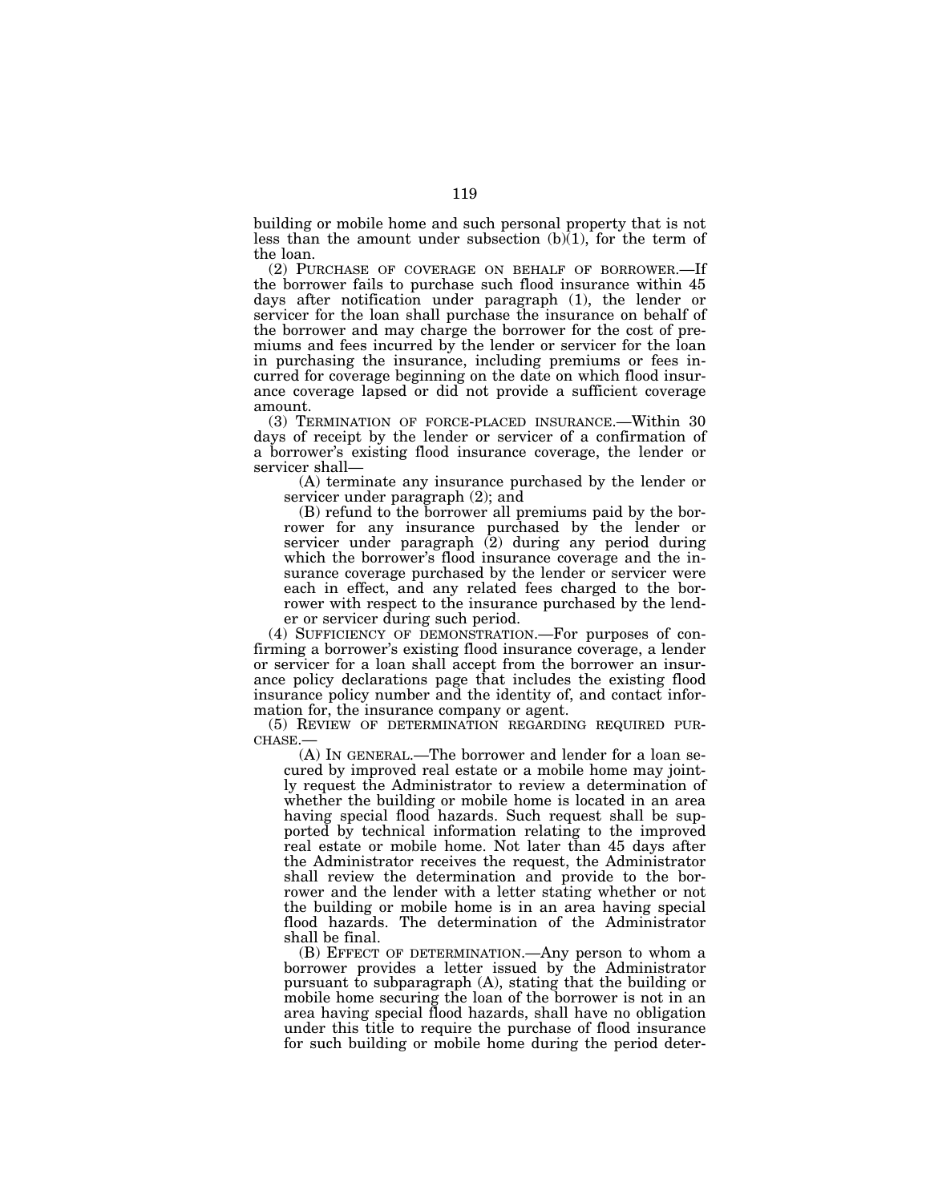building or mobile home and such personal property that is not less than the amount under subsection (b)(1), for the term of the loan.

(2) PURCHASE OF COVERAGE ON BEHALF OF BORROWER.—If the borrower fails to purchase such flood insurance within 45 days after notification under paragraph (1), the lender or servicer for the loan shall purchase the insurance on behalf of the borrower and may charge the borrower for the cost of premiums and fees incurred by the lender or servicer for the loan in purchasing the insurance, including premiums or fees incurred for coverage beginning on the date on which flood insurance coverage lapsed or did not provide a sufficient coverage amount.

(3) TERMINATION OF FORCE-PLACED INSURANCE.—Within 30 days of receipt by the lender or servicer of a confirmation of a borrower's existing flood insurance coverage, the lender or servicer shall—

(A) terminate any insurance purchased by the lender or servicer under paragraph (2); and

(B) refund to the borrower all premiums paid by the borrower for any insurance purchased by the lender or servicer under paragraph (2) during any period during which the borrower's flood insurance coverage and the insurance coverage purchased by the lender or servicer were each in effect, and any related fees charged to the borrower with respect to the insurance purchased by the lender or servicer during such period.

(4) SUFFICIENCY OF DEMONSTRATION.—For purposes of confirming a borrower's existing flood insurance coverage, a lender or servicer for a loan shall accept from the borrower an insurance policy declarations page that includes the existing flood insurance policy number and the identity of, and contact information for, the insurance company or agent.

(5) REVIEW OF DETERMINATION REGARDING REQUIRED PURCHASE.—

(A) IN GENERAL.—The borrower and lender for a loan secured by improved real estate or a mobile home may jointly request the Administrator to review a determination of whether the building or mobile home is located in an area having special flood hazards. Such request shall be supported by technical information relating to the improved real estate or mobile home. Not later than 45 days after the Administrator receives the request, the Administrator shall review the determination and provide to the borrower and the lender with a letter stating whether or not the building or mobile home is in an area having special flood hazards. The determination of the Administrator shall be final.

(B) EFFECT OF DETERMINATION.—Any person to whom a borrower provides a letter issued by the Administrator pursuant to subparagraph (A), stating that the building or mobile home securing the loan of the borrower is not in an area having special flood hazards, shall have no obligation under this title to require the purchase of flood insurance for such building or mobile home during the period deter-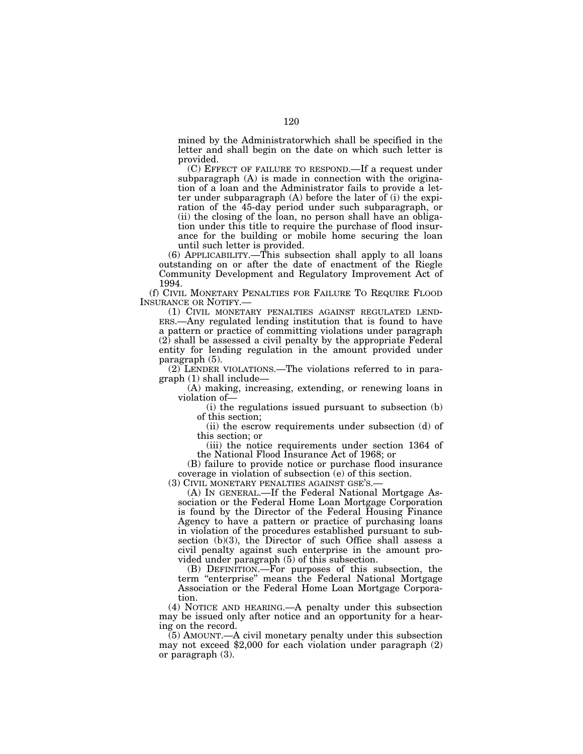mined by the Administratorwhich shall be specified in the letter and shall begin on the date on which such letter is provided.

(C) EFFECT OF FAILURE TO RESPOND.—If a request under subparagraph (A) is made in connection with the origination of a loan and the Administrator fails to provide a letter under subparagraph (A) before the later of (i) the expiration of the 45-day period under such subparagraph, or (ii) the closing of the loan, no person shall have an obligation under this title to require the purchase of flood insurance for the building or mobile home securing the loan until such letter is provided.

(6) APPLICABILITY.—This subsection shall apply to all loans outstanding on or after the date of enactment of the Riegle Community Development and Regulatory Improvement Act of 1994.

(f) CIVIL MONETARY PENALTIES FOR FAILURE TO REQUIRE FLOOD INSURANCE OR NOTIFY.—

(1) CIVIL MONETARY PENALTIES AGAINST REGULATED LENDERS.—Any regulated lending institution that is found to have a pattern or practice of committing violations under paragraph (2) shall be assessed a civil penalty by the appropriate Federal entity for lending regulation in the amount provided under paragraph (5).

(2) LENDER VIOLATIONS.—The violations referred to in paragraph (1) shall include—

(A) making, increasing, extending, or renewing loans in violation of—

(i) the regulations issued pursuant to subsection (b) of this section;

(ii) the escrow requirements under subsection (d) of this section; or

(iii) the notice requirements under section 1364 of the National Flood Insurance Act of 1968; or

(B) failure to provide notice or purchase flood insurance coverage in violation of subsection (e) of this section.

(3) CIVIL MONETARY PENALTIES AGAINST GSE'S.—

(A) IN GENERAL.—If the Federal National Mortgage Association or the Federal Home Loan Mortgage Corporation is found by the Director of the Federal Housing Finance Agency to have a pattern or practice of purchasing loans in violation of the procedures established pursuant to subsection (b)(3), the Director of such Office shall assess a civil penalty against such enterprise in the amount provided under paragraph (5) of this subsection.

(B) DEFINITION.—For purposes of this subsection, the term "enterprise" means the Federal National Mortgage Association or the Federal Home Loan Mortgage Corporation.

(4) NOTICE AND HEARING.—A penalty under this subsection may be issued only after notice and an opportunity for a hearing on the record.

(5) AMOUNT.—A civil monetary penalty under this subsection may not exceed $2,000 for each violation under paragraph (2) or paragraph (3).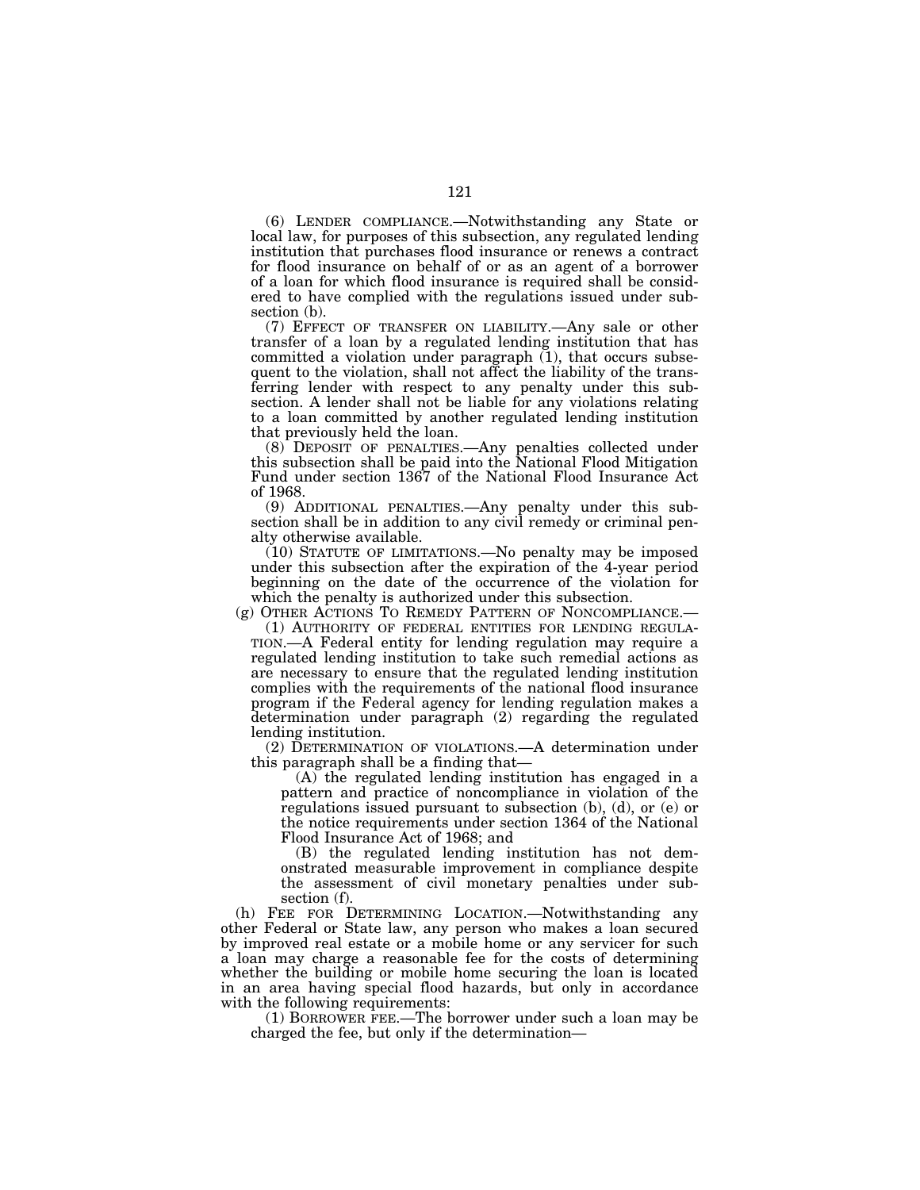(6) LENDER COMPLIANCE.—Notwithstanding any State or local law, for purposes of this subsection, any regulated lending institution that purchases flood insurance or renews a contract for flood insurance on behalf of or as an agent of a borrower of a loan for which flood insurance is required shall be considered to have complied with the regulations issued under subsection (b).

(7) EFFECT OF TRANSFER ON LIABILITY.—Any sale or other transfer of a loan by a regulated lending institution that has committed a violation under paragraph (1), that occurs subsequent to the violation, shall not affect the liability of the transferring lender with respect to any penalty under this subsection. A lender shall not be liable for any violations relating to a loan committed by another regulated lending institution that previously held the loan.

(8) DEPOSIT OF PENALTIES.—Any penalties collected under this subsection shall be paid into the National Flood Mitigation Fund under section 1367 of the National Flood Insurance Act of 1968.

(9) ADDITIONAL PENALTIES.—Any penalty under this subsection shall be in addition to any civil remedy or criminal penalty otherwise available.

(10) STATUTE OF LIMITATIONS.—No penalty may be imposed under this subsection after the expiration of the 4-year period beginning on the date of the occurrence of the violation for which the penalty is authorized under this subsection.

(g) OTHER ACTIONS TO REMEDY PATTERN OF NONCOMPLIANCE.—

(1) AUTHORITY OF FEDERAL ENTITIES FOR LENDING REGULATION.—A Federal entity for lending regulation may require a regulated lending institution to take such remedial actions as are necessary to ensure that the regulated lending institution complies with the requirements of the national flood insurance program if the Federal agency for lending regulation makes a determination under paragraph (2) regarding the regulated lending institution.

(2) DETERMINATION OF VIOLATIONS.—A determination under this paragraph shall be a finding that—

(A) the regulated lending institution has engaged in a pattern and practice of noncompliance in violation of the regulations issued pursuant to subsection (b), (d), or (e) or the notice requirements under section 1364 of the National Flood Insurance Act of 1968; and

(B) the regulated lending institution has not demonstrated measurable improvement in compliance despite the assessment of civil monetary penalties under subsection (f).

(h) FEE FOR DETERMINING LOCATION.—Notwithstanding any other Federal or State law, any person who makes a loan secured by improved real estate or a mobile home or any servicer for such a loan may charge a reasonable fee for the costs of determining whether the building or mobile home securing the loan is located in an area having special flood hazards, but only in accordance with the following requirements:

(1) BORROWER FEE.—The borrower under such a loan may be charged the fee, but only if the determination—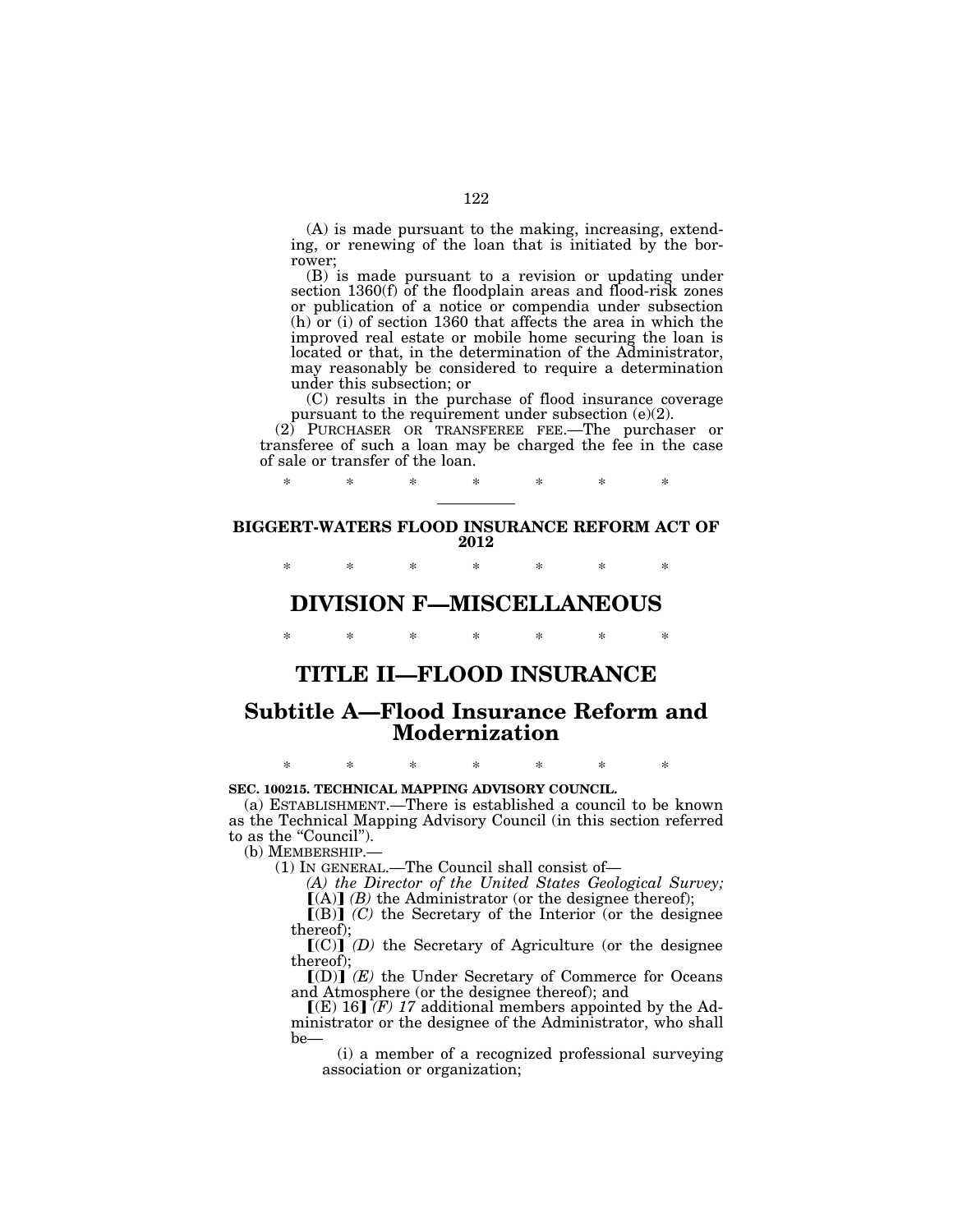(A) is made pursuant to the making, increasing, extending, or renewing of the loan that is initiated by the borrower;

(B) is made pursuant to a revision or updating under section 1360(f) of the floodplain areas and flood-risk zones or publication of a notice or compendia under subsection (h) or (i) of section 1360 that affects the area in which the improved real estate or mobile home securing the loan is located or that, in the determination of the Administrator, may reasonably be considered to require a determination under this subsection; or

(C) results in the purchase of flood insurance coverage pursuant to the requirement under subsection (e)(2).

(2) PURCHASER OR TRANSFEREE FEE.—The purchaser or transferee of such a loan may be charged the fee in the case of sale or transfer of the loan.

\* \* \* \* \* \* \*

---

**BIGGERT-WATERS FLOOD INSURANCE REFORM ACT OF 2012**

\* \* \* \* \* \* \*

# DIVISION F—MISCELLANEOUS

\* \* \* \* \* \* \*

# TITLE II—FLOOD INSURANCE

## Subtitle A—Flood Insurance Reform and Modernization

\* \* \* \* \* \* \*

**SEC. 100215. TECHNICAL MAPPING ADVISORY COUNCIL.**

(a) ESTABLISHMENT.—There is established a council to be known as the Technical Mapping Advisory Council (in this section referred to as the "Council").

(b) MEMBERSHIP.—

(1) IN GENERAL.—The Council shall consist of—

*(A) the Director of the United States Geological Survey;*

【(A)】 *(B)* the Administrator (or the designee thereof);

【(B)】 *(C)* the Secretary of the Interior (or the designee thereof);

【(C)】 *(D)* the Secretary of Agriculture (or the designee thereof);

【(D)】 *(E)* the Under Secretary of Commerce for Oceans and Atmosphere (or the designee thereof); and

【(E) 16】 *(F) 17* additional members appointed by the Administrator or the designee of the Administrator, who shall be—

(i) a member of a recognized professional surveying association or organization;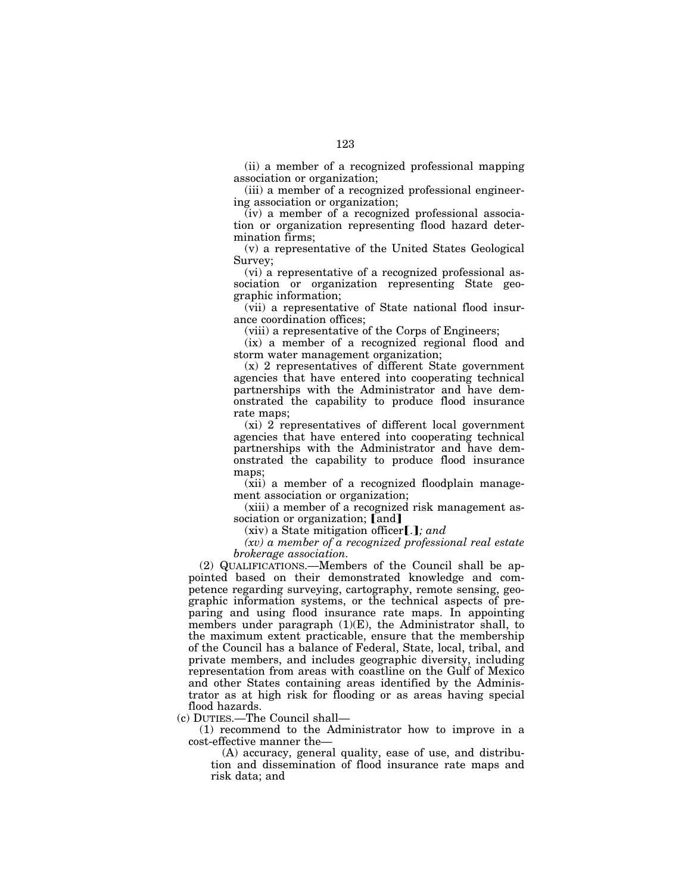(ii) a member of a recognized professional mapping association or organization;

(iii) a member of a recognized professional engineering association or organization;

(iv) a member of a recognized professional association or organization representing flood hazard determination firms;

(v) a representative of the United States Geological Survey;

(vi) a representative of a recognized professional association or organization representing State geographic information;

(vii) a representative of State national flood insurance coordination offices;

(viii) a representative of the Corps of Engineers;

(ix) a member of a recognized regional flood and storm water management organization;

(x) 2 representatives of different State government agencies that have entered into cooperating technical partnerships with the Administrator and have demonstrated the capability to produce flood insurance rate maps;

(xi) 2 representatives of different local government agencies that have entered into cooperating technical partnerships with the Administrator and have demonstrated the capability to produce flood insurance maps;

(xii) a member of a recognized floodplain management association or organization;

(xiii) a member of a recognized risk management association or organization; ⟦and⟧

(xiv) a State mitigation officer⟦.⟧*; and*

*(xv) a member of a recognized professional real estate brokerage association.*

(2) QUALIFICATIONS.—Members of the Council shall be appointed based on their demonstrated knowledge and competence regarding surveying, cartography, remote sensing, geographic information systems, or the technical aspects of preparing and using flood insurance rate maps. In appointing members under paragraph (1)(E), the Administrator shall, to the maximum extent practicable, ensure that the membership of the Council has a balance of Federal, State, local, tribal, and private members, and includes geographic diversity, including representation from areas with coastline on the Gulf of Mexico and other States containing areas identified by the Administrator as at high risk for flooding or as areas having special flood hazards.

(c) DUTIES.—The Council shall—

(1) recommend to the Administrator how to improve in a cost-effective manner the—

(A) accuracy, general quality, ease of use, and distribution and dissemination of flood insurance rate maps and risk data; and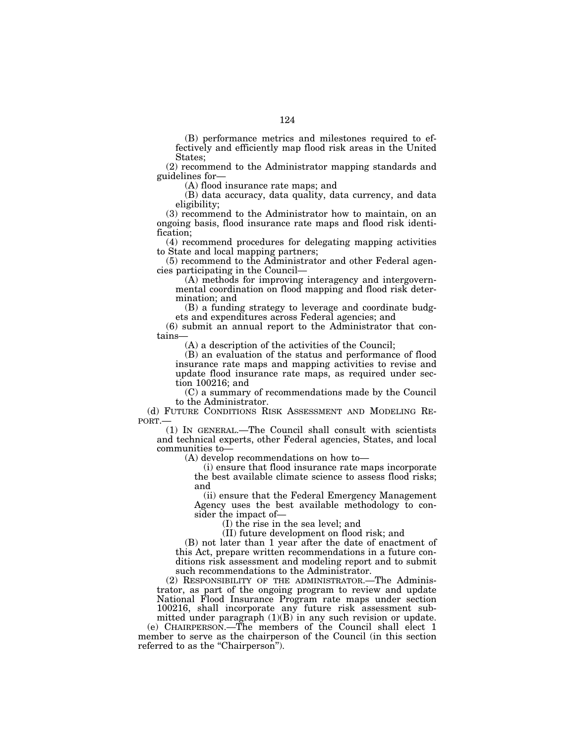(B) performance metrics and milestones required to effectively and efficiently map flood risk areas in the United States;

(2) recommend to the Administrator mapping standards and guidelines for—

(A) flood insurance rate maps; and

(B) data accuracy, data quality, data currency, and data eligibility;

(3) recommend to the Administrator how to maintain, on an ongoing basis, flood insurance rate maps and flood risk identification;

(4) recommend procedures for delegating mapping activities to State and local mapping partners;

(5) recommend to the Administrator and other Federal agencies participating in the Council—

(A) methods for improving interagency and intergovernmental coordination on flood mapping and flood risk determination; and

(B) a funding strategy to leverage and coordinate budgets and expenditures across Federal agencies; and

(6) submit an annual report to the Administrator that contains—

(A) a description of the activities of the Council;

(B) an evaluation of the status and performance of flood insurance rate maps and mapping activities to revise and update flood insurance rate maps, as required under section 100216; and

(C) a summary of recommendations made by the Council to the Administrator.

(d) FUTURE CONDITIONS RISK ASSESSMENT AND MODELING REPORT.—

(1) IN GENERAL.—The Council shall consult with scientists and technical experts, other Federal agencies, States, and local communities to—

(A) develop recommendations on how to—

(i) ensure that flood insurance rate maps incorporate the best available climate science to assess flood risks; and

(ii) ensure that the Federal Emergency Management Agency uses the best available methodology to consider the impact of—

(I) the rise in the sea level; and

(II) future development on flood risk; and

(B) not later than 1 year after the date of enactment of this Act, prepare written recommendations in a future conditions risk assessment and modeling report and to submit such recommendations to the Administrator.

(2) RESPONSIBILITY OF THE ADMINISTRATOR.—The Administrator, as part of the ongoing program to review and update National Flood Insurance Program rate maps under section 100216, shall incorporate any future risk assessment submitted under paragraph (1)(B) in any such revision or update.

(e) CHAIRPERSON.—The members of the Council shall elect 1 member to serve as the chairperson of the Council (in this section referred to as the "Chairperson").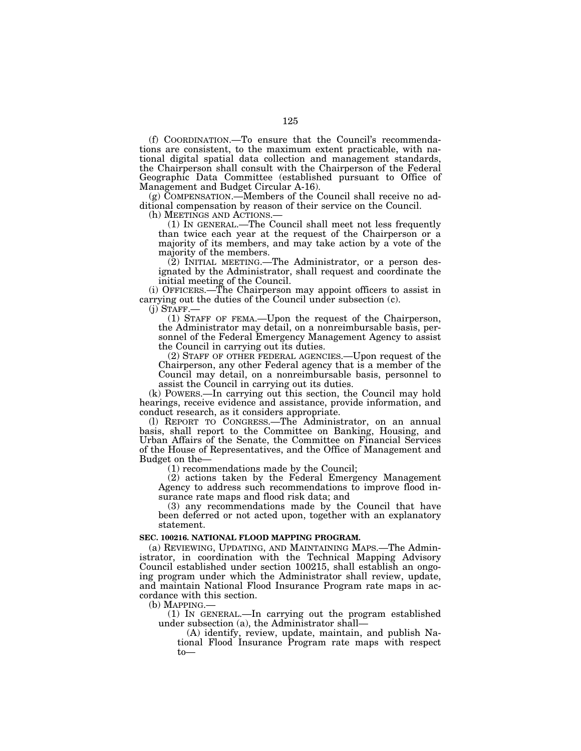(f) COORDINATION.—To ensure that the Council's recommendations are consistent, to the maximum extent practicable, with national digital spatial data collection and management standards, the Chairperson shall consult with the Chairperson of the Federal Geographic Data Committee (established pursuant to Office of Management and Budget Circular A-16).

(g) COMPENSATION.—Members of the Council shall receive no additional compensation by reason of their service on the Council.

(h) MEETINGS AND ACTIONS.—

(1) IN GENERAL.—The Council shall meet not less frequently than twice each year at the request of the Chairperson or a majority of its members, and may take action by a vote of the majority of the members.

(2) INITIAL MEETING.—The Administrator, or a person designated by the Administrator, shall request and coordinate the initial meeting of the Council.

(i) OFFICERS.—The Chairperson may appoint officers to assist in carrying out the duties of the Council under subsection (c).

(j) STAFF.—

(1) STAFF OF FEMA.—Upon the request of the Chairperson, the Administrator may detail, on a nonreimbursable basis, personnel of the Federal Emergency Management Agency to assist the Council in carrying out its duties.

(2) STAFF OF OTHER FEDERAL AGENCIES.—Upon request of the Chairperson, any other Federal agency that is a member of the Council may detail, on a nonreimbursable basis, personnel to assist the Council in carrying out its duties.

(k) POWERS.—In carrying out this section, the Council may hold hearings, receive evidence and assistance, provide information, and conduct research, as it considers appropriate.

(l) REPORT TO CONGRESS.—The Administrator, on an annual basis, shall report to the Committee on Banking, Housing, and Urban Affairs of the Senate, the Committee on Financial Services of the House of Representatives, and the Office of Management and Budget on the—

(1) recommendations made by the Council;

(2) actions taken by the Federal Emergency Management Agency to address such recommendations to improve flood insurance rate maps and flood risk data; and

(3) any recommendations made by the Council that have been deferred or not acted upon, together with an explanatory statement.

**SEC. 100216. NATIONAL FLOOD MAPPING PROGRAM.**

(a) REVIEWING, UPDATING, AND MAINTAINING MAPS.—The Administrator, in coordination with the Technical Mapping Advisory Council established under section 100215, shall establish an ongoing program under which the Administrator shall review, update, and maintain National Flood Insurance Program rate maps in accordance with this section.

(b) MAPPING.—

(1) IN GENERAL.—In carrying out the program established under subsection (a), the Administrator shall—

(A) identify, review, update, maintain, and publish National Flood Insurance Program rate maps with respect to—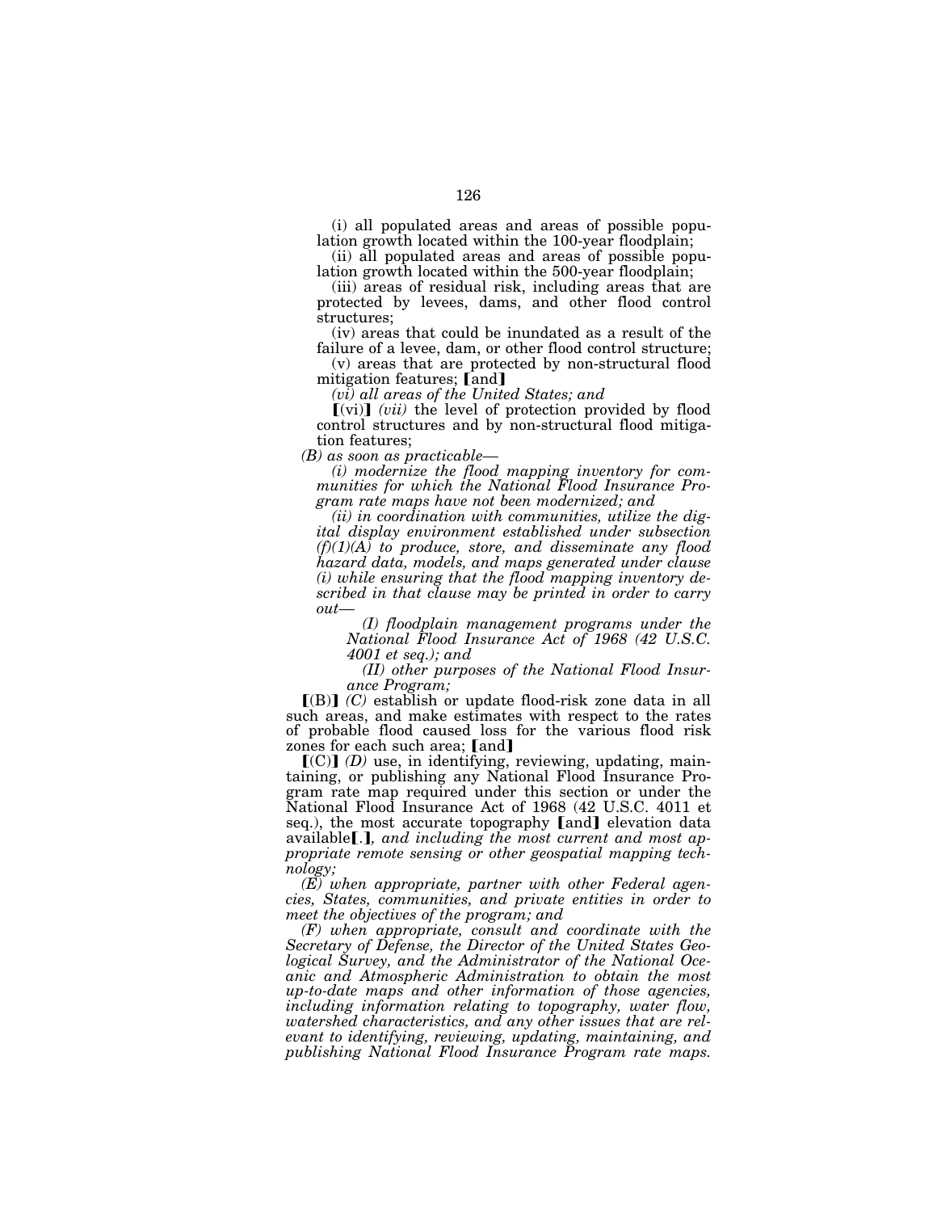(i) all populated areas and areas of possible population growth located within the 100-year floodplain;

(ii) all populated areas and areas of possible population growth located within the 500-year floodplain;

(iii) areas of residual risk, including areas that are protected by levees, dams, and other flood control structures;

(iv) areas that could be inundated as a result of the failure of a levee, dam, or other flood control structure;

(v) areas that are protected by non-structural flood mitigation features; ⟦and⟧

*(vi) all areas of the United States; and*

⟦(vi)⟧ *(vii)* the level of protection provided by flood control structures and by non-structural flood mitigation features;

*(B) as soon as practicable—*

*(i) modernize the flood mapping inventory for communities for which the National Flood Insurance Program rate maps have not been modernized; and*

*(ii) in coordination with communities, utilize the digital display environment established under subsection (f)(1)(A) to produce, store, and disseminate any flood hazard data, models, and maps generated under clause (i) while ensuring that the flood mapping inventory described in that clause may be printed in order to carry out—*

*(I) floodplain management programs under the National Flood Insurance Act of 1968 (42 U.S.C. 4001 et seq.); and*

*(II) other purposes of the National Flood Insurance Program;*

⟦(B)⟧ *(C)* establish or update flood-risk zone data in all such areas, and make estimates with respect to the rates of probable flood caused loss for the various flood risk zones for each such area; ⟦and⟧

⟦(C)⟧ *(D)* use, in identifying, reviewing, updating, maintaining, or publishing any National Flood Insurance Program rate map required under this section or under the National Flood Insurance Act of 1968 (42 U.S.C. 4011 et seq.), the most accurate topography ⟦and⟧ elevation data available⟦.⟧*, and including the most current and most appropriate remote sensing or other geospatial mapping technology;*

*(E) when appropriate, partner with other Federal agencies, States, communities, and private entities in order to meet the objectives of the program; and*

*(F) when appropriate, consult and coordinate with the Secretary of Defense, the Director of the United States Geological Survey, and the Administrator of the National Oceanic and Atmospheric Administration to obtain the most up-to-date maps and other information of those agencies, including information relating to topography, water flow, watershed characteristics, and any other issues that are relevant to identifying, reviewing, updating, maintaining, and publishing National Flood Insurance Program rate maps.*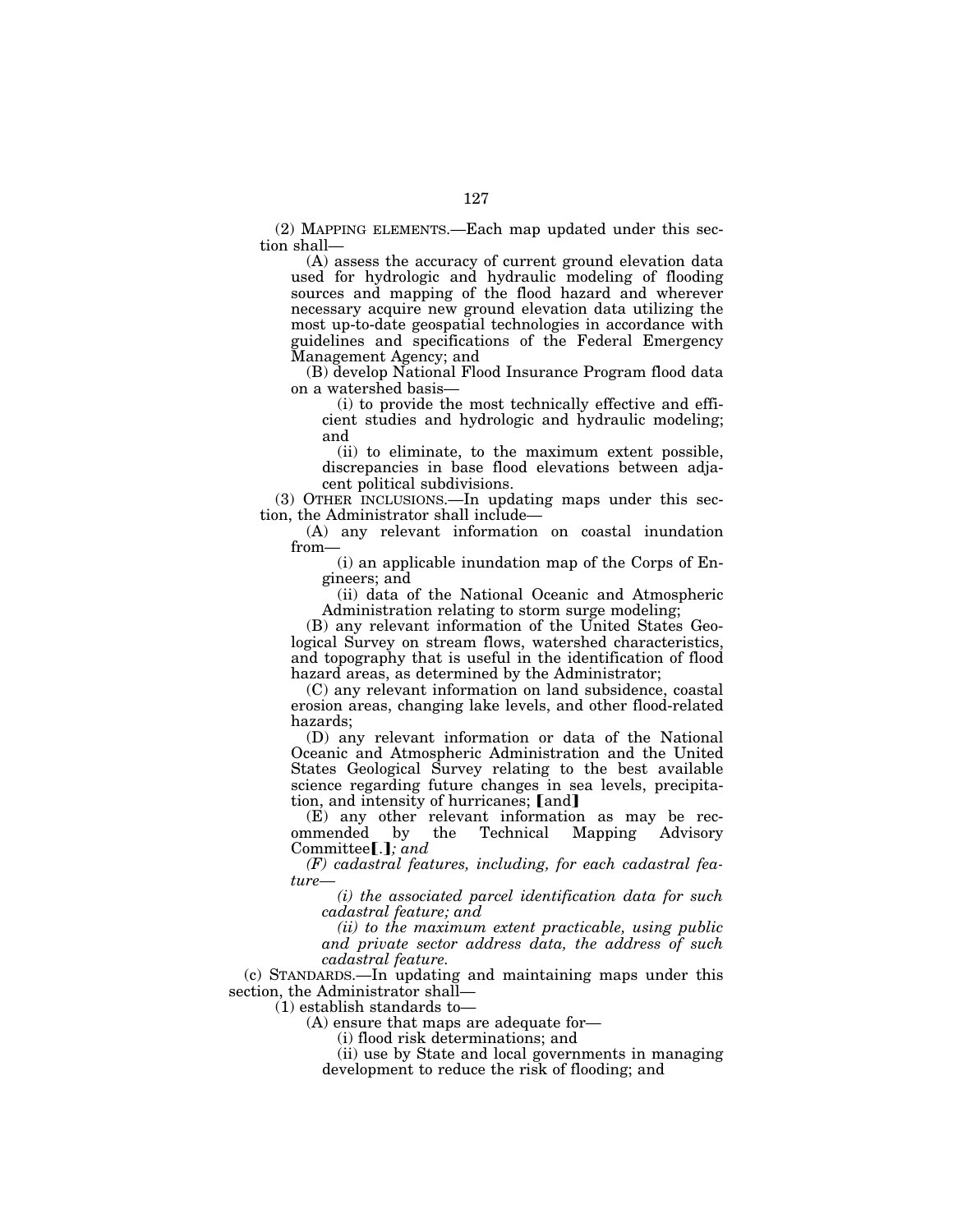(2) MAPPING ELEMENTS.—Each map updated under this section shall—

(A) assess the accuracy of current ground elevation data used for hydrologic and hydraulic modeling of flooding sources and mapping of the flood hazard and wherever necessary acquire new ground elevation data utilizing the most up-to-date geospatial technologies in accordance with guidelines and specifications of the Federal Emergency Management Agency; and

(B) develop National Flood Insurance Program flood data on a watershed basis—

(i) to provide the most technically effective and efficient studies and hydrologic and hydraulic modeling; and

(ii) to eliminate, to the maximum extent possible, discrepancies in base flood elevations between adjacent political subdivisions.

(3) OTHER INCLUSIONS.—In updating maps under this section, the Administrator shall include—

(A) any relevant information on coastal inundation from—

(i) an applicable inundation map of the Corps of Engineers; and

(ii) data of the National Oceanic and Atmospheric Administration relating to storm surge modeling;

(B) any relevant information of the United States Geological Survey on stream flows, watershed characteristics, and topography that is useful in the identification of flood hazard areas, as determined by the Administrator;

(C) any relevant information on land subsidence, coastal erosion areas, changing lake levels, and other flood-related hazards;

(D) any relevant information or data of the National Oceanic and Atmospheric Administration and the United States Geological Survey relating to the best available science regarding future changes in sea levels, precipitation, and intensity of hurricanes; ⟦and⟧

(E) any other relevant information as may be recommended by the Technical Mapping Advisory Committee⟦.⟧*; and*

*(F) cadastral features, including, for each cadastral feature—*

*(i) the associated parcel identification data for such cadastral feature; and*

*(ii) to the maximum extent practicable, using public and private sector address data, the address of such cadastral feature.*

(c) STANDARDS.—In updating and maintaining maps under this section, the Administrator shall—

(1) establish standards to—

(A) ensure that maps are adequate for—

(i) flood risk determinations; and

(ii) use by State and local governments in managing development to reduce the risk of flooding; and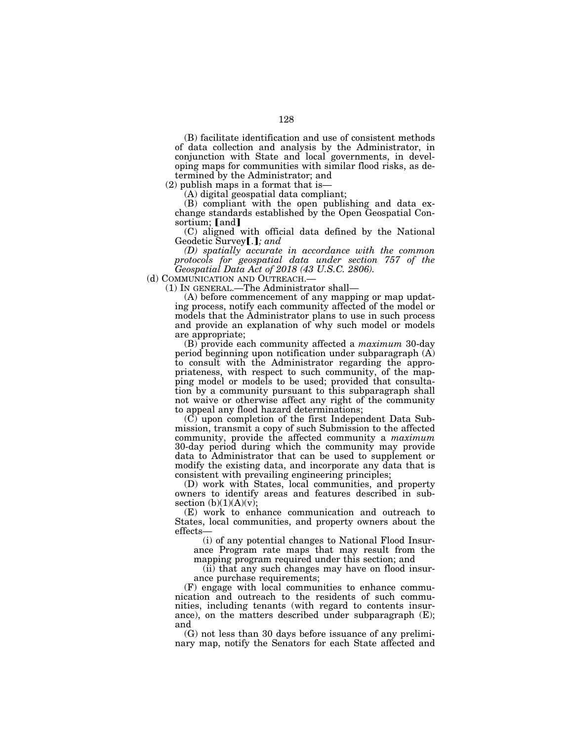(B) facilitate identification and use of consistent methods of data collection and analysis by the Administrator, in conjunction with State and local governments, in developing maps for communities with similar flood risks, as determined by the Administrator; and

(2) publish maps in a format that is—

(A) digital geospatial data compliant;

(B) compliant with the open publishing and data exchange standards established by the Open Geospatial Consortium; ⟦and⟧

(C) aligned with official data defined by the National Geodetic Survey⟦.⟧*; and*

*(D) spatially accurate in accordance with the common protocols for geospatial data under section 757 of the Geospatial Data Act of 2018 (43 U.S.C. 2806).*

(d) COMMUNICATION AND OUTREACH.—

(1) IN GENERAL.—The Administrator shall—

(A) before commencement of any mapping or map updating process, notify each community affected of the model or models that the Administrator plans to use in such process and provide an explanation of why such model or models are appropriate;

(B) provide each community affected a *maximum* 30-day period beginning upon notification under subparagraph (A) to consult with the Administrator regarding the appropriateness, with respect to such community, of the mapping model or models to be used; provided that consultation by a community pursuant to this subparagraph shall not waive or otherwise affect any right of the community to appeal any flood hazard determinations;

(C) upon completion of the first Independent Data Submission, transmit a copy of such Submission to the affected community, provide the affected community a *maximum* 30-day period during which the community may provide data to Administrator that can be used to supplement or modify the existing data, and incorporate any data that is consistent with prevailing engineering principles;

(D) work with States, local communities, and property owners to identify areas and features described in subsection (b)(1)(A)(v);

(E) work to enhance communication and outreach to States, local communities, and property owners about the effects—

(i) of any potential changes to National Flood Insurance Program rate maps that may result from the mapping program required under this section; and

(ii) that any such changes may have on flood insurance purchase requirements;

(F) engage with local communities to enhance communication and outreach to the residents of such communities, including tenants (with regard to contents insurance), on the matters described under subparagraph (E); and

(G) not less than 30 days before issuance of any preliminary map, notify the Senators for each State affected and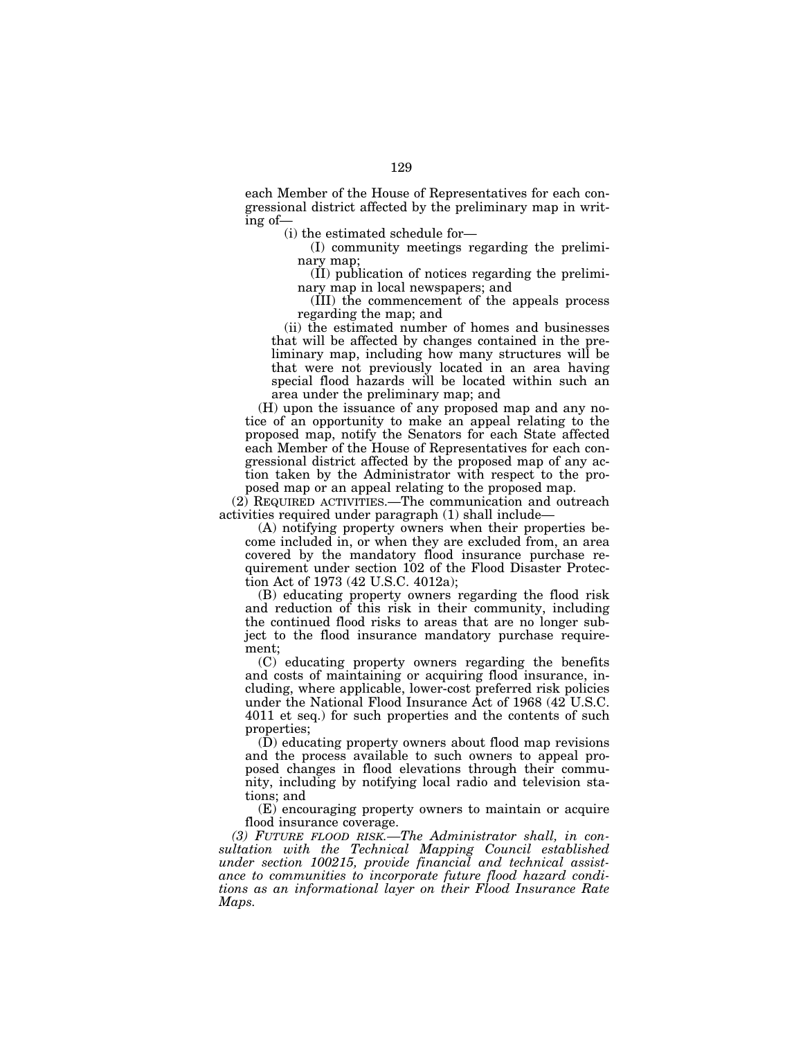each Member of the House of Representatives for each congressional district affected by the preliminary map in writing of—

(i) the estimated schedule for—

(I) community meetings regarding the preliminary map;

(II) publication of notices regarding the preliminary map in local newspapers; and

(III) the commencement of the appeals process regarding the map; and

(ii) the estimated number of homes and businesses that will be affected by changes contained in the preliminary map, including how many structures will be that were not previously located in an area having special flood hazards will be located within such an area under the preliminary map; and

(H) upon the issuance of any proposed map and any notice of an opportunity to make an appeal relating to the proposed map, notify the Senators for each State affected each Member of the House of Representatives for each congressional district affected by the proposed map of any action taken by the Administrator with respect to the proposed map or an appeal relating to the proposed map.

(2) REQUIRED ACTIVITIES.—The communication and outreach activities required under paragraph (1) shall include—

(A) notifying property owners when their properties become included in, or when they are excluded from, an area covered by the mandatory flood insurance purchase requirement under section 102 of the Flood Disaster Protection Act of 1973 (42 U.S.C. 4012a);

(B) educating property owners regarding the flood risk and reduction of this risk in their community, including the continued flood risks to areas that are no longer subject to the flood insurance mandatory purchase requirement;

(C) educating property owners regarding the benefits and costs of maintaining or acquiring flood insurance, including, where applicable, lower-cost preferred risk policies under the National Flood Insurance Act of 1968 (42 U.S.C. 4011 et seq.) for such properties and the contents of such properties;

(D) educating property owners about flood map revisions and the process available to such owners to appeal proposed changes in flood elevations through their community, including by notifying local radio and television stations; and

(E) encouraging property owners to maintain or acquire flood insurance coverage.

*(3) FUTURE FLOOD RISK.—The Administrator shall, in consultation with the Technical Mapping Council established under section 100215, provide financial and technical assistance to communities to incorporate future flood hazard conditions as an informational layer on their Flood Insurance Rate Maps.*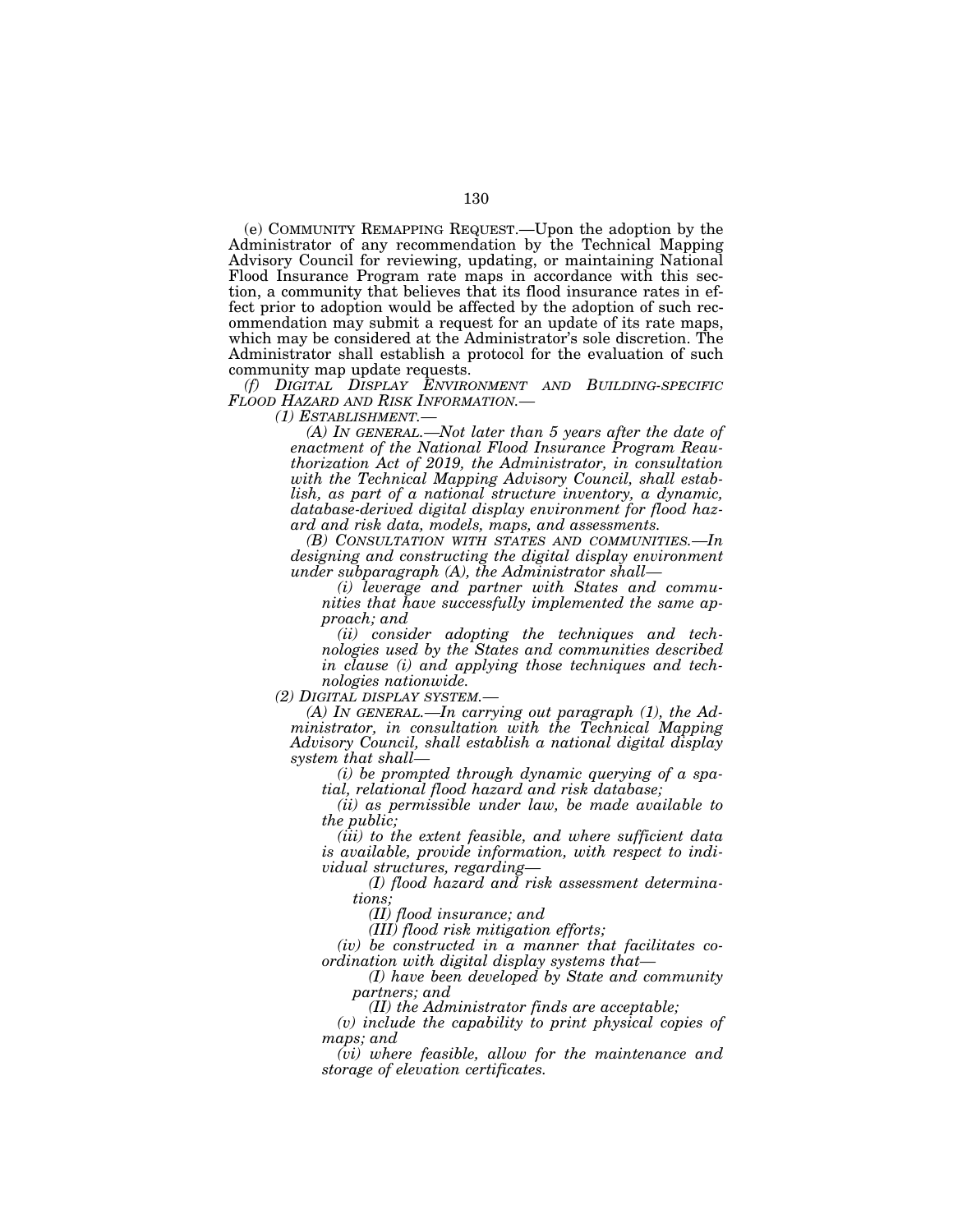(e) COMMUNITY REMAPPING REQUEST.—Upon the adoption by the Administrator of any recommendation by the Technical Mapping Advisory Council for reviewing, updating, or maintaining National Flood Insurance Program rate maps in accordance with this section, a community that believes that its flood insurance rates in effect prior to adoption would be affected by the adoption of such recommendation may submit a request for an update of its rate maps, which may be considered at the Administrator's sole discretion. The Administrator shall establish a protocol for the evaluation of such community map update requests.

*(f) DIGITAL DISPLAY ENVIRONMENT AND BUILDING-SPECIFIC FLOOD HAZARD AND RISK INFORMATION.—*

*(1) ESTABLISHMENT.—*

*(A) IN GENERAL.—Not later than 5 years after the date of enactment of the National Flood Insurance Program Reauthorization Act of 2019, the Administrator, in consultation with the Technical Mapping Advisory Council, shall establish, as part of a national structure inventory, a dynamic, database-derived digital display environment for flood hazard and risk data, models, maps, and assessments.*

*(B) CONSULTATION WITH STATES AND COMMUNITIES.—In designing and constructing the digital display environment under subparagraph (A), the Administrator shall—*

*(i) leverage and partner with States and communities that have successfully implemented the same approach; and*

*(ii) consider adopting the techniques and technologies used by the States and communities described in clause (i) and applying those techniques and technologies nationwide.*

*(2) DIGITAL DISPLAY SYSTEM.—*

*(A) IN GENERAL.—In carrying out paragraph (1), the Administrator, in consultation with the Technical Mapping Advisory Council, shall establish a national digital display system that shall—*

*(i) be prompted through dynamic querying of a spatial, relational flood hazard and risk database;*

*(ii) as permissible under law, be made available to the public;*

*(iii) to the extent feasible, and where sufficient data is available, provide information, with respect to individual structures, regarding—*

*(I) flood hazard and risk assessment determinations;*

*(II) flood insurance; and*

*(III) flood risk mitigation efforts;*

*(iv) be constructed in a manner that facilitates coordination with digital display systems that—*

*(I) have been developed by State and community partners; and*

*(II) the Administrator finds are acceptable;*

*(v) include the capability to print physical copies of maps; and*

*(vi) where feasible, allow for the maintenance and storage of elevation certificates.*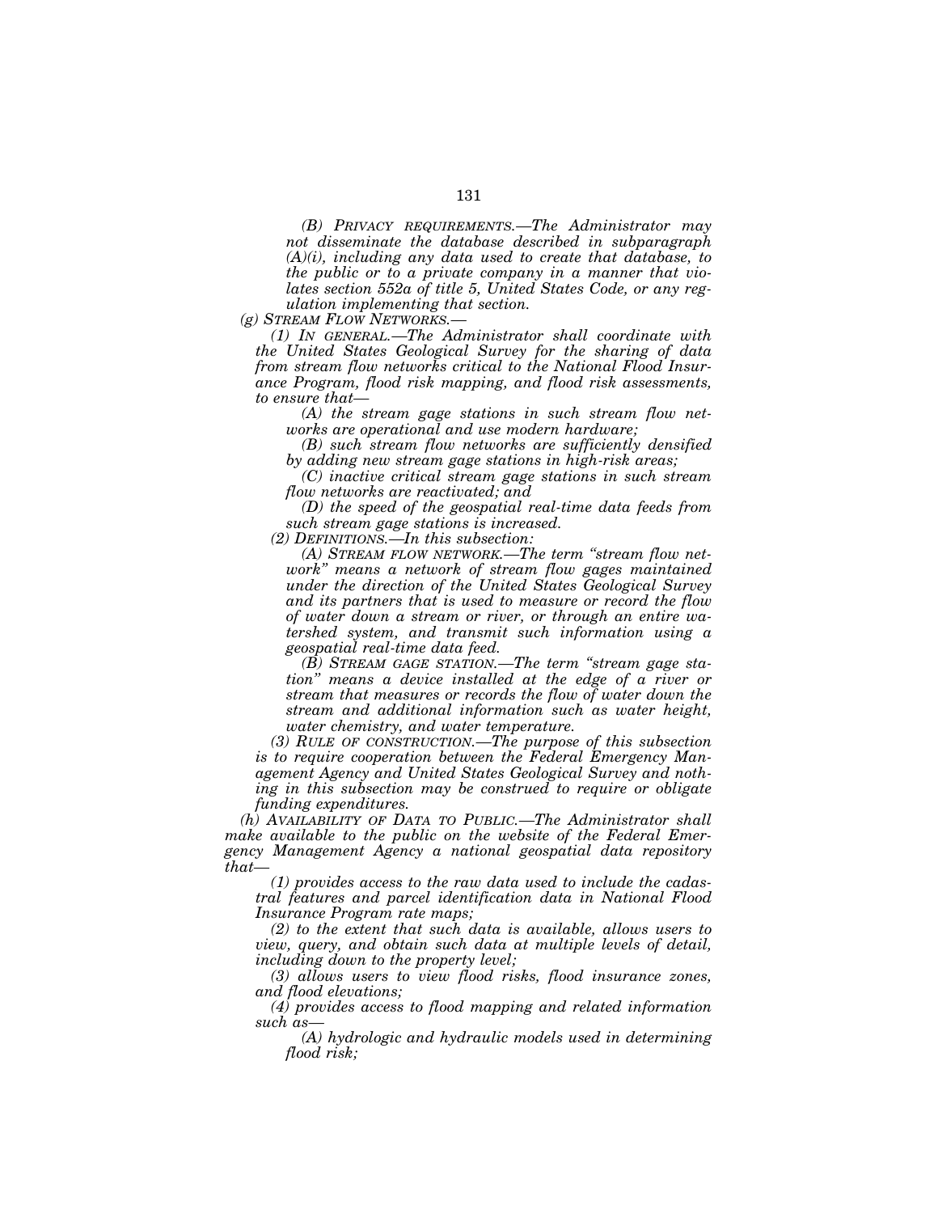*(B) PRIVACY REQUIREMENTS.—The Administrator may not disseminate the database described in subparagraph (A)(i), including any data used to create that database, to the public or to a private company in a manner that violates section 552a of title 5, United States Code, or any regulation implementing that section.*

*(g) STREAM FLOW NETWORKS.—*

*(1) IN GENERAL.—The Administrator shall coordinate with the United States Geological Survey for the sharing of data from stream flow networks critical to the National Flood Insurance Program, flood risk mapping, and flood risk assessments, to ensure that—*

*(A) the stream gage stations in such stream flow networks are operational and use modern hardware;*

*(B) such stream flow networks are sufficiently densified by adding new stream gage stations in high-risk areas;*

*(C) inactive critical stream gage stations in such stream flow networks are reactivated; and*

*(D) the speed of the geospatial real-time data feeds from such stream gage stations is increased.*

*(2) DEFINITIONS.—In this subsection:*

*(A) STREAM FLOW NETWORK.—The term "stream flow network" means a network of stream flow gages maintained under the direction of the United States Geological Survey and its partners that is used to measure or record the flow of water down a stream or river, or through an entire watershed system, and transmit such information using a geospatial real-time data feed.*

*(B) STREAM GAGE STATION.—The term "stream gage station" means a device installed at the edge of a river or stream that measures or records the flow of water down the stream and additional information such as water height, water chemistry, and water temperature.*

*(3) RULE OF CONSTRUCTION.—The purpose of this subsection is to require cooperation between the Federal Emergency Management Agency and United States Geological Survey and nothing in this subsection may be construed to require or obligate funding expenditures.*

*(h) AVAILABILITY OF DATA TO PUBLIC.—The Administrator shall make available to the public on the website of the Federal Emergency Management Agency a national geospatial data repository that—*

*(1) provides access to the raw data used to include the cadastral features and parcel identification data in National Flood Insurance Program rate maps;*

*(2) to the extent that such data is available, allows users to view, query, and obtain such data at multiple levels of detail, including down to the property level;*

*(3) allows users to view flood risks, flood insurance zones, and flood elevations;*

*(4) provides access to flood mapping and related information such as—*

*(A) hydrologic and hydraulic models used in determining flood risk;*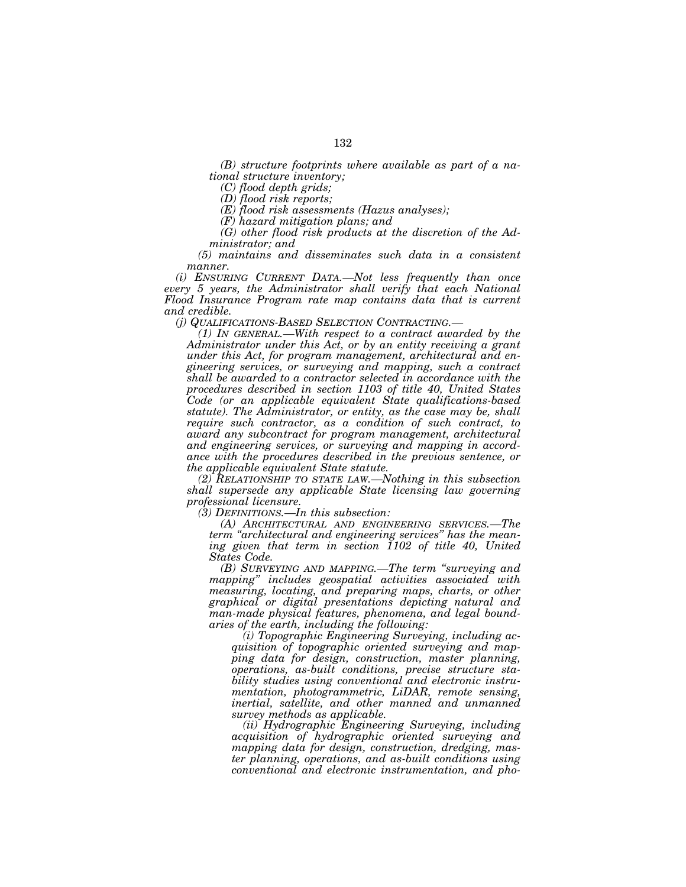*(B) structure footprints where available as part of a national structure inventory;*

*(C) flood depth grids;*

*(D) flood risk reports;*

*(E) flood risk assessments (Hazus analyses);*

*(F) hazard mitigation plans; and*

*(G) other flood risk products at the discretion of the Administrator; and*

*(5) maintains and disseminates such data in a consistent manner.*

*(i) ENSURING CURRENT DATA.—Not less frequently than once every 5 years, the Administrator shall verify that each National Flood Insurance Program rate map contains data that is current and credible.*

*(j) QUALIFICATIONS-BASED SELECTION CONTRACTING.—*

*(1) IN GENERAL.—With respect to a contract awarded by the Administrator under this Act, or by an entity receiving a grant under this Act, for program management, architectural and engineering services, or surveying and mapping, such a contract shall be awarded to a contractor selected in accordance with the procedures described in section 1103 of title 40, United States Code (or an applicable equivalent State qualifications-based statute). The Administrator, or entity, as the case may be, shall require such contractor, as a condition of such contract, to award any subcontract for program management, architectural and engineering services, or surveying and mapping in accordance with the procedures described in the previous sentence, or the applicable equivalent State statute.*

*(2) RELATIONSHIP TO STATE LAW.—Nothing in this subsection shall supersede any applicable State licensing law governing professional licensure.*

*(3) DEFINITIONS.—In this subsection:*

*(A) ARCHITECTURAL AND ENGINEERING SERVICES.—The term "architectural and engineering services" has the meaning given that term in section 1102 of title 40, United States Code.*

*(B) SURVEYING AND MAPPING.—The term "surveying and mapping" includes geospatial activities associated with measuring, locating, and preparing maps, charts, or other graphical or digital presentations depicting natural and man-made physical features, phenomena, and legal boundaries of the earth, including the following:*

*(i) Topographic Engineering Surveying, including acquisition of topographic oriented surveying and mapping data for design, construction, master planning, operations, as-built conditions, precise structure stability studies using conventional and electronic instrumentation, photogrammetric, LiDAR, remote sensing, inertial, satellite, and other manned and unmanned survey methods as applicable.*

*(ii) Hydrographic Engineering Surveying, including acquisition of hydrographic oriented surveying and mapping data for design, construction, dredging, master planning, operations, and as-built conditions using conventional and electronic instrumentation, and pho-*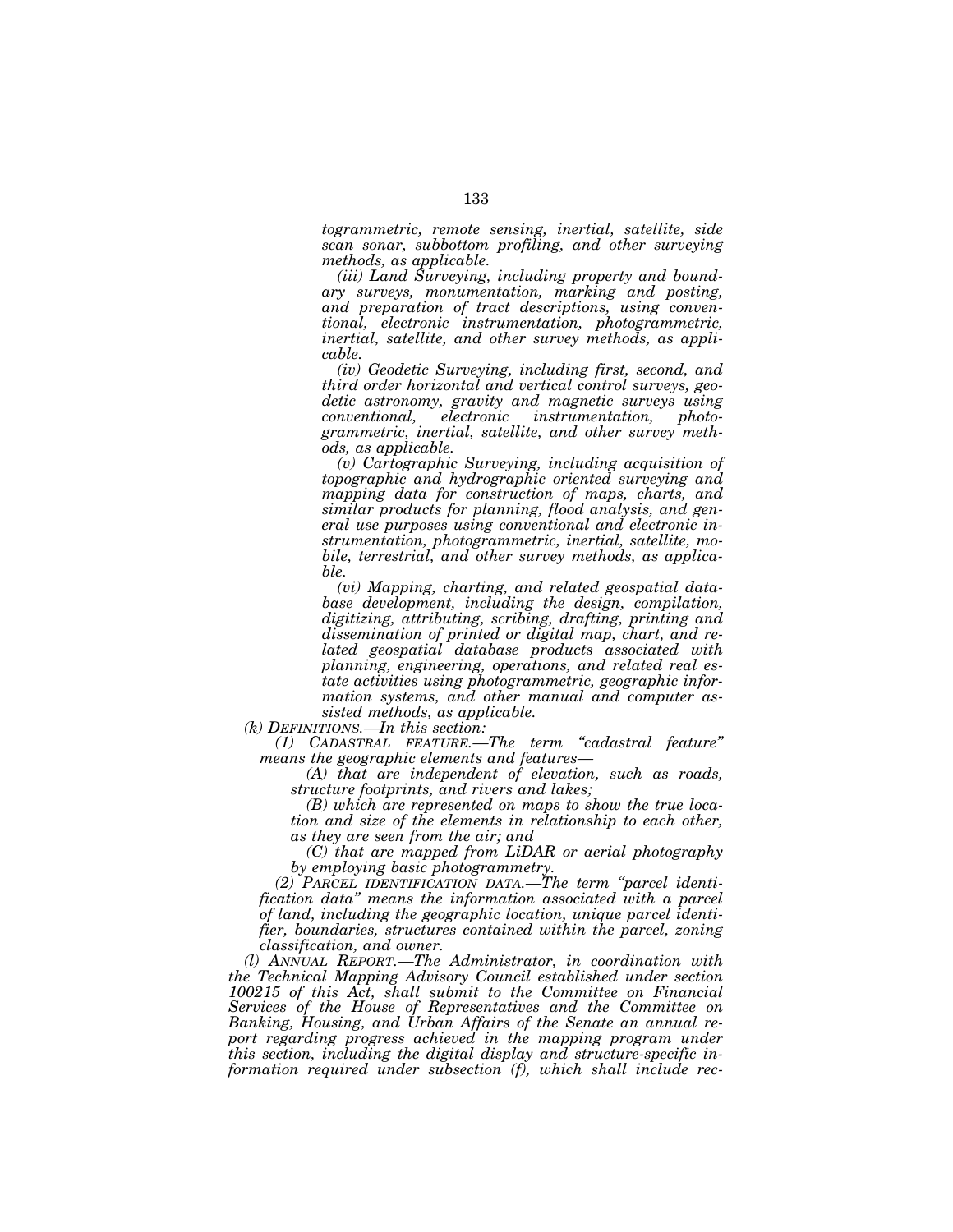*togrammetric, remote sensing, inertial, satellite, side scan sonar, subbottom profiling, and other surveying methods, as applicable.*

*(iii) Land Surveying, including property and boundary surveys, monumentation, marking and posting, and preparation of tract descriptions, using conventional, electronic instrumentation, photogrammetric, inertial, satellite, and other survey methods, as applicable.*

*(iv) Geodetic Surveying, including first, second, and third order horizontal and vertical control surveys, geodetic astronomy, gravity and magnetic surveys using conventional, electronic instrumentation, photogrammetric, inertial, satellite, and other survey methods, as applicable.*

*(v) Cartographic Surveying, including acquisition of topographic and hydrographic oriented surveying and mapping data for construction of maps, charts, and similar products for planning, flood analysis, and general use purposes using conventional and electronic instrumentation, photogrammetric, inertial, satellite, mobile, terrestrial, and other survey methods, as applicable.*

*(vi) Mapping, charting, and related geospatial database development, including the design, compilation, digitizing, attributing, scribing, drafting, printing and dissemination of printed or digital map, chart, and related geospatial database products associated with planning, engineering, operations, and related real estate activities using photogrammetric, geographic information systems, and other manual and computer assisted methods, as applicable.*

*(k) DEFINITIONS.—In this section:*

*(1) CADASTRAL FEATURE.—The term "cadastral feature" means the geographic elements and features—*

*(A) that are independent of elevation, such as roads, structure footprints, and rivers and lakes;*

*(B) which are represented on maps to show the true location and size of the elements in relationship to each other, as they are seen from the air; and*

*(C) that are mapped from LiDAR or aerial photography by employing basic photogrammetry.*

*(2) PARCEL IDENTIFICATION DATA.—The term "parcel identification data" means the information associated with a parcel of land, including the geographic location, unique parcel identifier, boundaries, structures contained within the parcel, zoning classification, and owner.*

*(l) ANNUAL REPORT.—The Administrator, in coordination with the Technical Mapping Advisory Council established under section 100215 of this Act, shall submit to the Committee on Financial Services of the House of Representatives and the Committee on Banking, Housing, and Urban Affairs of the Senate an annual report regarding progress achieved in the mapping program under this section, including the digital display and structure-specific information required under subsection (f), which shall include rec-*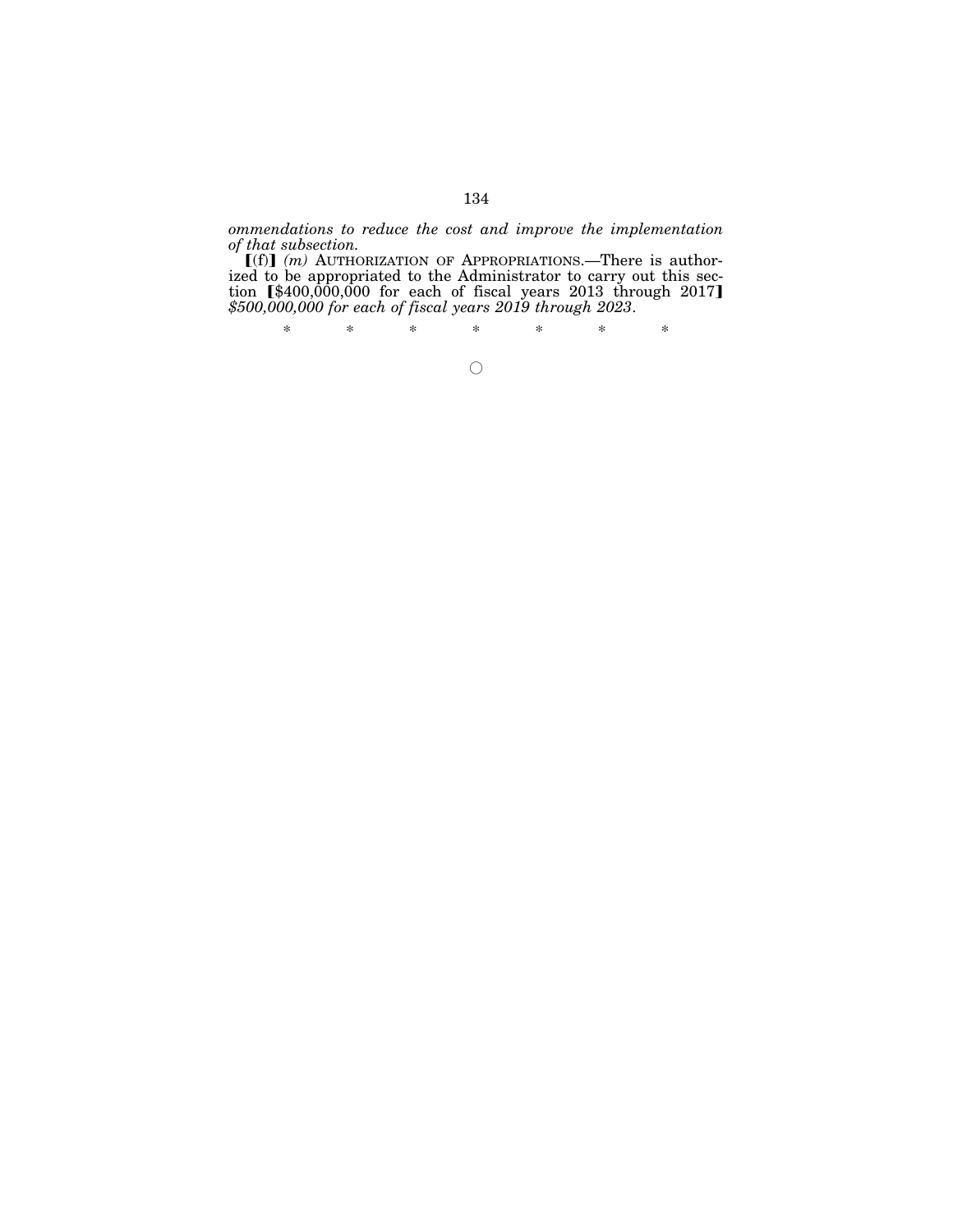*ommendations to reduce the cost and improve the implementation of that subsection.*

【(f)】 *(m)* AUTHORIZATION OF APPROPRIATIONS.—There is authorized to be appropriated to the Administrator to carry out this section 【$400,000,000 for each of fiscal years 2013 through 2017】 *$500,000,000 for each of fiscal years 2019 through 2023*.

\* \* \* \* \* \* \*

○